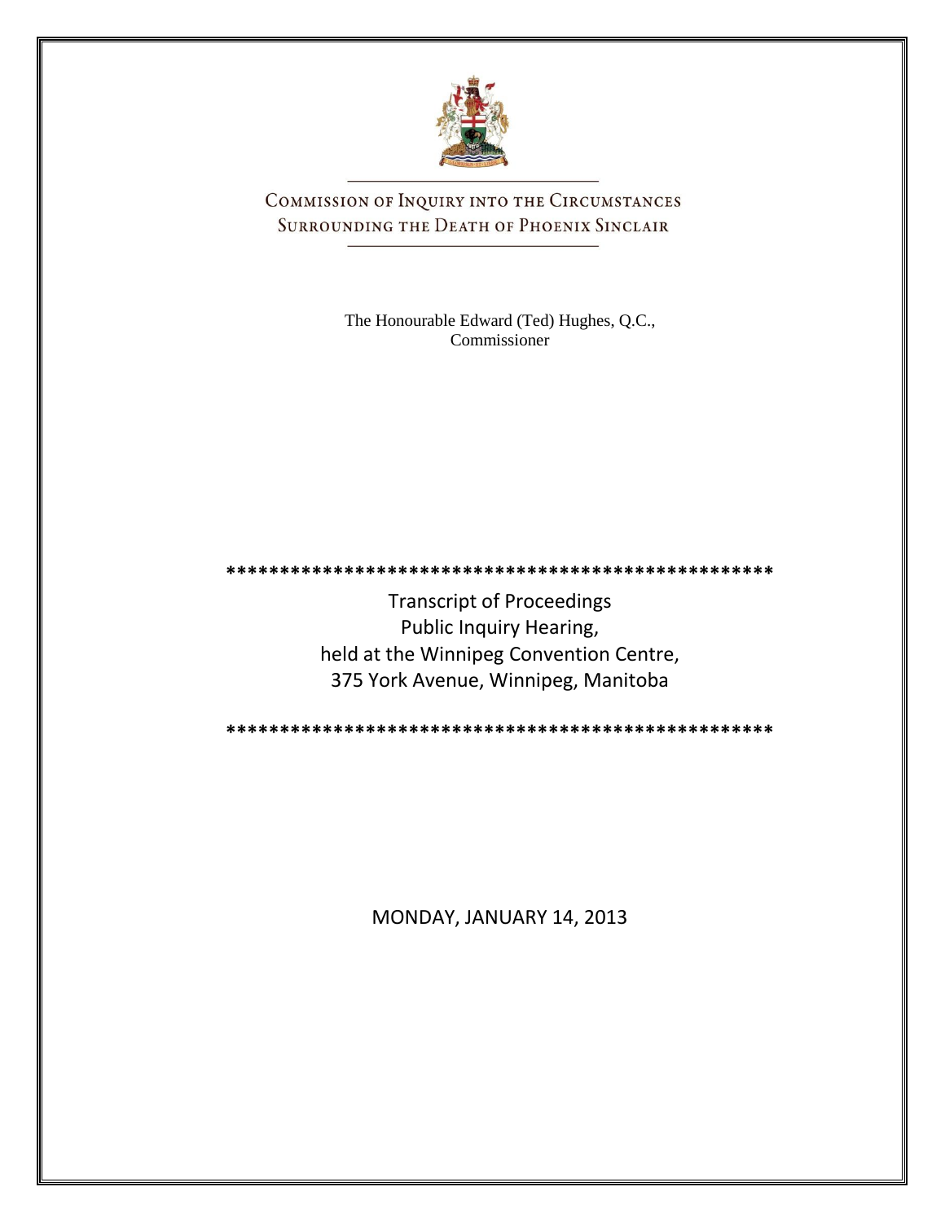# Commission of Inquiry into the Circumstances Surrounding the Death of Phoenix Sinclair

The Honourable Edward (Ted) Hughes, Q.C.,
Commissioner

***************************************************

Transcript of Proceedings
Public Inquiry Hearing,
held at the Winnipeg Convention Centre,
375 York Avenue, Winnipeg, Manitoba

***************************************************

MONDAY, JANUARY 14, 2013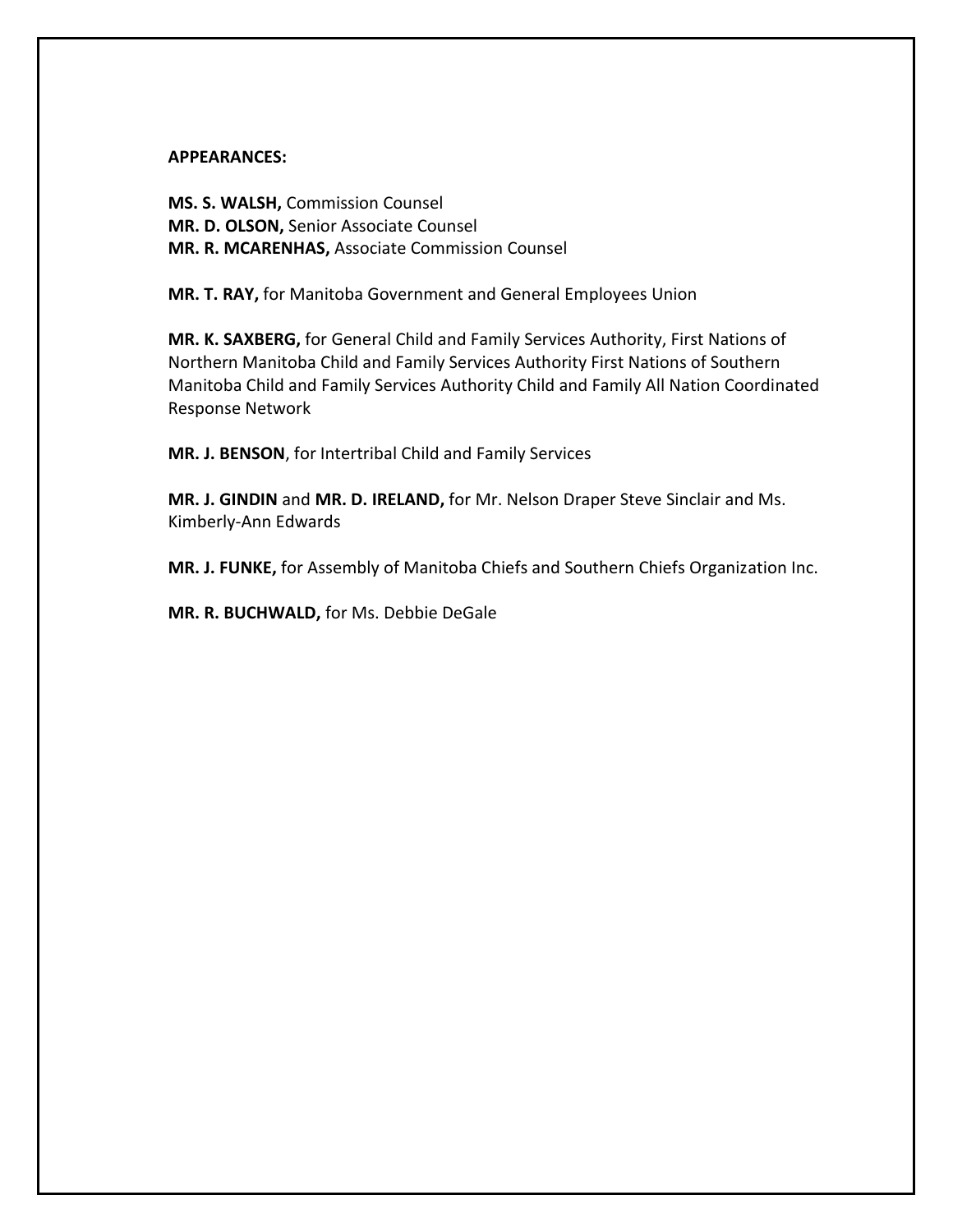**APPEARANCES:**

**MS. S. WALSH,** Commission Counsel
**MR. D. OLSON,** Senior Associate Counsel
**MR. R. MCARENHAS,** Associate Commission Counsel

**MR. T. RAY,** for Manitoba Government and General Employees Union

**MR. K. SAXBERG,** for General Child and Family Services Authority, First Nations of Northern Manitoba Child and Family Services Authority First Nations of Southern Manitoba Child and Family Services Authority Child and Family All Nation Coordinated Response Network

**MR. J. BENSON**, for Intertribal Child and Family Services

**MR. J. GINDIN** and **MR. D. IRELAND,** for Mr. Nelson Draper Steve Sinclair and Ms. Kimberly-Ann Edwards

**MR. J. FUNKE,** for Assembly of Manitoba Chiefs and Southern Chiefs Organization Inc.

**MR. R. BUCHWALD,** for Ms. Debbie DeGale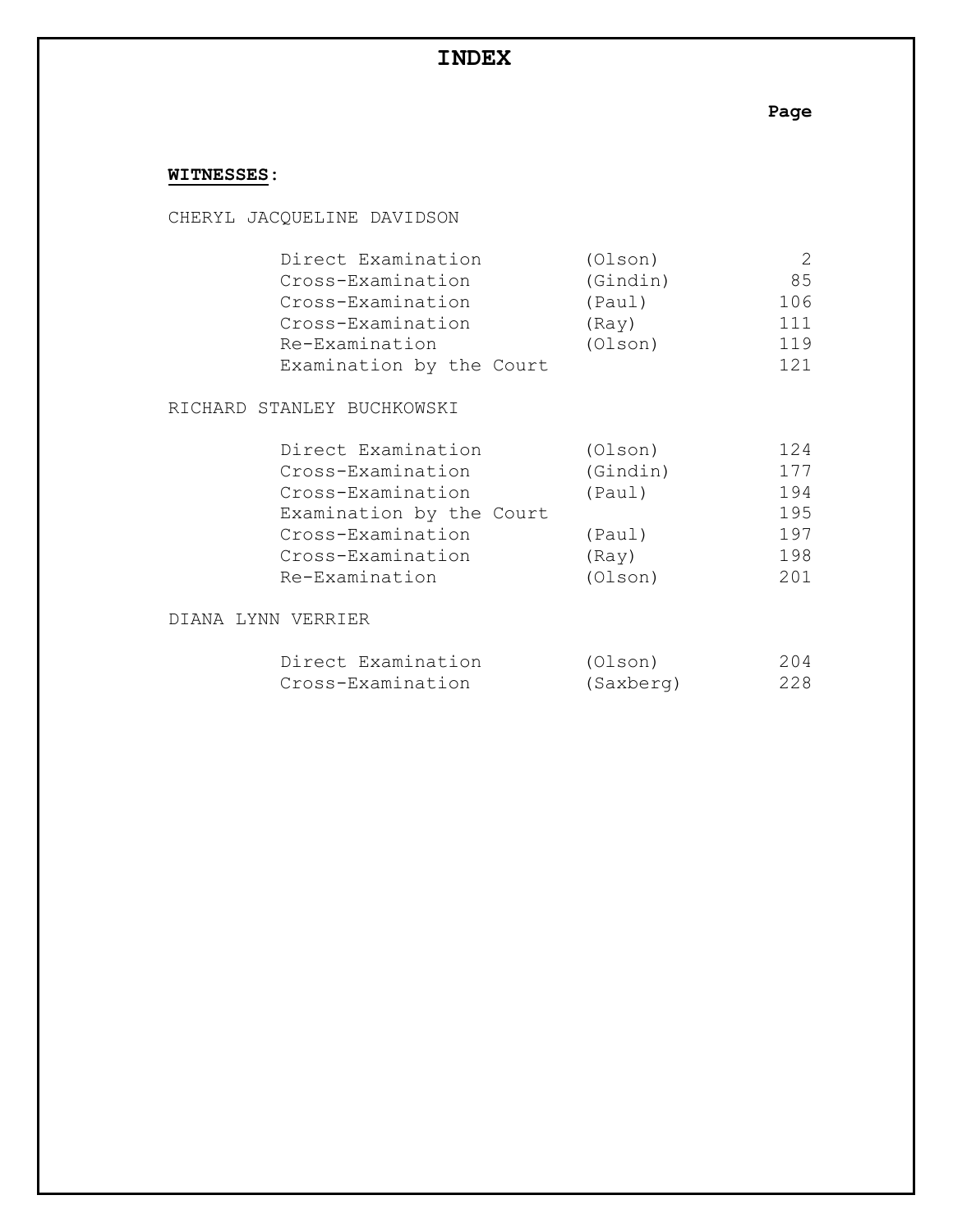# INDEX

**WITNESSES**:

CHERYL JACQUELINE DAVIDSON

| | | Page |
|---|---|---|
| Direct Examination | (Olson) | 2 |
| Cross-Examination | (Gindin) | 85 |
| Cross-Examination | (Paul) | 106 |
| Cross-Examination | (Ray) | 111 |
| Re-Examination | (Olson) | 119 |
| Examination by the Court | | 121 |

RICHARD STANLEY BUCHKOWSKI

| | | Page |
|---|---|---|
| Direct Examination | (Olson) | 124 |
| Cross-Examination | (Gindin) | 177 |
| Cross-Examination | (Paul) | 194 |
| Examination by the Court | | 195 |
| Cross-Examination | (Paul) | 197 |
| Cross-Examination | (Ray) | 198 |
| Re-Examination | (Olson) | 201 |

DIANA LYNN VERRIER

| | | Page |
|---|---|---|
| Direct Examination | (Olson) | 204 |
| Cross-Examination | (Saxberg) | 228 |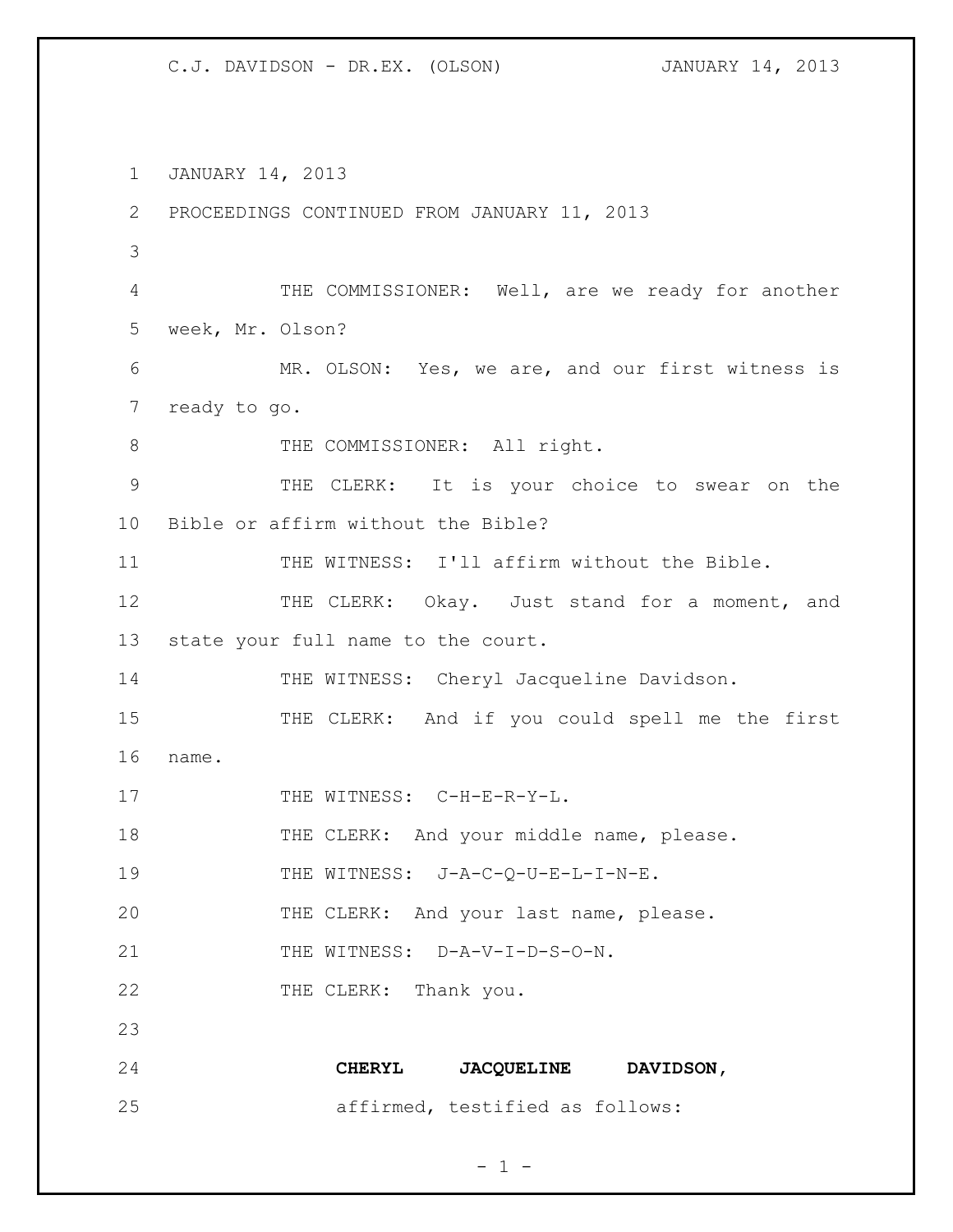JANUARY 14, 2013

PROCEEDINGS CONTINUED FROM JANUARY 11, 2013

THE COMMISSIONER: Well, are we ready for another week, Mr. Olson?

MR. OLSON: Yes, we are, and our first witness is ready to go.

THE COMMISSIONER: All right.

THE CLERK: It is your choice to swear on the Bible or affirm without the Bible?

THE WITNESS: I'll affirm without the Bible.

THE CLERK: Okay. Just stand for a moment, and state your full name to the court.

THE WITNESS: Cheryl Jacqueline Davidson.

THE CLERK: And if you could spell me the first name.

THE WITNESS: C-H-E-R-Y-L.

THE CLERK: And your middle name, please.

THE WITNESS: J-A-C-Q-U-E-L-I-N-E.

THE CLERK: And your last name, please.

THE WITNESS: D-A-V-I-D-S-O-N.

THE CLERK: Thank you.

**CHERYL JACQUELINE DAVIDSON,**
affirmed, testified as follows: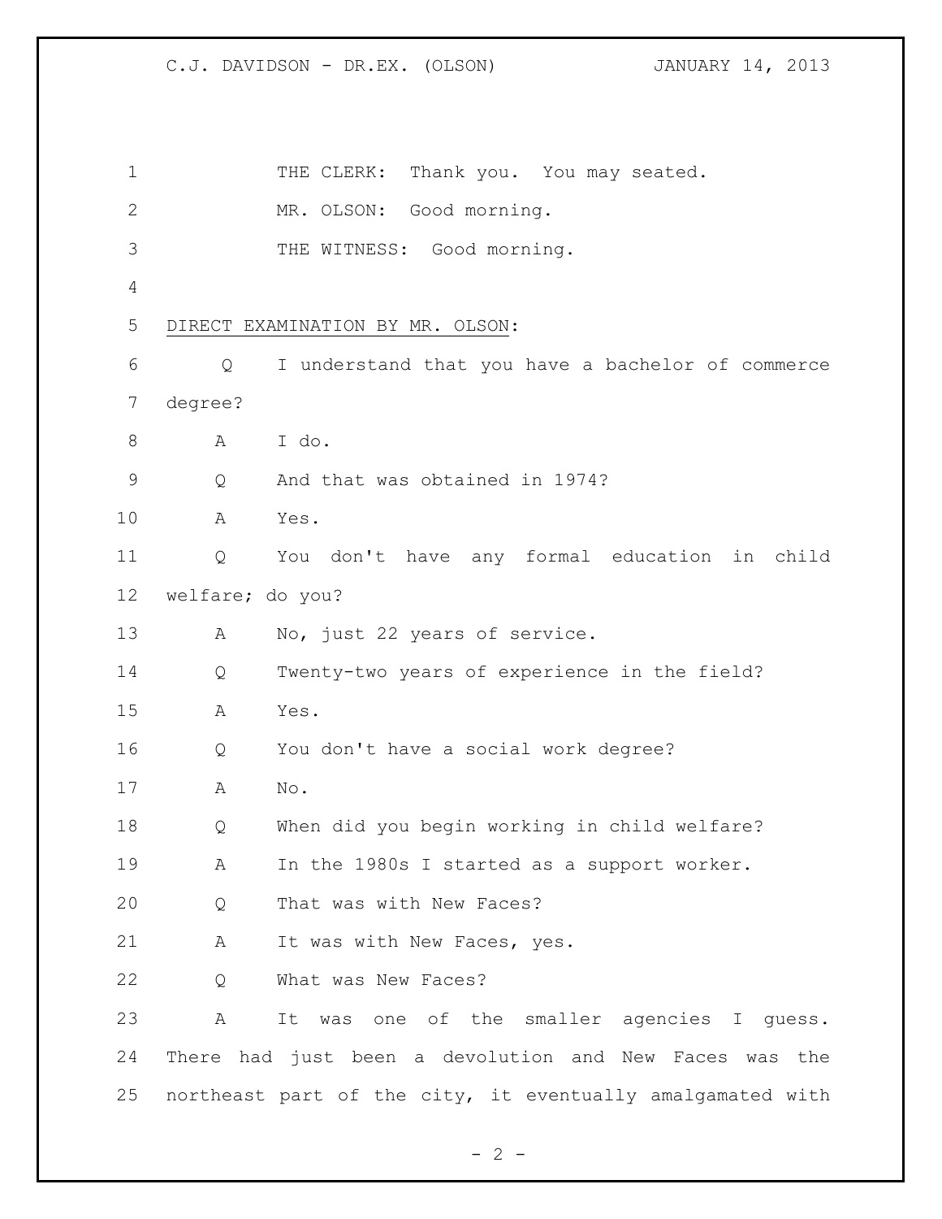THE CLERK: Thank you. You may seated.

MR. OLSON: Good morning.

THE WITNESS: Good morning.

DIRECT EXAMINATION BY MR. OLSON:

Q I understand that you have a bachelor of commerce degree?

A I do.

Q And that was obtained in 1974?

A Yes.

Q You don't have any formal education in child welfare; do you?

A No, just 22 years of service.

Q Twenty-two years of experience in the field?

A Yes.

Q You don't have a social work degree?

A No.

Q When did you begin working in child welfare?

A In the 1980s I started as a support worker.

Q That was with New Faces?

A It was with New Faces, yes.

Q What was New Faces?

A It was one of the smaller agencies I guess. There had just been a devolution and New Faces was the northeast part of the city, it eventually amalgamated with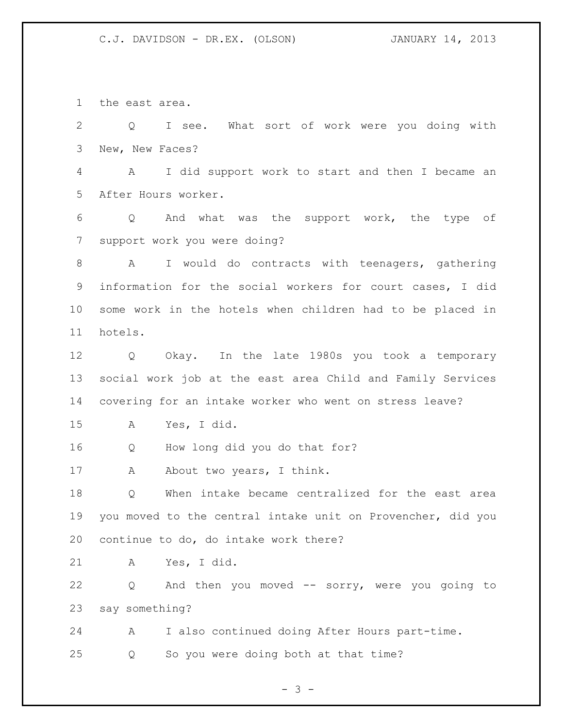the east area.

Q I see. What sort of work were you doing with New, New Faces?

A I did support work to start and then I became an After Hours worker.

Q And what was the support work, the type of support work you were doing?

A I would do contracts with teenagers, gathering information for the social workers for court cases, I did some work in the hotels when children had to be placed in hotels.

Q Okay. In the late 1980s you took a temporary social work job at the east area Child and Family Services covering for an intake worker who went on stress leave?

A Yes, I did.

Q How long did you do that for?

A About two years, I think.

Q When intake became centralized for the east area you moved to the central intake unit on Provencher, did you continue to do, do intake work there?

A Yes, I did.

Q And then you moved -- sorry, were you going to say something?

A I also continued doing After Hours part-time.

Q So you were doing both at that time?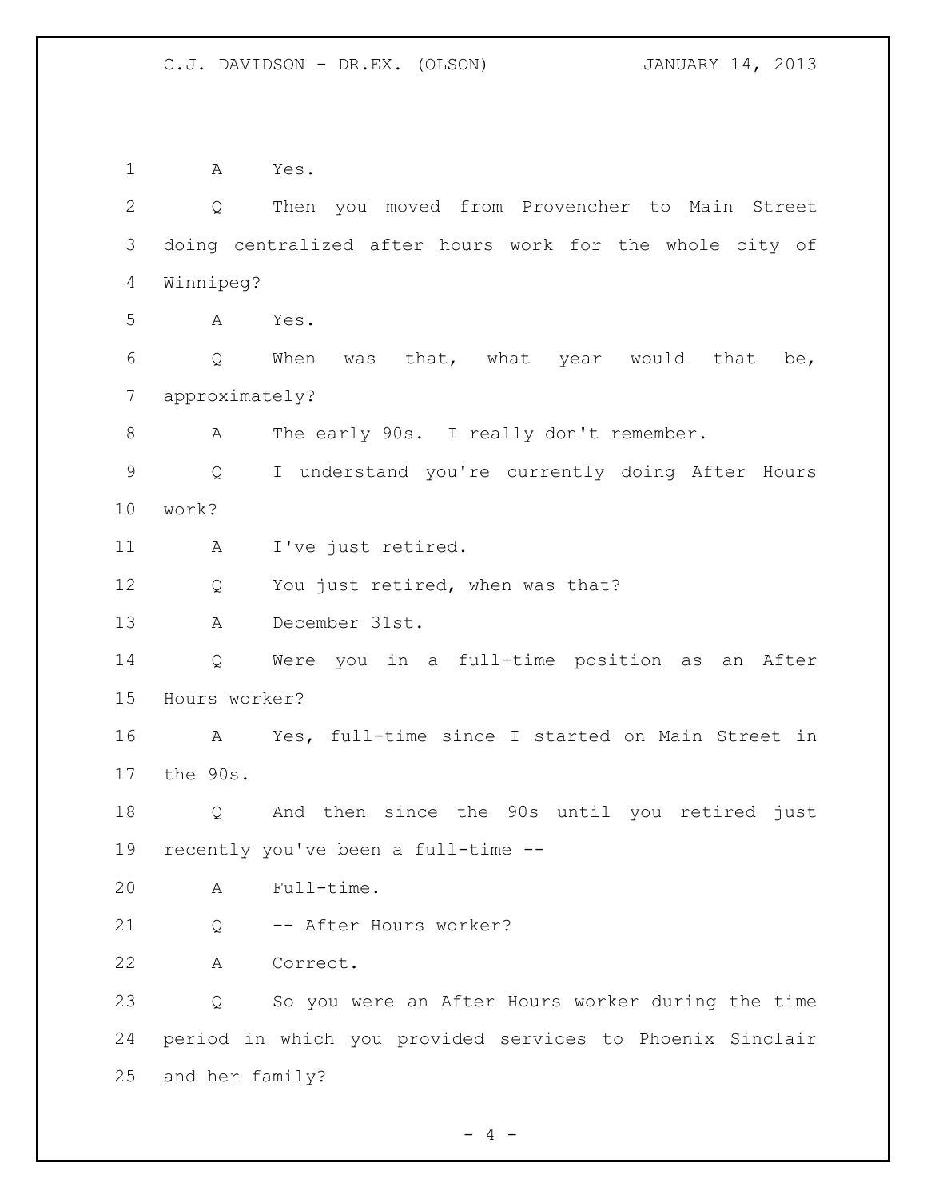A Yes.

Q Then you moved from Provencher to Main Street doing centralized after hours work for the whole city of Winnipeg?

A Yes.

Q When was that, what year would that be, approximately?

A The early 90s. I really don't remember.

Q I understand you're currently doing After Hours work?

A I've just retired.

Q You just retired, when was that?

A December 31st.

Q Were you in a full-time position as an After Hours worker?

A Yes, full-time since I started on Main Street in the 90s.

Q And then since the 90s until you retired just recently you've been a full-time --

A Full-time.

Q -- After Hours worker?

A Correct.

Q So you were an After Hours worker during the time period in which you provided services to Phoenix Sinclair and her family?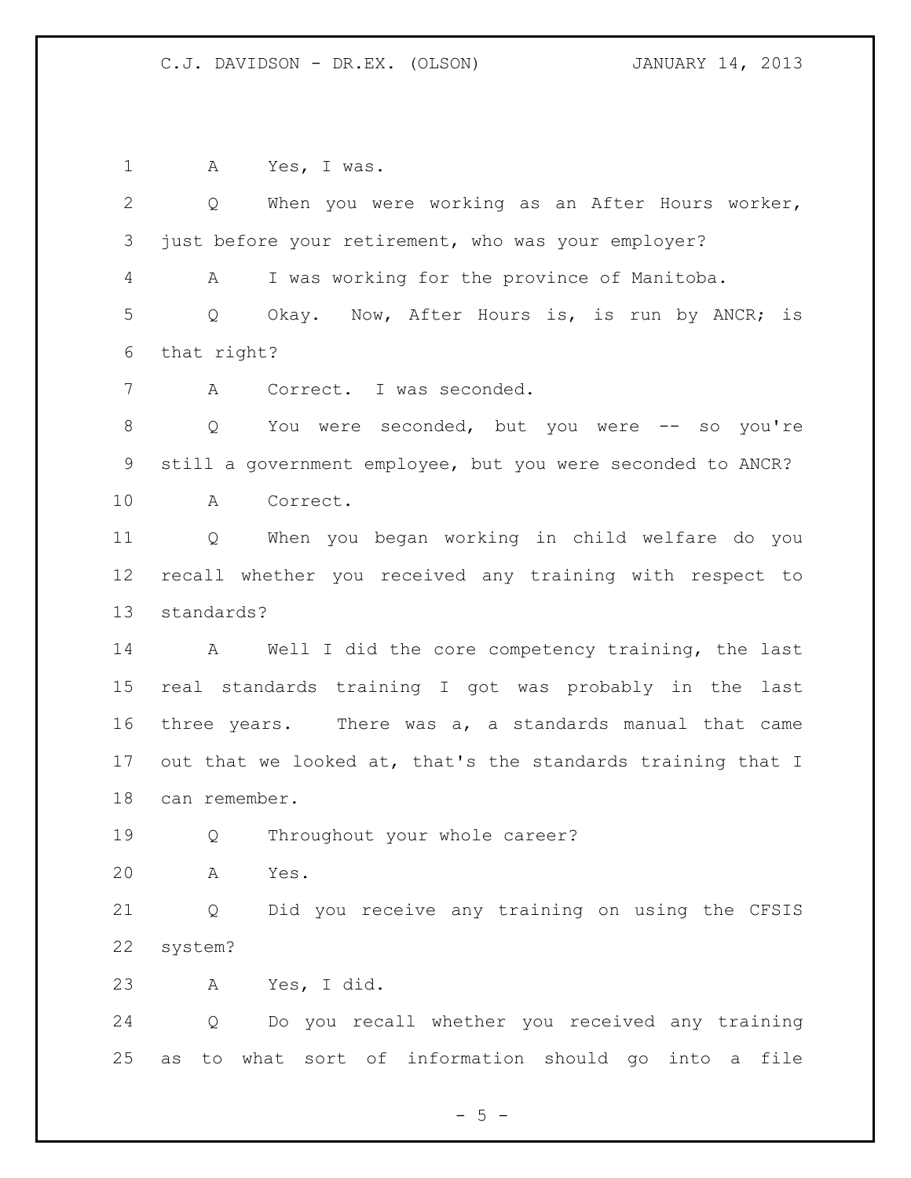A Yes, I was.

Q When you were working as an After Hours worker, just before your retirement, who was your employer?

A I was working for the province of Manitoba.

Q Okay. Now, After Hours is, is run by ANCR; is that right?

A Correct. I was seconded.

Q You were seconded, but you were -- so you're still a government employee, but you were seconded to ANCR?

A Correct.

Q When you began working in child welfare do you recall whether you received any training with respect to standards?

A Well I did the core competency training, the last real standards training I got was probably in the last three years. There was a, a standards manual that came out that we looked at, that's the standards training that I can remember.

Q Throughout your whole career?

A Yes.

Q Did you receive any training on using the CFSIS system?

A Yes, I did.

Q Do you recall whether you received any training as to what sort of information should go into a file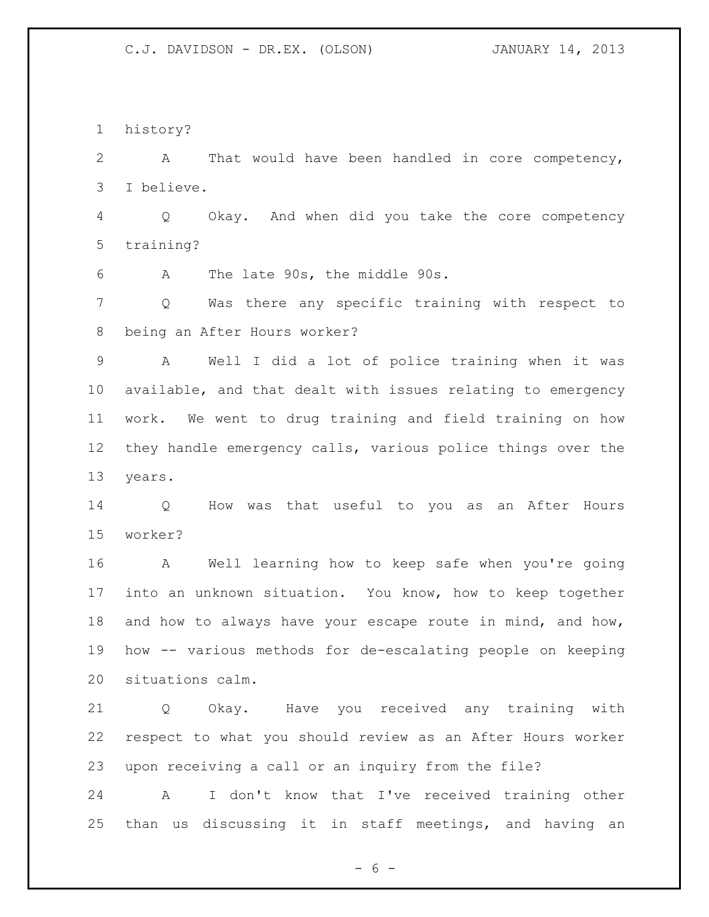history?

A That would have been handled in core competency, I believe.

Q Okay. And when did you take the core competency training?

A The late 90s, the middle 90s.

Q Was there any specific training with respect to being an After Hours worker?

A Well I did a lot of police training when it was available, and that dealt with issues relating to emergency work. We went to drug training and field training on how they handle emergency calls, various police things over the years.

Q How was that useful to you as an After Hours worker?

A Well learning how to keep safe when you're going into an unknown situation. You know, how to keep together and how to always have your escape route in mind, and how, how -- various methods for de-escalating people on keeping situations calm.

Q Okay. Have you received any training with respect to what you should review as an After Hours worker upon receiving a call or an inquiry from the file?

A I don't know that I've received training other than us discussing it in staff meetings, and having an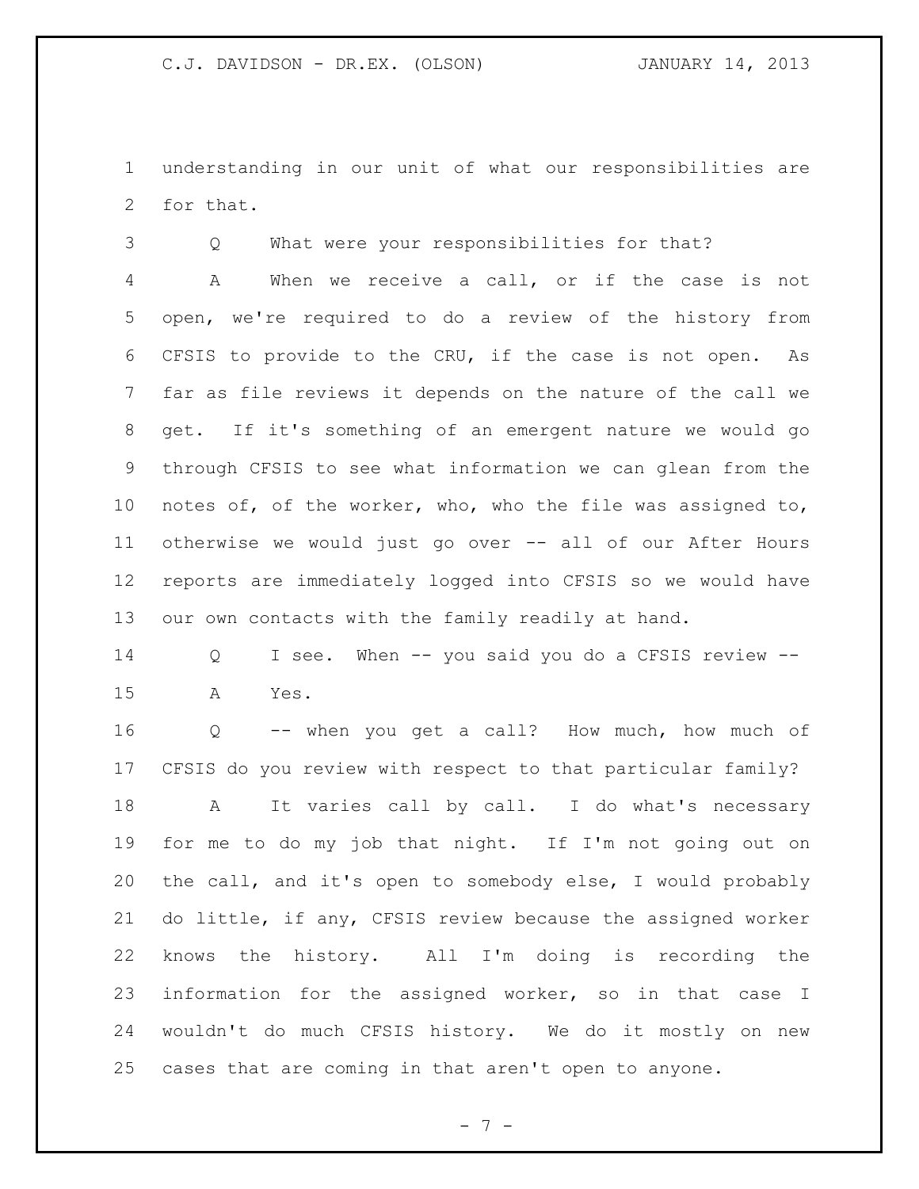understanding in our unit of what our responsibilities are for that.

Q What were your responsibilities for that?

A When we receive a call, or if the case is not open, we're required to do a review of the history from CFSIS to provide to the CRU, if the case is not open. As far as file reviews it depends on the nature of the call we get. If it's something of an emergent nature we would go through CFSIS to see what information we can glean from the notes of, of the worker, who, who the file was assigned to, otherwise we would just go over -- all of our After Hours reports are immediately logged into CFSIS so we would have our own contacts with the family readily at hand.

Q I see. When -- you said you do a CFSIS review --

A Yes.

Q -- when you get a call? How much, how much of CFSIS do you review with respect to that particular family?

A It varies call by call. I do what's necessary for me to do my job that night. If I'm not going out on the call, and it's open to somebody else, I would probably do little, if any, CFSIS review because the assigned worker knows the history. All I'm doing is recording the information for the assigned worker, so in that case I wouldn't do much CFSIS history. We do it mostly on new cases that are coming in that aren't open to anyone.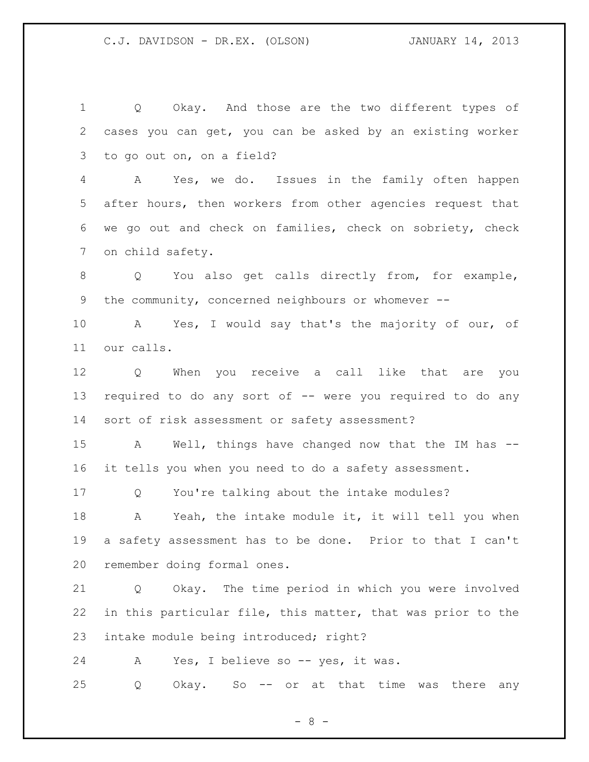Q Okay. And those are the two different types of cases you can get, you can be asked by an existing worker to go out on, on a field?

A Yes, we do. Issues in the family often happen after hours, then workers from other agencies request that we go out and check on families, check on sobriety, check on child safety.

Q You also get calls directly from, for example, the community, concerned neighbours or whomever --

A Yes, I would say that's the majority of our, of our calls.

Q When you receive a call like that are you required to do any sort of -- were you required to do any sort of risk assessment or safety assessment?

A Well, things have changed now that the IM has -- it tells you when you need to do a safety assessment.

Q You're talking about the intake modules?

A Yeah, the intake module it, it will tell you when a safety assessment has to be done. Prior to that I can't remember doing formal ones.

Q Okay. The time period in which you were involved in this particular file, this matter, that was prior to the intake module being introduced; right?

A Yes, I believe so -- yes, it was.

Q Okay. So -- or at that time was there any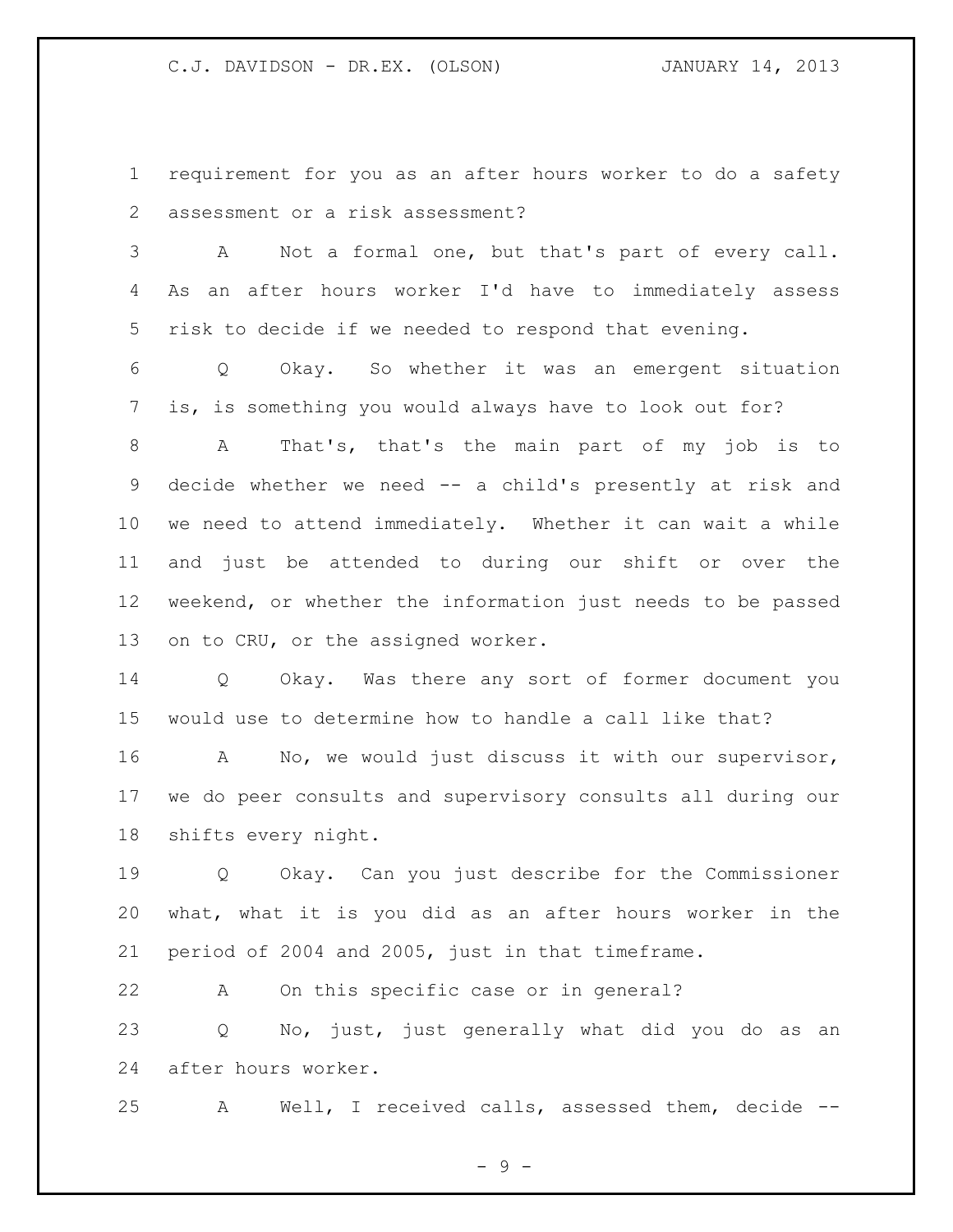requirement for you as an after hours worker to do a safety assessment or a risk assessment?

A Not a formal one, but that's part of every call. As an after hours worker I'd have to immediately assess risk to decide if we needed to respond that evening.

Q Okay. So whether it was an emergent situation is, is something you would always have to look out for?

A That's, that's the main part of my job is to decide whether we need -- a child's presently at risk and we need to attend immediately. Whether it can wait a while and just be attended to during our shift or over the weekend, or whether the information just needs to be passed on to CRU, or the assigned worker.

Q Okay. Was there any sort of former document you would use to determine how to handle a call like that?

A No, we would just discuss it with our supervisor, we do peer consults and supervisory consults all during our shifts every night.

Q Okay. Can you just describe for the Commissioner what, what it is you did as an after hours worker in the period of 2004 and 2005, just in that timeframe.

A On this specific case or in general?

Q No, just, just generally what did you do as an after hours worker.

A Well, I received calls, assessed them, decide --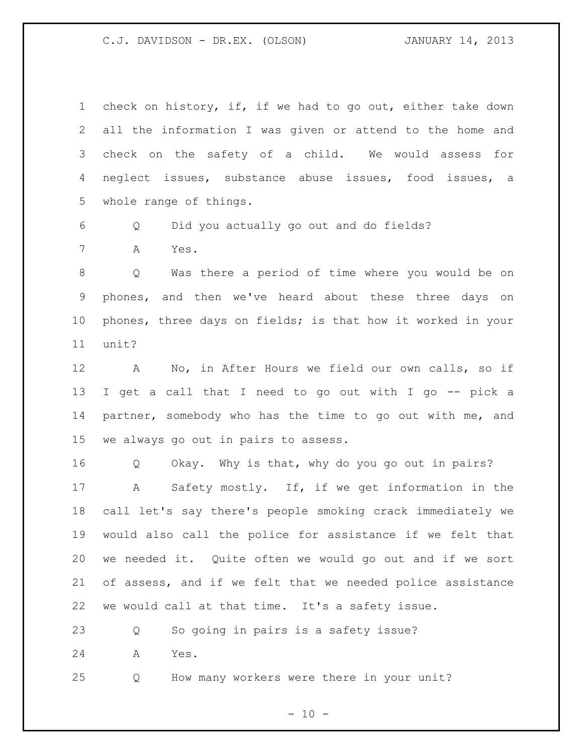check on history, if, if we had to go out, either take down all the information I was given or attend to the home and check on the safety of a child. We would assess for neglect issues, substance abuse issues, food issues, a whole range of things.

Q Did you actually go out and do fields?

A Yes.

Q Was there a period of time where you would be on phones, and then we've heard about these three days on phones, three days on fields; is that how it worked in your unit?

A No, in After Hours we field our own calls, so if I get a call that I need to go out with I go -- pick a partner, somebody who has the time to go out with me, and we always go out in pairs to assess.

Q Okay. Why is that, why do you go out in pairs?

A Safety mostly. If, if we get information in the call let's say there's people smoking crack immediately we would also call the police for assistance if we felt that we needed it. Quite often we would go out and if we sort of assess, and if we felt that we needed police assistance we would call at that time. It's a safety issue.

Q So going in pairs is a safety issue?

A Yes.

Q How many workers were there in your unit?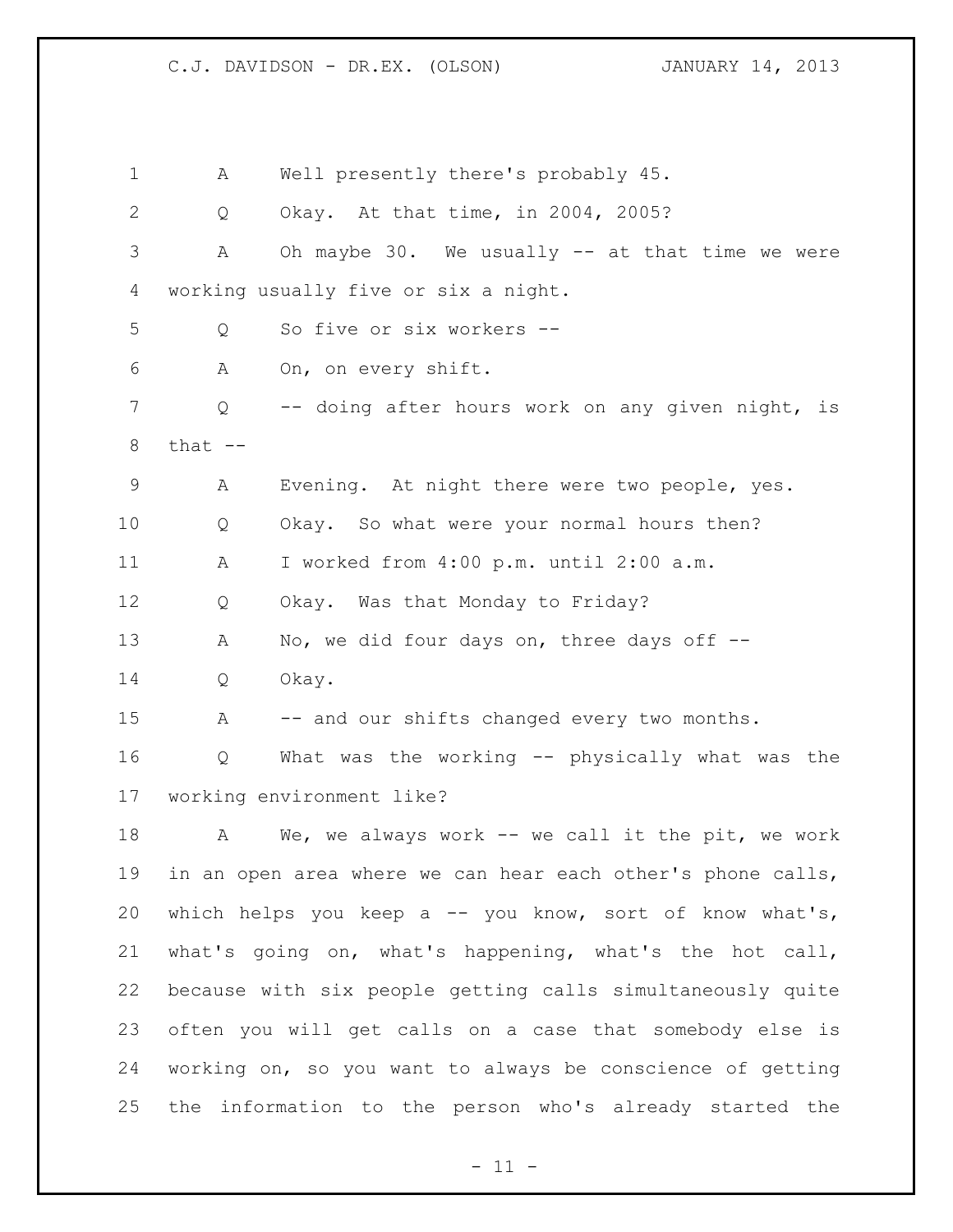A Well presently there's probably 45.

Q Okay. At that time, in 2004, 2005?

A Oh maybe 30. We usually -- at that time we were working usually five or six a night.

Q So five or six workers --

A On, on every shift.

Q -- doing after hours work on any given night, is that --

A Evening. At night there were two people, yes.

Q Okay. So what were your normal hours then?

A I worked from 4:00 p.m. until 2:00 a.m.

Q Okay. Was that Monday to Friday?

A No, we did four days on, three days off --

Q Okay.

A -- and our shifts changed every two months.

Q What was the working -- physically what was the working environment like?

A We, we always work -- we call it the pit, we work in an open area where we can hear each other's phone calls, which helps you keep a -- you know, sort of know what's, what's going on, what's happening, what's the hot call, because with six people getting calls simultaneously quite often you will get calls on a case that somebody else is working on, so you want to always be conscience of getting the information to the person who's already started the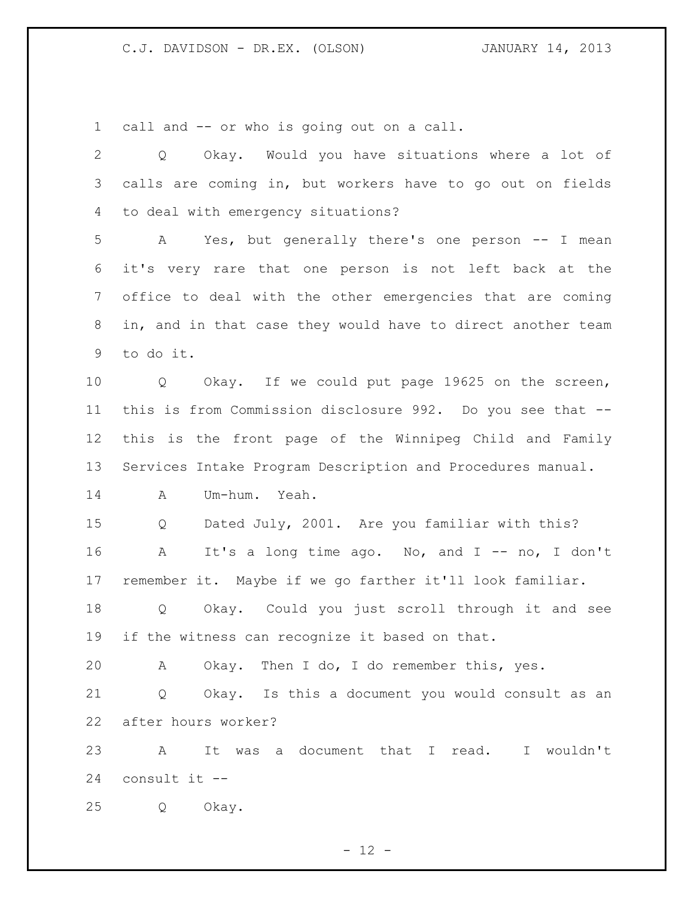call and -- or who is going out on a call.

Q Okay. Would you have situations where a lot of calls are coming in, but workers have to go out on fields to deal with emergency situations?

A Yes, but generally there's one person -- I mean it's very rare that one person is not left back at the office to deal with the other emergencies that are coming in, and in that case they would have to direct another team to do it.

Q Okay. If we could put page 19625 on the screen, this is from Commission disclosure 992. Do you see that -- this is the front page of the Winnipeg Child and Family Services Intake Program Description and Procedures manual.

A Um-hum. Yeah.

Q Dated July, 2001. Are you familiar with this?

A It's a long time ago. No, and I -- no, I don't remember it. Maybe if we go farther it'll look familiar.

Q Okay. Could you just scroll through it and see if the witness can recognize it based on that.

A Okay. Then I do, I do remember this, yes.

Q Okay. Is this a document you would consult as an after hours worker?

A It was a document that I read. I wouldn't consult it --

Q Okay.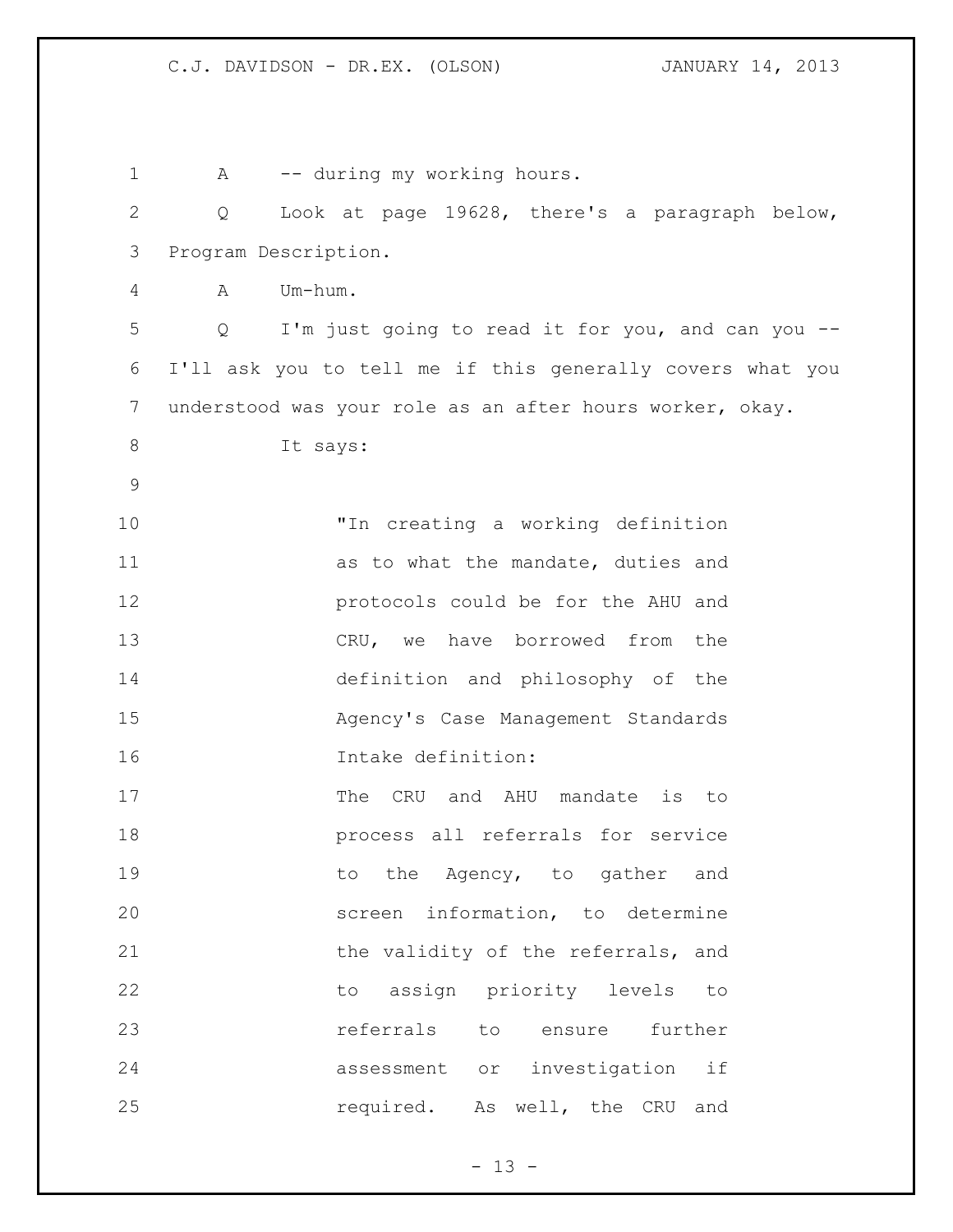A -- during my working hours.

Q Look at page 19628, there's a paragraph below, Program Description.

A Um-hum.

Q I'm just going to read it for you, and can you -- I'll ask you to tell me if this generally covers what you understood was your role as an after hours worker, okay.

It says:

> "In creating a working definition as to what the mandate, duties and protocols could be for the AHU and CRU, we have borrowed from the definition and philosophy of the Agency's Case Management Standards Intake definition:
>
> The CRU and AHU mandate is to process all referrals for service to the Agency, to gather and screen information, to determine the validity of the referrals, and to assign priority levels to referrals to ensure further assessment or investigation if required. As well, the CRU and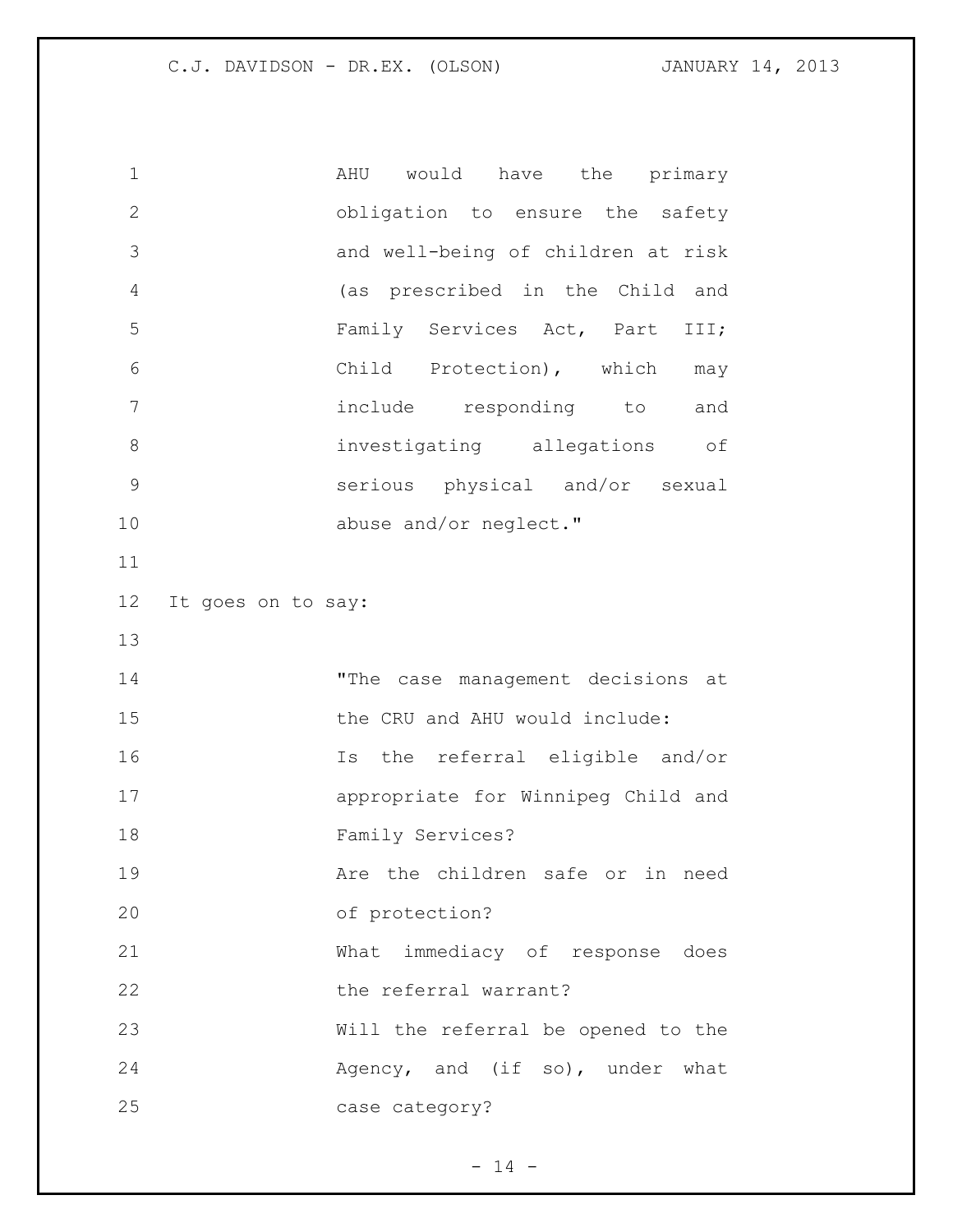AHU would have the primary obligation to ensure the safety and well-being of children at risk (as prescribed in the Child and Family Services Act, Part III; Child Protection), which may include responding to and investigating allegations of serious physical and/or sexual abuse and/or neglect."

It goes on to say:

> "The case management decisions at the CRU and AHU would include:
> Is the referral eligible and/or appropriate for Winnipeg Child and Family Services?
> Are the children safe or in need of protection?
> What immediacy of response does the referral warrant?
> Will the referral be opened to the Agency, and (if so), under what case category?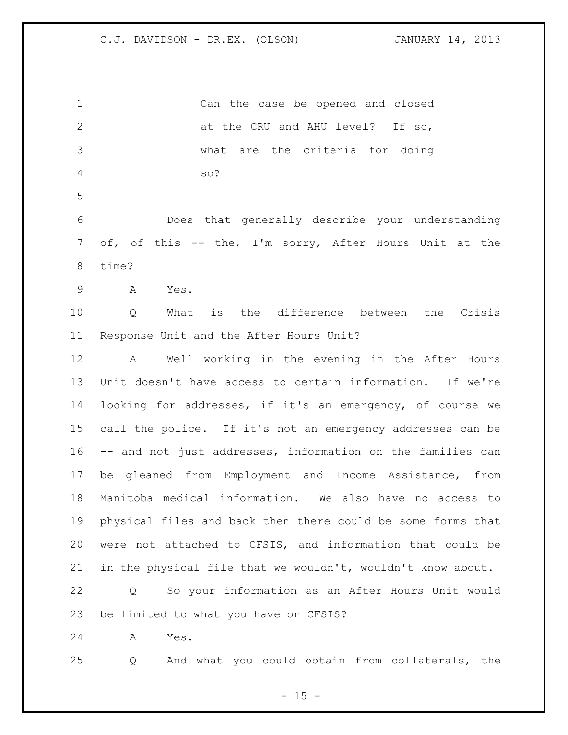Can the case be opened and closed at the CRU and AHU level? If so, what are the criteria for doing so?

Does that generally describe your understanding of, of this -- the, I'm sorry, After Hours Unit at the time?

A Yes.

Q What is the difference between the Crisis Response Unit and the After Hours Unit?

A Well working in the evening in the After Hours Unit doesn't have access to certain information. If we're looking for addresses, if it's an emergency, of course we call the police. If it's not an emergency addresses can be -- and not just addresses, information on the families can be gleaned from Employment and Income Assistance, from Manitoba medical information. We also have no access to physical files and back then there could be some forms that were not attached to CFSIS, and information that could be in the physical file that we wouldn't, wouldn't know about.

Q So your information as an After Hours Unit would be limited to what you have on CFSIS?

A Yes.

Q And what you could obtain from collaterals, the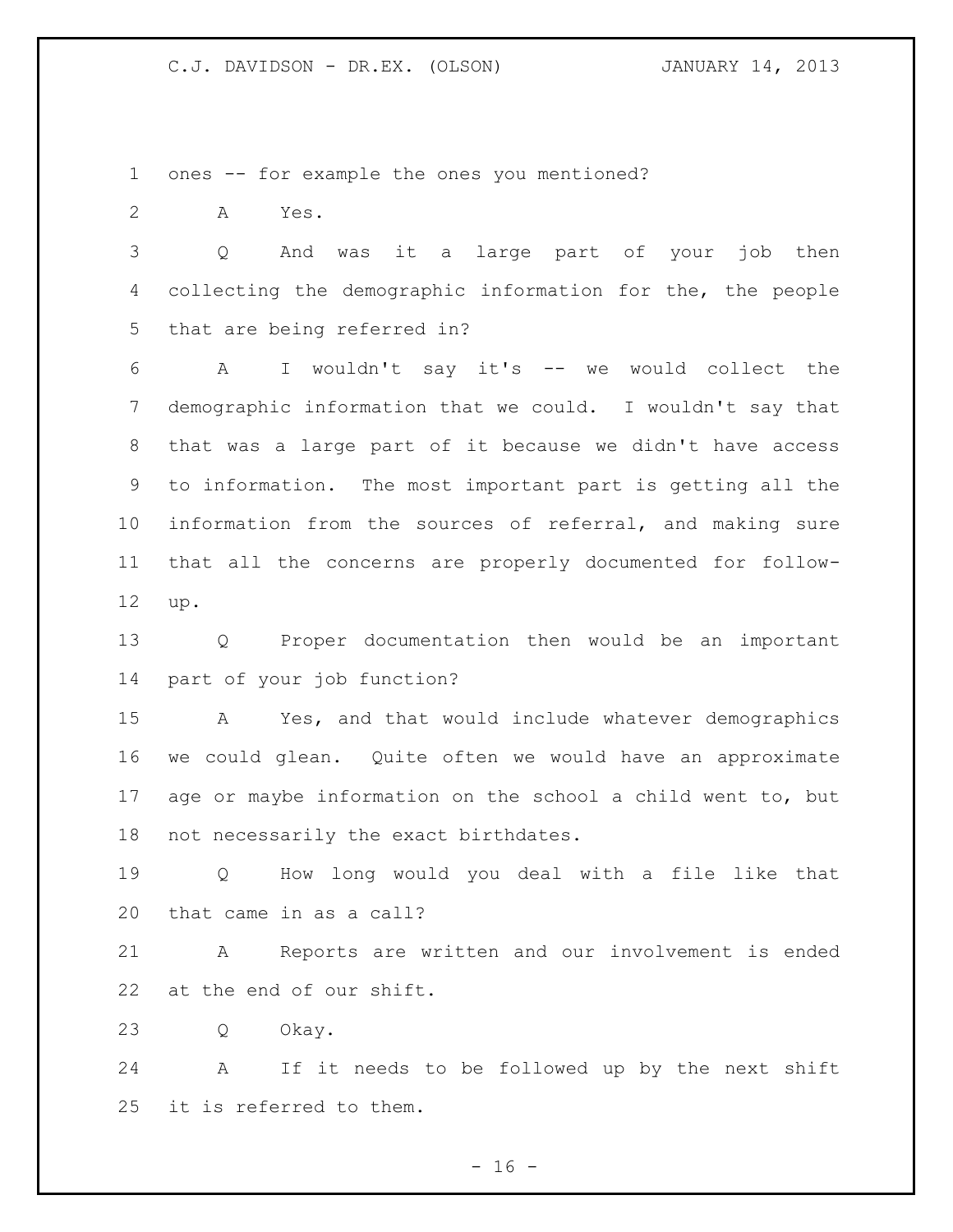ones -- for example the ones you mentioned?

A Yes.

Q And was it a large part of your job then collecting the demographic information for the, the people that are being referred in?

A I wouldn't say it's -- we would collect the demographic information that we could. I wouldn't say that that was a large part of it because we didn't have access to information. The most important part is getting all the information from the sources of referral, and making sure that all the concerns are properly documented for follow-up.

Q Proper documentation then would be an important part of your job function?

A Yes, and that would include whatever demographics we could glean. Quite often we would have an approximate age or maybe information on the school a child went to, but not necessarily the exact birthdates.

Q How long would you deal with a file like that that came in as a call?

A Reports are written and our involvement is ended at the end of our shift.

Q Okay.

A If it needs to be followed up by the next shift it is referred to them.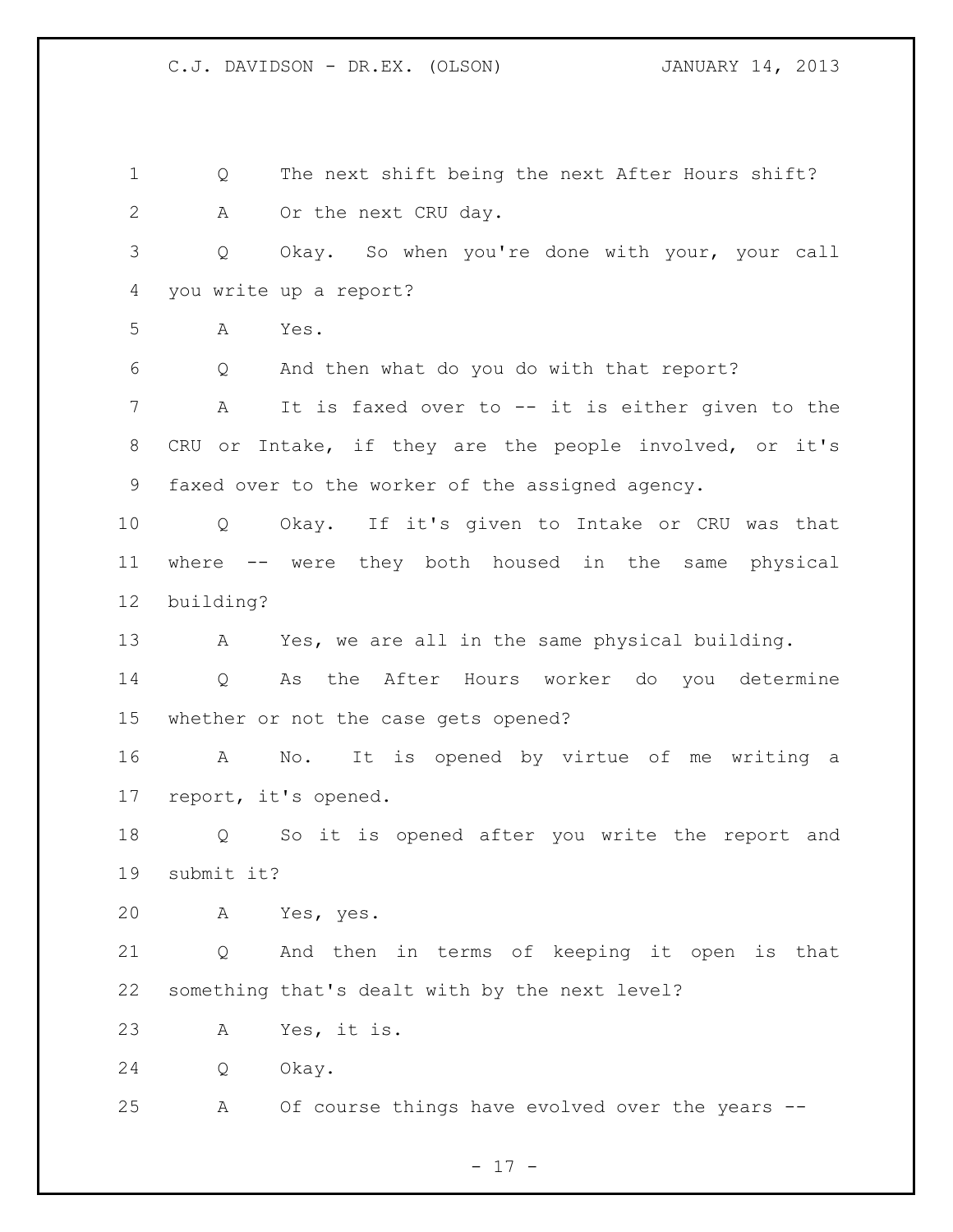Q The next shift being the next After Hours shift?

A Or the next CRU day.

Q Okay. So when you're done with your, your call you write up a report?

A Yes.

Q And then what do you do with that report?

A It is faxed over to -- it is either given to the CRU or Intake, if they are the people involved, or it's faxed over to the worker of the assigned agency.

Q Okay. If it's given to Intake or CRU was that where -- were they both housed in the same physical building?

A Yes, we are all in the same physical building.

Q As the After Hours worker do you determine whether or not the case gets opened?

A No. It is opened by virtue of me writing a report, it's opened.

Q So it is opened after you write the report and submit it?

A Yes, yes.

Q And then in terms of keeping it open is that something that's dealt with by the next level?

A Yes, it is.

Q Okay.

A Of course things have evolved over the years --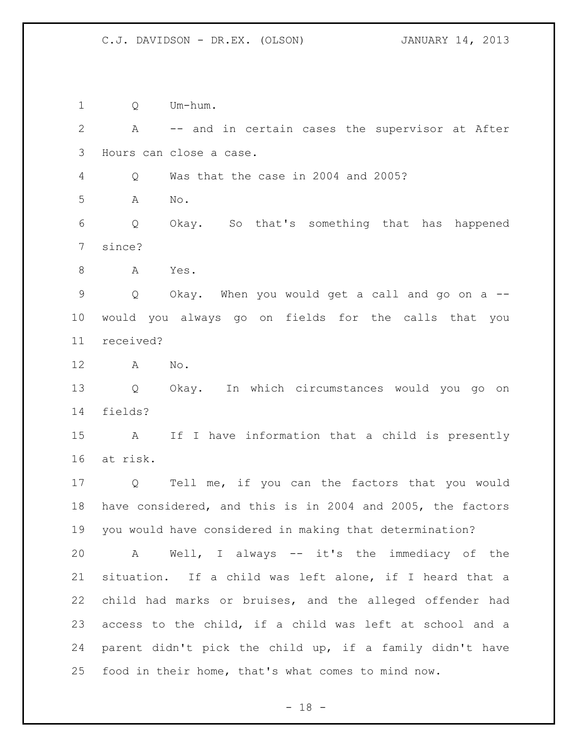Q Um-hum.

A -- and in certain cases the supervisor at After Hours can close a case.

Q Was that the case in 2004 and 2005?

A No.

Q Okay. So that's something that has happened since?

A Yes.

Q Okay. When you would get a call and go on a -- would you always go on fields for the calls that you received?

A No.

Q Okay. In which circumstances would you go on fields?

A If I have information that a child is presently at risk.

Q Tell me, if you can the factors that you would have considered, and this is in 2004 and 2005, the factors you would have considered in making that determination?

A Well, I always -- it's the immediacy of the situation. If a child was left alone, if I heard that a child had marks or bruises, and the alleged offender had access to the child, if a child was left at school and a parent didn't pick the child up, if a family didn't have food in their home, that's what comes to mind now.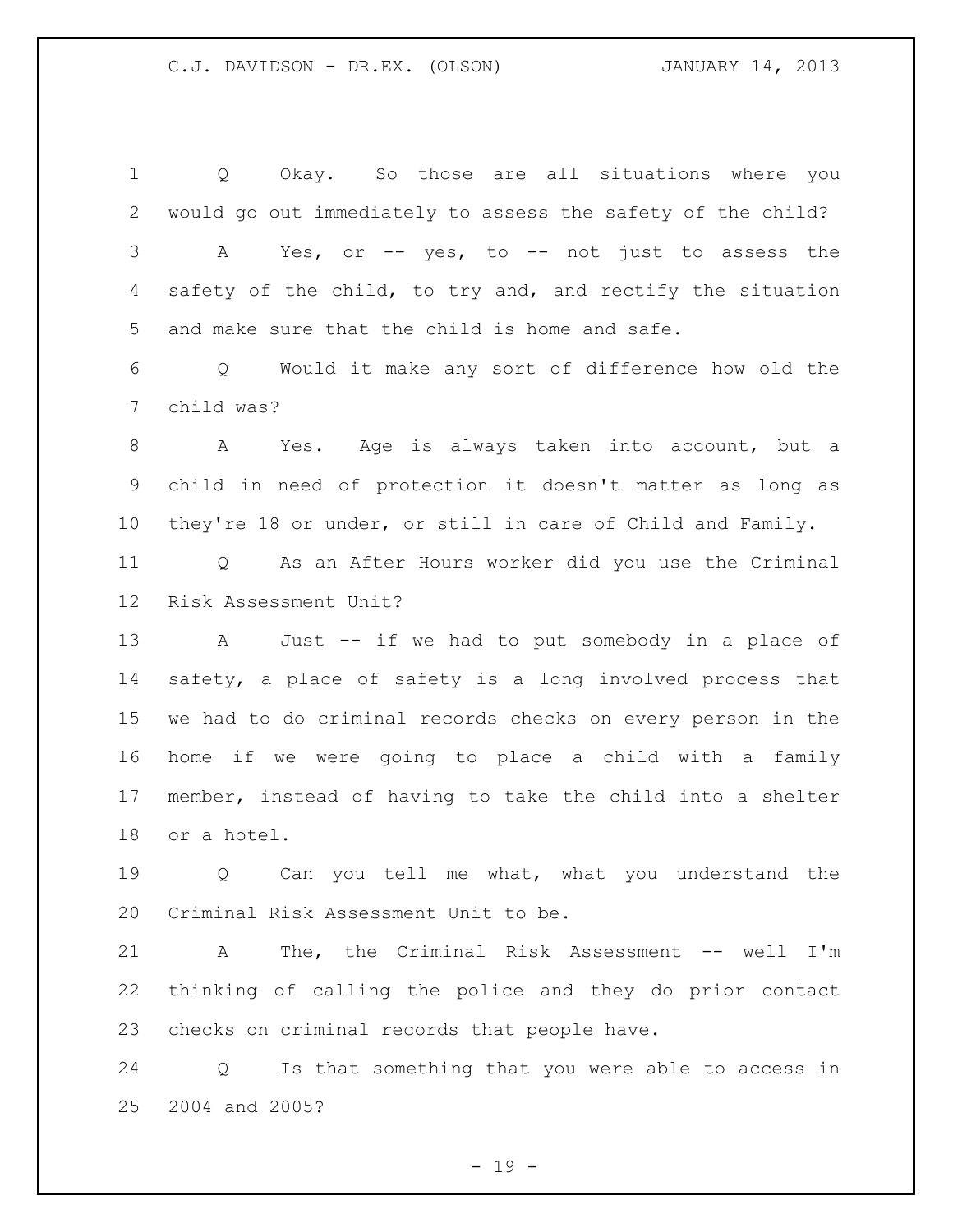Q Okay. So those are all situations where you would go out immediately to assess the safety of the child?

A Yes, or -- yes, to -- not just to assess the safety of the child, to try and, and rectify the situation and make sure that the child is home and safe.

Q Would it make any sort of difference how old the child was?

A Yes. Age is always taken into account, but a child in need of protection it doesn't matter as long as they're 18 or under, or still in care of Child and Family.

Q As an After Hours worker did you use the Criminal Risk Assessment Unit?

A Just -- if we had to put somebody in a place of safety, a place of safety is a long involved process that we had to do criminal records checks on every person in the home if we were going to place a child with a family member, instead of having to take the child into a shelter or a hotel.

Q Can you tell me what, what you understand the Criminal Risk Assessment Unit to be.

A The, the Criminal Risk Assessment -- well I'm thinking of calling the police and they do prior contact checks on criminal records that people have.

Q Is that something that you were able to access in 2004 and 2005?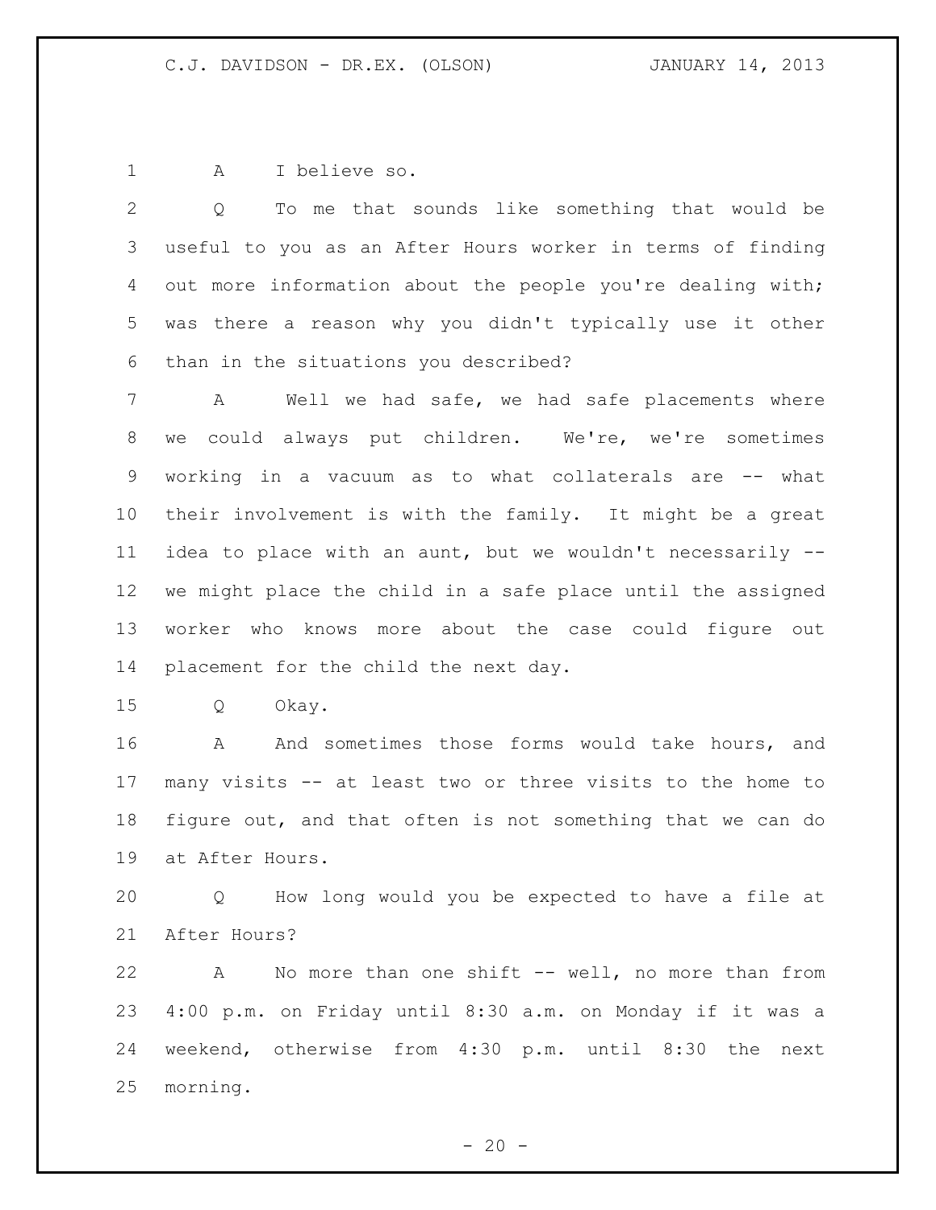A I believe so.

Q To me that sounds like something that would be useful to you as an After Hours worker in terms of finding out more information about the people you're dealing with; was there a reason why you didn't typically use it other than in the situations you described?

A Well we had safe, we had safe placements where we could always put children. We're, we're sometimes working in a vacuum as to what collaterals are -- what their involvement is with the family. It might be a great idea to place with an aunt, but we wouldn't necessarily -- we might place the child in a safe place until the assigned worker who knows more about the case could figure out placement for the child the next day.

Q Okay.

A And sometimes those forms would take hours, and many visits -- at least two or three visits to the home to figure out, and that often is not something that we can do at After Hours.

Q How long would you be expected to have a file at After Hours?

A No more than one shift -- well, no more than from 4:00 p.m. on Friday until 8:30 a.m. on Monday if it was a weekend, otherwise from 4:30 p.m. until 8:30 the next morning.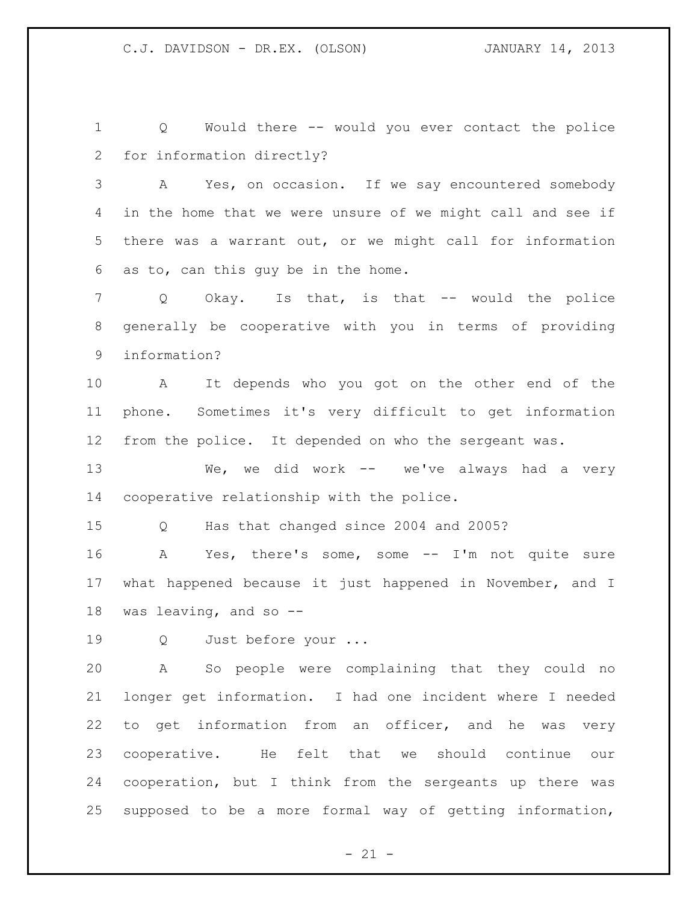Q Would there -- would you ever contact the police for information directly?

A Yes, on occasion. If we say encountered somebody in the home that we were unsure of we might call and see if there was a warrant out, or we might call for information as to, can this guy be in the home.

Q Okay. Is that, is that -- would the police generally be cooperative with you in terms of providing information?

A It depends who you got on the other end of the phone. Sometimes it's very difficult to get information from the police. It depended on who the sergeant was.

We, we did work -- we've always had a very cooperative relationship with the police.

Q Has that changed since 2004 and 2005?

A Yes, there's some, some -- I'm not quite sure what happened because it just happened in November, and I was leaving, and so --

Q Just before your ...

A So people were complaining that they could no longer get information. I had one incident where I needed to get information from an officer, and he was very cooperative. He felt that we should continue our cooperation, but I think from the sergeants up there was supposed to be a more formal way of getting information,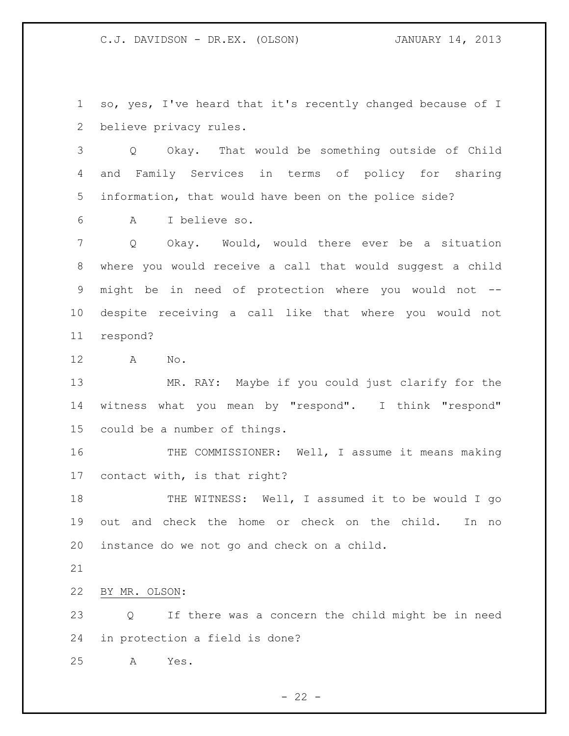so, yes, I've heard that it's recently changed because of I believe privacy rules.

Q Okay. That would be something outside of Child and Family Services in terms of policy for sharing information, that would have been on the police side?

A I believe so.

Q Okay. Would, would there ever be a situation where you would receive a call that would suggest a child might be in need of protection where you would not -- despite receiving a call like that where you would not respond?

A No.

MR. RAY: Maybe if you could just clarify for the witness what you mean by "respond". I think "respond" could be a number of things.

THE COMMISSIONER: Well, I assume it means making contact with, is that right?

THE WITNESS: Well, I assumed it to be would I go out and check the home or check on the child. In no instance do we not go and check on a child.

BY MR. OLSON:

Q If there was a concern the child might be in need in protection a field is done?

A Yes.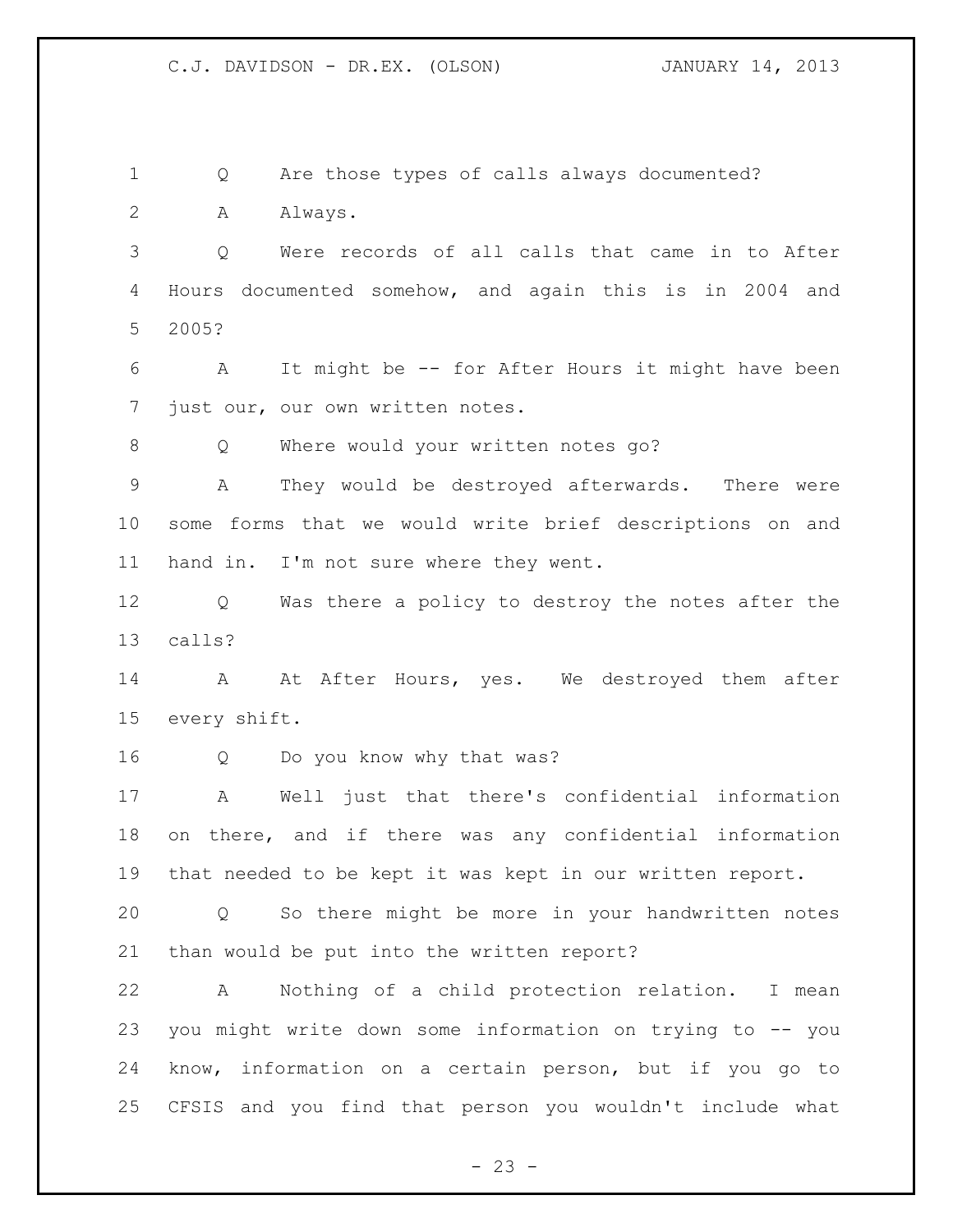Q Are those types of calls always documented?

A Always.

Q Were records of all calls that came in to After Hours documented somehow, and again this is in 2004 and 2005?

A It might be -- for After Hours it might have been just our, our own written notes.

Q Where would your written notes go?

A They would be destroyed afterwards. There were some forms that we would write brief descriptions on and hand in. I'm not sure where they went.

Q Was there a policy to destroy the notes after the calls?

A At After Hours, yes. We destroyed them after every shift.

Q Do you know why that was?

A Well just that there's confidential information on there, and if there was any confidential information that needed to be kept it was kept in our written report.

Q So there might be more in your handwritten notes than would be put into the written report?

A Nothing of a child protection relation. I mean you might write down some information on trying to -- you know, information on a certain person, but if you go to CFSIS and you find that person you wouldn't include what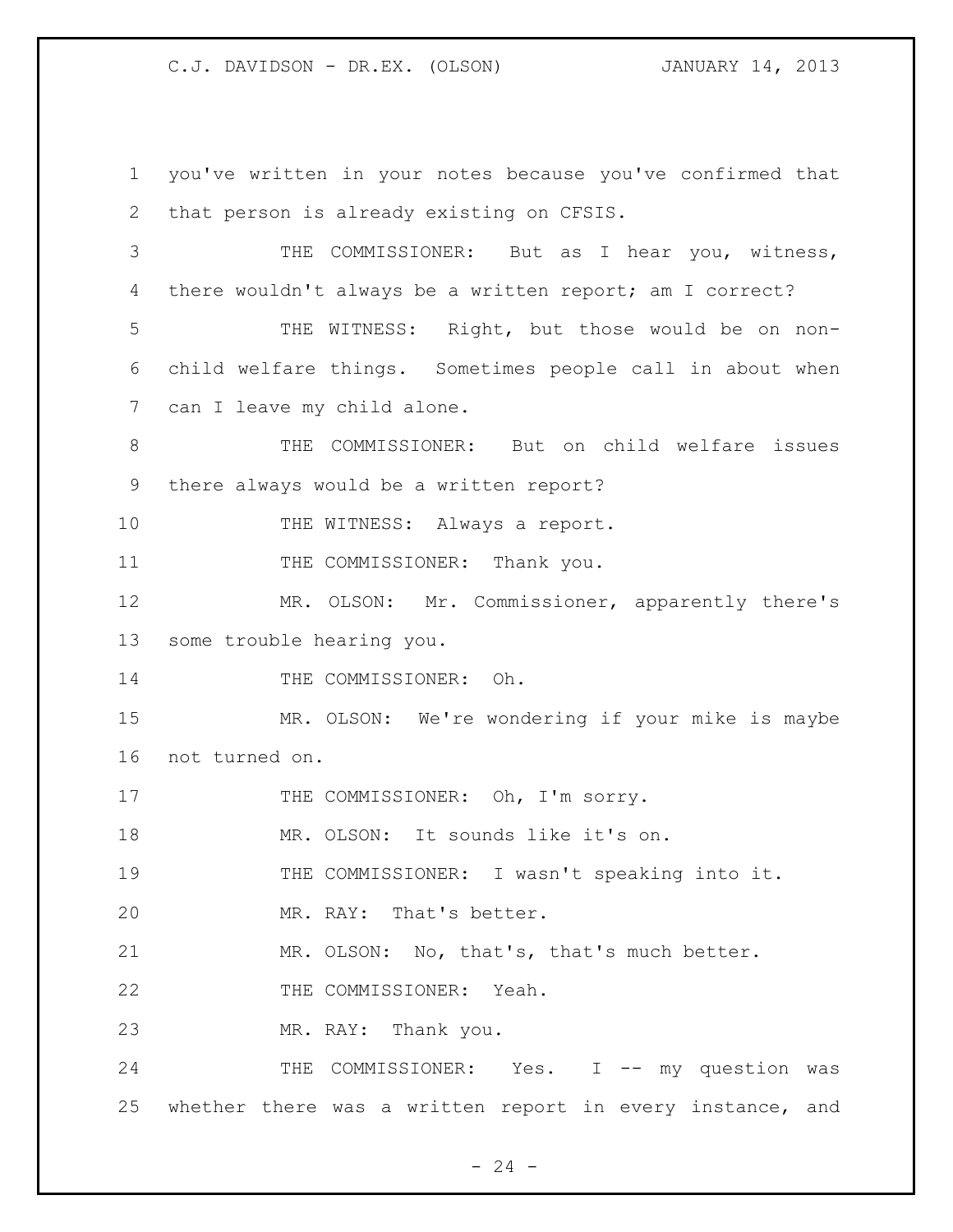you've written in your notes because you've confirmed that that person is already existing on CFSIS.

THE COMMISSIONER: But as I hear you, witness, there wouldn't always be a written report; am I correct?

THE WITNESS: Right, but those would be on non-child welfare things. Sometimes people call in about when can I leave my child alone.

THE COMMISSIONER: But on child welfare issues there always would be a written report?

THE WITNESS: Always a report.

THE COMMISSIONER: Thank you.

MR. OLSON: Mr. Commissioner, apparently there's some trouble hearing you.

THE COMMISSIONER: Oh.

MR. OLSON: We're wondering if your mike is maybe not turned on.

THE COMMISSIONER: Oh, I'm sorry.

MR. OLSON: It sounds like it's on.

THE COMMISSIONER: I wasn't speaking into it.

MR. RAY: That's better.

MR. OLSON: No, that's, that's much better.

THE COMMISSIONER: Yeah.

MR. RAY: Thank you.

THE COMMISSIONER: Yes. I -- my question was whether there was a written report in every instance, and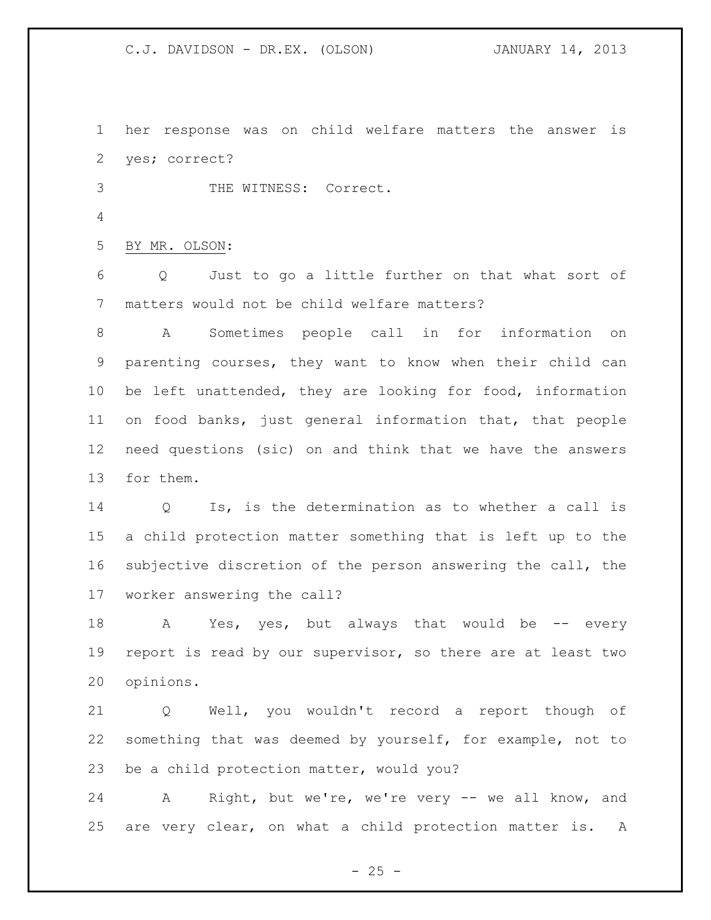her response was on child welfare matters the answer is yes; correct?

THE WITNESS: Correct.

BY MR. OLSON:

Q Just to go a little further on that what sort of matters would not be child welfare matters?

A Sometimes people call in for information on parenting courses, they want to know when their child can be left unattended, they are looking for food, information on food banks, just general information that, that people need questions (sic) on and think that we have the answers for them.

Q Is, is the determination as to whether a call is a child protection matter something that is left up to the subjective discretion of the person answering the call, the worker answering the call?

A Yes, yes, but always that would be -- every report is read by our supervisor, so there are at least two opinions.

Q Well, you wouldn't record a report though of something that was deemed by yourself, for example, not to be a child protection matter, would you?

A Right, but we're, we're very -- we all know, and are very clear, on what a child protection matter is. A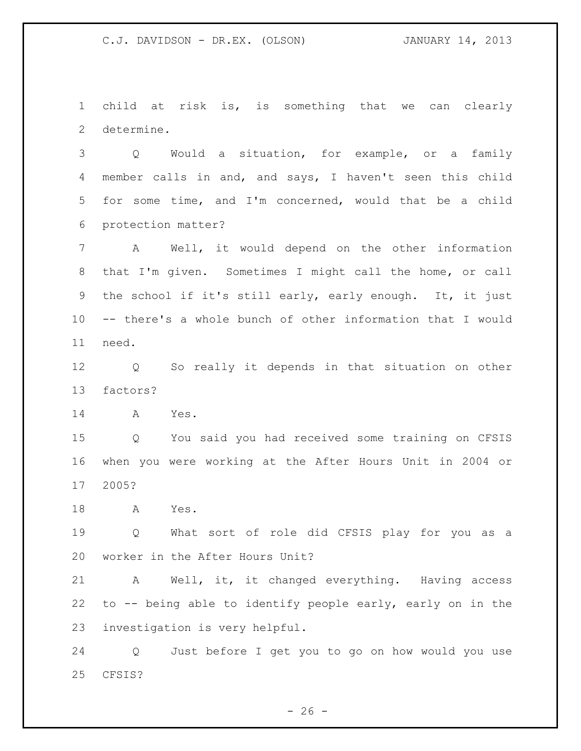child at risk is, is something that we can clearly determine.

Q Would a situation, for example, or a family member calls in and, and says, I haven't seen this child for some time, and I'm concerned, would that be a child protection matter?

A Well, it would depend on the other information that I'm given. Sometimes I might call the home, or call the school if it's still early, early enough. It, it just -- there's a whole bunch of other information that I would need.

Q So really it depends in that situation on other factors?

A Yes.

Q You said you had received some training on CFSIS when you were working at the After Hours Unit in 2004 or 2005?

A Yes.

Q What sort of role did CFSIS play for you as a worker in the After Hours Unit?

A Well, it, it changed everything. Having access to -- being able to identify people early, early on in the investigation is very helpful.

Q Just before I get you to go on how would you use CFSIS?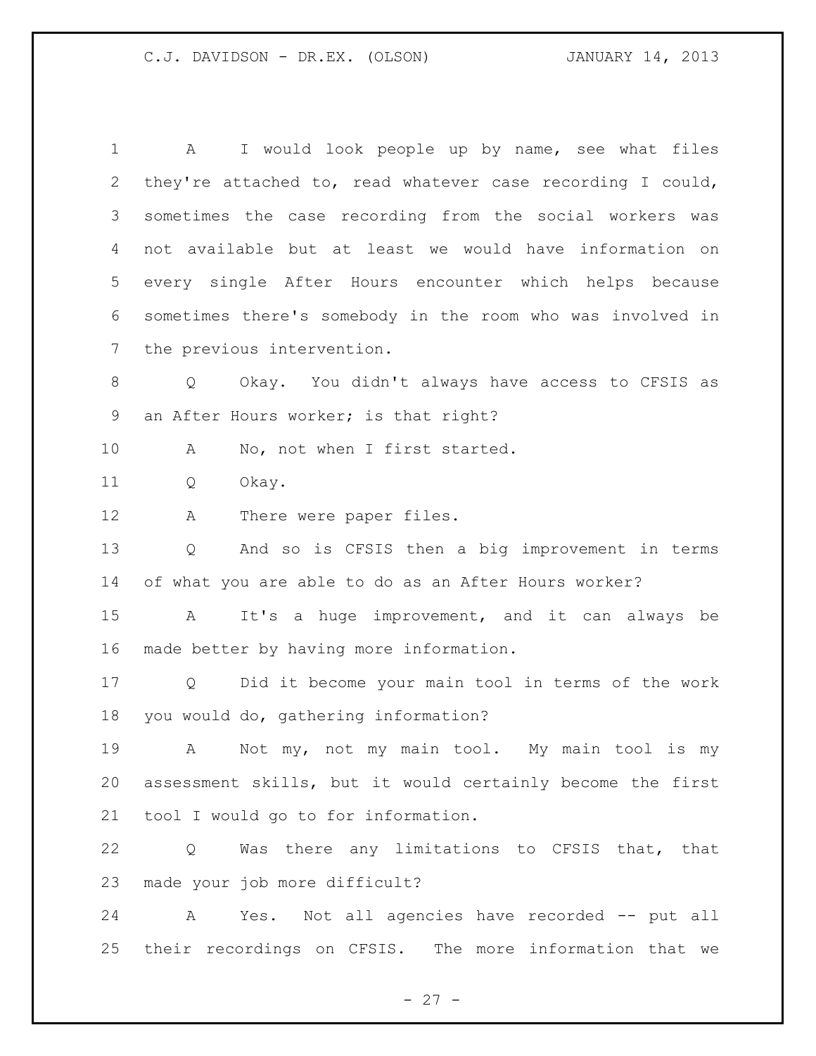A I would look people up by name, see what files they're attached to, read whatever case recording I could, sometimes the case recording from the social workers was not available but at least we would have information on every single After Hours encounter which helps because sometimes there's somebody in the room who was involved in the previous intervention.

Q Okay. You didn't always have access to CFSIS as an After Hours worker; is that right?

A No, not when I first started.

Q Okay.

A There were paper files.

Q And so is CFSIS then a big improvement in terms of what you are able to do as an After Hours worker?

A It's a huge improvement, and it can always be made better by having more information.

Q Did it become your main tool in terms of the work you would do, gathering information?

A Not my, not my main tool. My main tool is my assessment skills, but it would certainly become the first tool I would go to for information.

Q Was there any limitations to CFSIS that, that made your job more difficult?

A Yes. Not all agencies have recorded -- put all their recordings on CFSIS. The more information that we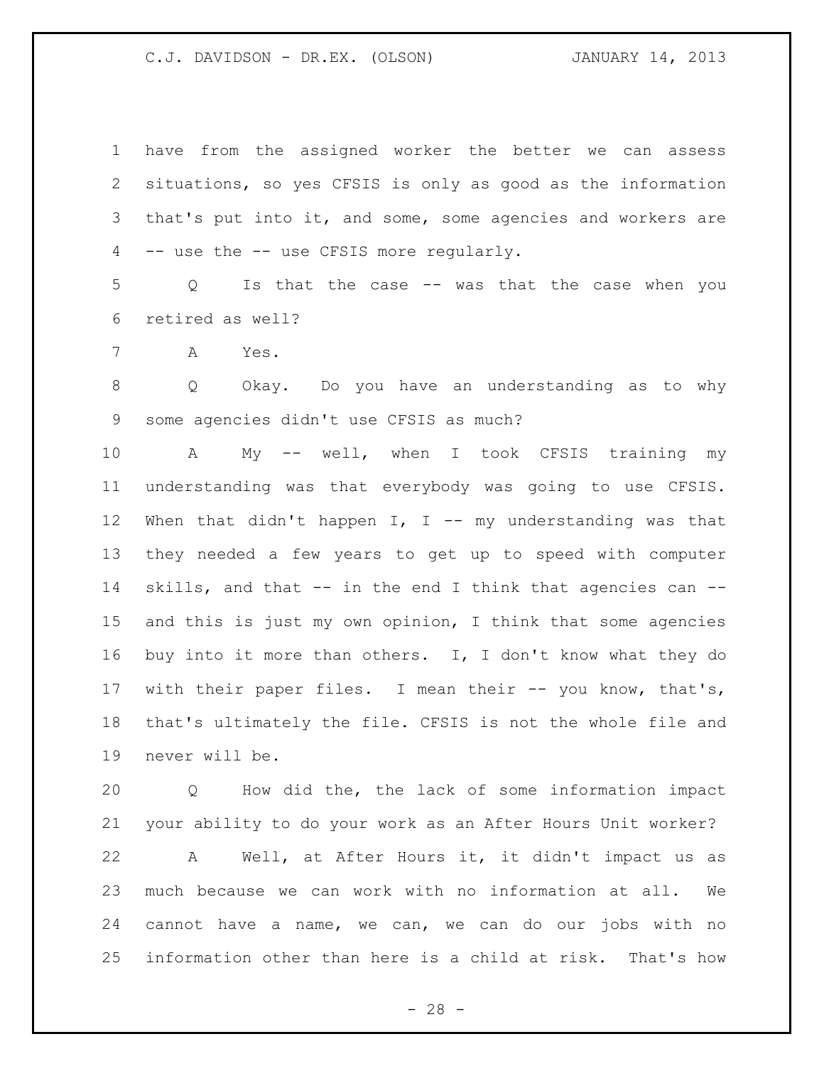have from the assigned worker the better we can assess situations, so yes CFSIS is only as good as the information that's put into it, and some, some agencies and workers are -- use the -- use CFSIS more regularly.

Q Is that the case -- was that the case when you retired as well?

A Yes.

Q Okay. Do you have an understanding as to why some agencies didn't use CFSIS as much?

A My -- well, when I took CFSIS training my understanding was that everybody was going to use CFSIS. When that didn't happen I, I -- my understanding was that they needed a few years to get up to speed with computer skills, and that -- in the end I think that agencies can -- and this is just my own opinion, I think that some agencies buy into it more than others. I, I don't know what they do with their paper files. I mean their -- you know, that's, that's ultimately the file. CFSIS is not the whole file and never will be.

Q How did the, the lack of some information impact your ability to do your work as an After Hours Unit worker?

A Well, at After Hours it, it didn't impact us as much because we can work with no information at all. We cannot have a name, we can, we can do our jobs with no information other than here is a child at risk. That's how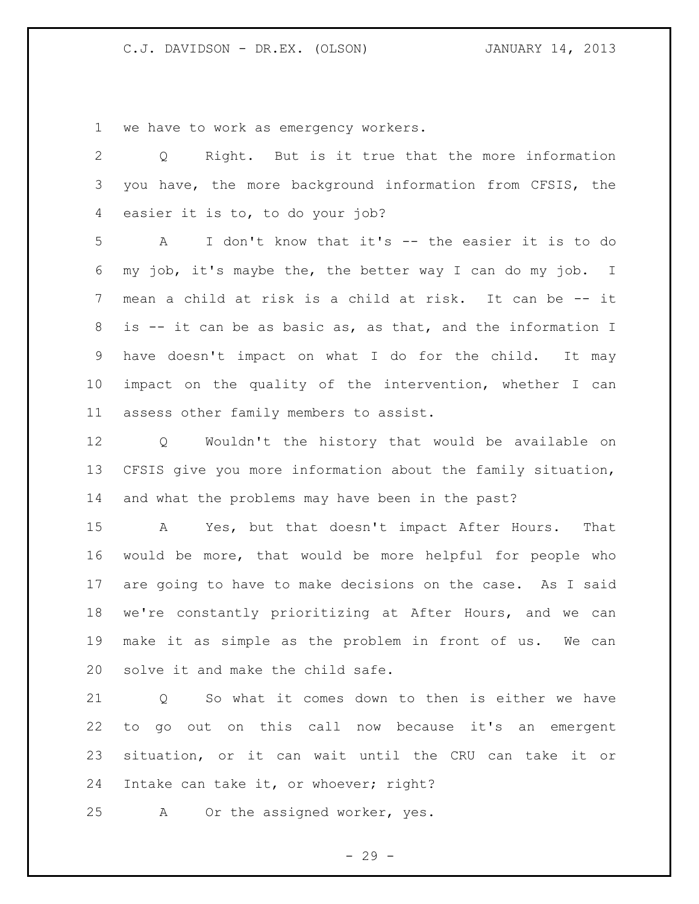we have to work as emergency workers.

Q Right. But is it true that the more information you have, the more background information from CFSIS, the easier it is to, to do your job?

A I don't know that it's -- the easier it is to do my job, it's maybe the, the better way I can do my job. I mean a child at risk is a child at risk. It can be -- it is -- it can be as basic as, as that, and the information I have doesn't impact on what I do for the child. It may impact on the quality of the intervention, whether I can assess other family members to assist.

Q Wouldn't the history that would be available on CFSIS give you more information about the family situation, and what the problems may have been in the past?

A Yes, but that doesn't impact After Hours. That would be more, that would be more helpful for people who are going to have to make decisions on the case. As I said we're constantly prioritizing at After Hours, and we can make it as simple as the problem in front of us. We can solve it and make the child safe.

Q So what it comes down to then is either we have to go out on this call now because it's an emergent situation, or it can wait until the CRU can take it or Intake can take it, or whoever; right?

A Or the assigned worker, yes.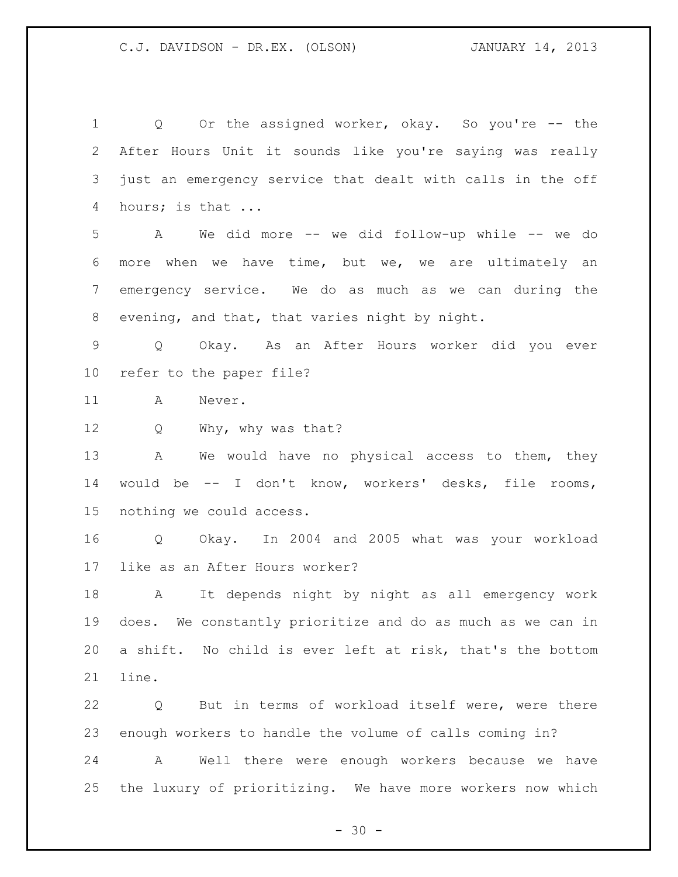Q Or the assigned worker, okay. So you're -- the After Hours Unit it sounds like you're saying was really just an emergency service that dealt with calls in the off hours; is that ...

A We did more -- we did follow-up while -- we do more when we have time, but we, we are ultimately an emergency service. We do as much as we can during the evening, and that, that varies night by night.

Q Okay. As an After Hours worker did you ever refer to the paper file?

A Never.

Q Why, why was that?

A We would have no physical access to them, they would be -- I don't know, workers' desks, file rooms, nothing we could access.

Q Okay. In 2004 and 2005 what was your workload like as an After Hours worker?

A It depends night by night as all emergency work does. We constantly prioritize and do as much as we can in a shift. No child is ever left at risk, that's the bottom line.

Q But in terms of workload itself were, were there enough workers to handle the volume of calls coming in?

A Well there were enough workers because we have the luxury of prioritizing. We have more workers now which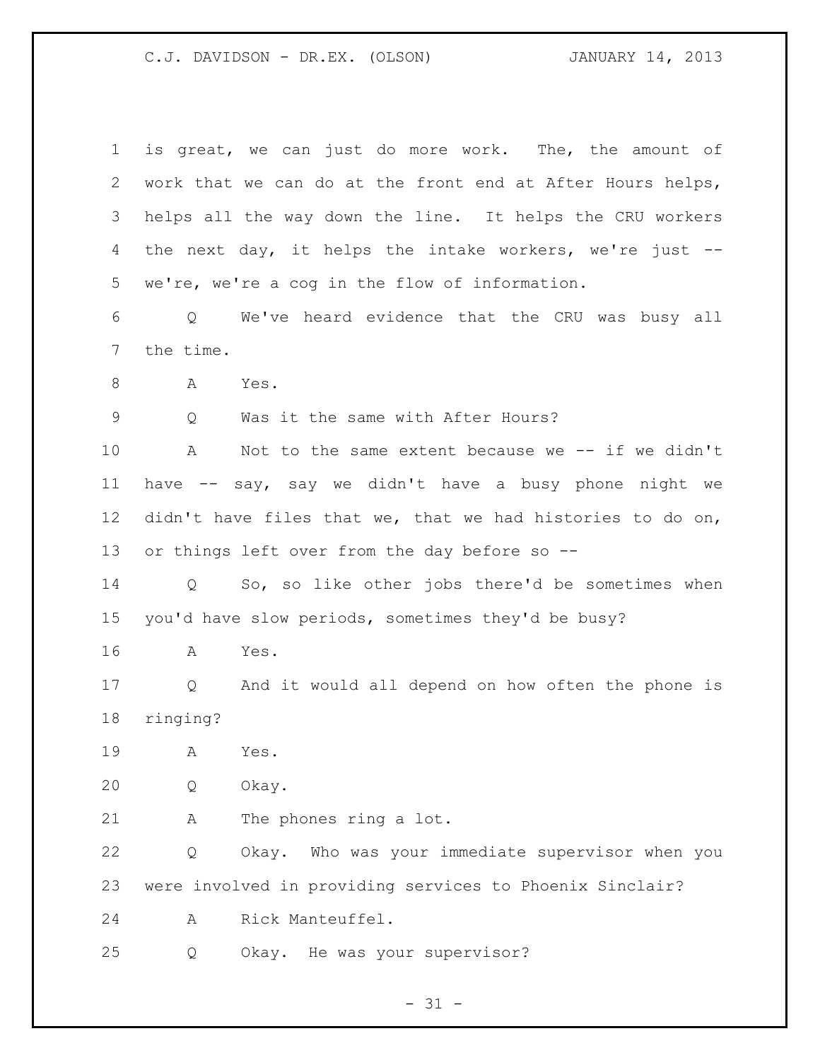is great, we can just do more work. The, the amount of work that we can do at the front end at After Hours helps, helps all the way down the line. It helps the CRU workers the next day, it helps the intake workers, we're just -- we're, we're a cog in the flow of information.

Q We've heard evidence that the CRU was busy all the time.

A Yes.

Q Was it the same with After Hours?

A Not to the same extent because we -- if we didn't have -- say, say we didn't have a busy phone night we didn't have files that we, that we had histories to do on, or things left over from the day before so --

Q So, so like other jobs there'd be sometimes when you'd have slow periods, sometimes they'd be busy?

A Yes.

Q And it would all depend on how often the phone is ringing?

A Yes.

Q Okay.

A The phones ring a lot.

Q Okay. Who was your immediate supervisor when you were involved in providing services to Phoenix Sinclair?

A Rick Manteuffel.

Q Okay. He was your supervisor?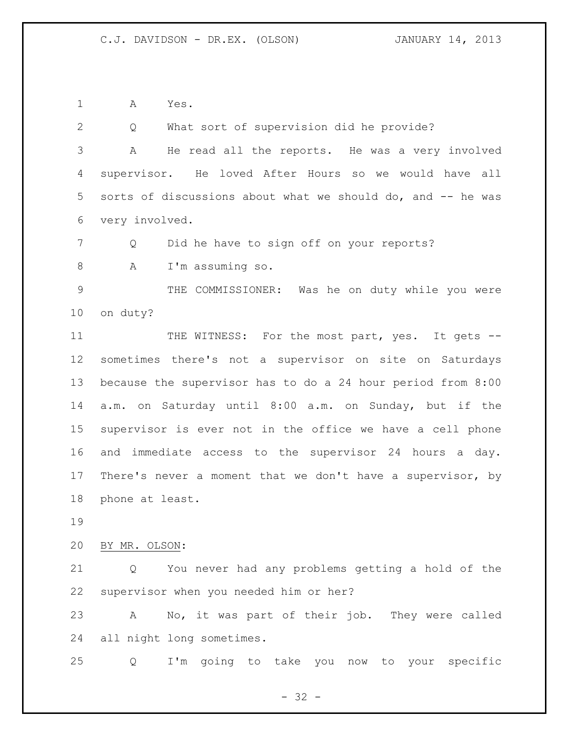A Yes.

Q What sort of supervision did he provide?

A He read all the reports. He was a very involved supervisor. He loved After Hours so we would have all sorts of discussions about what we should do, and -- he was very involved.

Q Did he have to sign off on your reports?

A I'm assuming so.

THE COMMISSIONER: Was he on duty while you were on duty?

THE WITNESS: For the most part, yes. It gets -- sometimes there's not a supervisor on site on Saturdays because the supervisor has to do a 24 hour period from 8:00 a.m. on Saturday until 8:00 a.m. on Sunday, but if the supervisor is ever not in the office we have a cell phone and immediate access to the supervisor 24 hours a day. There's never a moment that we don't have a supervisor, by phone at least.

BY MR. OLSON:

Q You never had any problems getting a hold of the supervisor when you needed him or her?

A No, it was part of their job. They were called all night long sometimes.

Q I'm going to take you now to your specific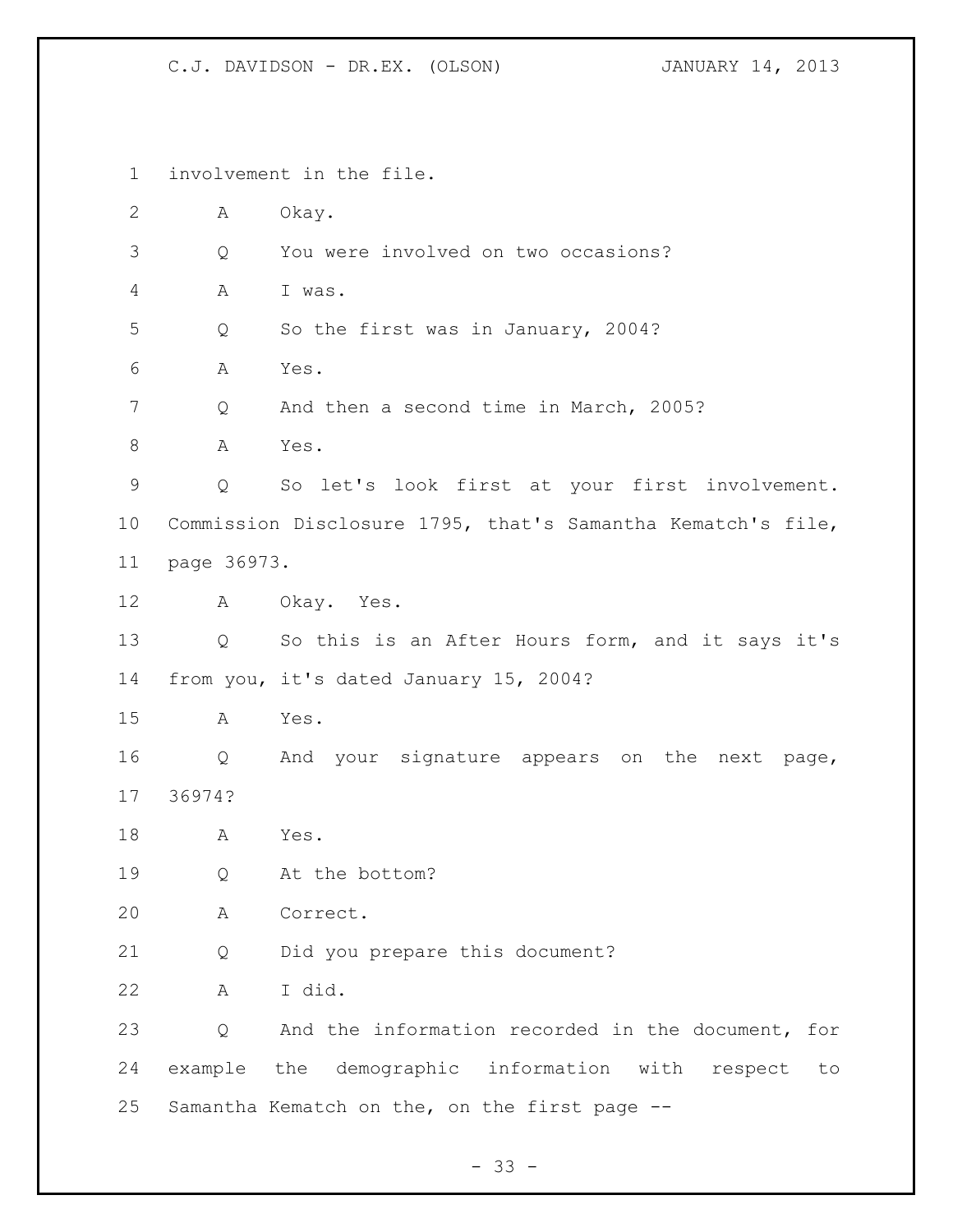involvement in the file.

A Okay.

Q You were involved on two occasions?

A I was.

Q So the first was in January, 2004?

A Yes.

Q And then a second time in March, 2005?

A Yes.

Q So let's look first at your first involvement. Commission Disclosure 1795, that's Samantha Kematch's file, page 36973.

A Okay. Yes.

Q So this is an After Hours form, and it says it's from you, it's dated January 15, 2004?

A Yes.

Q And your signature appears on the next page, 36974?

A Yes.

Q At the bottom?

A Correct.

Q Did you prepare this document?

A I did.

Q And the information recorded in the document, for example the demographic information with respect to Samantha Kematch on the, on the first page --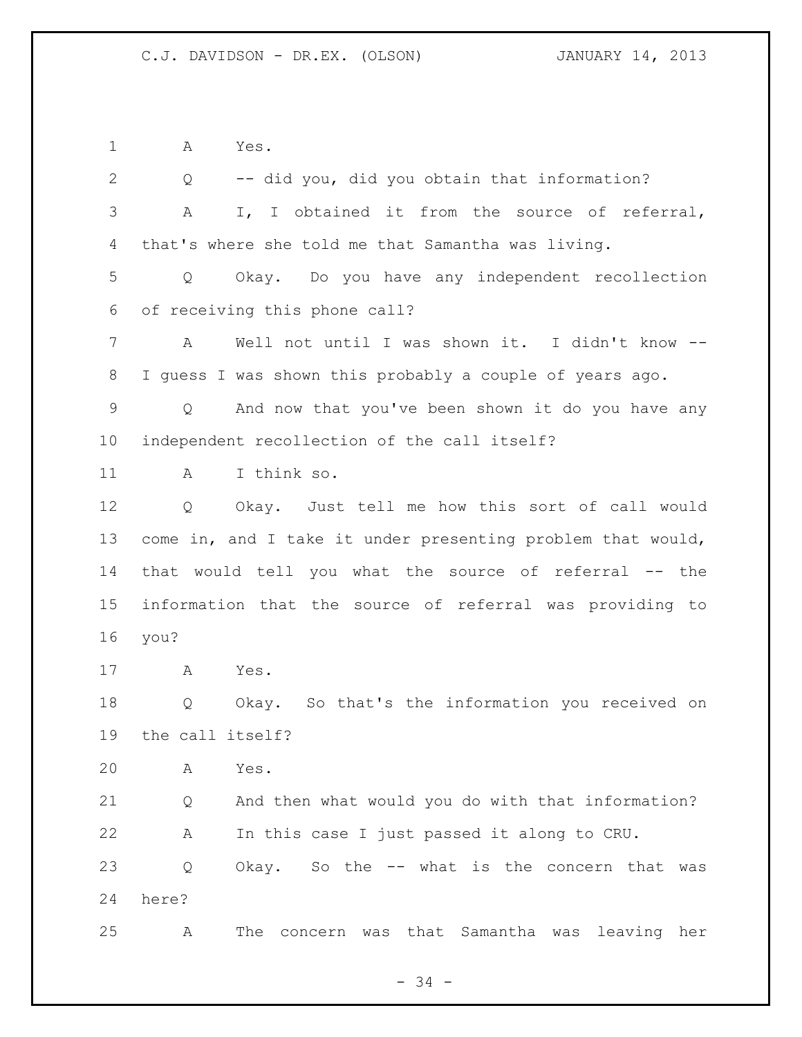1 A Yes.

2 Q -- did you, did you obtain that information?

3 A I, I obtained it from the source of referral,

4 that's where she told me that Samantha was living.

5 Q Okay. Do you have any independent recollection

6 of receiving this phone call?

7 A Well not until I was shown it. I didn't know --

8 I guess I was shown this probably a couple of years ago.

9 Q And now that you've been shown it do you have any

10 independent recollection of the call itself?

11 A I think so.

12 Q Okay. Just tell me how this sort of call would

13 come in, and I take it under presenting problem that would,

14 that would tell you what the source of referral -- the

15 information that the source of referral was providing to

16 you?

17 A Yes.

18 Q Okay. So that's the information you received on

19 the call itself?

20 A Yes.

21 Q And then what would you do with that information?

22 A In this case I just passed it along to CRU.

23 Q Okay. So the -- what is the concern that was

24 here?

25 A The concern was that Samantha was leaving her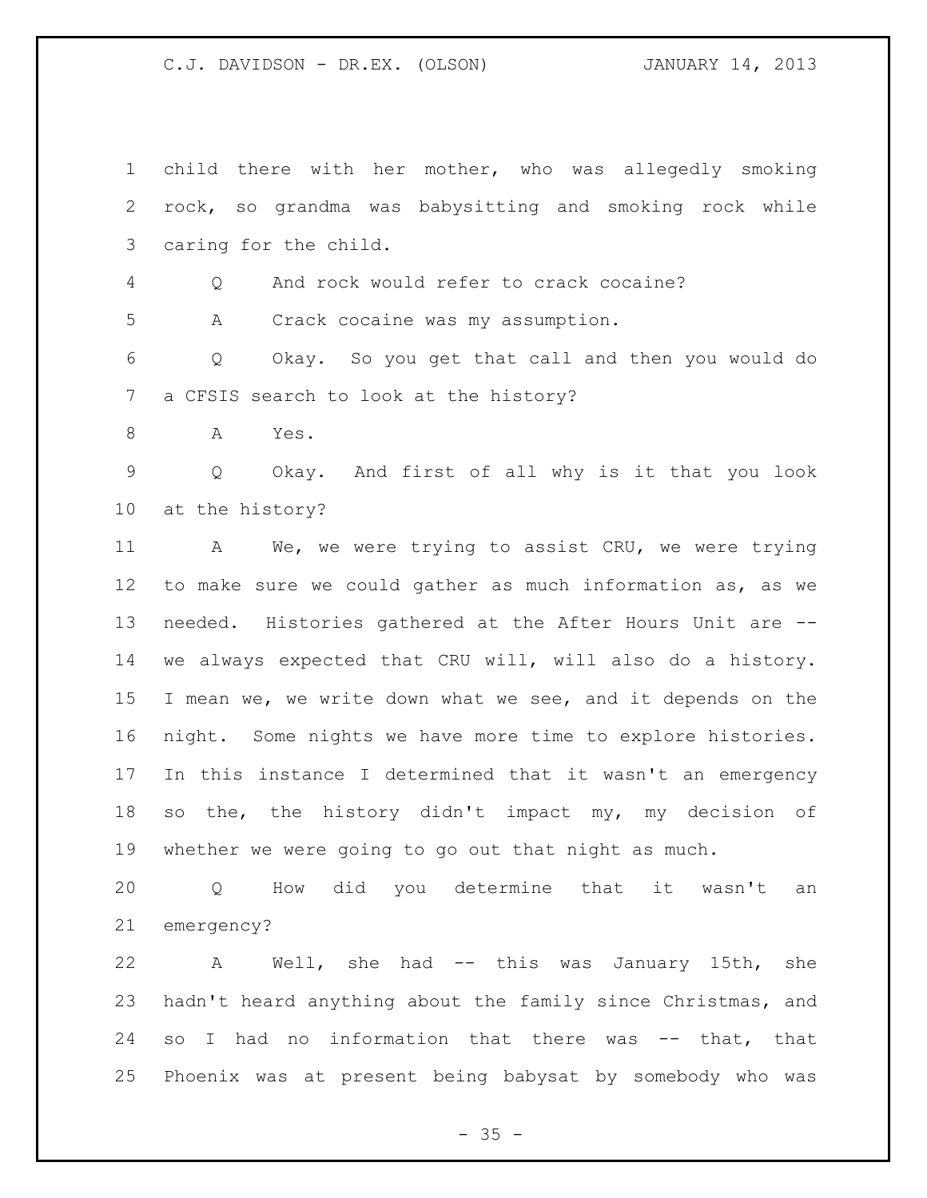child there with her mother, who was allegedly smoking rock, so grandma was babysitting and smoking rock while caring for the child.

Q And rock would refer to crack cocaine?

A Crack cocaine was my assumption.

Q Okay. So you get that call and then you would do a CFSIS search to look at the history?

A Yes.

Q Okay. And first of all why is it that you look at the history?

A We, we were trying to assist CRU, we were trying to make sure we could gather as much information as, as we needed. Histories gathered at the After Hours Unit are -- we always expected that CRU will, will also do a history. I mean we, we write down what we see, and it depends on the night. Some nights we have more time to explore histories. In this instance I determined that it wasn't an emergency so the, the history didn't impact my, my decision of whether we were going to go out that night as much.

Q How did you determine that it wasn't an emergency?

A Well, she had -- this was January 15th, she hadn't heard anything about the family since Christmas, and so I had no information that there was -- that, that Phoenix was at present being babysat by somebody who was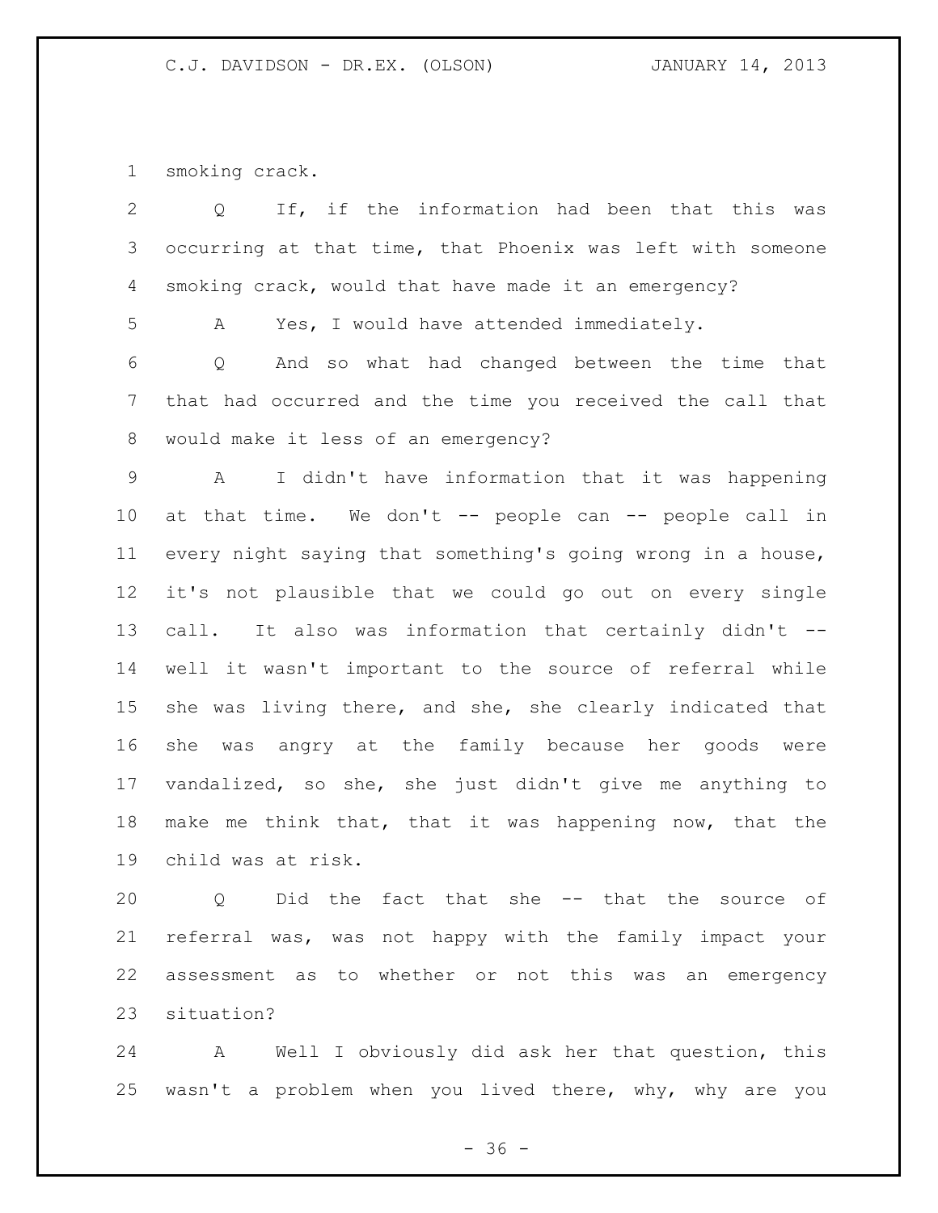smoking crack.

Q If, if the information had been that this was occurring at that time, that Phoenix was left with someone smoking crack, would that have made it an emergency?

A Yes, I would have attended immediately.

Q And so what had changed between the time that that had occurred and the time you received the call that would make it less of an emergency?

A I didn't have information that it was happening at that time. We don't -- people can -- people call in every night saying that something's going wrong in a house, it's not plausible that we could go out on every single call. It also was information that certainly didn't -- well it wasn't important to the source of referral while she was living there, and she, she clearly indicated that she was angry at the family because her goods were vandalized, so she, she just didn't give me anything to make me think that, that it was happening now, that the child was at risk.

Q Did the fact that she -- that the source of referral was, was not happy with the family impact your assessment as to whether or not this was an emergency situation?

A Well I obviously did ask her that question, this wasn't a problem when you lived there, why, why are you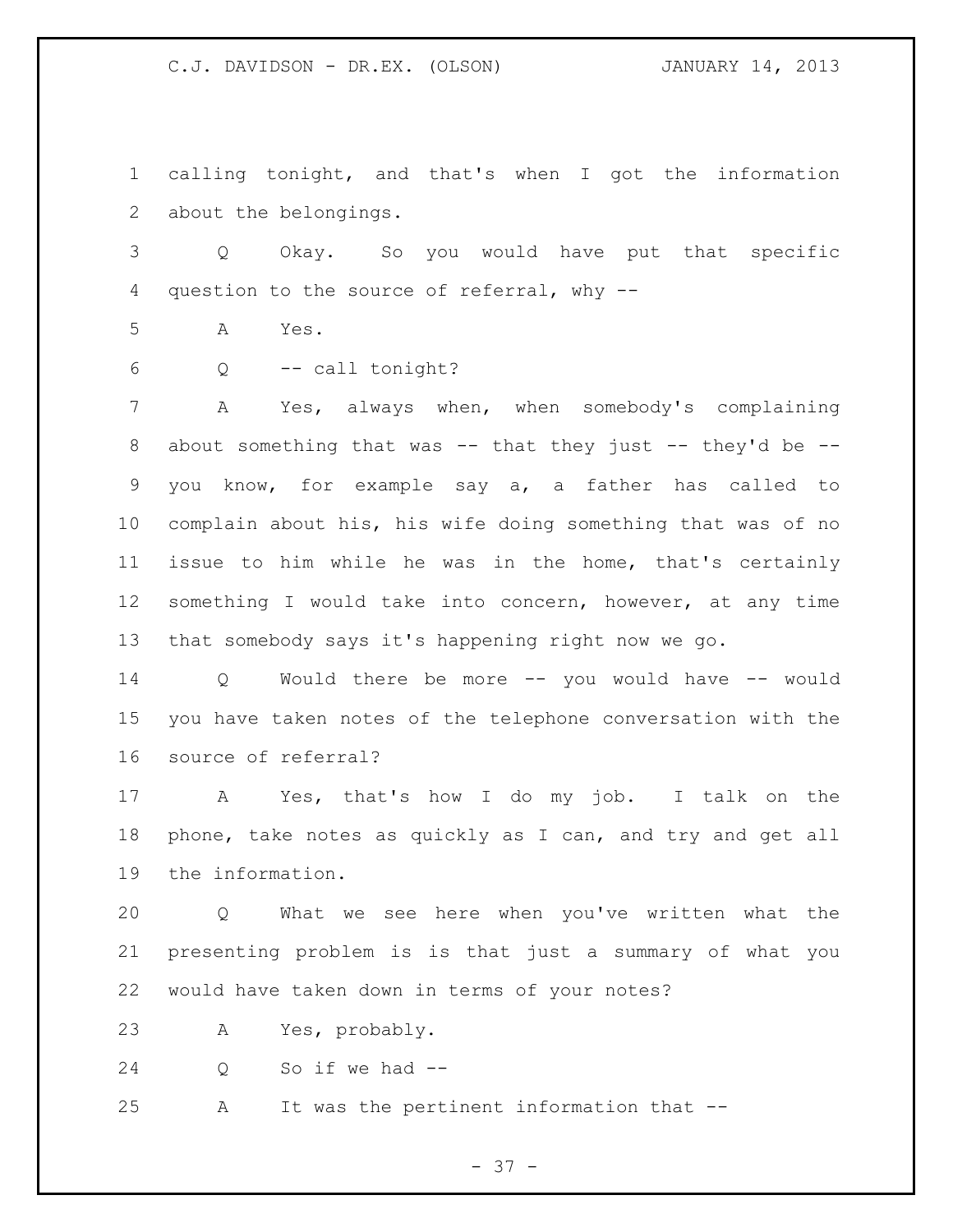calling tonight, and that's when I got the information about the belongings.

Q Okay. So you would have put that specific question to the source of referral, why --

A Yes.

Q -- call tonight?

A Yes, always when, when somebody's complaining about something that was -- that they just -- they'd be -- you know, for example say a, a father has called to complain about his, his wife doing something that was of no issue to him while he was in the home, that's certainly something I would take into concern, however, at any time that somebody says it's happening right now we go.

Q Would there be more -- you would have -- would you have taken notes of the telephone conversation with the source of referral?

A Yes, that's how I do my job. I talk on the phone, take notes as quickly as I can, and try and get all the information.

Q What we see here when you've written what the presenting problem is is that just a summary of what you would have taken down in terms of your notes?

A Yes, probably.

Q So if we had --

A It was the pertinent information that --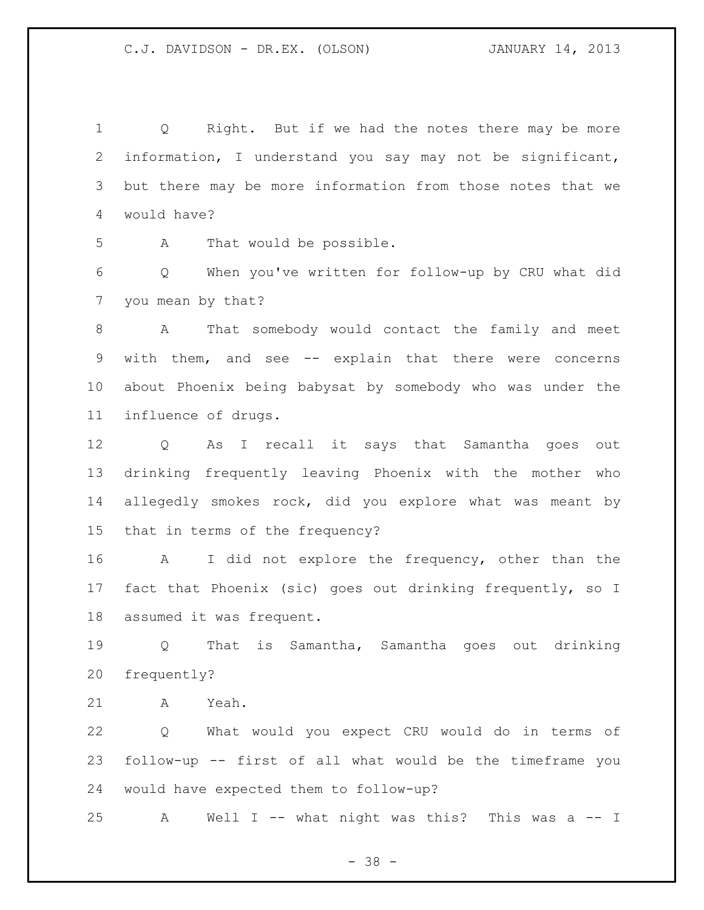Q Right. But if we had the notes there may be more information, I understand you say may not be significant, but there may be more information from those notes that we would have?

A That would be possible.

Q When you've written for follow-up by CRU what did you mean by that?

A That somebody would contact the family and meet with them, and see -- explain that there were concerns about Phoenix being babysat by somebody who was under the influence of drugs.

Q As I recall it says that Samantha goes out drinking frequently leaving Phoenix with the mother who allegedly smokes rock, did you explore what was meant by that in terms of the frequency?

A I did not explore the frequency, other than the fact that Phoenix (sic) goes out drinking frequently, so I assumed it was frequent.

Q That is Samantha, Samantha goes out drinking frequently?

A Yeah.

Q What would you expect CRU would do in terms of follow-up -- first of all what would be the timeframe you would have expected them to follow-up?

A Well I -- what night was this? This was a -- I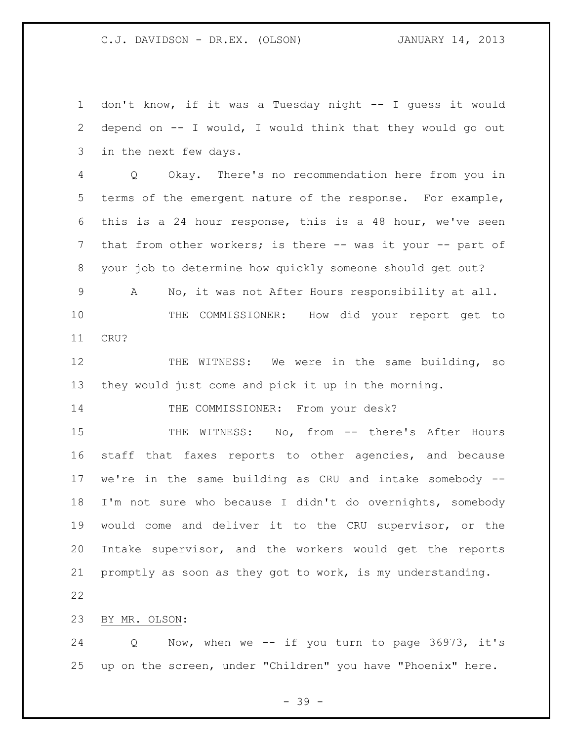don't know, if it was a Tuesday night -- I guess it would depend on -- I would, I would think that they would go out in the next few days.

Q Okay. There's no recommendation here from you in terms of the emergent nature of the response. For example, this is a 24 hour response, this is a 48 hour, we've seen that from other workers; is there -- was it your -- part of your job to determine how quickly someone should get out?

A No, it was not After Hours responsibility at all.

THE COMMISSIONER: How did your report get to CRU?

THE WITNESS: We were in the same building, so they would just come and pick it up in the morning.

THE COMMISSIONER: From your desk?

THE WITNESS: No, from -- there's After Hours staff that faxes reports to other agencies, and because we're in the same building as CRU and intake somebody -- I'm not sure who because I didn't do overnights, somebody would come and deliver it to the CRU supervisor, or the Intake supervisor, and the workers would get the reports promptly as soon as they got to work, is my understanding.

BY MR. OLSON:

Q Now, when we -- if you turn to page 36973, it's up on the screen, under "Children" you have "Phoenix" here.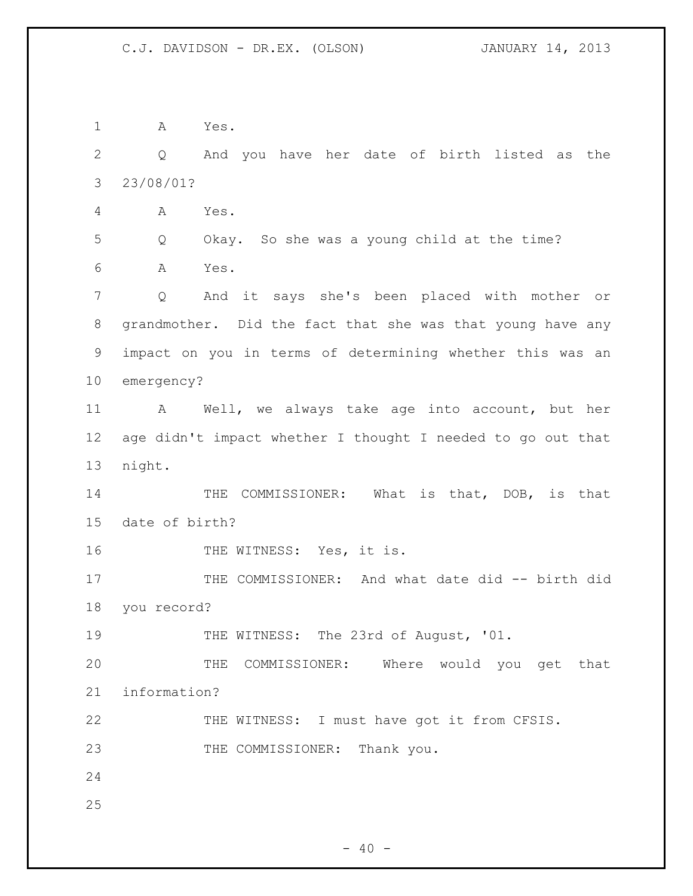A Yes.

Q And you have her date of birth listed as the 23/08/01?

A Yes.

Q Okay. So she was a young child at the time?

A Yes.

Q And it says she's been placed with mother or grandmother. Did the fact that she was that young have any impact on you in terms of determining whether this was an emergency?

A Well, we always take age into account, but her age didn't impact whether I thought I needed to go out that night.

THE COMMISSIONER: What is that, DOB, is that date of birth?

THE WITNESS: Yes, it is.

THE COMMISSIONER: And what date did -- birth did you record?

THE WITNESS: The 23rd of August, '01.

THE COMMISSIONER: Where would you get that information?

THE WITNESS: I must have got it from CFSIS.

THE COMMISSIONER: Thank you.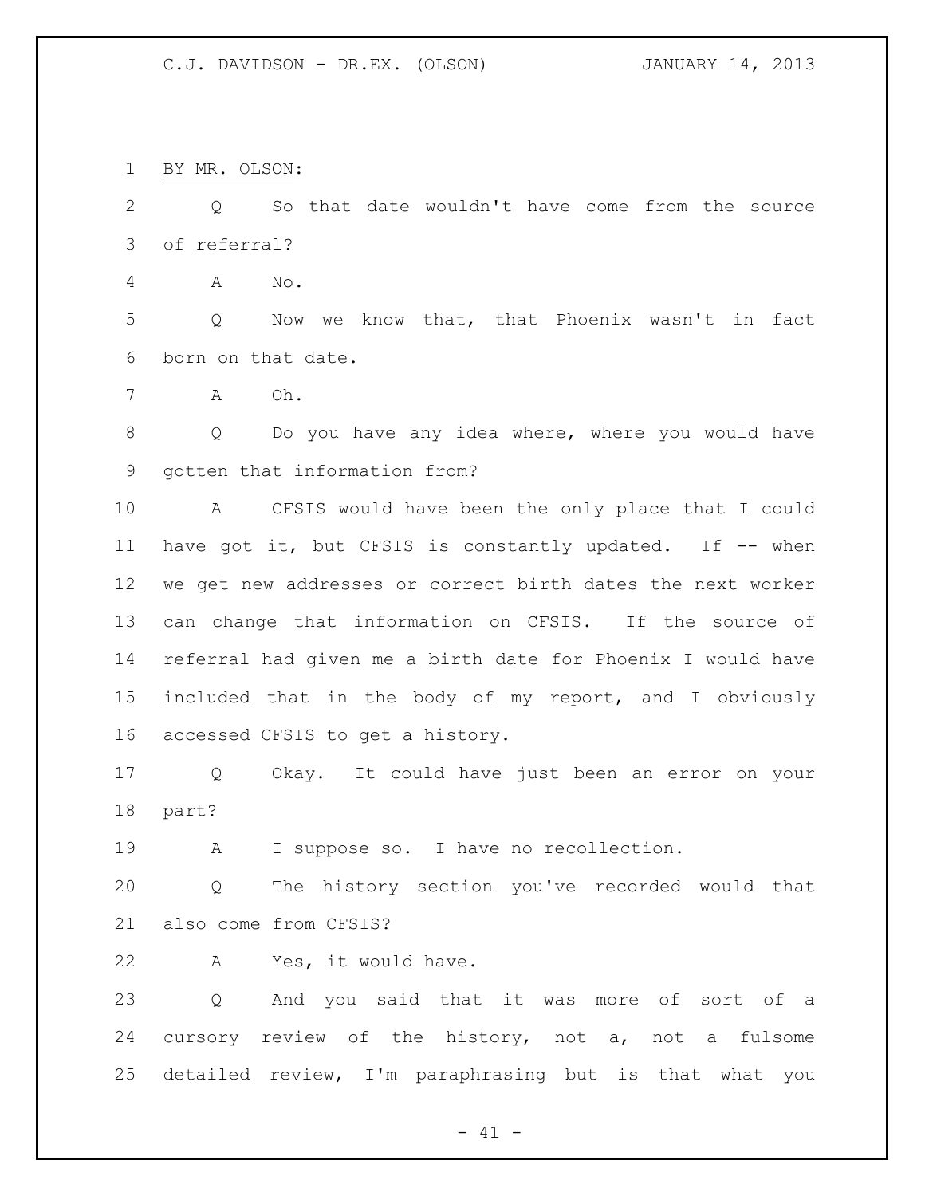BY MR. OLSON:

Q So that date wouldn't have come from the source of referral?

A No.

Q Now we know that, that Phoenix wasn't in fact born on that date.

A Oh.

Q Do you have any idea where, where you would have gotten that information from?

A CFSIS would have been the only place that I could have got it, but CFSIS is constantly updated. If -- when we get new addresses or correct birth dates the next worker can change that information on CFSIS. If the source of referral had given me a birth date for Phoenix I would have included that in the body of my report, and I obviously accessed CFSIS to get a history.

Q Okay. It could have just been an error on your part?

A I suppose so. I have no recollection.

Q The history section you've recorded would that also come from CFSIS?

A Yes, it would have.

Q And you said that it was more of sort of a cursory review of the history, not a, not a fulsome detailed review, I'm paraphrasing but is that what you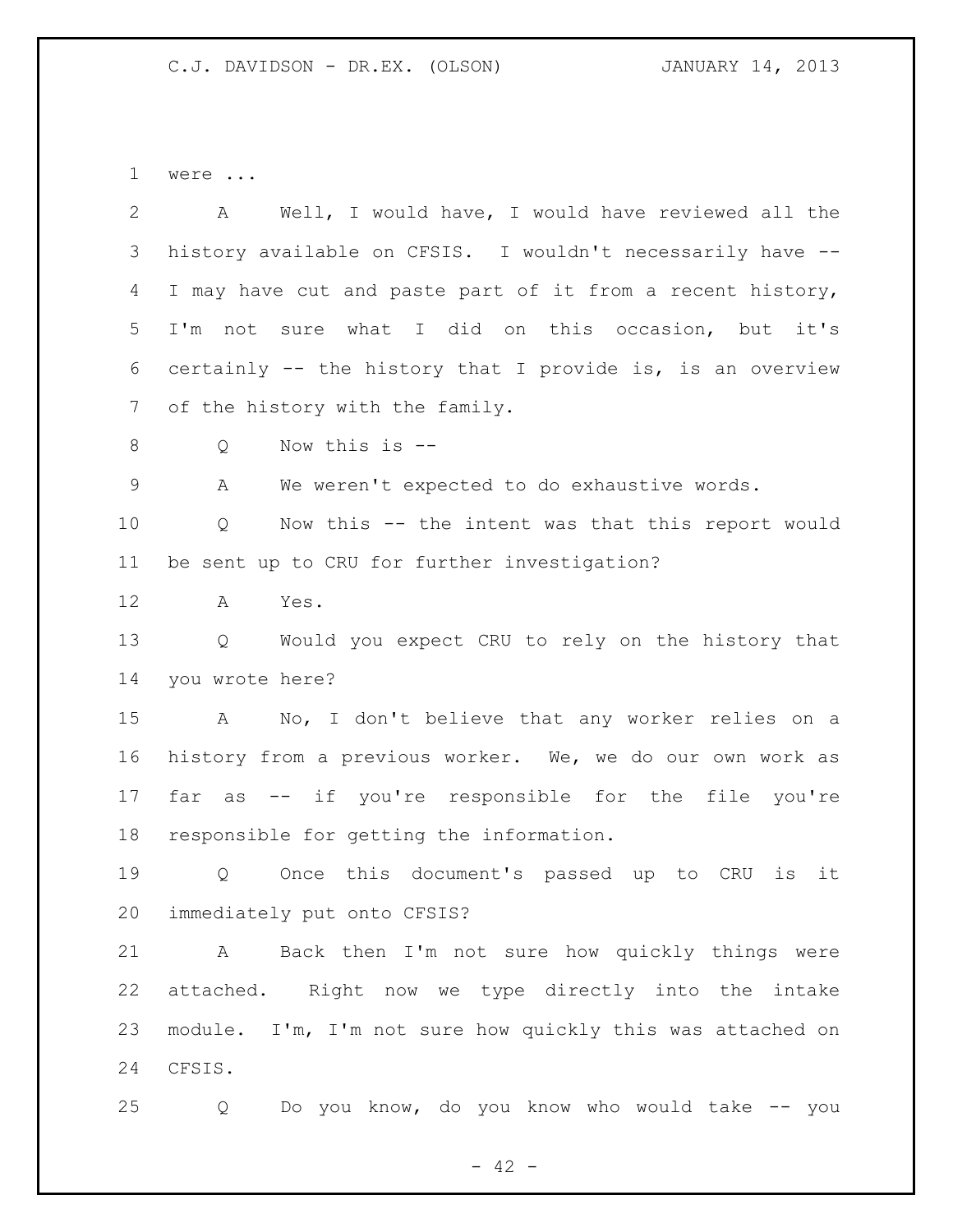were ...

A Well, I would have, I would have reviewed all the history available on CFSIS. I wouldn't necessarily have -- I may have cut and paste part of it from a recent history, I'm not sure what I did on this occasion, but it's certainly -- the history that I provide is, is an overview of the history with the family.

Q Now this is --

A We weren't expected to do exhaustive words.

Q Now this -- the intent was that this report would be sent up to CRU for further investigation?

A Yes.

Q Would you expect CRU to rely on the history that you wrote here?

A No, I don't believe that any worker relies on a history from a previous worker. We, we do our own work as far as -- if you're responsible for the file you're responsible for getting the information.

Q Once this document's passed up to CRU is it immediately put onto CFSIS?

A Back then I'm not sure how quickly things were attached. Right now we type directly into the intake module. I'm, I'm not sure how quickly this was attached on CFSIS.

Q Do you know, do you know who would take -- you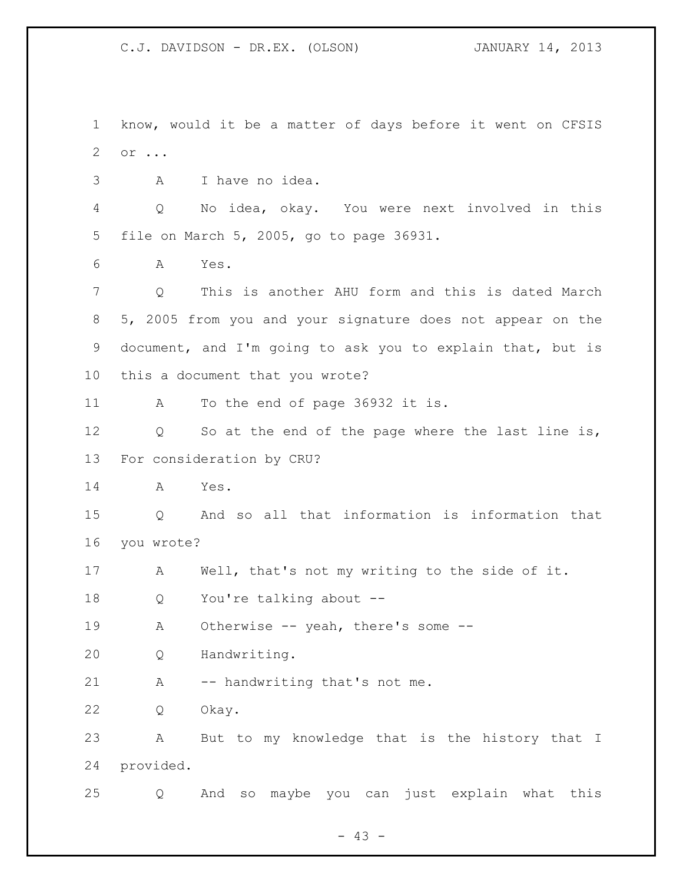know, would it be a matter of days before it went on CFSIS or ...

A I have no idea.

Q No idea, okay. You were next involved in this file on March 5, 2005, go to page 36931.

A Yes.

Q This is another AHU form and this is dated March 5, 2005 from you and your signature does not appear on the document, and I'm going to ask you to explain that, but is this a document that you wrote?

A To the end of page 36932 it is.

Q So at the end of the page where the last line is, For consideration by CRU?

A Yes.

Q And so all that information is information that you wrote?

A Well, that's not my writing to the side of it.

Q You're talking about --

A Otherwise -- yeah, there's some --

Q Handwriting.

A -- handwriting that's not me.

Q Okay.

A But to my knowledge that is the history that I provided.

Q And so maybe you can just explain what this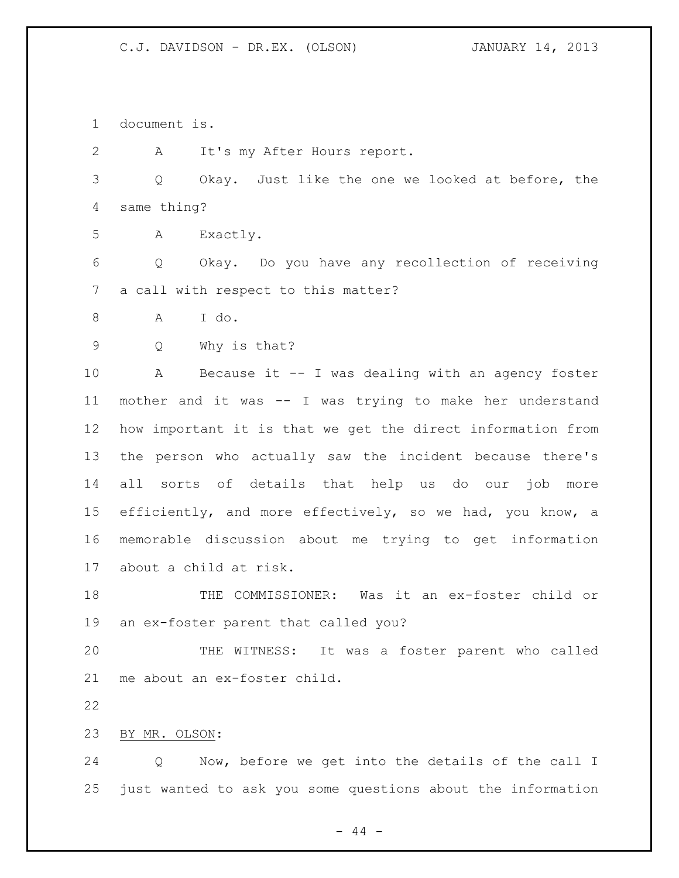document is.

A It's my After Hours report.

Q Okay. Just like the one we looked at before, the same thing?

A Exactly.

Q Okay. Do you have any recollection of receiving a call with respect to this matter?

A I do.

Q Why is that?

A Because it -- I was dealing with an agency foster mother and it was -- I was trying to make her understand how important it is that we get the direct information from the person who actually saw the incident because there's all sorts of details that help us do our job more efficiently, and more effectively, so we had, you know, a memorable discussion about me trying to get information about a child at risk.

THE COMMISSIONER: Was it an ex-foster child or an ex-foster parent that called you?

THE WITNESS: It was a foster parent who called me about an ex-foster child.

BY MR. OLSON:

Q Now, before we get into the details of the call I just wanted to ask you some questions about the information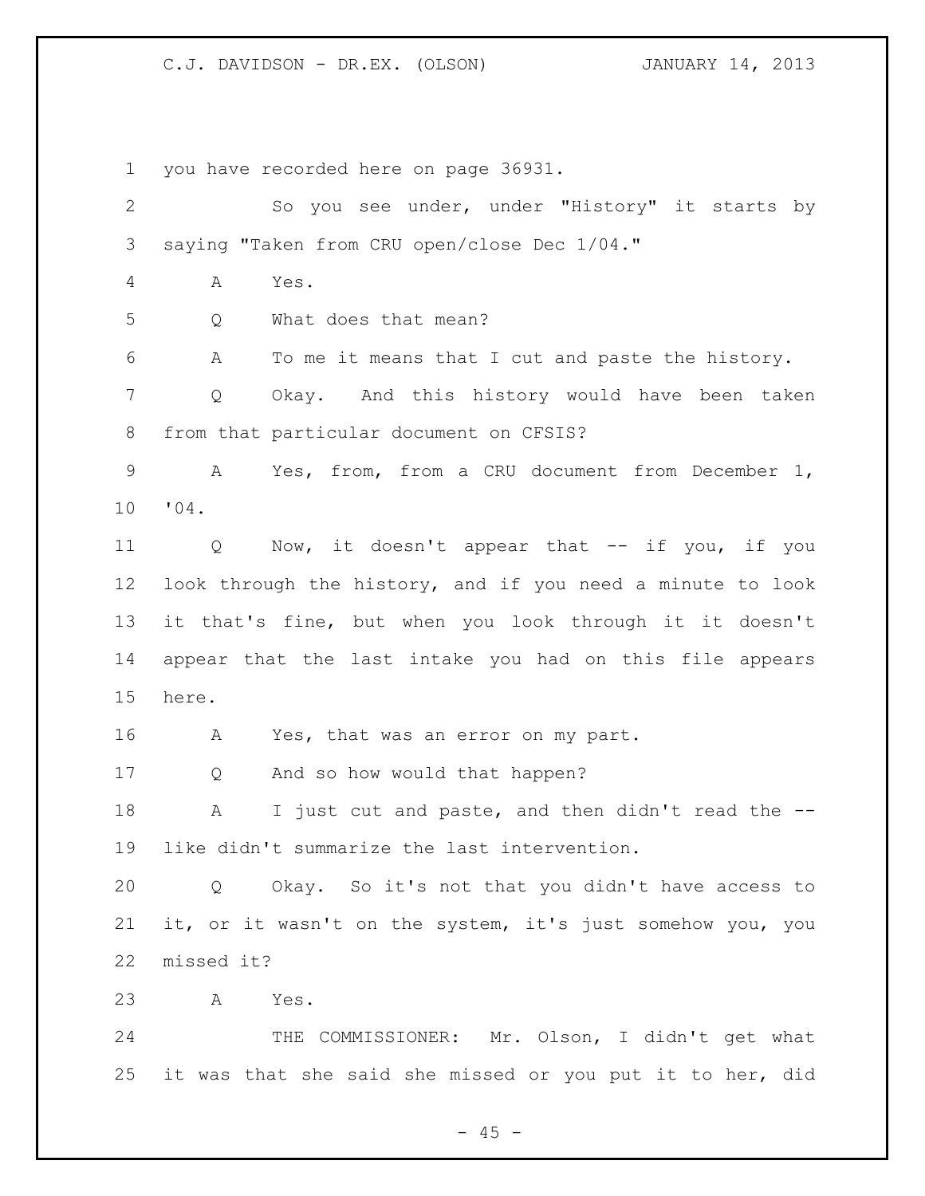you have recorded here on page 36931.

So you see under, under "History" it starts by saying "Taken from CRU open/close Dec 1/04."

A Yes.

Q What does that mean?

A To me it means that I cut and paste the history.

Q Okay. And this history would have been taken from that particular document on CFSIS?

A Yes, from, from a CRU document from December 1, '04.

Q Now, it doesn't appear that -- if you, if you look through the history, and if you need a minute to look it that's fine, but when you look through it it doesn't appear that the last intake you had on this file appears here.

A Yes, that was an error on my part.

Q And so how would that happen?

A I just cut and paste, and then didn't read the -- like didn't summarize the last intervention.

Q Okay. So it's not that you didn't have access to it, or it wasn't on the system, it's just somehow you, you missed it?

A Yes.

THE COMMISSIONER: Mr. Olson, I didn't get what it was that she said she missed or you put it to her, did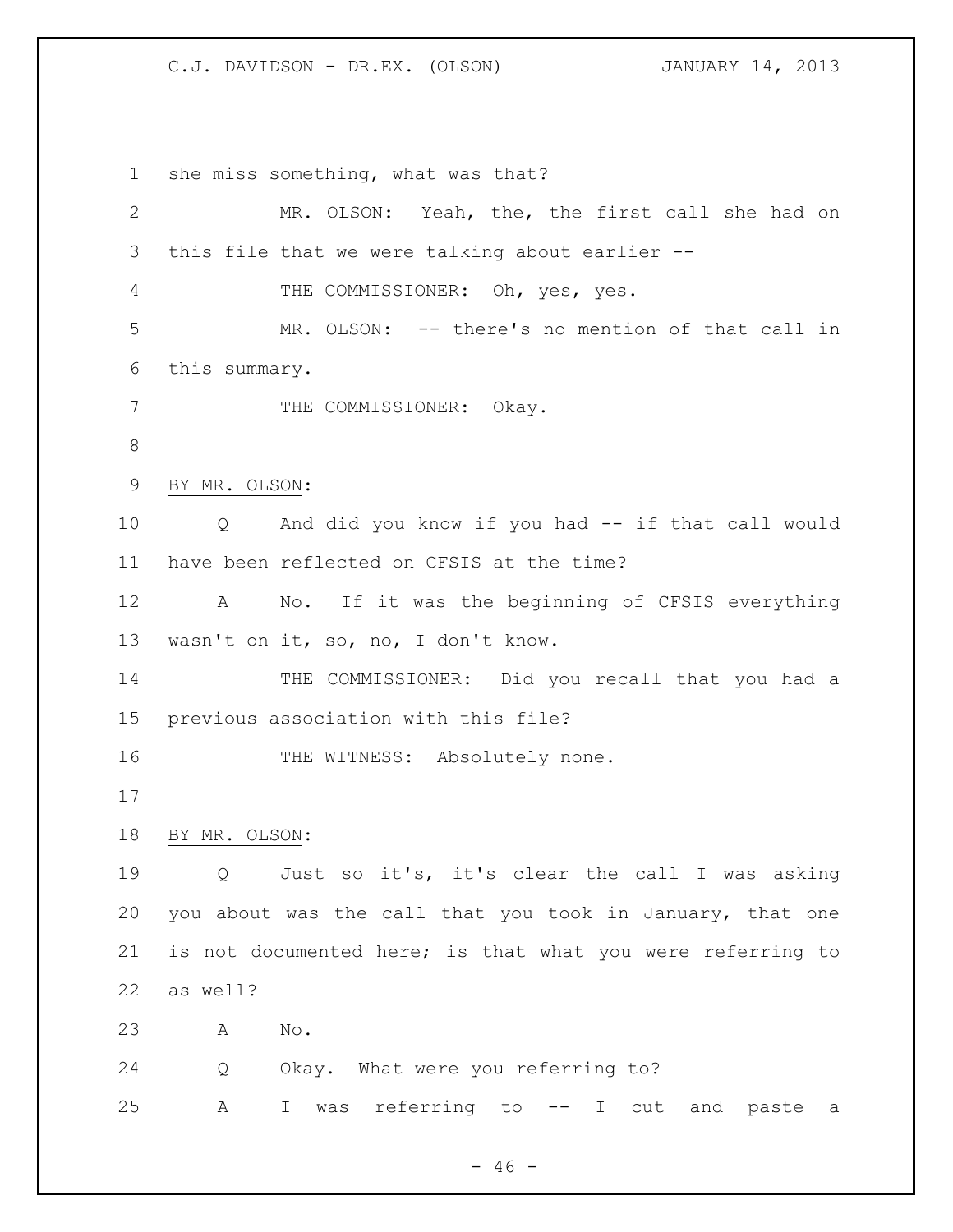she miss something, what was that?

MR. OLSON: Yeah, the, the first call she had on this file that we were talking about earlier --

THE COMMISSIONER: Oh, yes, yes.

MR. OLSON: -- there's no mention of that call in this summary.

THE COMMISSIONER: Okay.

BY MR. OLSON:

Q And did you know if you had -- if that call would have been reflected on CFSIS at the time?

A No. If it was the beginning of CFSIS everything wasn't on it, so, no, I don't know.

THE COMMISSIONER: Did you recall that you had a previous association with this file?

THE WITNESS: Absolutely none.

BY MR. OLSON:

Q Just so it's, it's clear the call I was asking you about was the call that you took in January, that one is not documented here; is that what you were referring to as well?

A No.

Q Okay. What were you referring to?

A I was referring to -- I cut and paste a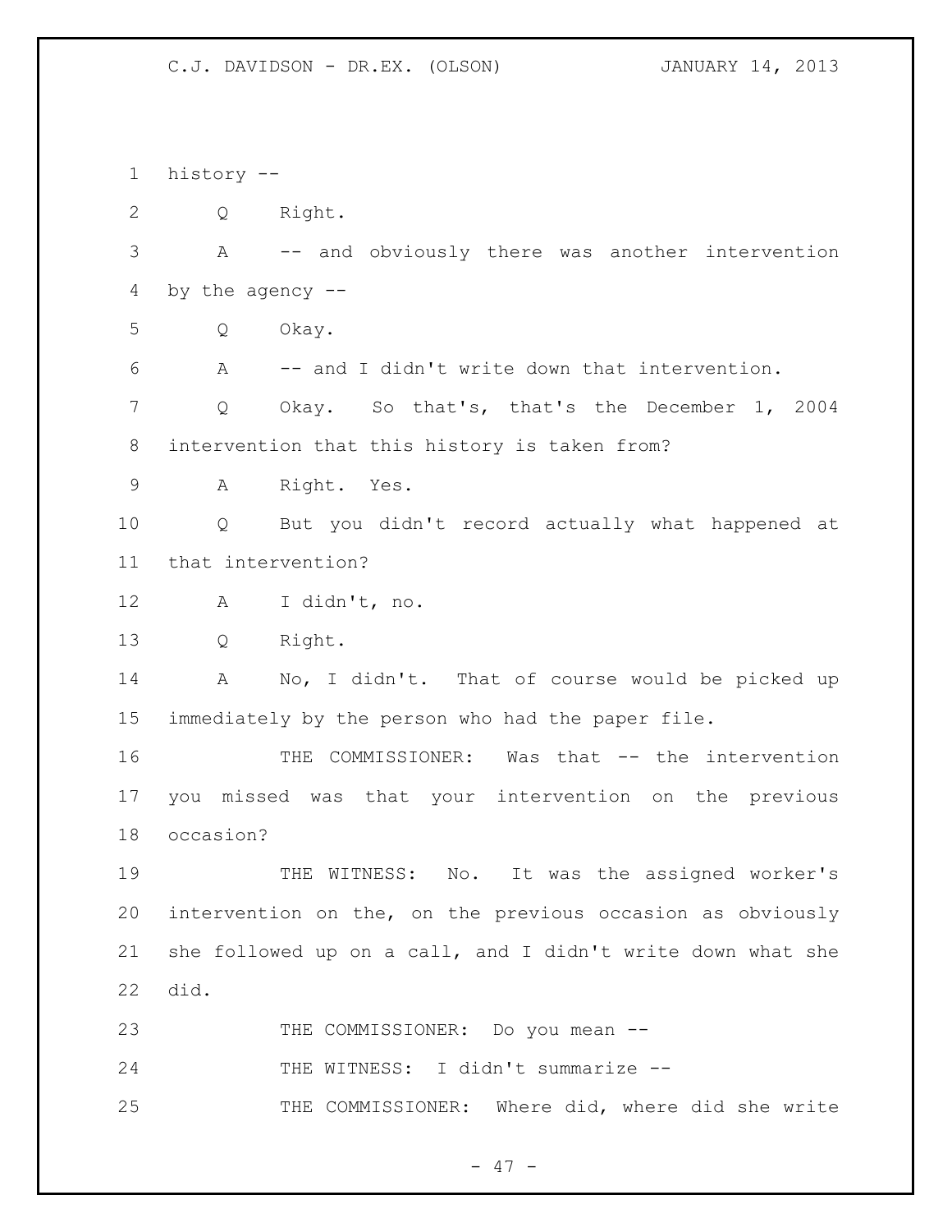history --

Q Right.

A -- and obviously there was another intervention by the agency --

Q Okay.

A -- and I didn't write down that intervention.

Q Okay. So that's, that's the December 1, 2004 intervention that this history is taken from?

A Right. Yes.

Q But you didn't record actually what happened at that intervention?

A I didn't, no.

Q Right.

A No, I didn't. That of course would be picked up immediately by the person who had the paper file.

THE COMMISSIONER: Was that -- the intervention you missed was that your intervention on the previous occasion?

THE WITNESS: No. It was the assigned worker's intervention on the, on the previous occasion as obviously she followed up on a call, and I didn't write down what she did.

THE COMMISSIONER: Do you mean --

THE WITNESS: I didn't summarize --

THE COMMISSIONER: Where did, where did she write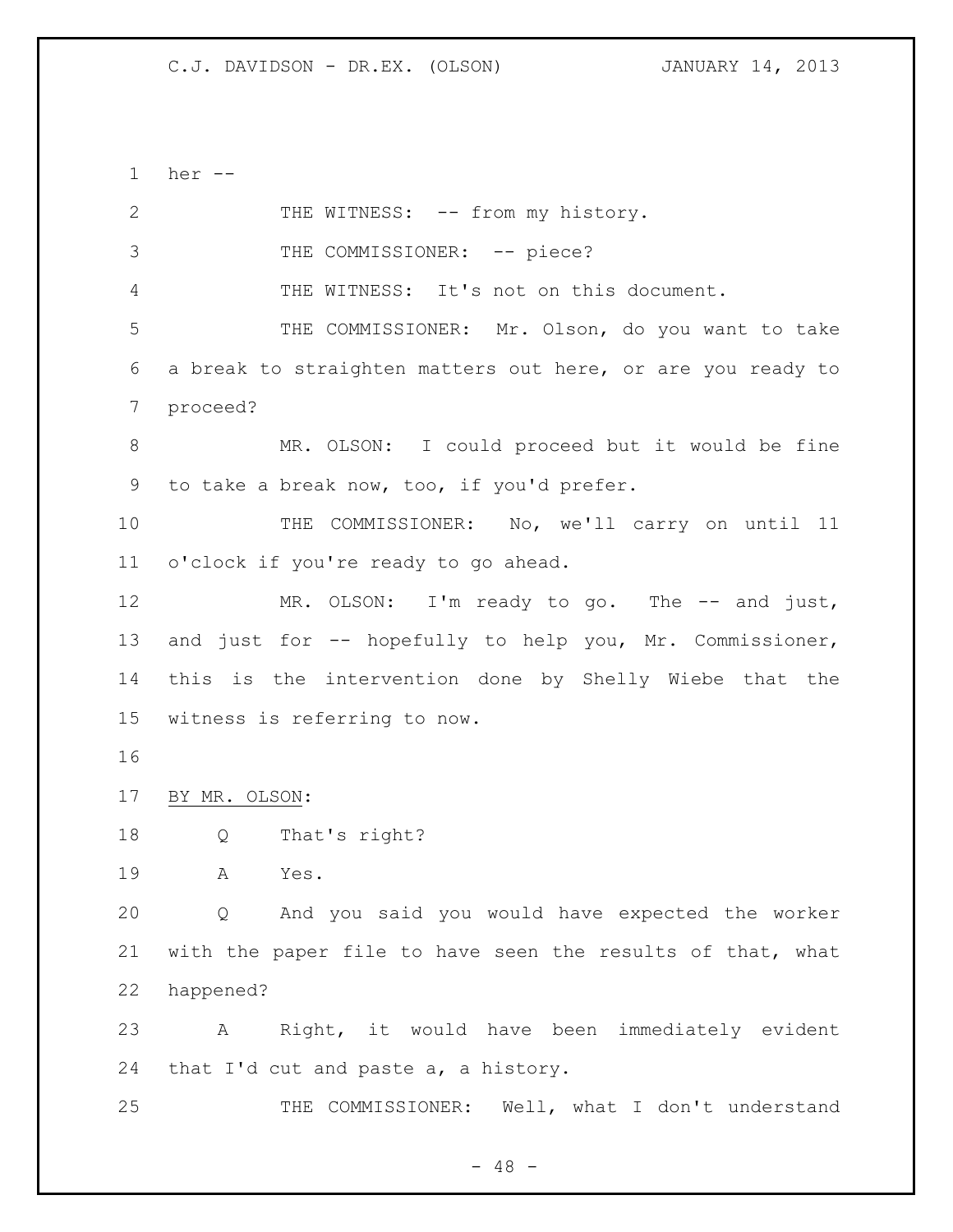her --

THE WITNESS: -- from my history.

THE COMMISSIONER: -- piece?

THE WITNESS: It's not on this document.

THE COMMISSIONER: Mr. Olson, do you want to take a break to straighten matters out here, or are you ready to proceed?

MR. OLSON: I could proceed but it would be fine to take a break now, too, if you'd prefer.

THE COMMISSIONER: No, we'll carry on until 11 o'clock if you're ready to go ahead.

MR. OLSON: I'm ready to go. The -- and just, and just for -- hopefully to help you, Mr. Commissioner, this is the intervention done by Shelly Wiebe that the witness is referring to now.

BY MR. OLSON:

Q That's right?

A Yes.

Q And you said you would have expected the worker with the paper file to have seen the results of that, what happened?

A Right, it would have been immediately evident that I'd cut and paste a, a history.

THE COMMISSIONER: Well, what I don't understand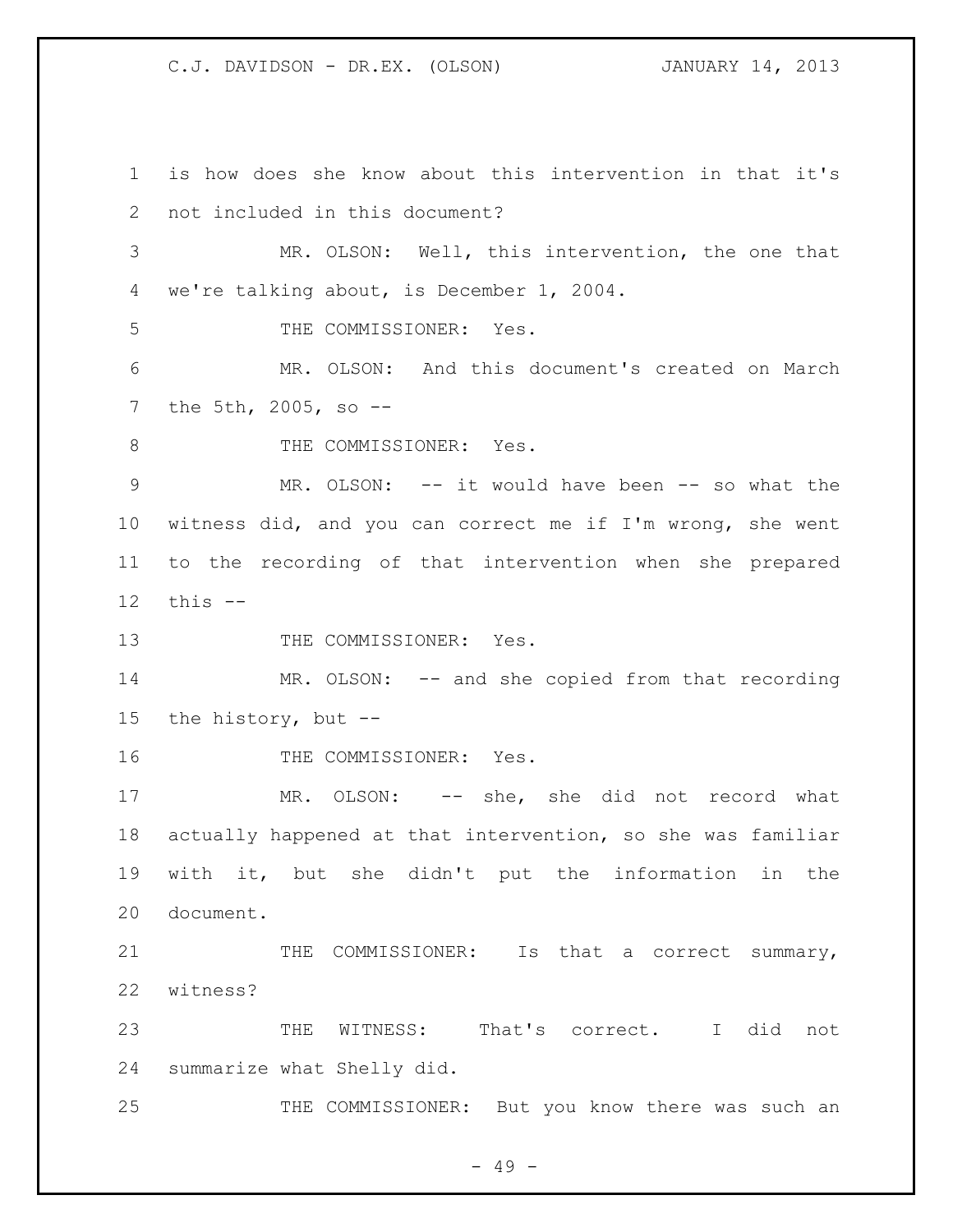is how does she know about this intervention in that it's not included in this document?

MR. OLSON: Well, this intervention, the one that we're talking about, is December 1, 2004.

THE COMMISSIONER: Yes.

MR. OLSON: And this document's created on March the 5th, 2005, so --

THE COMMISSIONER: Yes.

MR. OLSON: -- it would have been -- so what the witness did, and you can correct me if I'm wrong, she went to the recording of that intervention when she prepared this --

THE COMMISSIONER: Yes.

MR. OLSON: -- and she copied from that recording the history, but --

THE COMMISSIONER: Yes.

MR. OLSON: -- she, she did not record what actually happened at that intervention, so she was familiar with it, but she didn't put the information in the document.

THE COMMISSIONER: Is that a correct summary, witness?

THE WITNESS: That's correct. I did not summarize what Shelly did.

THE COMMISSIONER: But you know there was such an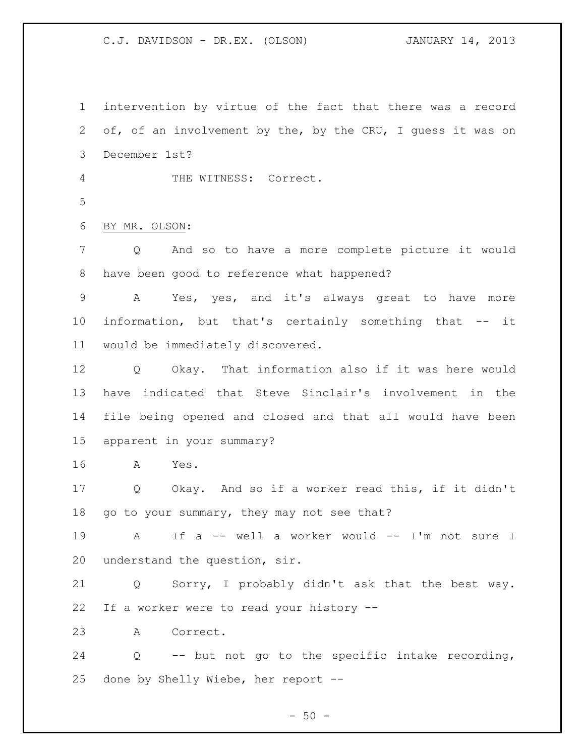intervention by virtue of the fact that there was a record of, of an involvement by the, by the CRU, I guess it was on December 1st?

THE WITNESS: Correct.

BY MR. OLSON:

Q And so to have a more complete picture it would have been good to reference what happened?

A Yes, yes, and it's always great to have more information, but that's certainly something that -- it would be immediately discovered.

Q Okay. That information also if it was here would have indicated that Steve Sinclair's involvement in the file being opened and closed and that all would have been apparent in your summary?

A Yes.

Q Okay. And so if a worker read this, if it didn't go to your summary, they may not see that?

A If a -- well a worker would -- I'm not sure I understand the question, sir.

Q Sorry, I probably didn't ask that the best way. If a worker were to read your history --

A Correct.

Q -- but not go to the specific intake recording, done by Shelly Wiebe, her report --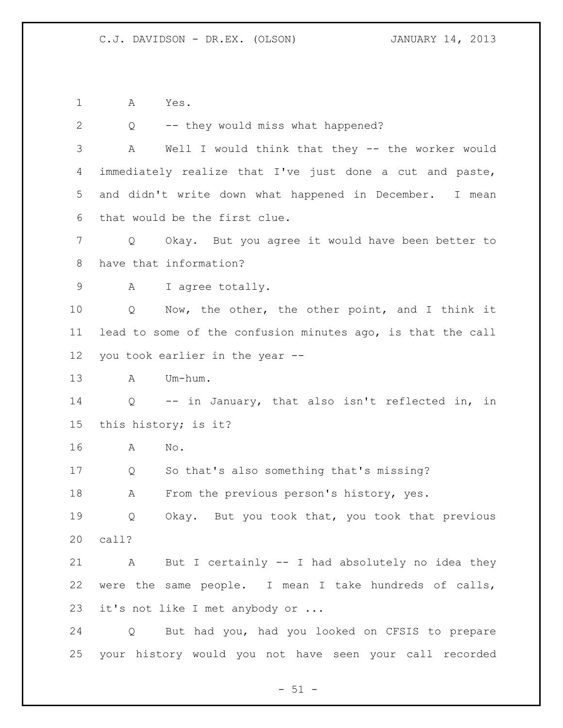1 A Yes.

2 Q -- they would miss what happened?

3 A Well I would think that they -- the worker would
4 immediately realize that I've just done a cut and paste,
5 and didn't write down what happened in December. I mean
6 that would be the first clue.

7 Q Okay. But you agree it would have been better to
8 have that information?

9 A I agree totally.

10 Q Now, the other, the other point, and I think it
11 lead to some of the confusion minutes ago, is that the call
12 you took earlier in the year --

13 A Um-hum.

14 Q -- in January, that also isn't reflected in, in
15 this history; is it?

16 A No.

17 Q So that's also something that's missing?

18 A From the previous person's history, yes.

19 Q Okay. But you took that, you took that previous
20 call?

21 A But I certainly -- I had absolutely no idea they
22 were the same people. I mean I take hundreds of calls,
23 it's not like I met anybody or ...

24 Q But had you, had you looked on CFSIS to prepare
25 your history would you not have seen your call recorded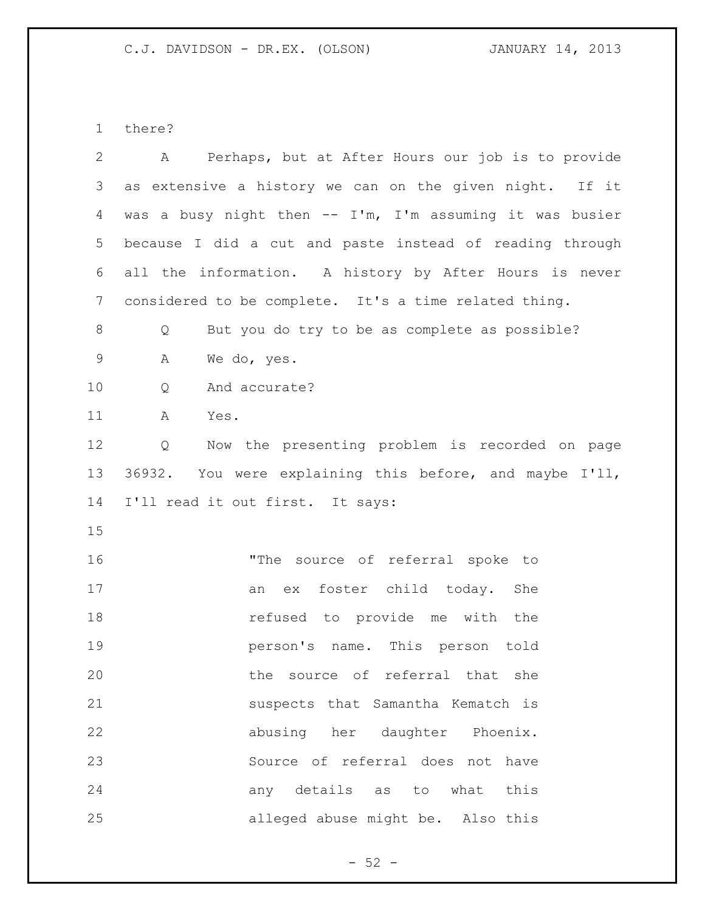there?

A Perhaps, but at After Hours our job is to provide as extensive a history we can on the given night. If it was a busy night then -- I'm, I'm assuming it was busier because I did a cut and paste instead of reading through all the information. A history by After Hours is never considered to be complete. It's a time related thing.

Q But you do try to be as complete as possible?

A We do, yes.

Q And accurate?

A Yes.

Q Now the presenting problem is recorded on page 36932. You were explaining this before, and maybe I'll, I'll read it out first. It says:

> "The source of referral spoke to an ex foster child today. She refused to provide me with the person's name. This person told the source of referral that she suspects that Samantha Kematch is abusing her daughter Phoenix. Source of referral does not have any details as to what this alleged abuse might be. Also this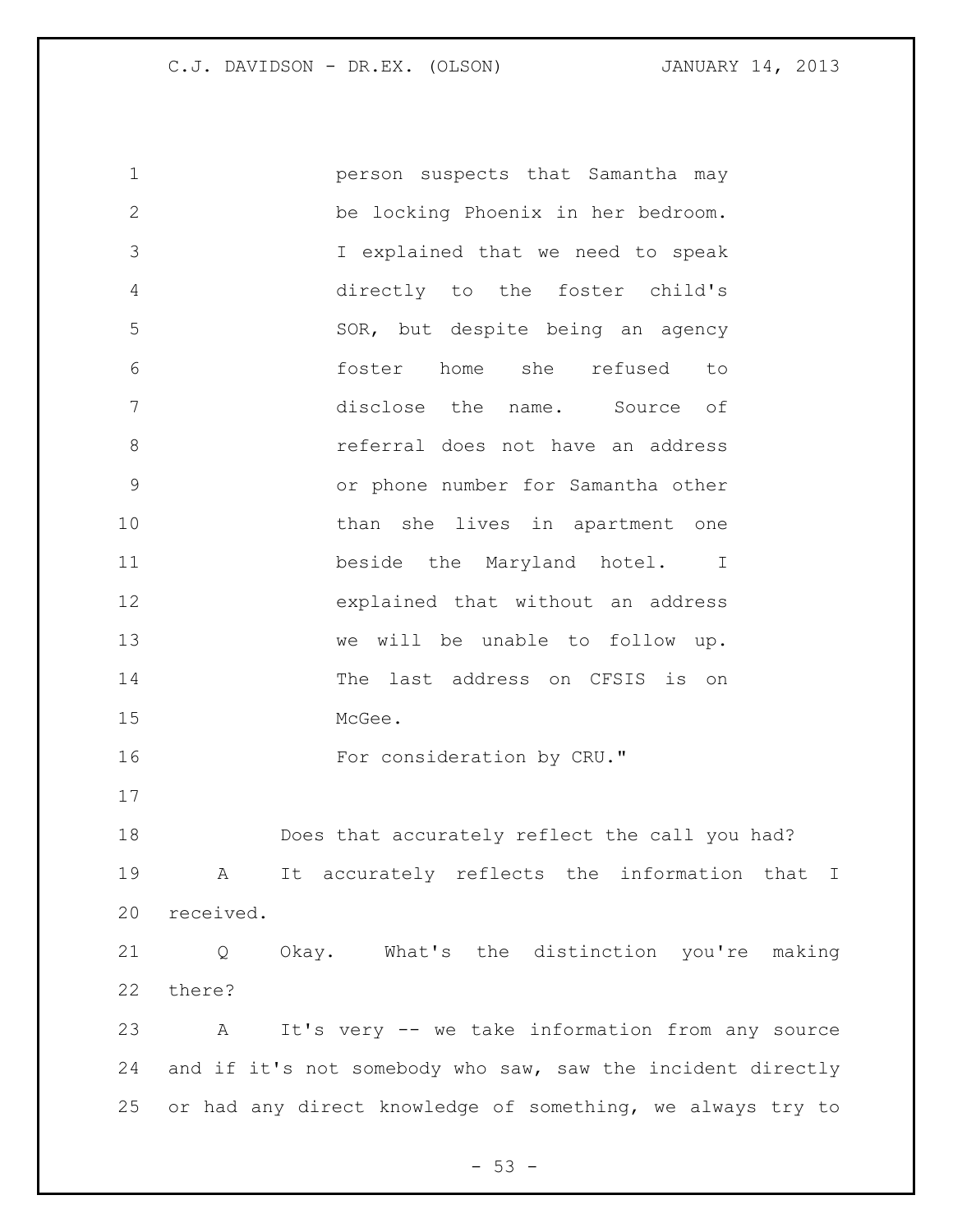person suspects that Samantha may be locking Phoenix in her bedroom. I explained that we need to speak directly to the foster child's SOR, but despite being an agency foster home she refused to disclose the name. Source of referral does not have an address or phone number for Samantha other than she lives in apartment one beside the Maryland hotel. I explained that without an address we will be unable to follow up. The last address on CFSIS is on McGee.

For consideration by CRU."

Does that accurately reflect the call you had?

A It accurately reflects the information that I received.

Q Okay. What's the distinction you're making there?

A It's very -- we take information from any source and if it's not somebody who saw, saw the incident directly or had any direct knowledge of something, we always try to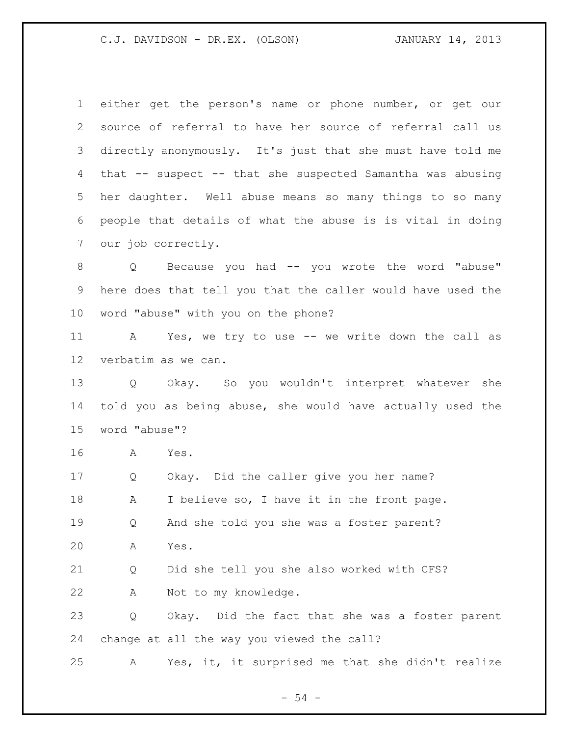either get the person's name or phone number, or get our source of referral to have her source of referral call us directly anonymously. It's just that she must have told me that -- suspect -- that she suspected Samantha was abusing her daughter. Well abuse means so many things to so many people that details of what the abuse is is vital in doing our job correctly.

Q Because you had -- you wrote the word "abuse" here does that tell you that the caller would have used the word "abuse" with you on the phone?

A Yes, we try to use -- we write down the call as verbatim as we can.

Q Okay. So you wouldn't interpret whatever she told you as being abuse, she would have actually used the word "abuse"?

A Yes.

Q Okay. Did the caller give you her name?

A I believe so, I have it in the front page.

Q And she told you she was a foster parent?

A Yes.

Q Did she tell you she also worked with CFS?

A Not to my knowledge.

Q Okay. Did the fact that she was a foster parent change at all the way you viewed the call?

A Yes, it, it surprised me that she didn't realize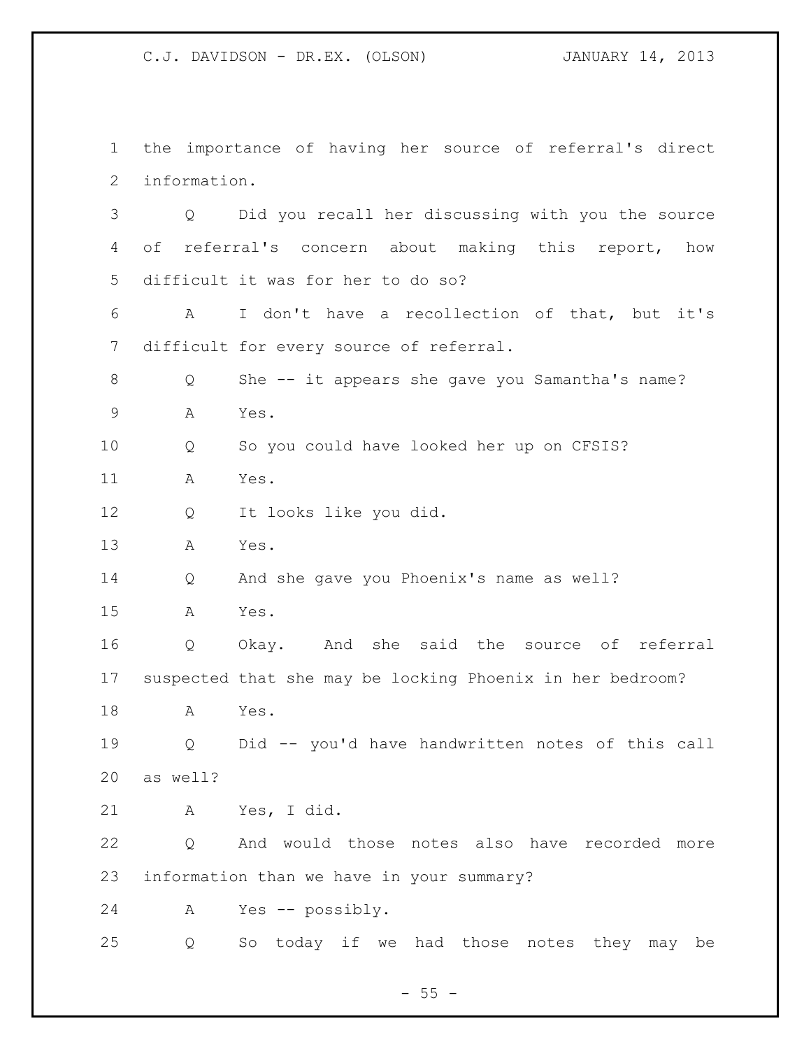1 the importance of having her source of referral's direct
2 information.

3 Q Did you recall her discussing with you the source
4 of referral's concern about making this report, how
5 difficult it was for her to do so?

6 A I don't have a recollection of that, but it's
7 difficult for every source of referral.

8 Q She -- it appears she gave you Samantha's name?

9 A Yes.

10 Q So you could have looked her up on CFSIS?

11 A Yes.

12 Q It looks like you did.

13 A Yes.

14 Q And she gave you Phoenix's name as well?

15 A Yes.

16 Q Okay. And she said the source of referral
17 suspected that she may be locking Phoenix in her bedroom?

18 A Yes.

19 Q Did -- you'd have handwritten notes of this call
20 as well?

21 A Yes, I did.

22 Q And would those notes also have recorded more
23 information than we have in your summary?

24 A Yes -- possibly.

25 Q So today if we had those notes they may be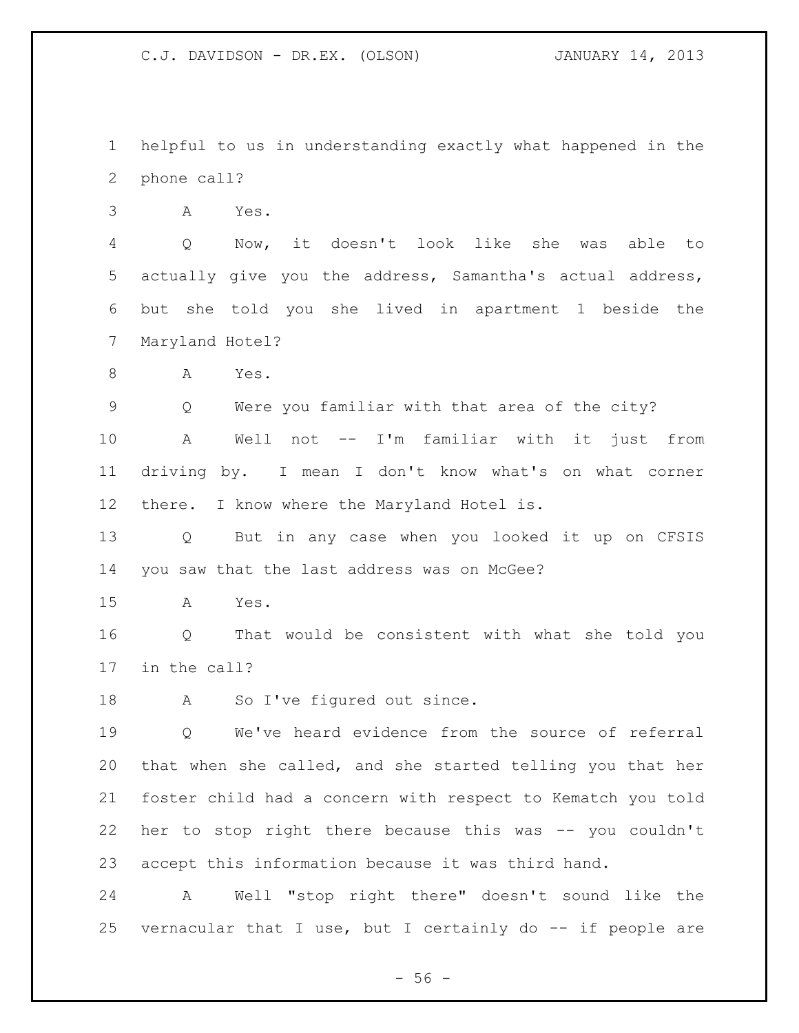helpful to us in understanding exactly what happened in the phone call?

A Yes.

Q Now, it doesn't look like she was able to actually give you the address, Samantha's actual address, but she told you she lived in apartment 1 beside the Maryland Hotel?

A Yes.

Q Were you familiar with that area of the city?

A Well not -- I'm familiar with it just from driving by. I mean I don't know what's on what corner there. I know where the Maryland Hotel is.

Q But in any case when you looked it up on CFSIS you saw that the last address was on McGee?

A Yes.

Q That would be consistent with what she told you in the call?

A So I've figured out since.

Q We've heard evidence from the source of referral that when she called, and she started telling you that her foster child had a concern with respect to Kematch you told her to stop right there because this was -- you couldn't accept this information because it was third hand.

A Well "stop right there" doesn't sound like the vernacular that I use, but I certainly do -- if people are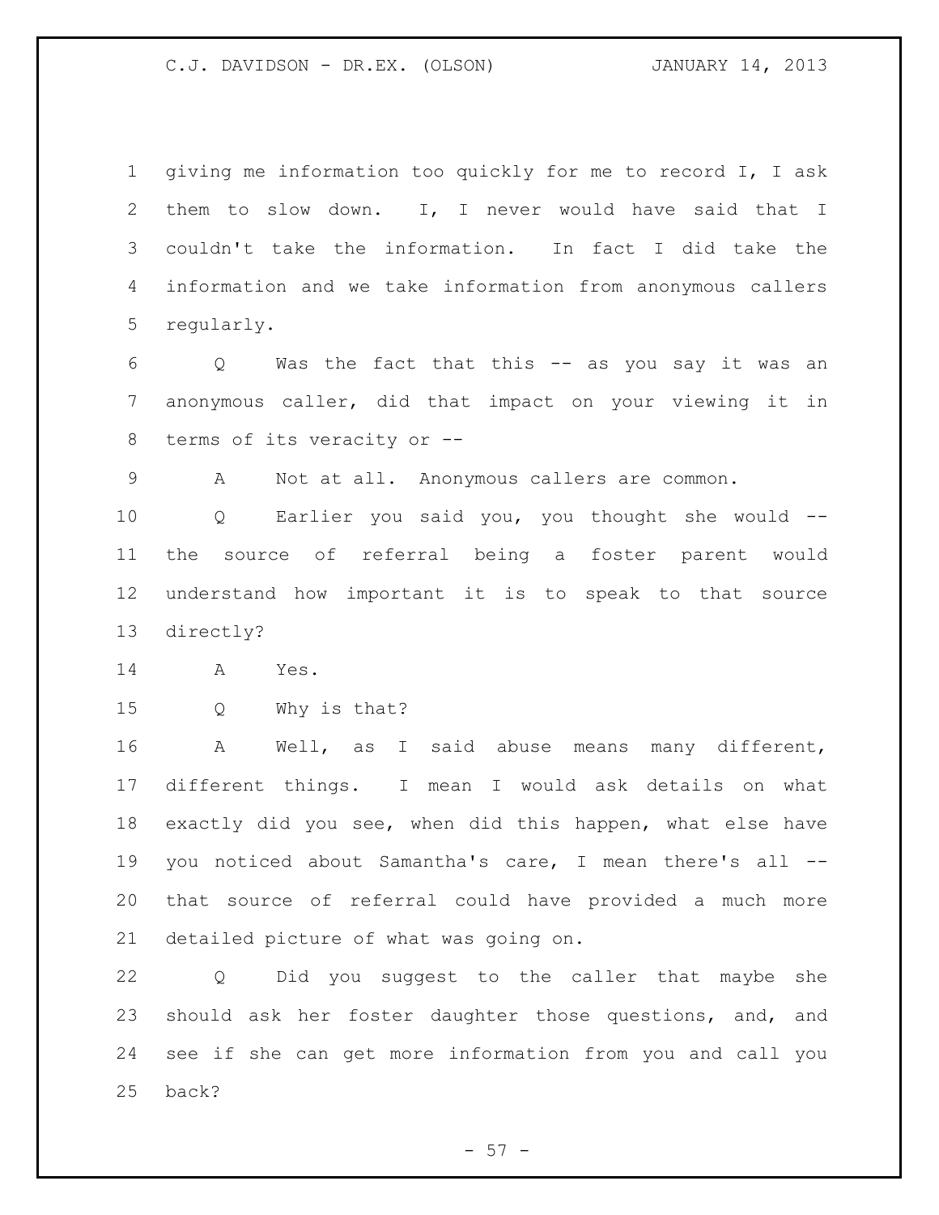giving me information too quickly for me to record I, I ask them to slow down. I, I never would have said that I couldn't take the information. In fact I did take the information and we take information from anonymous callers regularly.

Q Was the fact that this -- as you say it was an anonymous caller, did that impact on your viewing it in terms of its veracity or --

A Not at all. Anonymous callers are common.

Q Earlier you said you, you thought she would -- the source of referral being a foster parent would understand how important it is to speak to that source directly?

A Yes.

Q Why is that?

A Well, as I said abuse means many different, different things. I mean I would ask details on what exactly did you see, when did this happen, what else have you noticed about Samantha's care, I mean there's all -- that source of referral could have provided a much more detailed picture of what was going on.

Q Did you suggest to the caller that maybe she should ask her foster daughter those questions, and, and see if she can get more information from you and call you back?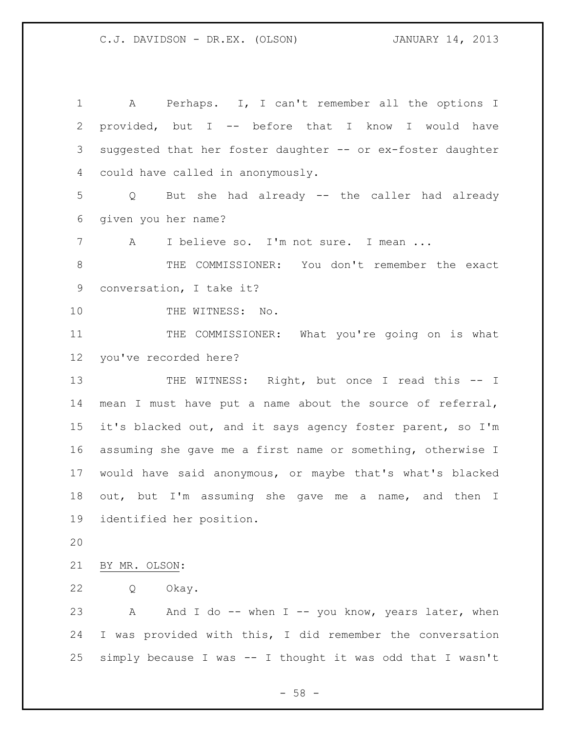A Perhaps. I, I can't remember all the options I provided, but I -- before that I know I would have suggested that her foster daughter -- or ex-foster daughter could have called in anonymously.

Q But she had already -- the caller had already given you her name?

A I believe so. I'm not sure. I mean ...

THE COMMISSIONER: You don't remember the exact conversation, I take it?

THE WITNESS: No.

THE COMMISSIONER: What you're going on is what you've recorded here?

THE WITNESS: Right, but once I read this -- I mean I must have put a name about the source of referral, it's blacked out, and it says agency foster parent, so I'm assuming she gave me a first name or something, otherwise I would have said anonymous, or maybe that's what's blacked out, but I'm assuming she gave me a name, and then I identified her position.

BY MR. OLSON:

Q Okay.

A And I do -- when I -- you know, years later, when I was provided with this, I did remember the conversation simply because I was -- I thought it was odd that I wasn't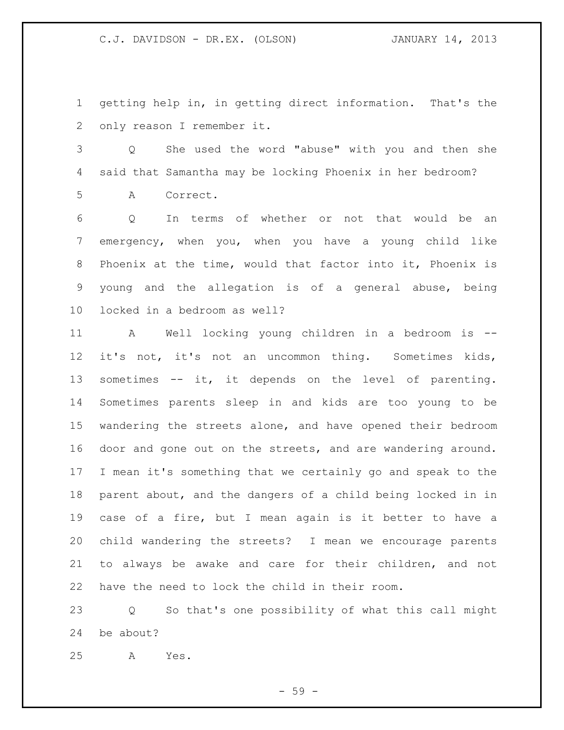getting help in, in getting direct information. That's the only reason I remember it.

Q She used the word "abuse" with you and then she said that Samantha may be locking Phoenix in her bedroom?

A Correct.

Q In terms of whether or not that would be an emergency, when you, when you have a young child like Phoenix at the time, would that factor into it, Phoenix is young and the allegation is of a general abuse, being locked in a bedroom as well?

A Well locking young children in a bedroom is -- it's not, it's not an uncommon thing. Sometimes kids, sometimes -- it, it depends on the level of parenting. Sometimes parents sleep in and kids are too young to be wandering the streets alone, and have opened their bedroom door and gone out on the streets, and are wandering around. I mean it's something that we certainly go and speak to the parent about, and the dangers of a child being locked in in case of a fire, but I mean again is it better to have a child wandering the streets? I mean we encourage parents to always be awake and care for their children, and not have the need to lock the child in their room.

Q So that's one possibility of what this call might be about?

A Yes.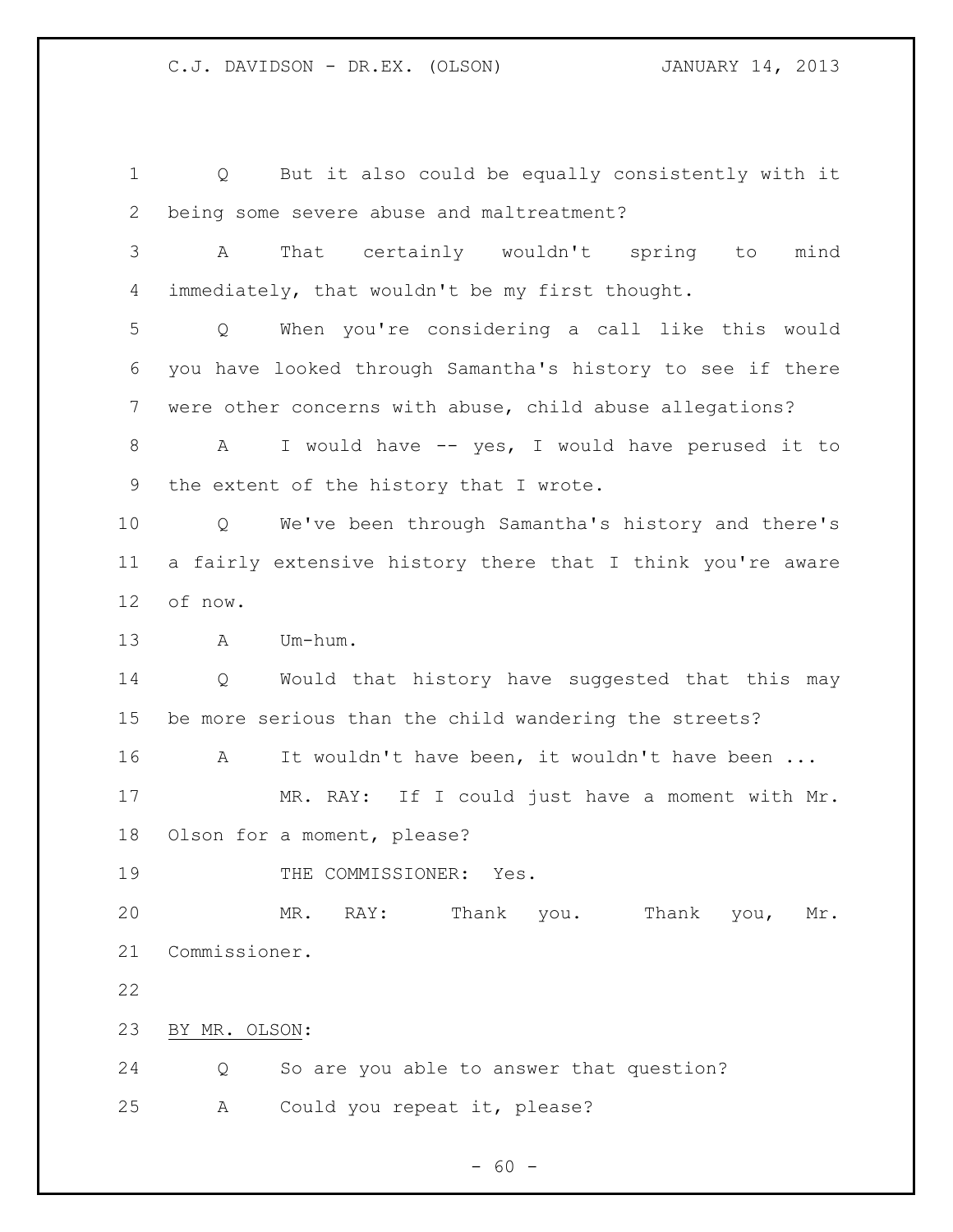Q But it also could be equally consistently with it being some severe abuse and maltreatment?

A That certainly wouldn't spring to mind immediately, that wouldn't be my first thought.

Q When you're considering a call like this would you have looked through Samantha's history to see if there were other concerns with abuse, child abuse allegations?

A I would have -- yes, I would have perused it to the extent of the history that I wrote.

Q We've been through Samantha's history and there's a fairly extensive history there that I think you're aware of now.

A Um-hum.

Q Would that history have suggested that this may be more serious than the child wandering the streets?

A It wouldn't have been, it wouldn't have been ...

MR. RAY: If I could just have a moment with Mr. Olson for a moment, please?

THE COMMISSIONER: Yes.

MR. RAY: Thank you. Thank you, Mr. Commissioner.

BY MR. OLSON:

Q So are you able to answer that question?

A Could you repeat it, please?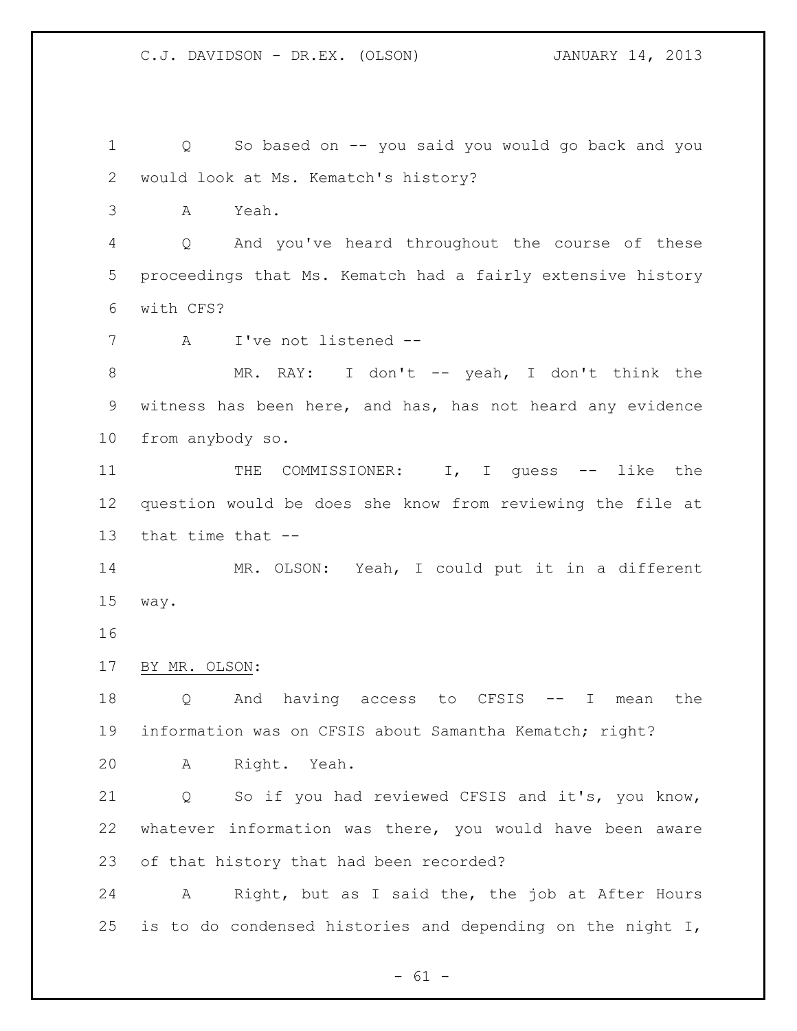Q So based on -- you said you would go back and you would look at Ms. Kematch's history?

A Yeah.

Q And you've heard throughout the course of these proceedings that Ms. Kematch had a fairly extensive history with CFS?

A I've not listened --

MR. RAY: I don't -- yeah, I don't think the witness has been here, and has, has not heard any evidence from anybody so.

THE COMMISSIONER: I, I guess -- like the question would be does she know from reviewing the file at that time that --

MR. OLSON: Yeah, I could put it in a different way.

BY MR. OLSON:

Q And having access to CFSIS -- I mean the information was on CFSIS about Samantha Kematch; right?

A Right. Yeah.

Q So if you had reviewed CFSIS and it's, you know, whatever information was there, you would have been aware of that history that had been recorded?

A Right, but as I said the, the job at After Hours is to do condensed histories and depending on the night I,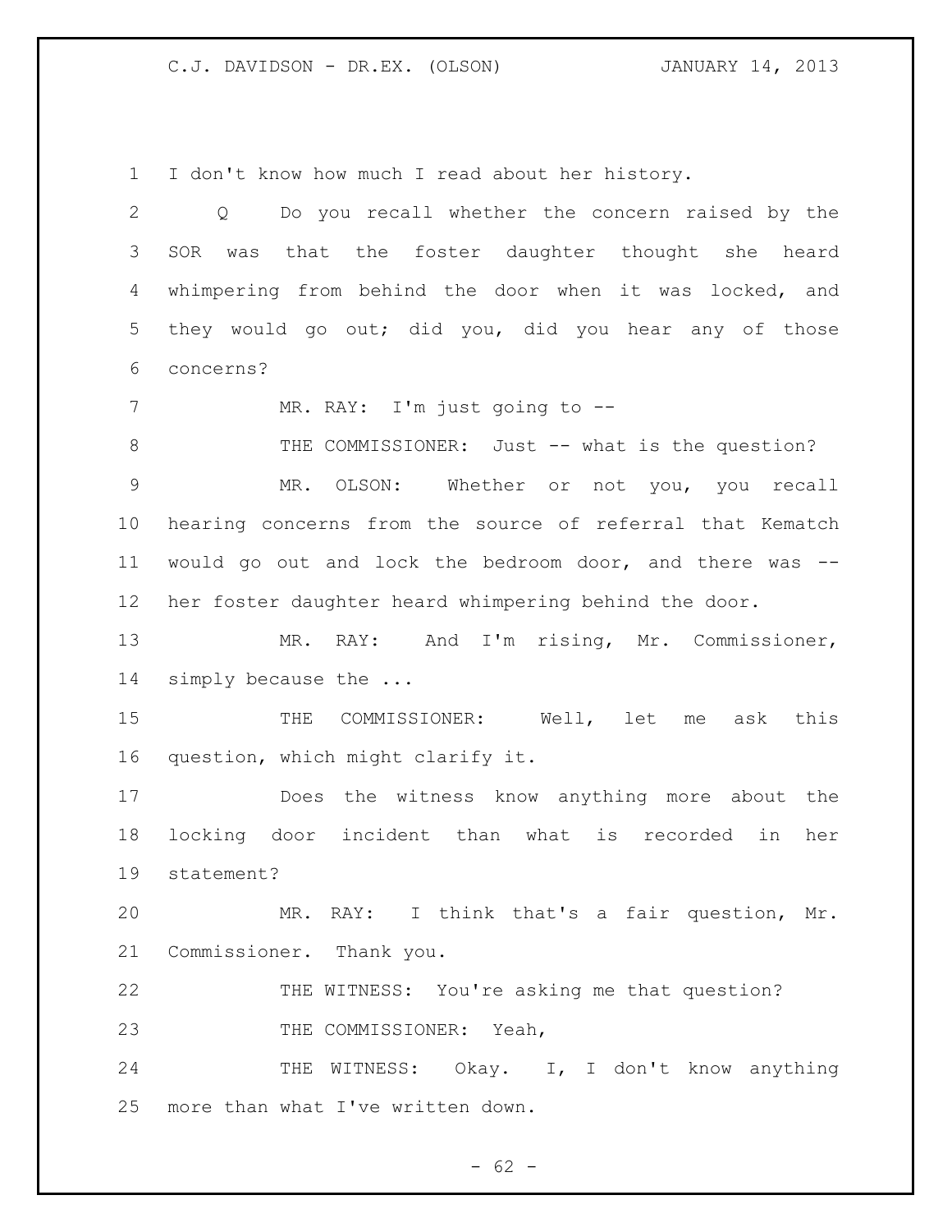I don't know how much I read about her history.

Q Do you recall whether the concern raised by the SOR was that the foster daughter thought she heard whimpering from behind the door when it was locked, and they would go out; did you, did you hear any of those concerns?

MR. RAY: I'm just going to --

THE COMMISSIONER: Just -- what is the question?

MR. OLSON: Whether or not you, you recall hearing concerns from the source of referral that Kematch would go out and lock the bedroom door, and there was -- her foster daughter heard whimpering behind the door.

MR. RAY: And I'm rising, Mr. Commissioner, simply because the ...

THE COMMISSIONER: Well, let me ask this question, which might clarify it.

Does the witness know anything more about the locking door incident than what is recorded in her statement?

MR. RAY: I think that's a fair question, Mr. Commissioner. Thank you.

THE WITNESS: You're asking me that question?

THE COMMISSIONER: Yeah,

THE WITNESS: Okay. I, I don't know anything more than what I've written down.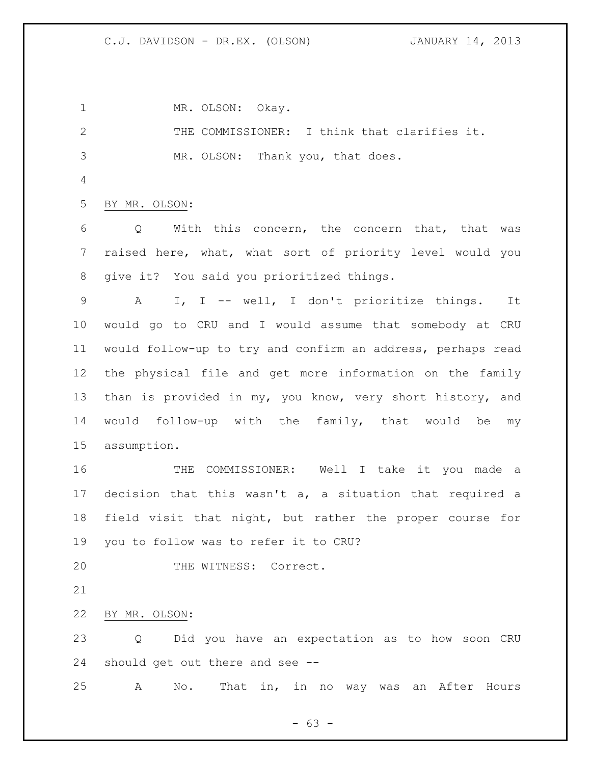MR. OLSON: Okay.

THE COMMISSIONER: I think that clarifies it.

MR. OLSON: Thank you, that does.

BY MR. OLSON:

Q With this concern, the concern that, that was raised here, what, what sort of priority level would you give it? You said you prioritized things.

A I, I -- well, I don't prioritize things. It would go to CRU and I would assume that somebody at CRU would follow-up to try and confirm an address, perhaps read the physical file and get more information on the family than is provided in my, you know, very short history, and would follow-up with the family, that would be my assumption.

THE COMMISSIONER: Well I take it you made a decision that this wasn't a, a situation that required a field visit that night, but rather the proper course for you to follow was to refer it to CRU?

THE WITNESS: Correct.

BY MR. OLSON:

Q Did you have an expectation as to how soon CRU should get out there and see --

A No. That in, in no way was an After Hours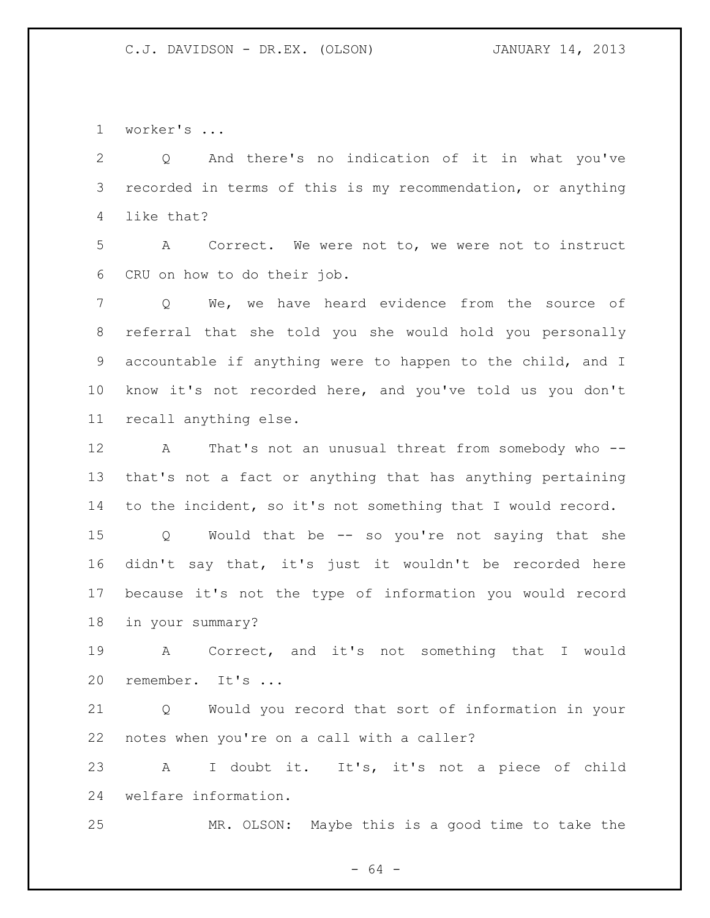worker's ...

Q And there's no indication of it in what you've recorded in terms of this is my recommendation, or anything like that?

A Correct. We were not to, we were not to instruct CRU on how to do their job.

Q We, we have heard evidence from the source of referral that she told you she would hold you personally accountable if anything were to happen to the child, and I know it's not recorded here, and you've told us you don't recall anything else.

A That's not an unusual threat from somebody who -- that's not a fact or anything that has anything pertaining to the incident, so it's not something that I would record.

Q Would that be -- so you're not saying that she didn't say that, it's just it wouldn't be recorded here because it's not the type of information you would record in your summary?

A Correct, and it's not something that I would remember. It's ...

Q Would you record that sort of information in your notes when you're on a call with a caller?

A I doubt it. It's, it's not a piece of child welfare information.

MR. OLSON: Maybe this is a good time to take the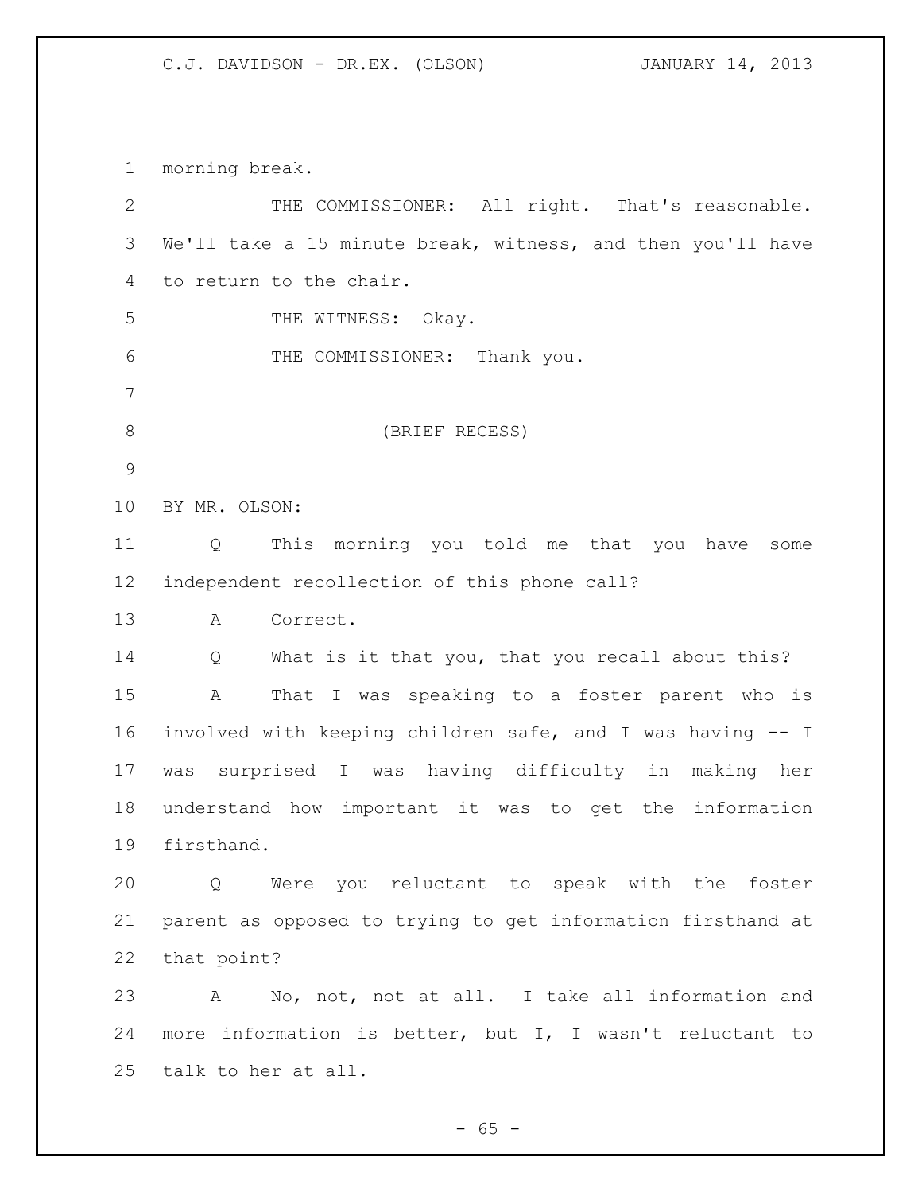morning break.

THE COMMISSIONER: All right. That's reasonable. We'll take a 15 minute break, witness, and then you'll have to return to the chair.

THE WITNESS: Okay.

THE COMMISSIONER: Thank you.

(BRIEF RECESS)

BY MR. OLSON:

Q This morning you told me that you have some independent recollection of this phone call?

A Correct.

Q What is it that you, that you recall about this?

A That I was speaking to a foster parent who is involved with keeping children safe, and I was having -- I was surprised I was having difficulty in making her understand how important it was to get the information firsthand.

Q Were you reluctant to speak with the foster parent as opposed to trying to get information firsthand at that point?

A No, not, not at all. I take all information and more information is better, but I, I wasn't reluctant to talk to her at all.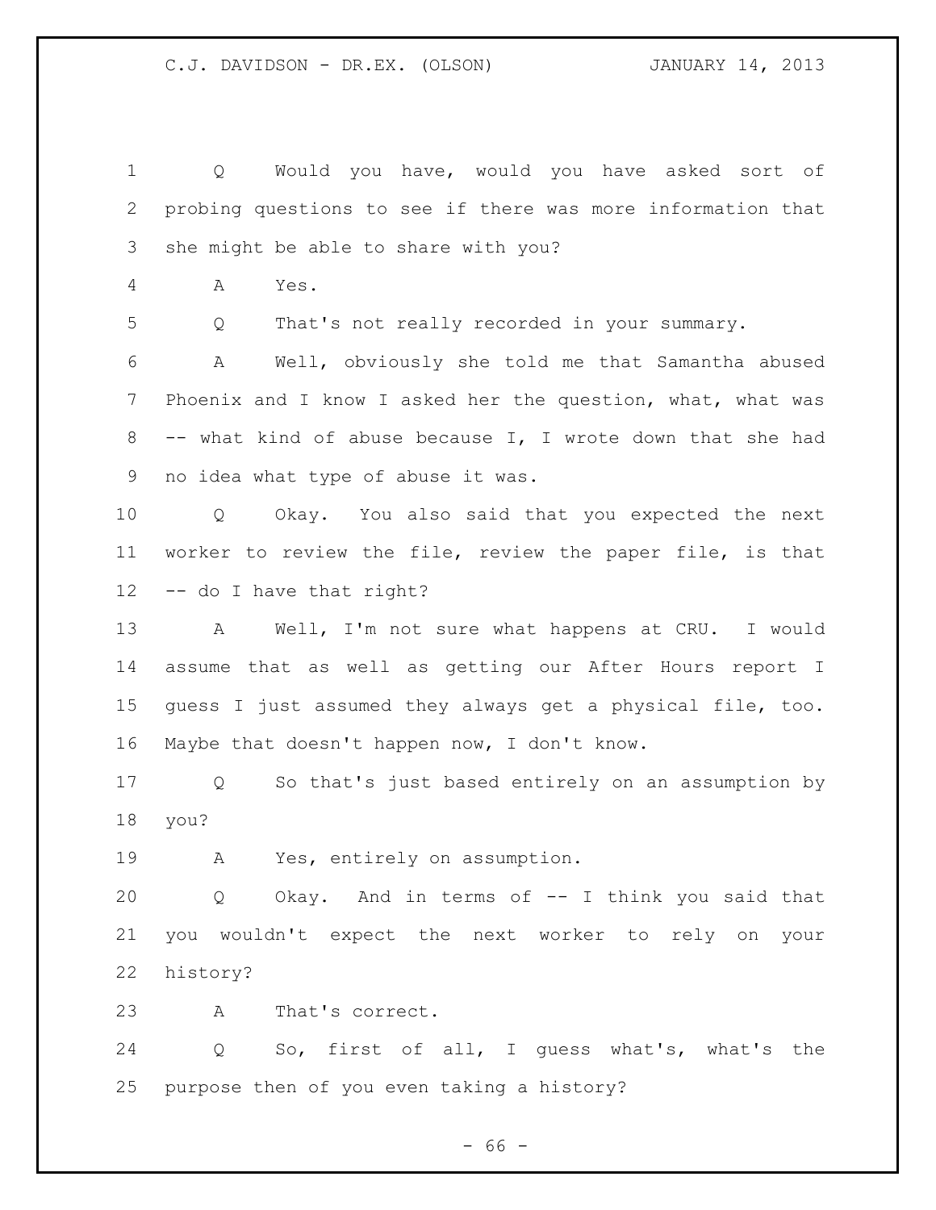Q Would you have, would you have asked sort of probing questions to see if there was more information that she might be able to share with you?

A Yes.

Q That's not really recorded in your summary.

A Well, obviously she told me that Samantha abused Phoenix and I know I asked her the question, what, what was -- what kind of abuse because I, I wrote down that she had no idea what type of abuse it was.

Q Okay. You also said that you expected the next worker to review the file, review the paper file, is that -- do I have that right?

A Well, I'm not sure what happens at CRU. I would assume that as well as getting our After Hours report I guess I just assumed they always get a physical file, too. Maybe that doesn't happen now, I don't know.

Q So that's just based entirely on an assumption by you?

A Yes, entirely on assumption.

Q Okay. And in terms of -- I think you said that you wouldn't expect the next worker to rely on your history?

A That's correct.

Q So, first of all, I guess what's, what's the purpose then of you even taking a history?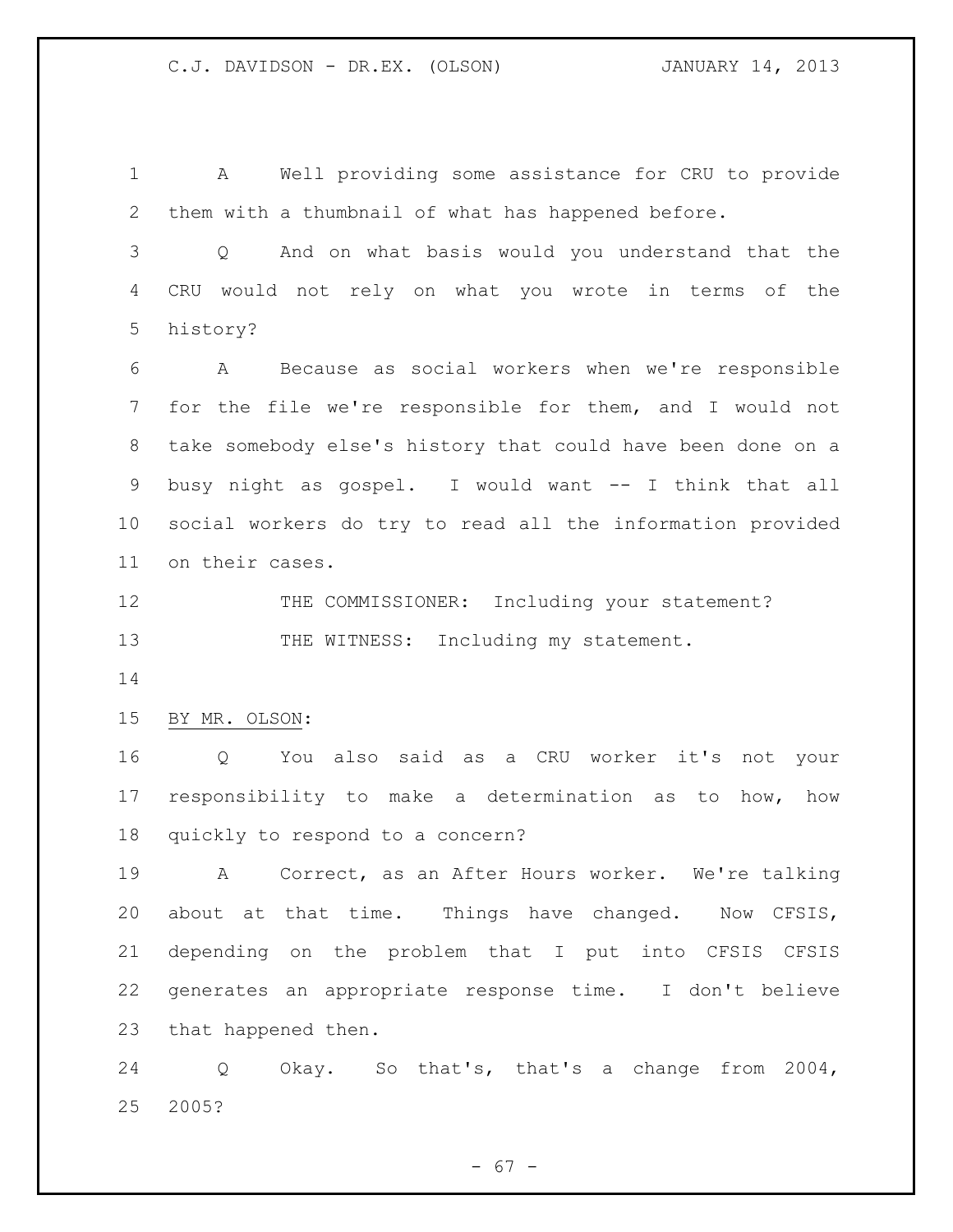A Well providing some assistance for CRU to provide them with a thumbnail of what has happened before.

Q And on what basis would you understand that the CRU would not rely on what you wrote in terms of the history?

A Because as social workers when we're responsible for the file we're responsible for them, and I would not take somebody else's history that could have been done on a busy night as gospel. I would want -- I think that all social workers do try to read all the information provided on their cases.

THE COMMISSIONER: Including your statement?

THE WITNESS: Including my statement.

BY MR. OLSON:

Q You also said as a CRU worker it's not your responsibility to make a determination as to how, how quickly to respond to a concern?

A Correct, as an After Hours worker. We're talking about at that time. Things have changed. Now CFSIS, depending on the problem that I put into CFSIS CFSIS generates an appropriate response time. I don't believe that happened then.

Q Okay. So that's, that's a change from 2004, 2005?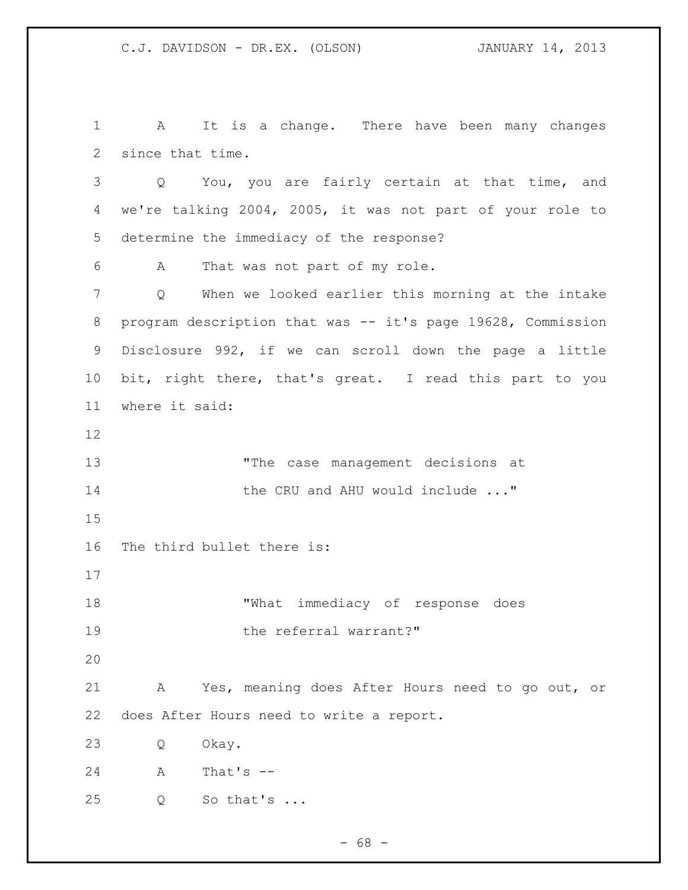A It is a change. There have been many changes since that time.

Q You, you are fairly certain at that time, and we're talking 2004, 2005, it was not part of your role to determine the immediacy of the response?

A That was not part of my role.

Q When we looked earlier this morning at the intake program description that was -- it's page 19628, Commission Disclosure 992, if we can scroll down the page a little bit, right there, that's great. I read this part to you where it said:

> "The case management decisions at the CRU and AHU would include ..."

The third bullet there is:

> "What immediacy of response does the referral warrant?"

A Yes, meaning does After Hours need to go out, or does After Hours need to write a report.

Q Okay.

A That's --

Q So that's ...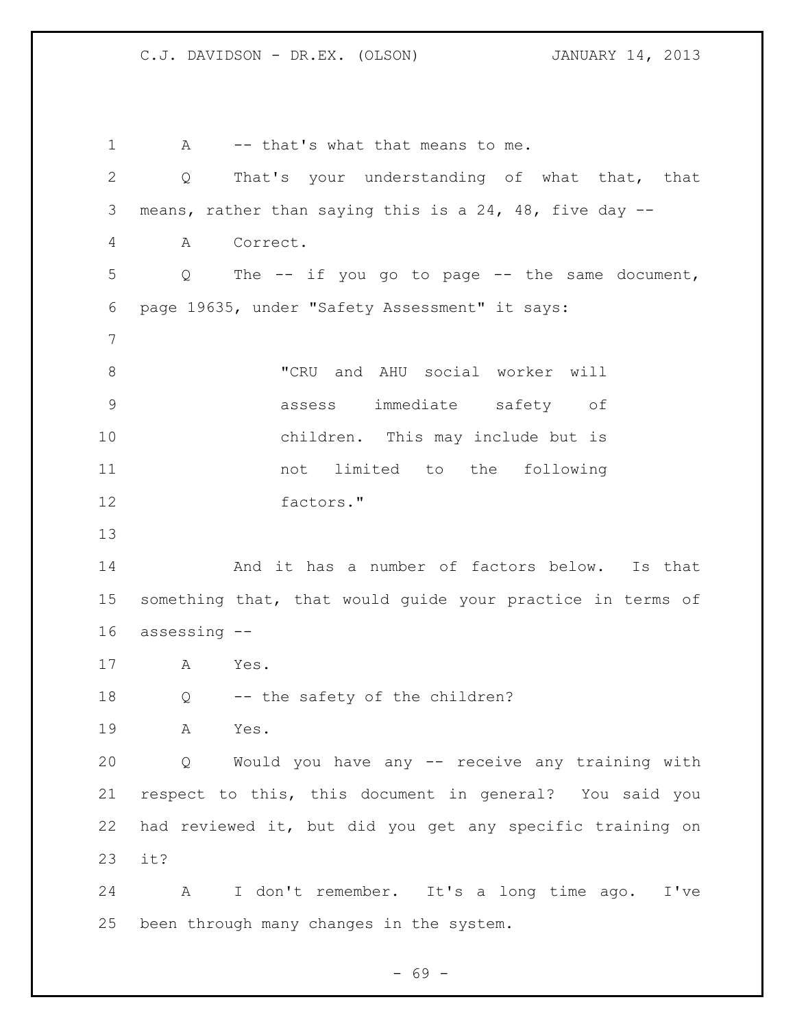A -- that's what that means to me.

Q That's your understanding of what that, that means, rather than saying this is a 24, 48, five day --

A Correct.

Q The -- if you go to page -- the same document, page 19635, under "Safety Assessment" it says:

> "CRU and AHU social worker will assess immediate safety of children. This may include but is not limited to the following factors."

And it has a number of factors below. Is that something that, that would guide your practice in terms of assessing --

A Yes.

Q -- the safety of the children?

A Yes.

Q Would you have any -- receive any training with respect to this, this document in general? You said you had reviewed it, but did you get any specific training on it?

A I don't remember. It's a long time ago. I've been through many changes in the system.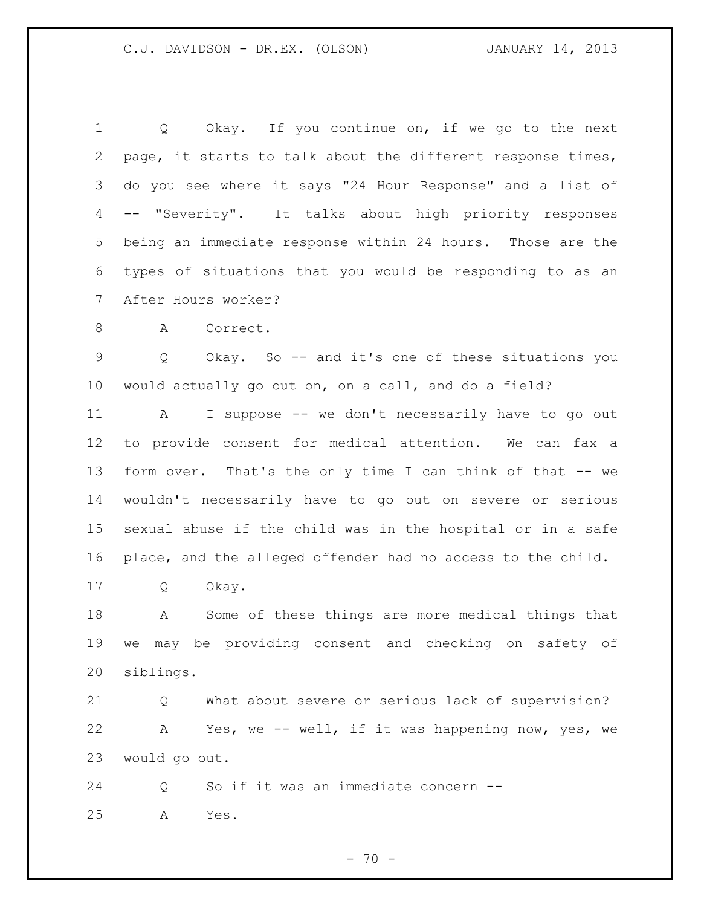Q Okay. If you continue on, if we go to the next page, it starts to talk about the different response times, do you see where it says "24 Hour Response" and a list of -- "Severity". It talks about high priority responses being an immediate response within 24 hours. Those are the types of situations that you would be responding to as an After Hours worker?

A Correct.

Q Okay. So -- and it's one of these situations you would actually go out on, on a call, and do a field?

A I suppose -- we don't necessarily have to go out to provide consent for medical attention. We can fax a form over. That's the only time I can think of that -- we wouldn't necessarily have to go out on severe or serious sexual abuse if the child was in the hospital or in a safe place, and the alleged offender had no access to the child.

Q Okay.

A Some of these things are more medical things that we may be providing consent and checking on safety of siblings.

Q What about severe or serious lack of supervision?

A Yes, we -- well, if it was happening now, yes, we would go out.

Q So if it was an immediate concern --

A Yes.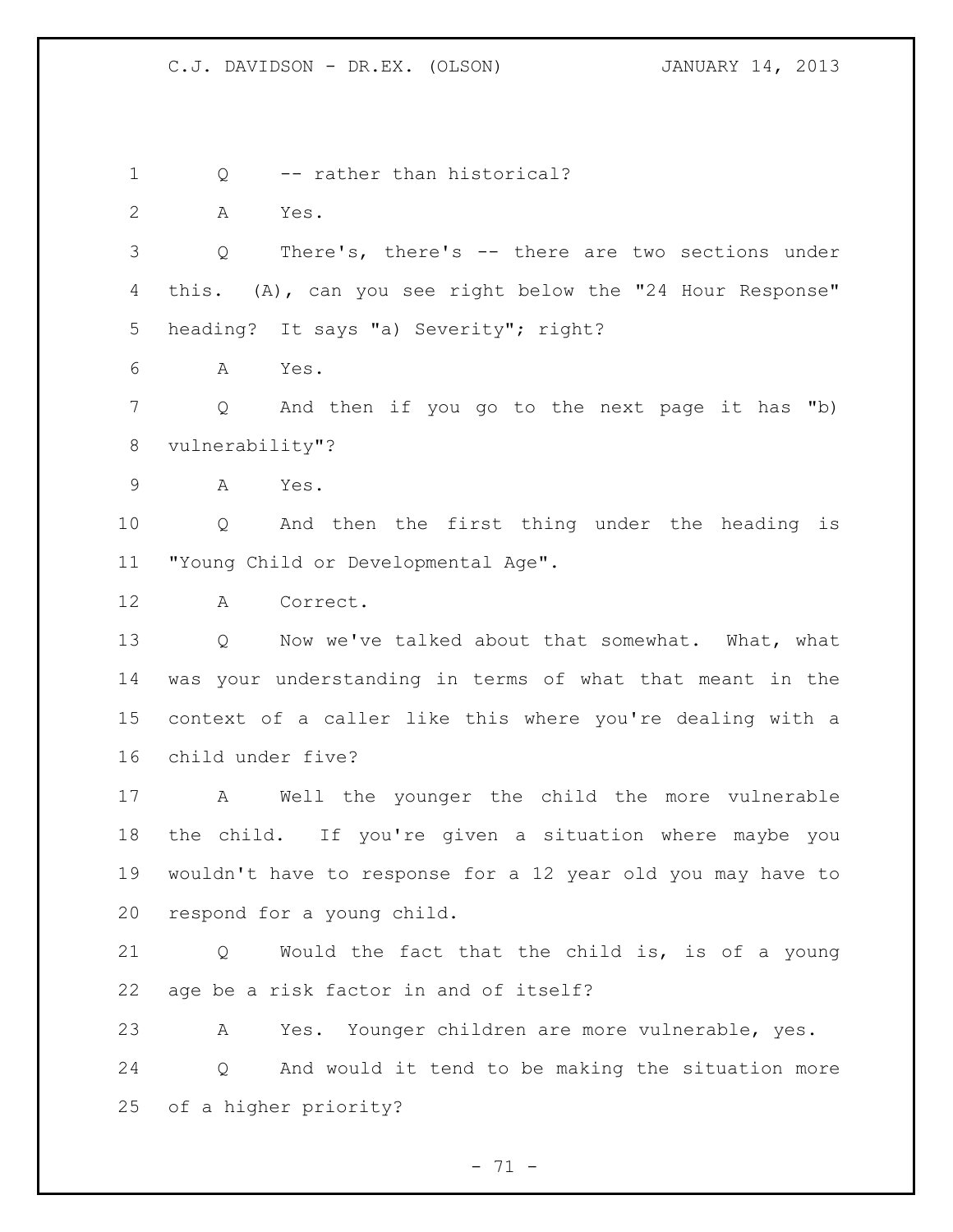1 Q -- rather than historical?

2 A Yes.

3 Q There's, there's -- there are two sections under

4 this. (A), can you see right below the "24 Hour Response"

5 heading? It says "a) Severity"; right?

6 A Yes.

7 Q And then if you go to the next page it has "b)

8 vulnerability"?

9 A Yes.

10 Q And then the first thing under the heading is

11 "Young Child or Developmental Age".

12 A Correct.

13 Q Now we've talked about that somewhat. What, what

14 was your understanding in terms of what that meant in the

15 context of a caller like this where you're dealing with a

16 child under five?

17 A Well the younger the child the more vulnerable

18 the child. If you're given a situation where maybe you

19 wouldn't have to response for a 12 year old you may have to

20 respond for a young child.

21 Q Would the fact that the child is, is of a young

22 age be a risk factor in and of itself?

23 A Yes. Younger children are more vulnerable, yes.

24 Q And would it tend to be making the situation more

25 of a higher priority?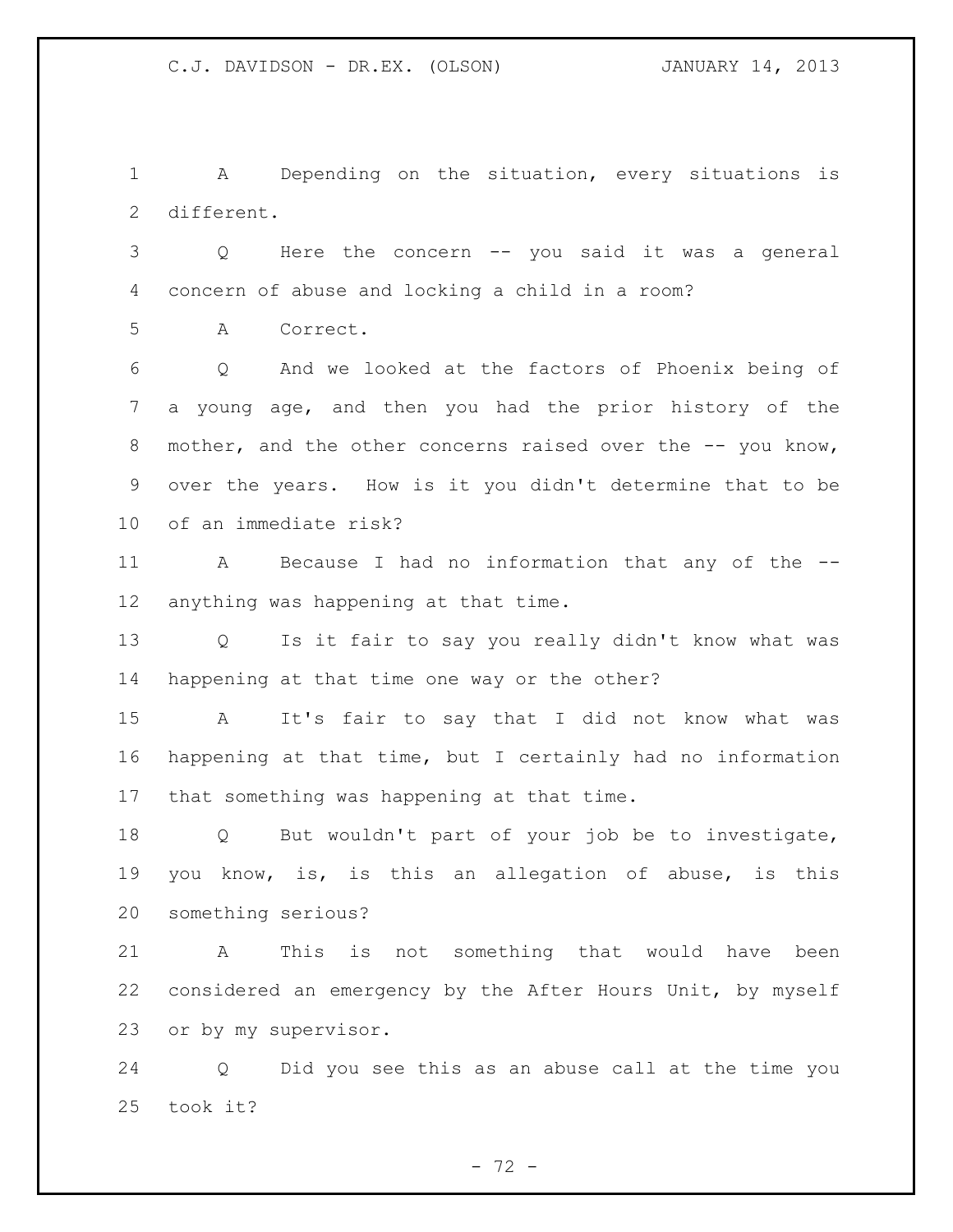A Depending on the situation, every situations is different.

Q Here the concern -- you said it was a general concern of abuse and locking a child in a room?

A Correct.

Q And we looked at the factors of Phoenix being of a young age, and then you had the prior history of the mother, and the other concerns raised over the -- you know, over the years. How is it you didn't determine that to be of an immediate risk?

A Because I had no information that any of the -- anything was happening at that time.

Q Is it fair to say you really didn't know what was happening at that time one way or the other?

A It's fair to say that I did not know what was happening at that time, but I certainly had no information that something was happening at that time.

Q But wouldn't part of your job be to investigate, you know, is, is this an allegation of abuse, is this something serious?

A This is not something that would have been considered an emergency by the After Hours Unit, by myself or by my supervisor.

Q Did you see this as an abuse call at the time you took it?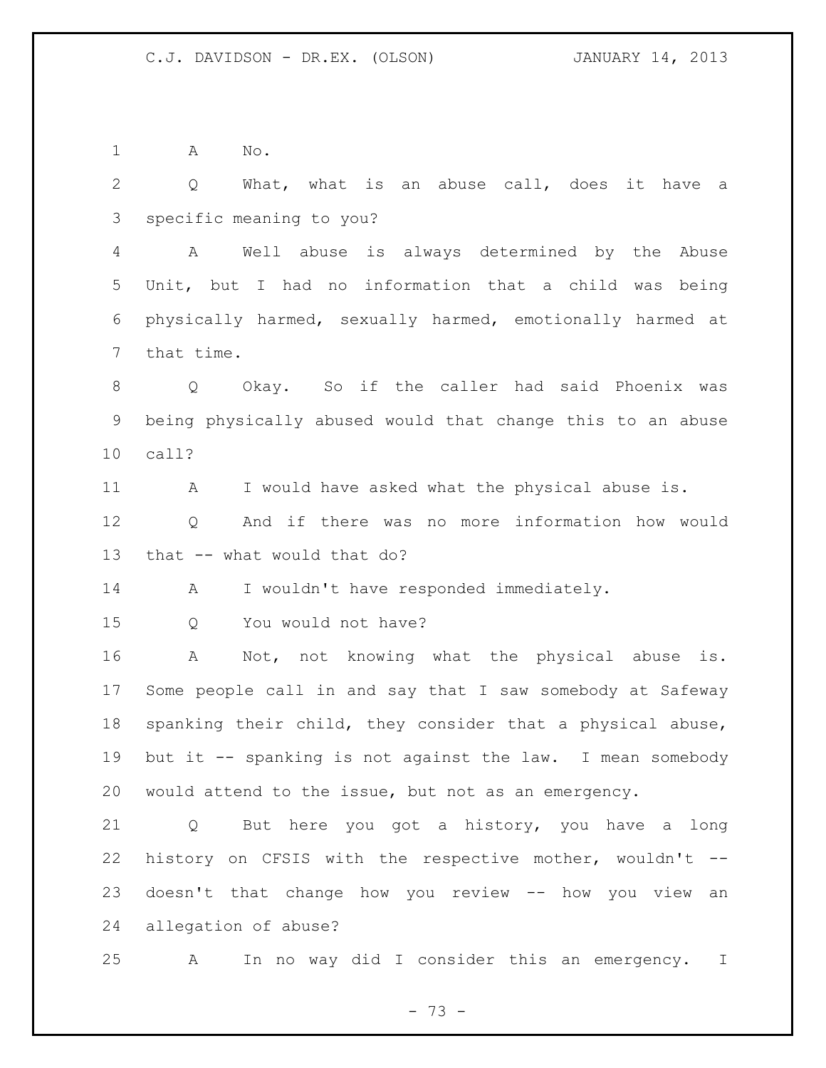A No.

Q What, what is an abuse call, does it have a specific meaning to you?

A Well abuse is always determined by the Abuse Unit, but I had no information that a child was being physically harmed, sexually harmed, emotionally harmed at that time.

Q Okay. So if the caller had said Phoenix was being physically abused would that change this to an abuse call?

A I would have asked what the physical abuse is.

Q And if there was no more information how would that -- what would that do?

A I wouldn't have responded immediately.

Q You would not have?

A Not, not knowing what the physical abuse is. Some people call in and say that I saw somebody at Safeway spanking their child, they consider that a physical abuse, but it -- spanking is not against the law. I mean somebody would attend to the issue, but not as an emergency.

Q But here you got a history, you have a long history on CFSIS with the respective mother, wouldn't -- doesn't that change how you review -- how you view an allegation of abuse?

A In no way did I consider this an emergency. I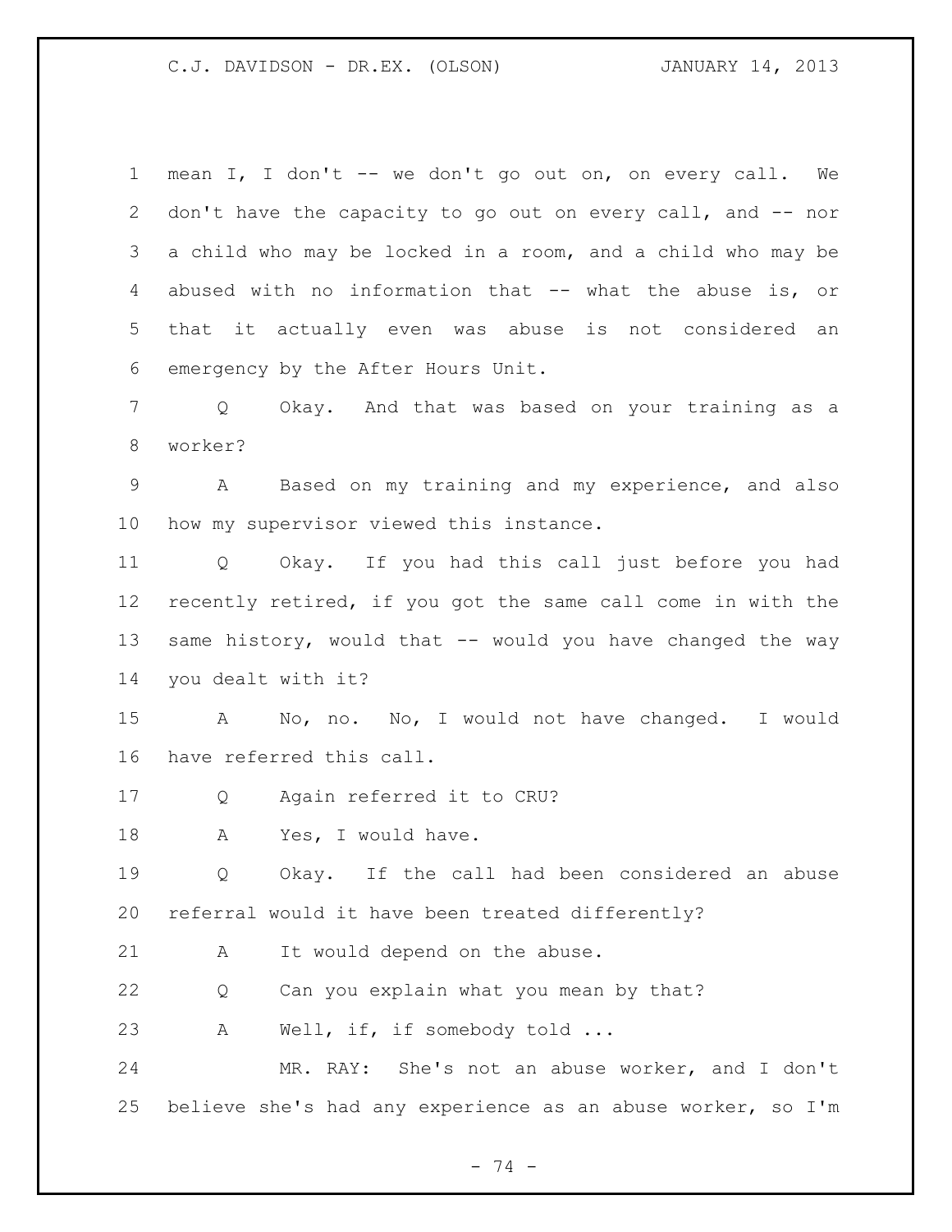mean I, I don't -- we don't go out on, on every call. We don't have the capacity to go out on every call, and -- nor a child who may be locked in a room, and a child who may be abused with no information that -- what the abuse is, or that it actually even was abuse is not considered an emergency by the After Hours Unit.

Q Okay. And that was based on your training as a worker?

A Based on my training and my experience, and also how my supervisor viewed this instance.

Q Okay. If you had this call just before you had recently retired, if you got the same call come in with the same history, would that -- would you have changed the way you dealt with it?

A No, no. No, I would not have changed. I would have referred this call.

Q Again referred it to CRU?

A Yes, I would have.

Q Okay. If the call had been considered an abuse referral would it have been treated differently?

A It would depend on the abuse.

Q Can you explain what you mean by that?

A Well, if, if somebody told ...

MR. RAY: She's not an abuse worker, and I don't believe she's had any experience as an abuse worker, so I'm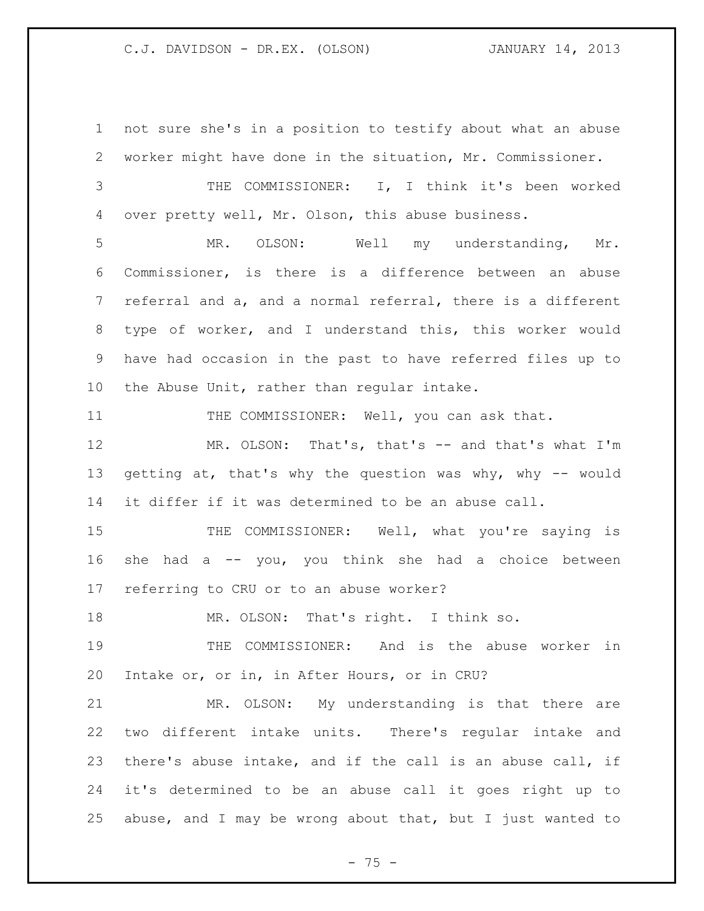not sure she's in a position to testify about what an abuse worker might have done in the situation, Mr. Commissioner.

THE COMMISSIONER: I, I think it's been worked over pretty well, Mr. Olson, this abuse business.

MR. OLSON: Well my understanding, Mr. Commissioner, is there is a difference between an abuse referral and a, and a normal referral, there is a different type of worker, and I understand this, this worker would have had occasion in the past to have referred files up to the Abuse Unit, rather than regular intake.

THE COMMISSIONER: Well, you can ask that.

MR. OLSON: That's, that's -- and that's what I'm getting at, that's why the question was why, why -- would it differ if it was determined to be an abuse call.

THE COMMISSIONER: Well, what you're saying is she had a -- you, you think she had a choice between referring to CRU or to an abuse worker?

MR. OLSON: That's right. I think so.

THE COMMISSIONER: And is the abuse worker in Intake or, or in, in After Hours, or in CRU?

MR. OLSON: My understanding is that there are two different intake units. There's regular intake and there's abuse intake, and if the call is an abuse call, if it's determined to be an abuse call it goes right up to abuse, and I may be wrong about that, but I just wanted to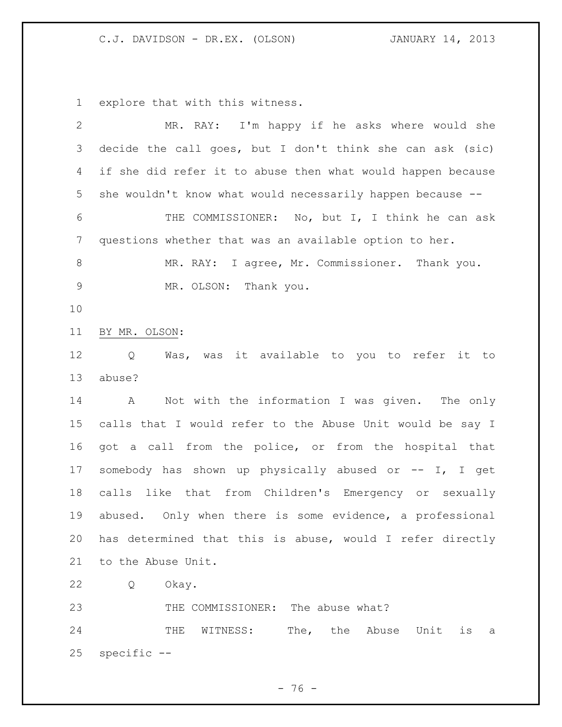explore that with this witness.

MR. RAY: I'm happy if he asks where would she decide the call goes, but I don't think she can ask (sic) if she did refer it to abuse then what would happen because she wouldn't know what would necessarily happen because --

THE COMMISSIONER: No, but I, I think he can ask questions whether that was an available option to her.

MR. RAY: I agree, Mr. Commissioner. Thank you.

MR. OLSON: Thank you.

BY MR. OLSON:

Q Was, was it available to you to refer it to abuse?

A Not with the information I was given. The only calls that I would refer to the Abuse Unit would be say I got a call from the police, or from the hospital that somebody has shown up physically abused or -- I, I get calls like that from Children's Emergency or sexually abused. Only when there is some evidence, a professional has determined that this is abuse, would I refer directly to the Abuse Unit.

Q Okay.

THE COMMISSIONER: The abuse what?

THE WITNESS: The, the Abuse Unit is a specific --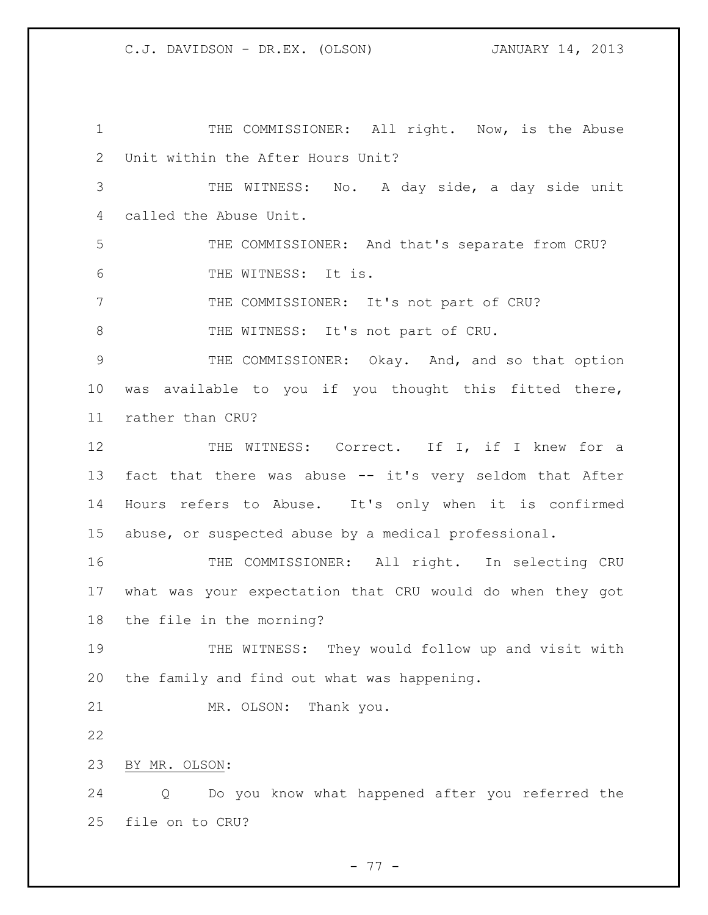THE COMMISSIONER: All right. Now, is the Abuse Unit within the After Hours Unit?

THE WITNESS: No. A day side, a day side unit called the Abuse Unit.

THE COMMISSIONER: And that's separate from CRU?

THE WITNESS: It is.

THE COMMISSIONER: It's not part of CRU?

THE WITNESS: It's not part of CRU.

THE COMMISSIONER: Okay. And, and so that option was available to you if you thought this fitted there, rather than CRU?

THE WITNESS: Correct. If I, if I knew for a fact that there was abuse -- it's very seldom that After Hours refers to Abuse. It's only when it is confirmed abuse, or suspected abuse by a medical professional.

THE COMMISSIONER: All right. In selecting CRU what was your expectation that CRU would do when they got the file in the morning?

THE WITNESS: They would follow up and visit with the family and find out what was happening.

MR. OLSON: Thank you.

BY MR. OLSON:

Q Do you know what happened after you referred the file on to CRU?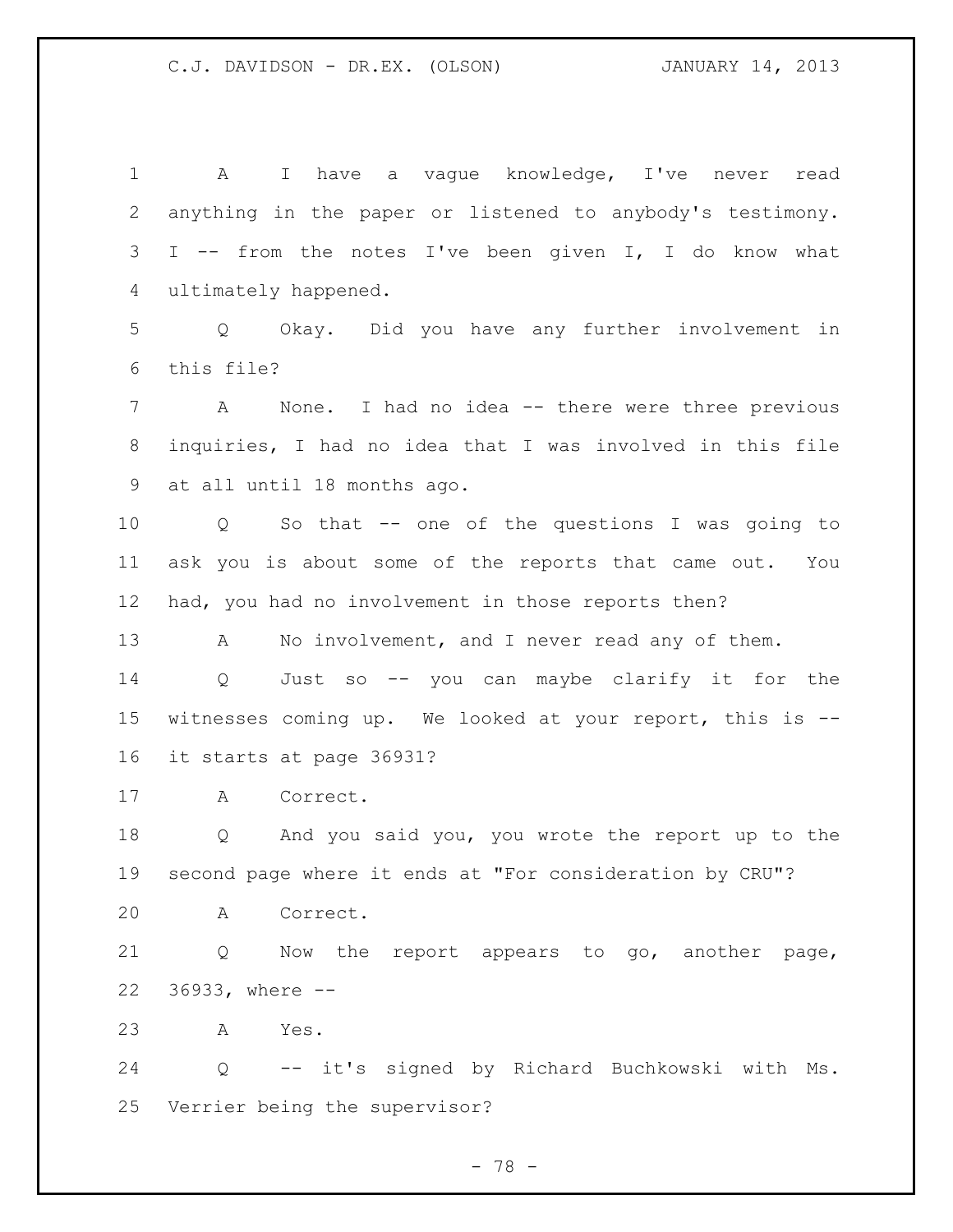1 A I have a vague knowledge, I've never read
2 anything in the paper or listened to anybody's testimony.
3 I -- from the notes I've been given I, I do know what
4 ultimately happened.

5 Q Okay. Did you have any further involvement in
6 this file?

7 A None. I had no idea -- there were three previous
8 inquiries, I had no idea that I was involved in this file
9 at all until 18 months ago.

10 Q So that -- one of the questions I was going to
11 ask you is about some of the reports that came out. You
12 had, you had no involvement in those reports then?

13 A No involvement, and I never read any of them.

14 Q Just so -- you can maybe clarify it for the
15 witnesses coming up. We looked at your report, this is --
16 it starts at page 36931?

17 A Correct.

18 Q And you said you, you wrote the report up to the
19 second page where it ends at "For consideration by CRU"?

20 A Correct.

21 Q Now the report appears to go, another page,
22 36933, where --

23 A Yes.

24 Q -- it's signed by Richard Buchkowski with Ms.
25 Verrier being the supervisor?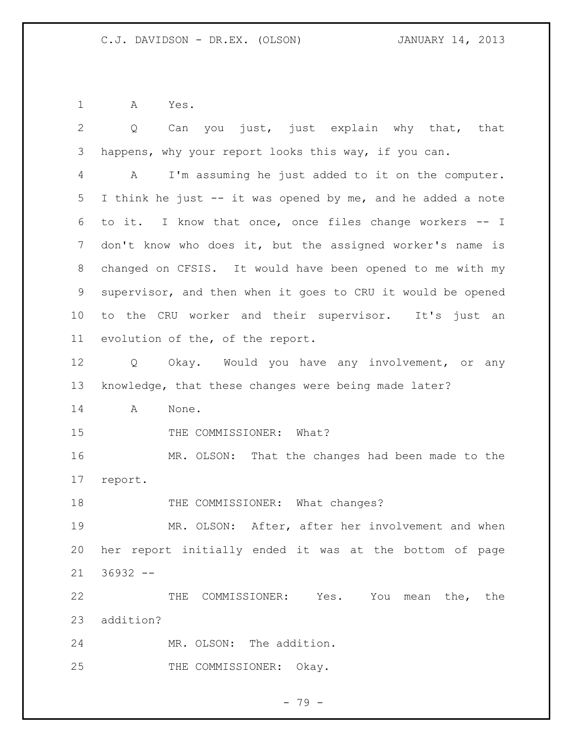A Yes.

Q Can you just, just explain why that, that happens, why your report looks this way, if you can.

A I'm assuming he just added to it on the computer. I think he just -- it was opened by me, and he added a note to it. I know that once, once files change workers -- I don't know who does it, but the assigned worker's name is changed on CFSIS. It would have been opened to me with my supervisor, and then when it goes to CRU it would be opened to the CRU worker and their supervisor. It's just an evolution of the, of the report.

Q Okay. Would you have any involvement, or any knowledge, that these changes were being made later?

A None.

THE COMMISSIONER: What?

MR. OLSON: That the changes had been made to the report.

THE COMMISSIONER: What changes?

MR. OLSON: After, after her involvement and when her report initially ended it was at the bottom of page 36932 --

THE COMMISSIONER: Yes. You mean the, the addition?

MR. OLSON: The addition.

THE COMMISSIONER: Okay.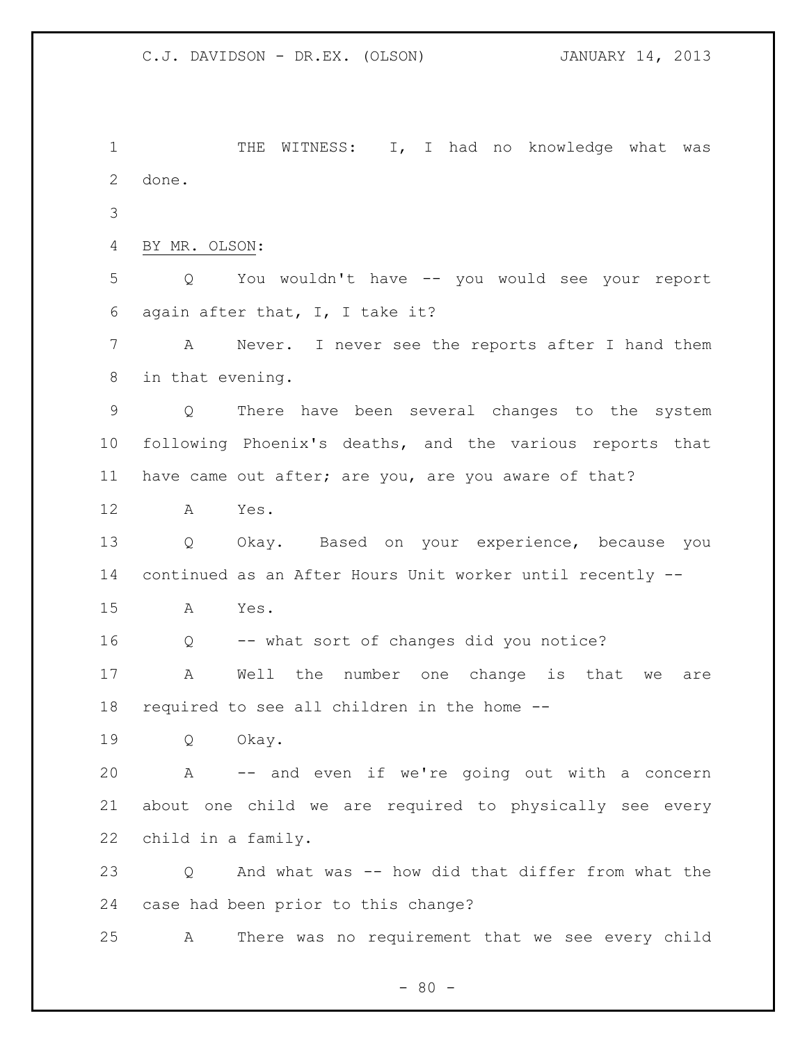THE WITNESS: I, I had no knowledge what was done.

BY MR. OLSON:

Q You wouldn't have -- you would see your report again after that, I, I take it?

A Never. I never see the reports after I hand them in that evening.

Q There have been several changes to the system following Phoenix's deaths, and the various reports that have came out after; are you, are you aware of that?

A Yes.

Q Okay. Based on your experience, because you continued as an After Hours Unit worker until recently --

A Yes.

Q -- what sort of changes did you notice?

A Well the number one change is that we are required to see all children in the home --

Q Okay.

A -- and even if we're going out with a concern about one child we are required to physically see every child in a family.

Q And what was -- how did that differ from what the case had been prior to this change?

A There was no requirement that we see every child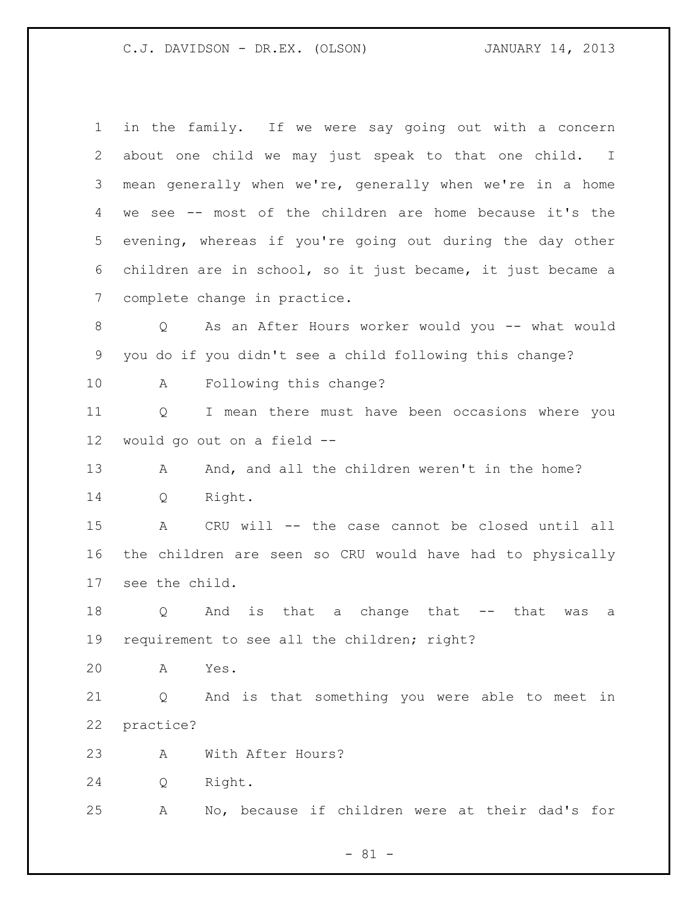in the family. If we were say going out with a concern about one child we may just speak to that one child. I mean generally when we're, generally when we're in a home we see -- most of the children are home because it's the evening, whereas if you're going out during the day other children are in school, so it just became, it just became a complete change in practice.

Q As an After Hours worker would you -- what would you do if you didn't see a child following this change?

A Following this change?

Q I mean there must have been occasions where you would go out on a field --

A And, and all the children weren't in the home?

Q Right.

A CRU will -- the case cannot be closed until all the children are seen so CRU would have had to physically see the child.

Q And is that a change that -- that was a requirement to see all the children; right?

A Yes.

Q And is that something you were able to meet in practice?

A With After Hours?

Q Right.

A No, because if children were at their dad's for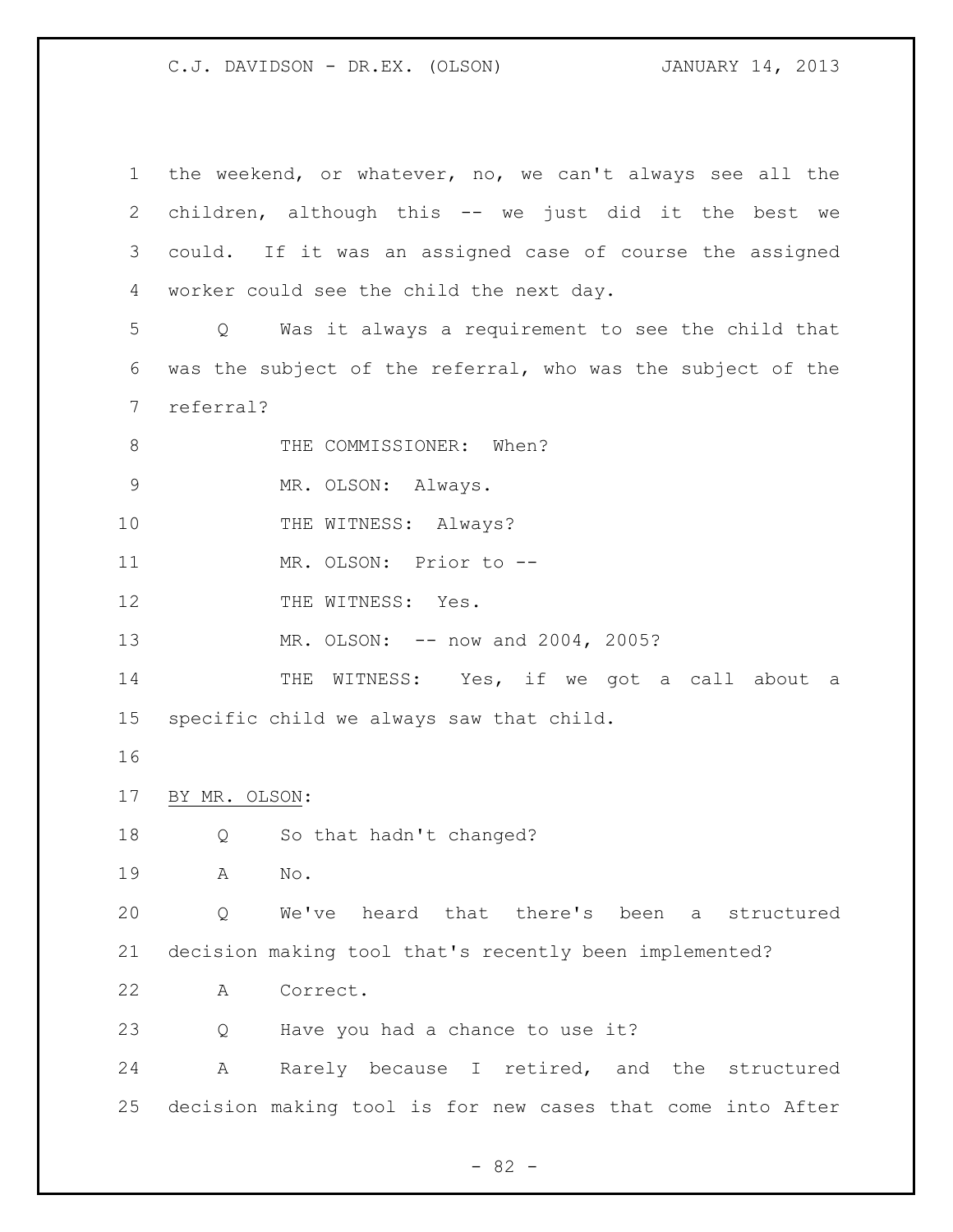the weekend, or whatever, no, we can't always see all the children, although this -- we just did it the best we could. If it was an assigned case of course the assigned worker could see the child the next day.

Q Was it always a requirement to see the child that was the subject of the referral, who was the subject of the referral?

THE COMMISSIONER: When?

MR. OLSON: Always.

THE WITNESS: Always?

MR. OLSON: Prior to --

THE WITNESS: Yes.

MR. OLSON: -- now and 2004, 2005?

THE WITNESS: Yes, if we got a call about a specific child we always saw that child.

BY MR. OLSON:

Q So that hadn't changed?

A No.

Q We've heard that there's been a structured decision making tool that's recently been implemented?

A Correct.

Q Have you had a chance to use it?

A Rarely because I retired, and the structured decision making tool is for new cases that come into After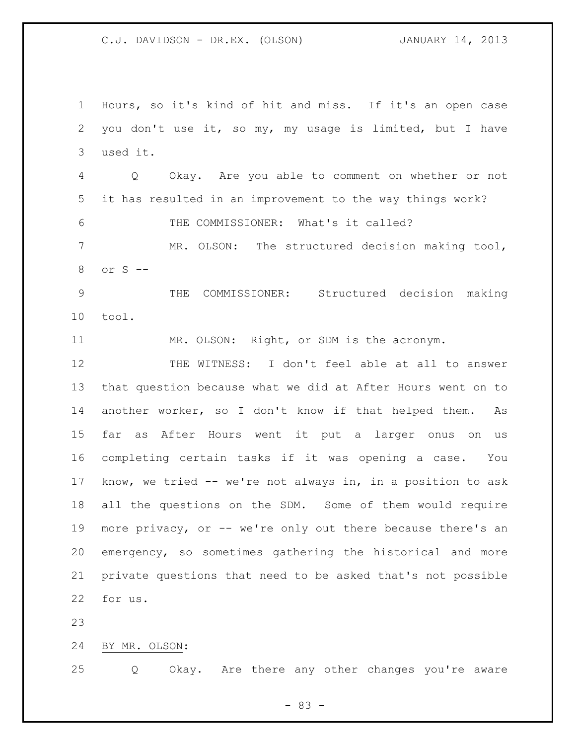Hours, so it's kind of hit and miss. If it's an open case you don't use it, so my, my usage is limited, but I have used it.

Q Okay. Are you able to comment on whether or not it has resulted in an improvement to the way things work?

THE COMMISSIONER: What's it called?

MR. OLSON: The structured decision making tool, or S --

THE COMMISSIONER: Structured decision making tool.

MR. OLSON: Right, or SDM is the acronym.

THE WITNESS: I don't feel able at all to answer that question because what we did at After Hours went on to another worker, so I don't know if that helped them. As far as After Hours went it put a larger onus on us completing certain tasks if it was opening a case. You know, we tried -- we're not always in, in a position to ask all the questions on the SDM. Some of them would require more privacy, or -- we're only out there because there's an emergency, so sometimes gathering the historical and more private questions that need to be asked that's not possible for us.

BY MR. OLSON:

Q Okay. Are there any other changes you're aware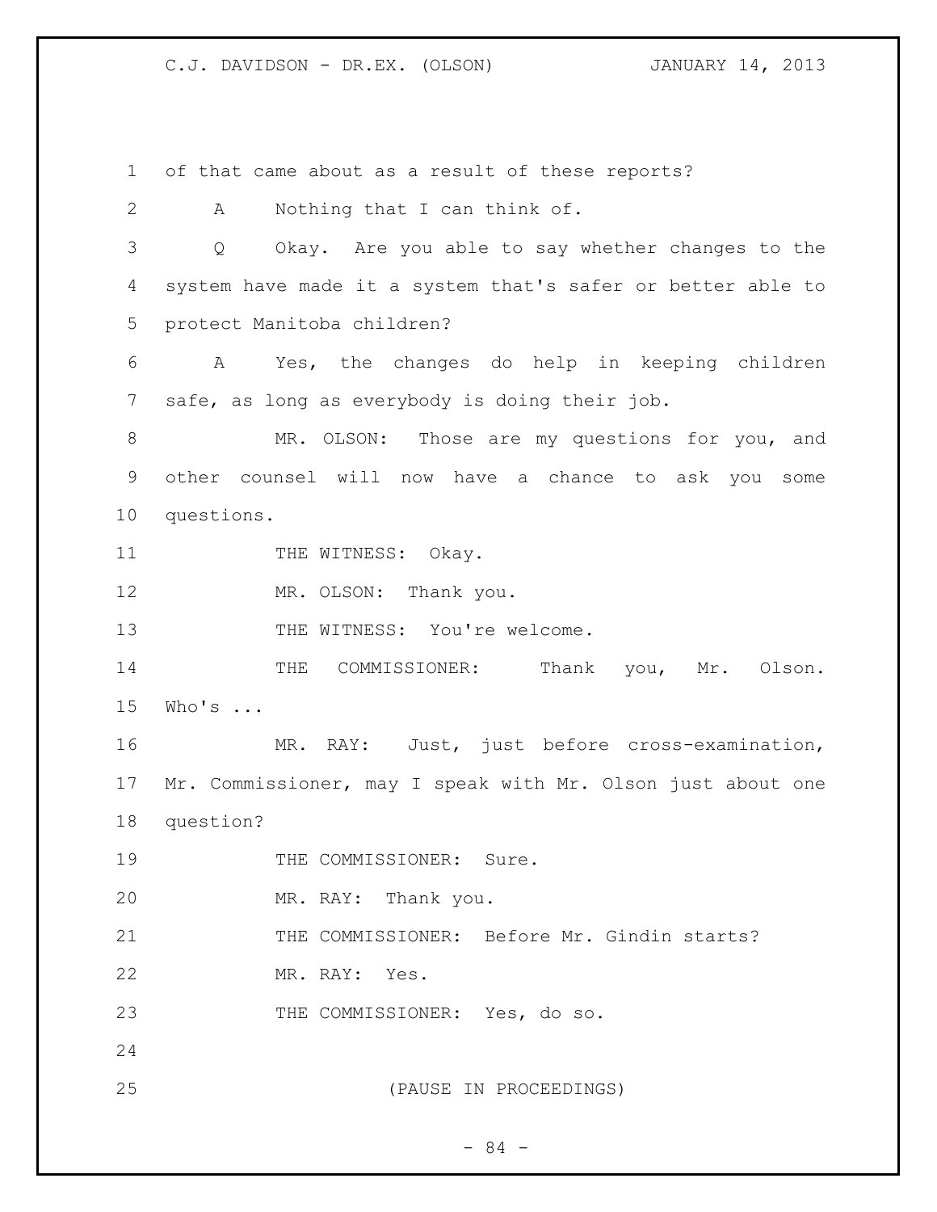of that came about as a result of these reports?

A Nothing that I can think of.

Q Okay. Are you able to say whether changes to the system have made it a system that's safer or better able to protect Manitoba children?

A Yes, the changes do help in keeping children safe, as long as everybody is doing their job.

MR. OLSON: Those are my questions for you, and other counsel will now have a chance to ask you some questions.

THE WITNESS: Okay.

MR. OLSON: Thank you.

THE WITNESS: You're welcome.

THE COMMISSIONER: Thank you, Mr. Olson. Who's ...

MR. RAY: Just, just before cross-examination, Mr. Commissioner, may I speak with Mr. Olson just about one question?

THE COMMISSIONER: Sure.

MR. RAY: Thank you.

THE COMMISSIONER: Before Mr. Gindin starts?

MR. RAY: Yes.

THE COMMISSIONER: Yes, do so.

(PAUSE IN PROCEEDINGS)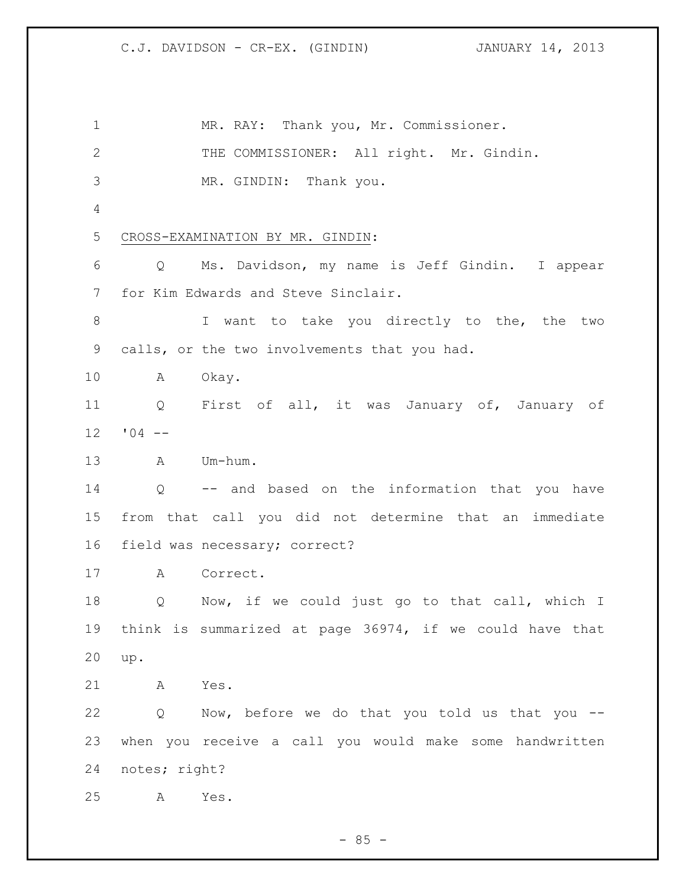MR. RAY: Thank you, Mr. Commissioner.

THE COMMISSIONER: All right. Mr. Gindin.

MR. GINDIN: Thank you.

CROSS-EXAMINATION BY MR. GINDIN:

Q Ms. Davidson, my name is Jeff Gindin. I appear for Kim Edwards and Steve Sinclair.

I want to take you directly to the, the two calls, or the two involvements that you had.

A Okay.

Q First of all, it was January of, January of '04 --

A Um-hum.

Q -- and based on the information that you have from that call you did not determine that an immediate field was necessary; correct?

A Correct.

Q Now, if we could just go to that call, which I think is summarized at page 36974, if we could have that up.

A Yes.

Q Now, before we do that you told us that you -- when you receive a call you would make some handwritten notes; right?

A Yes.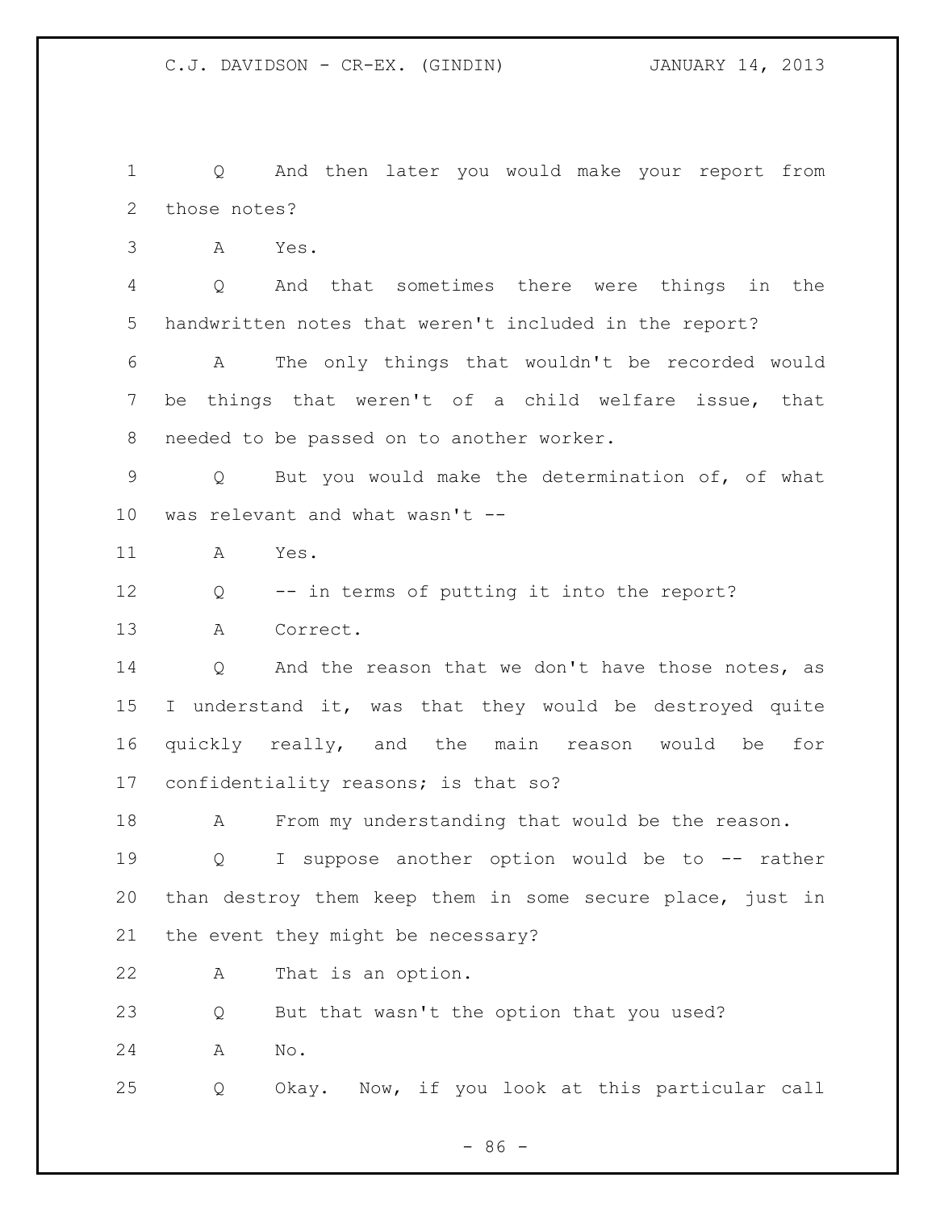Q And then later you would make your report from those notes?

A Yes.

Q And that sometimes there were things in the handwritten notes that weren't included in the report?

A The only things that wouldn't be recorded would be things that weren't of a child welfare issue, that needed to be passed on to another worker.

Q But you would make the determination of, of what was relevant and what wasn't --

A Yes.

Q -- in terms of putting it into the report?

A Correct.

Q And the reason that we don't have those notes, as I understand it, was that they would be destroyed quite quickly really, and the main reason would be for confidentiality reasons; is that so?

A From my understanding that would be the reason.

Q I suppose another option would be to -- rather than destroy them keep them in some secure place, just in the event they might be necessary?

A That is an option.

Q But that wasn't the option that you used?

A No.

Q Okay. Now, if you look at this particular call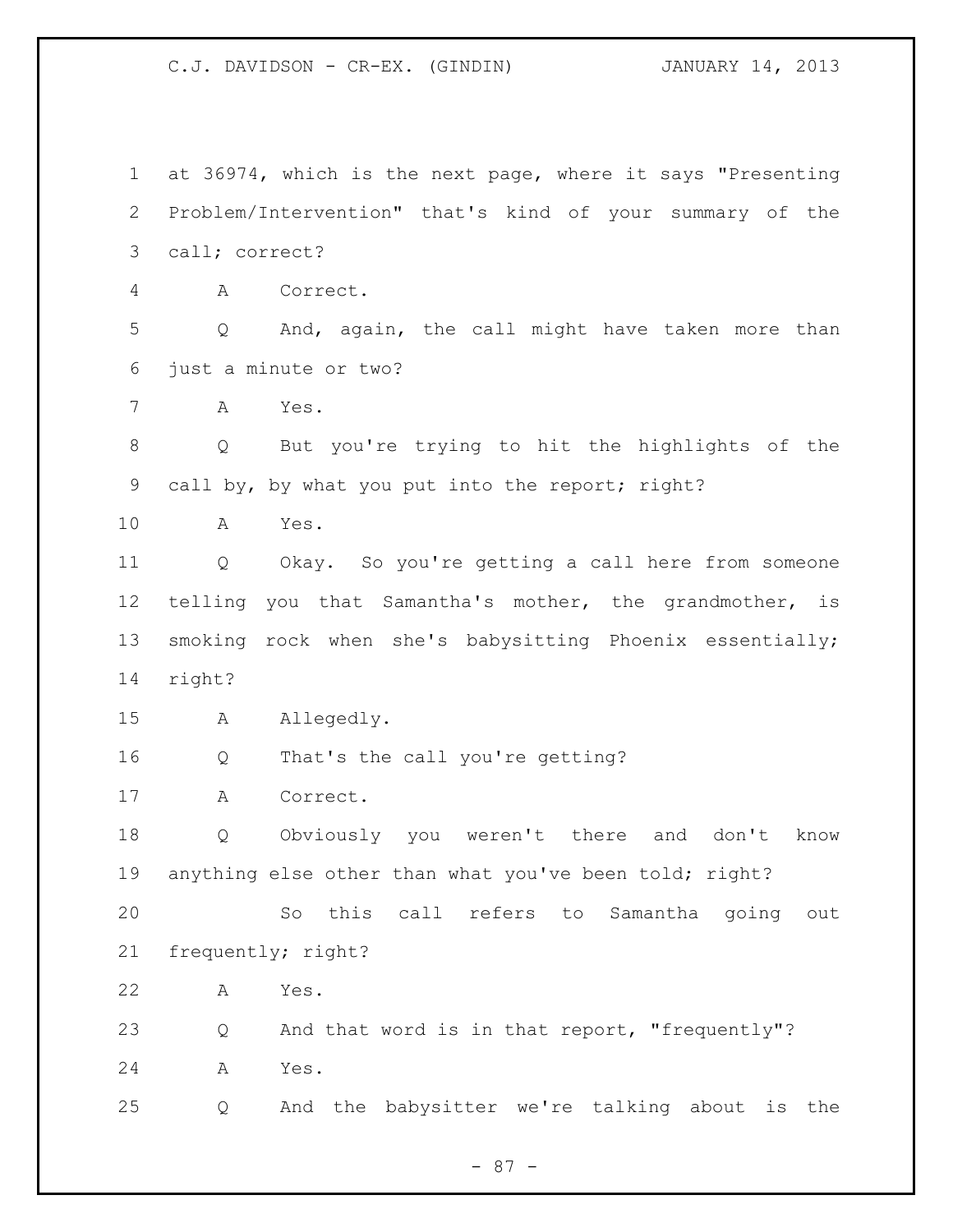at 36974, which is the next page, where it says "Presenting Problem/Intervention" that's kind of your summary of the call; correct?

A Correct.

Q And, again, the call might have taken more than just a minute or two?

A Yes.

Q But you're trying to hit the highlights of the call by, by what you put into the report; right?

A Yes.

Q Okay. So you're getting a call here from someone telling you that Samantha's mother, the grandmother, is smoking rock when she's babysitting Phoenix essentially; right?

A Allegedly.

Q That's the call you're getting?

A Correct.

Q Obviously you weren't there and don't know anything else other than what you've been told; right?

So this call refers to Samantha going out frequently; right?

A Yes.

Q And that word is in that report, "frequently"?

A Yes.

Q And the babysitter we're talking about is the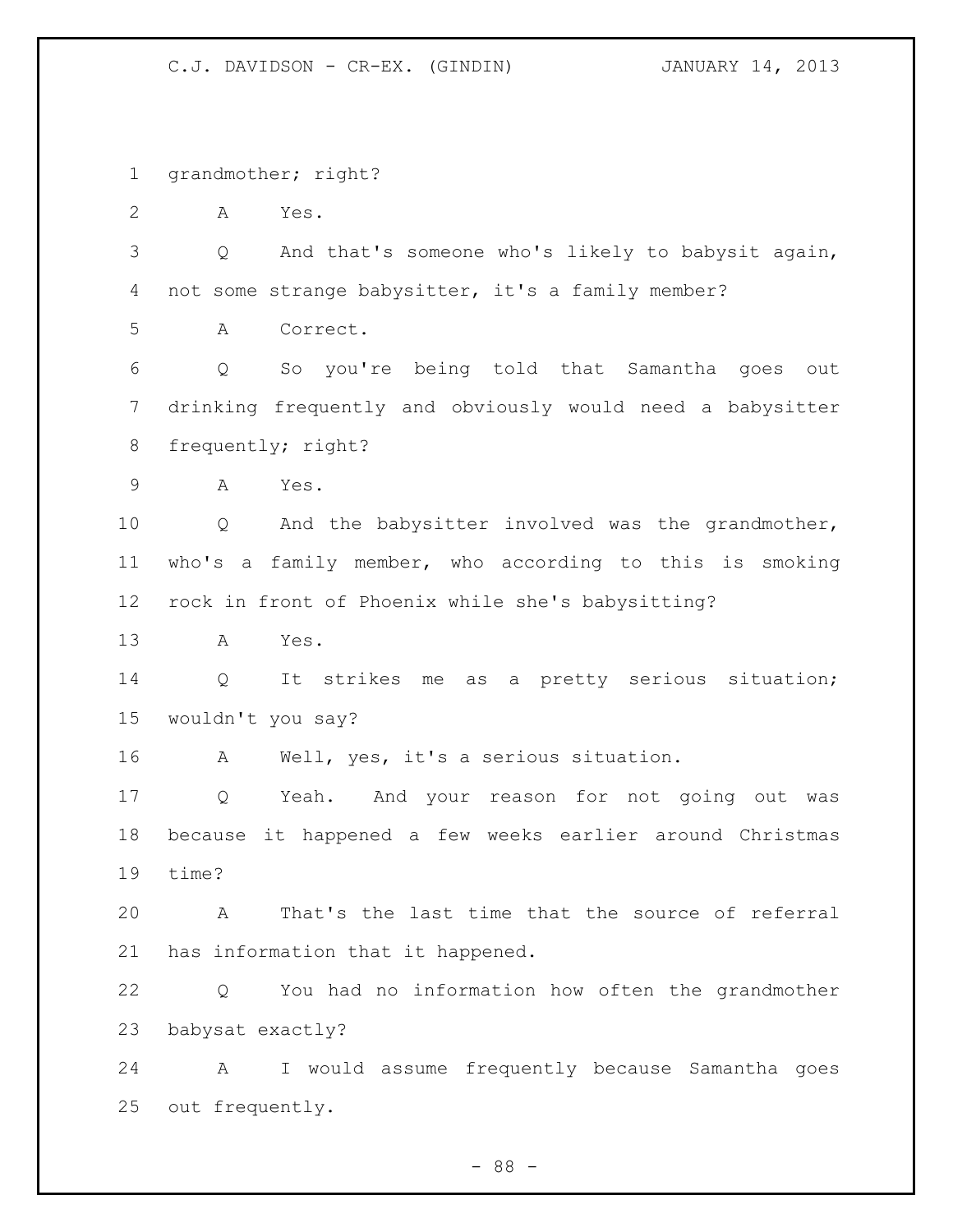grandmother; right?

A Yes.

Q And that's someone who's likely to babysit again, not some strange babysitter, it's a family member?

A Correct.

Q So you're being told that Samantha goes out drinking frequently and obviously would need a babysitter frequently; right?

A Yes.

Q And the babysitter involved was the grandmother, who's a family member, who according to this is smoking rock in front of Phoenix while she's babysitting?

A Yes.

Q It strikes me as a pretty serious situation; wouldn't you say?

A Well, yes, it's a serious situation.

Q Yeah. And your reason for not going out was because it happened a few weeks earlier around Christmas time?

A That's the last time that the source of referral has information that it happened.

Q You had no information how often the grandmother babysat exactly?

A I would assume frequently because Samantha goes out frequently.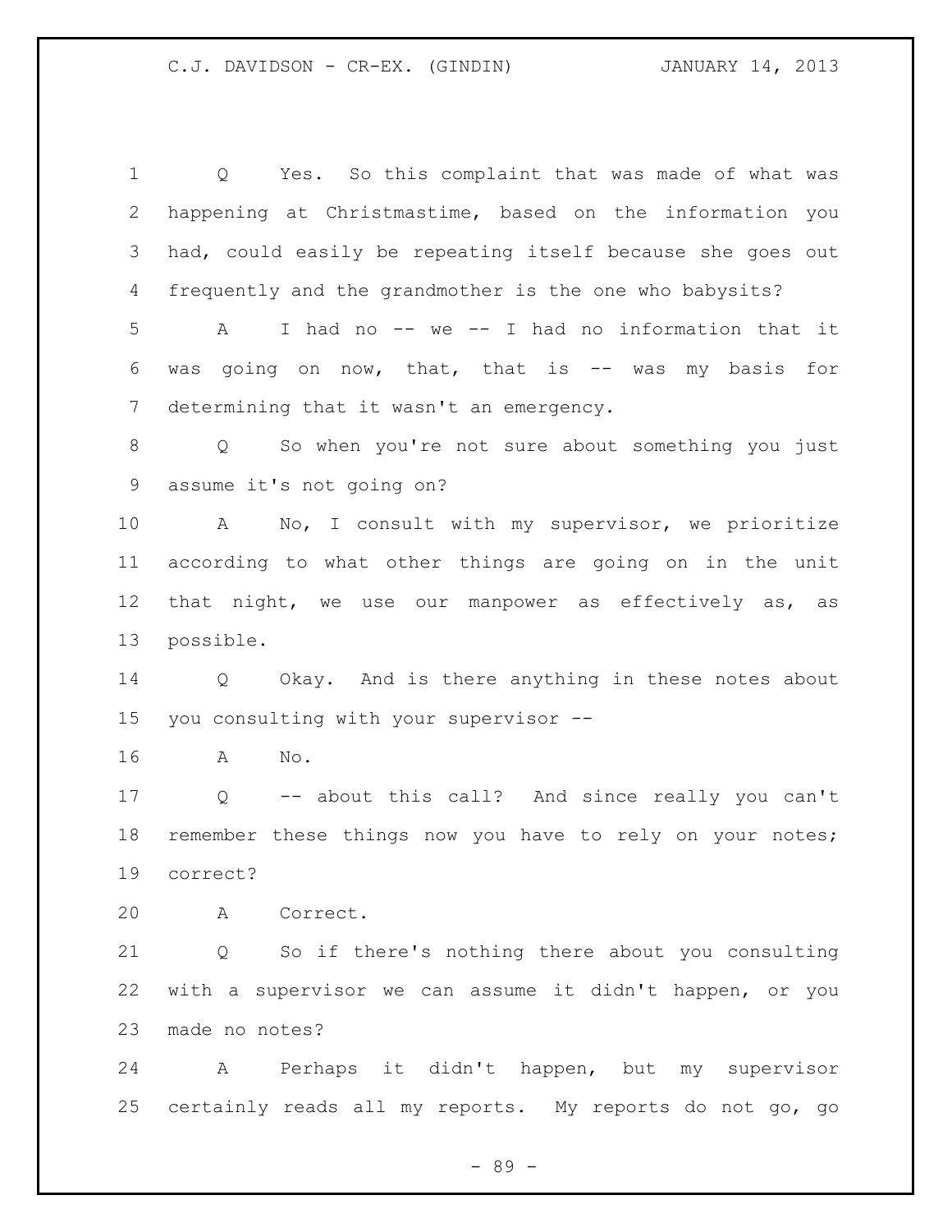Q Yes. So this complaint that was made of what was happening at Christmastime, based on the information you had, could easily be repeating itself because she goes out frequently and the grandmother is the one who babysits?

A I had no -- we -- I had no information that it was going on now, that, that is -- was my basis for determining that it wasn't an emergency.

Q So when you're not sure about something you just assume it's not going on?

A No, I consult with my supervisor, we prioritize according to what other things are going on in the unit that night, we use our manpower as effectively as, as possible.

Q Okay. And is there anything in these notes about you consulting with your supervisor --

A No.

Q -- about this call? And since really you can't remember these things now you have to rely on your notes; correct?

A Correct.

Q So if there's nothing there about you consulting with a supervisor we can assume it didn't happen, or you made no notes?

A Perhaps it didn't happen, but my supervisor certainly reads all my reports. My reports do not go, go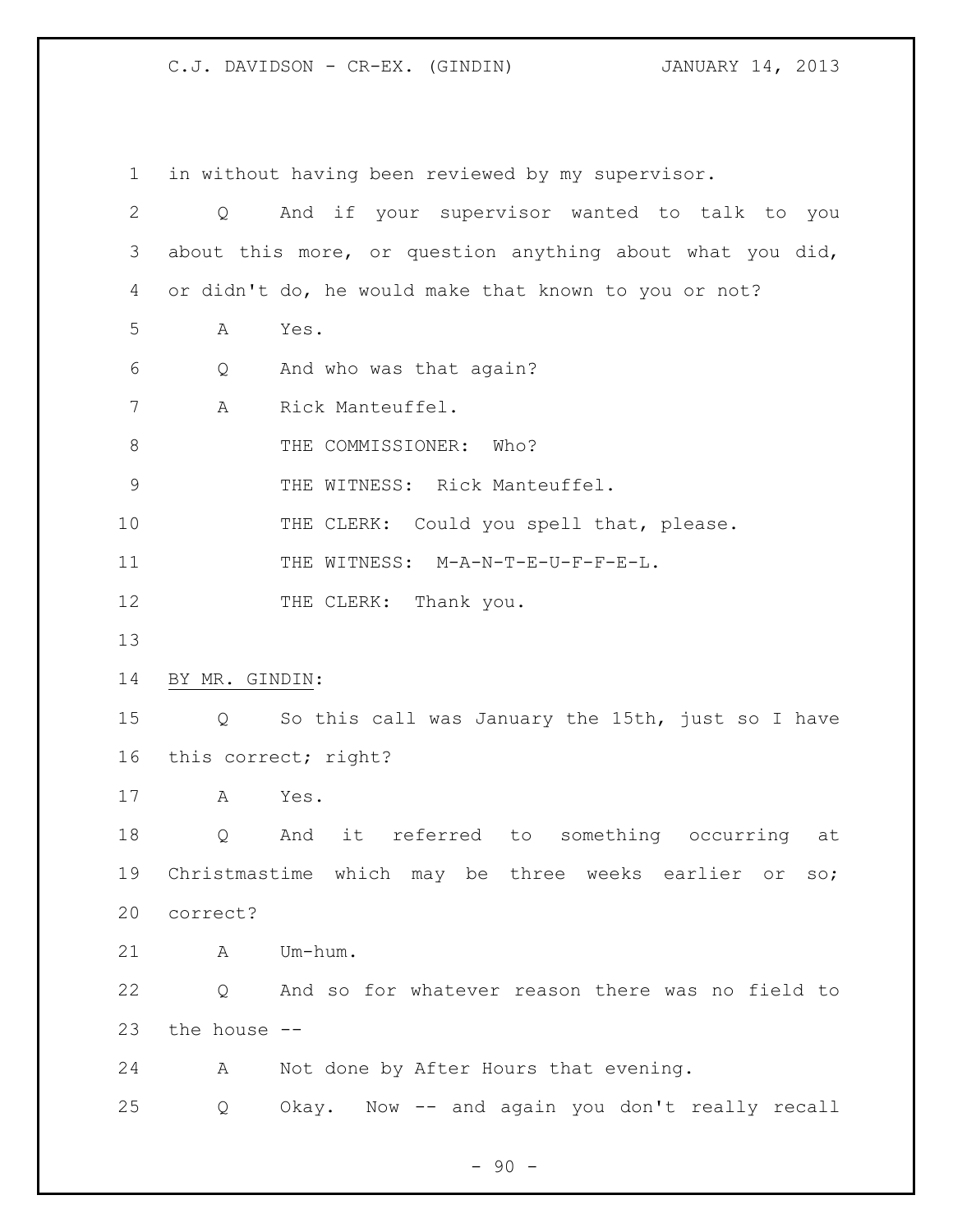in without having been reviewed by my supervisor.

Q And if your supervisor wanted to talk to you about this more, or question anything about what you did, or didn't do, he would make that known to you or not?

A Yes.

Q And who was that again?

A Rick Manteuffel.

THE COMMISSIONER: Who?

THE WITNESS: Rick Manteuffel.

THE CLERK: Could you spell that, please.

THE WITNESS: M-A-N-T-E-U-F-F-E-L.

THE CLERK: Thank you.

BY MR. GINDIN:

Q So this call was January the 15th, just so I have this correct; right?

A Yes.

Q And it referred to something occurring at Christmastime which may be three weeks earlier or so; correct?

A Um-hum.

Q And so for whatever reason there was no field to the house --

A Not done by After Hours that evening.

Q Okay. Now -- and again you don't really recall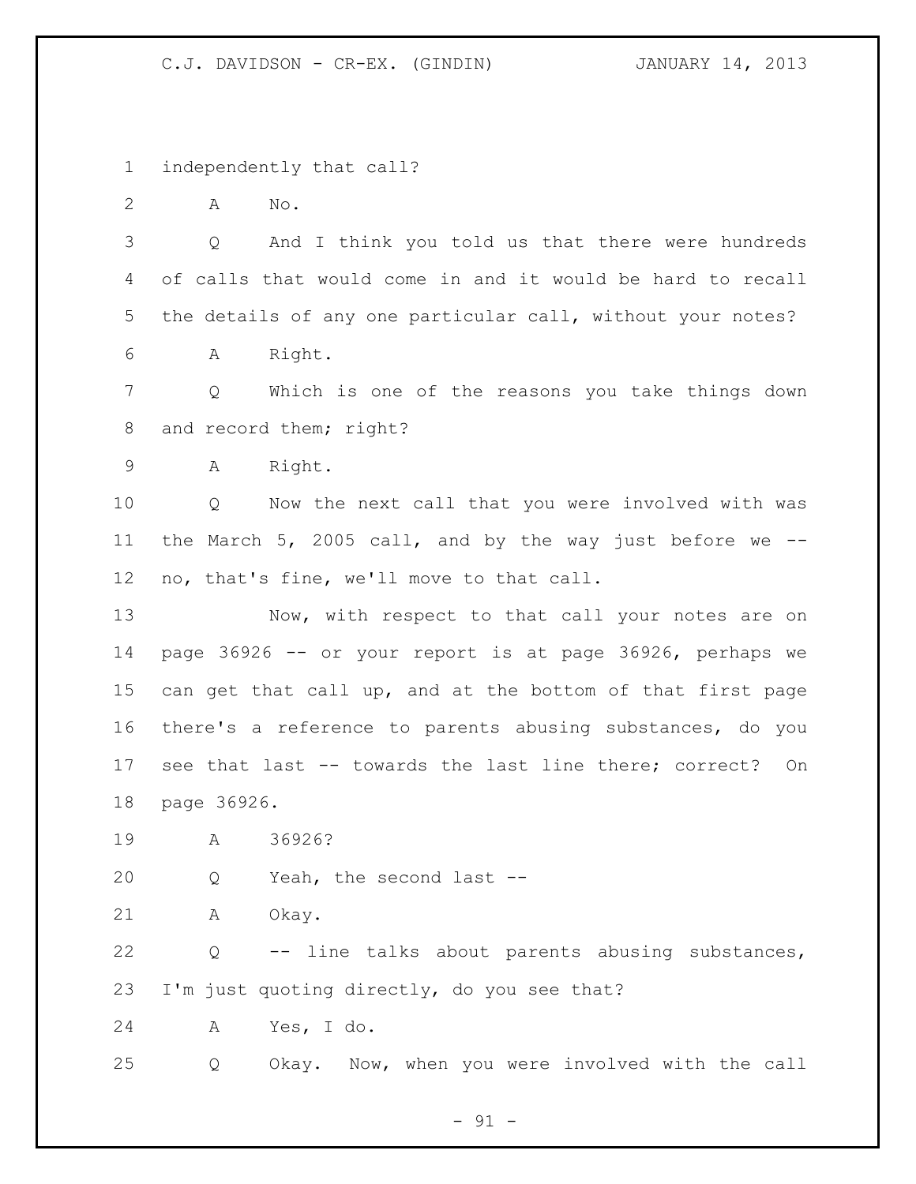1 independently that call?

2 A No.

3 Q And I think you told us that there were hundreds
4 of calls that would come in and it would be hard to recall
5 the details of any one particular call, without your notes?

6 A Right.

7 Q Which is one of the reasons you take things down
8 and record them; right?

9 A Right.

10 Q Now the next call that you were involved with was
11 the March 5, 2005 call, and by the way just before we --
12 no, that's fine, we'll move to that call.

13 Now, with respect to that call your notes are on
14 page 36926 -- or your report is at page 36926, perhaps we
15 can get that call up, and at the bottom of that first page
16 there's a reference to parents abusing substances, do you
17 see that last -- towards the last line there; correct? On
18 page 36926.

19 A 36926?

20 Q Yeah, the second last --

21 A Okay.

22 Q -- line talks about parents abusing substances,
23 I'm just quoting directly, do you see that?

24 A Yes, I do.

25 Q Okay. Now, when you were involved with the call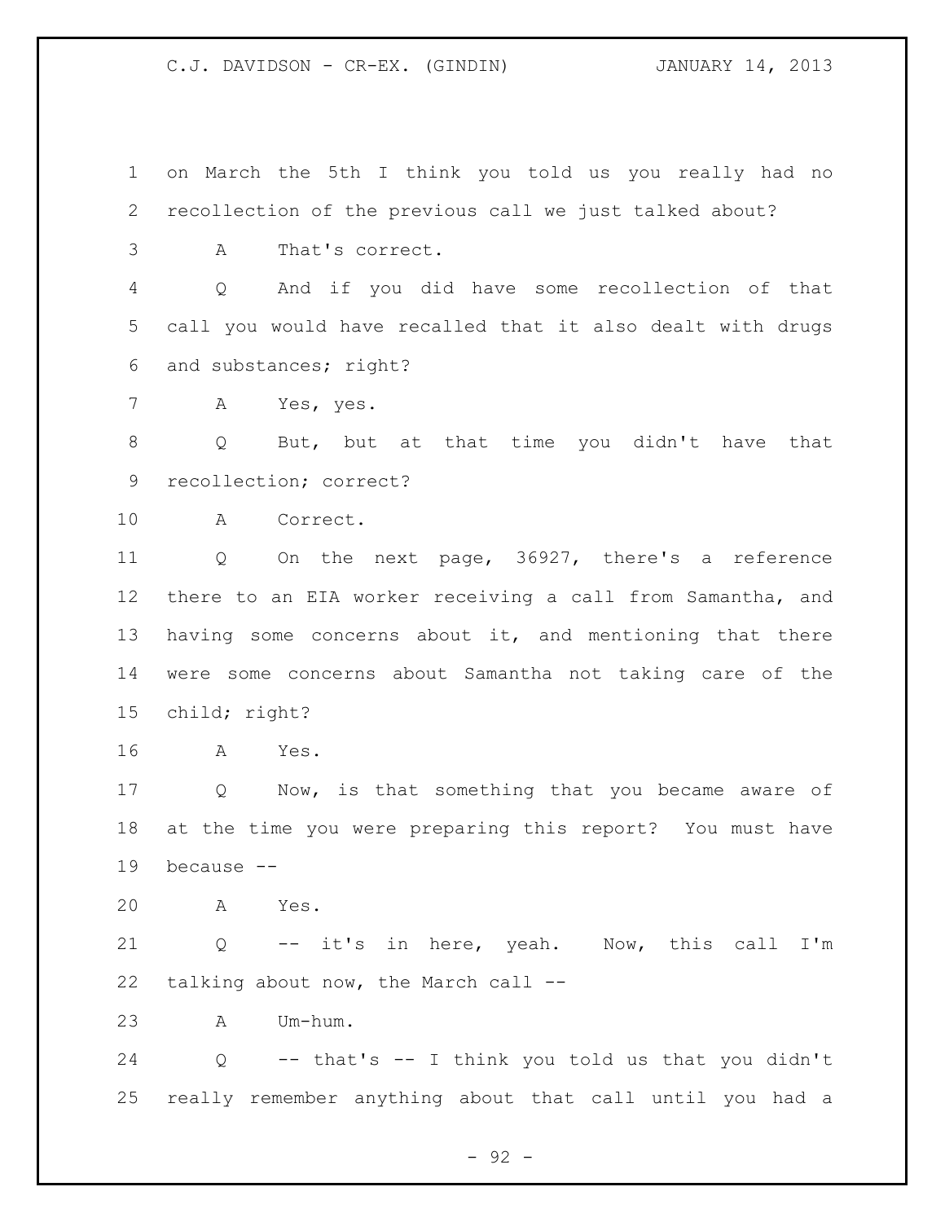1 on March the 5th I think you told us you really had no
2 recollection of the previous call we just talked about?

3 A That's correct.

4 Q And if you did have some recollection of that
5 call you would have recalled that it also dealt with drugs
6 and substances; right?

7 A Yes, yes.

8 Q But, but at that time you didn't have that
9 recollection; correct?

10 A Correct.

11 Q On the next page, 36927, there's a reference
12 there to an EIA worker receiving a call from Samantha, and
13 having some concerns about it, and mentioning that there
14 were some concerns about Samantha not taking care of the
15 child; right?

16 A Yes.

17 Q Now, is that something that you became aware of
18 at the time you were preparing this report? You must have
19 because --

20 A Yes.

21 Q -- it's in here, yeah. Now, this call I'm
22 talking about now, the March call --

23 A Um-hum.

24 Q -- that's -- I think you told us that you didn't
25 really remember anything about that call until you had a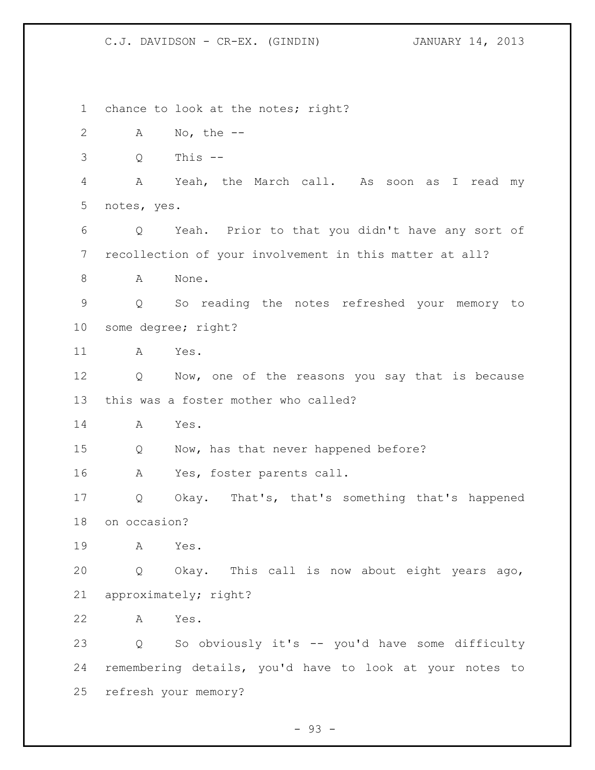chance to look at the notes; right?

A No, the --

Q This --

A Yeah, the March call. As soon as I read my notes, yes.

Q Yeah. Prior to that you didn't have any sort of recollection of your involvement in this matter at all?

A None.

Q So reading the notes refreshed your memory to some degree; right?

A Yes.

Q Now, one of the reasons you say that is because this was a foster mother who called?

A Yes.

Q Now, has that never happened before?

A Yes, foster parents call.

Q Okay. That's, that's something that's happened on occasion?

A Yes.

Q Okay. This call is now about eight years ago, approximately; right?

A Yes.

Q So obviously it's -- you'd have some difficulty remembering details, you'd have to look at your notes to refresh your memory?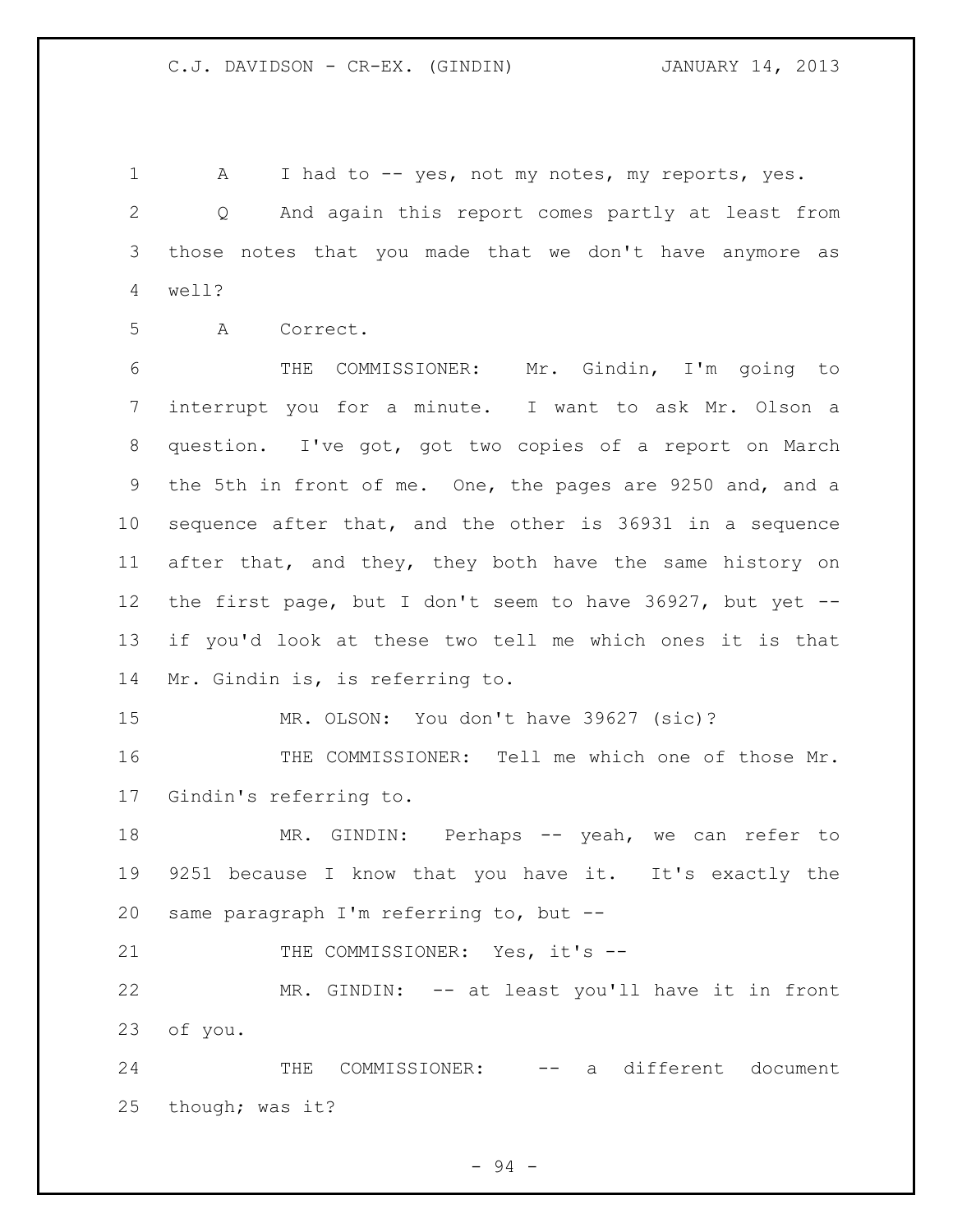A I had to -- yes, not my notes, my reports, yes.

Q And again this report comes partly at least from those notes that you made that we don't have anymore as well?

A Correct.

THE COMMISSIONER: Mr. Gindin, I'm going to interrupt you for a minute. I want to ask Mr. Olson a question. I've got, got two copies of a report on March the 5th in front of me. One, the pages are 9250 and, and a sequence after that, and the other is 36931 in a sequence after that, and they, they both have the same history on the first page, but I don't seem to have 36927, but yet -- if you'd look at these two tell me which ones it is that Mr. Gindin is, is referring to.

MR. OLSON: You don't have 39627 (sic)?

THE COMMISSIONER: Tell me which one of those Mr. Gindin's referring to.

MR. GINDIN: Perhaps -- yeah, we can refer to 9251 because I know that you have it. It's exactly the same paragraph I'm referring to, but --

THE COMMISSIONER: Yes, it's --

MR. GINDIN: -- at least you'll have it in front of you.

THE COMMISSIONER: -- a different document though; was it?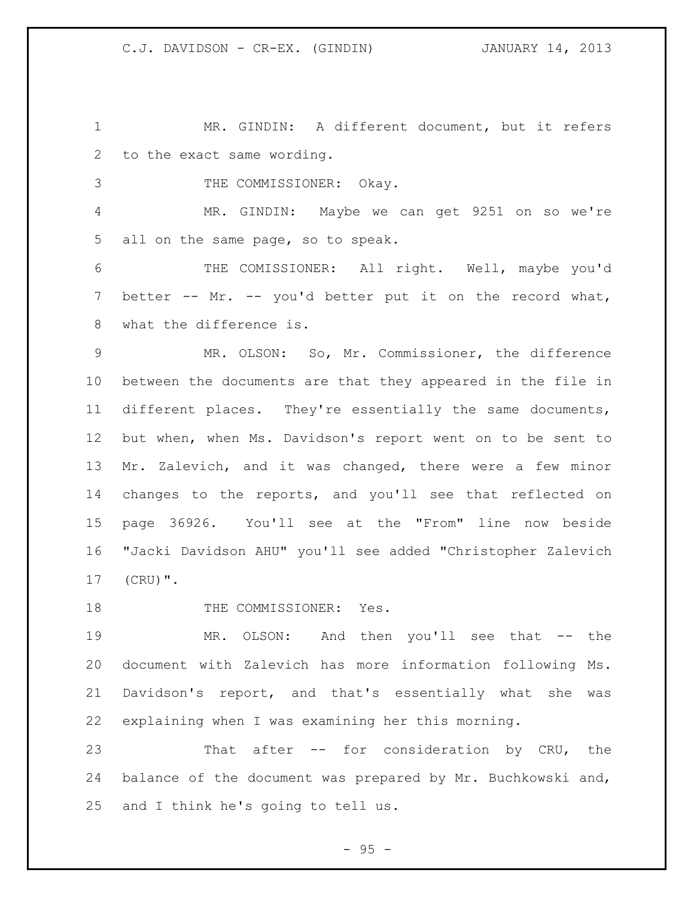MR. GINDIN: A different document, but it refers to the exact same wording.

THE COMMISSIONER: Okay.

MR. GINDIN: Maybe we can get 9251 on so we're all on the same page, so to speak.

THE COMISSIONER: All right. Well, maybe you'd better -- Mr. -- you'd better put it on the record what, what the difference is.

MR. OLSON: So, Mr. Commissioner, the difference between the documents are that they appeared in the file in different places. They're essentially the same documents, but when, when Ms. Davidson's report went on to be sent to Mr. Zalevich, and it was changed, there were a few minor changes to the reports, and you'll see that reflected on page 36926. You'll see at the "From" line now beside "Jacki Davidson AHU" you'll see added "Christopher Zalevich (CRU)".

THE COMMISSIONER: Yes.

MR. OLSON: And then you'll see that -- the document with Zalevich has more information following Ms. Davidson's report, and that's essentially what she was explaining when I was examining her this morning.

That after -- for consideration by CRU, the balance of the document was prepared by Mr. Buchkowski and, and I think he's going to tell us.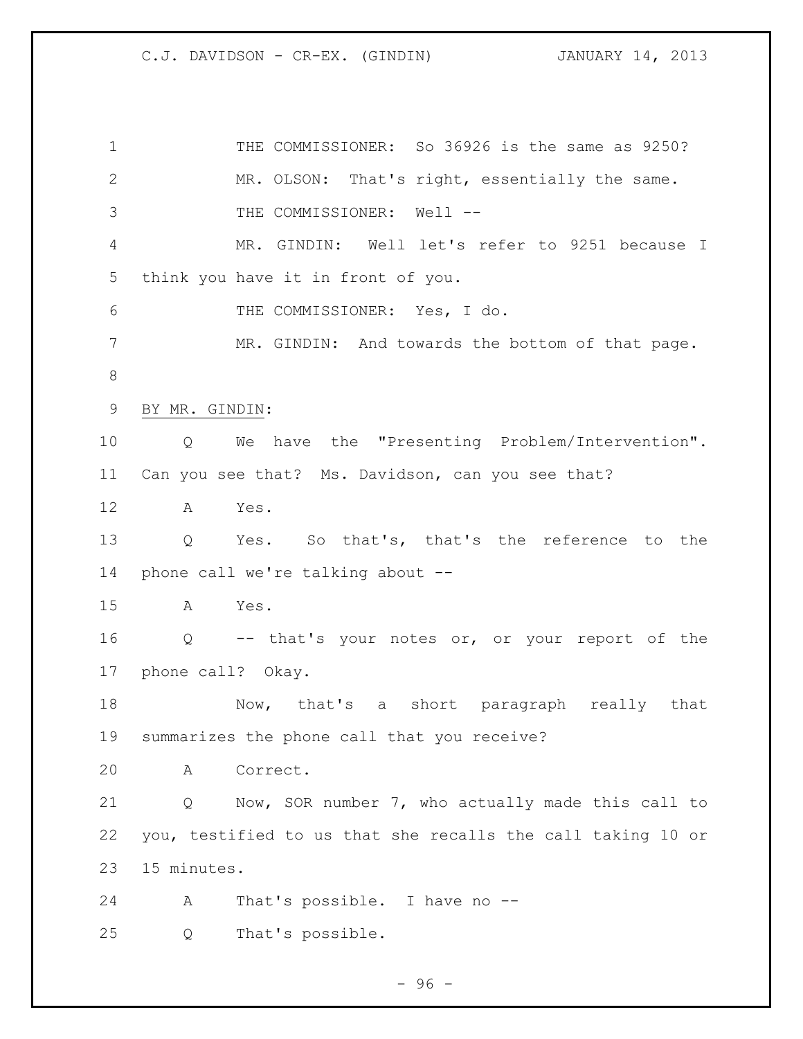THE COMMISSIONER: So 36926 is the same as 9250?

MR. OLSON: That's right, essentially the same.

THE COMMISSIONER: Well --

MR. GINDIN: Well let's refer to 9251 because I think you have it in front of you.

THE COMMISSIONER: Yes, I do.

MR. GINDIN: And towards the bottom of that page.

BY MR. GINDIN:

Q We have the "Presenting Problem/Intervention". Can you see that? Ms. Davidson, can you see that?

A Yes.

Q Yes. So that's, that's the reference to the phone call we're talking about --

A Yes.

Q -- that's your notes or, or your report of the phone call? Okay.

Now, that's a short paragraph really that summarizes the phone call that you receive?

A Correct.

Q Now, SOR number 7, who actually made this call to you, testified to us that she recalls the call taking 10 or 15 minutes.

A That's possible. I have no --

Q That's possible.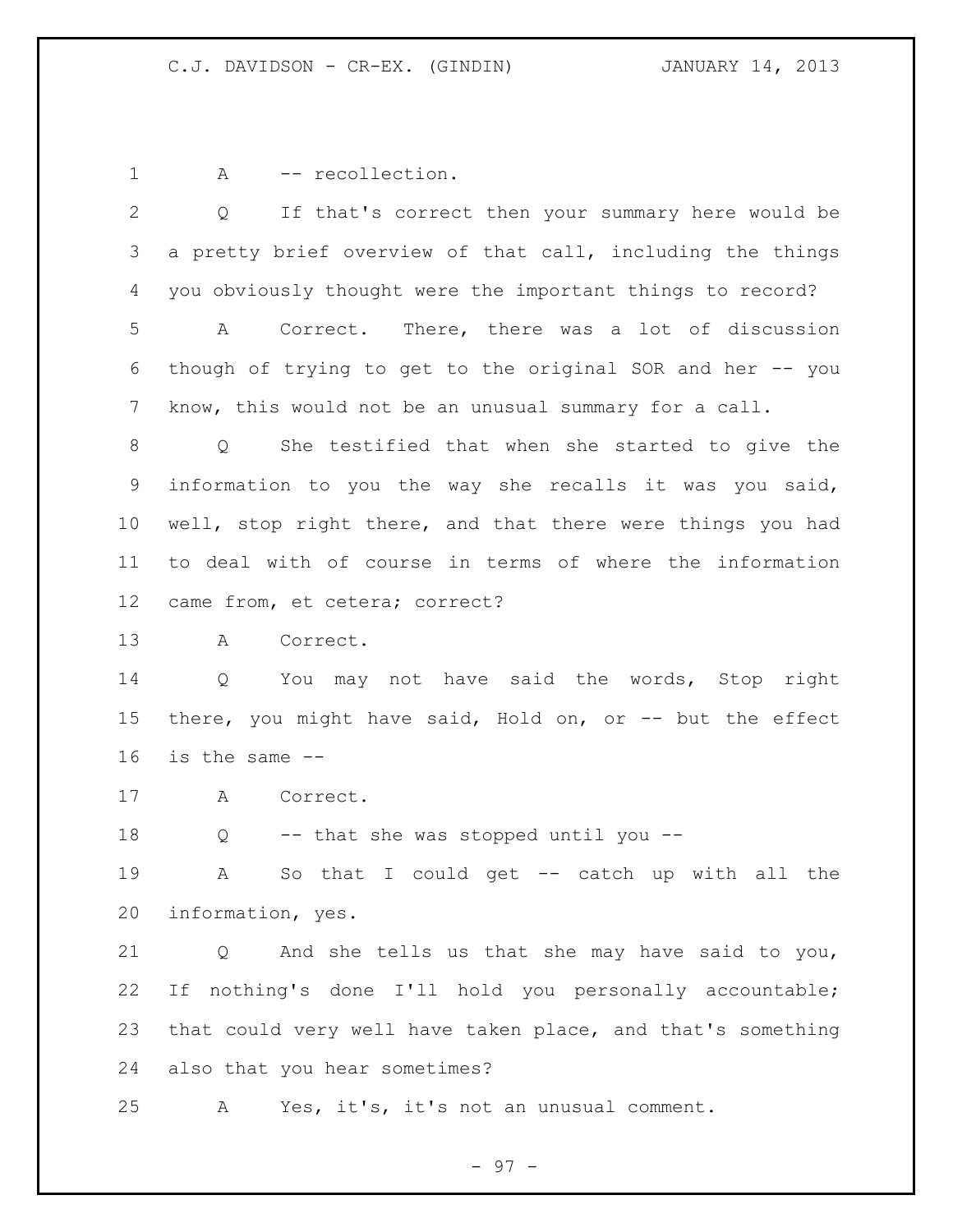A -- recollection.

Q If that's correct then your summary here would be a pretty brief overview of that call, including the things you obviously thought were the important things to record?

A Correct. There, there was a lot of discussion though of trying to get to the original SOR and her -- you know, this would not be an unusual summary for a call.

Q She testified that when she started to give the information to you the way she recalls it was you said, well, stop right there, and that there were things you had to deal with of course in terms of where the information came from, et cetera; correct?

A Correct.

Q You may not have said the words, Stop right there, you might have said, Hold on, or -- but the effect is the same --

A Correct.

Q -- that she was stopped until you --

A So that I could get -- catch up with all the information, yes.

Q And she tells us that she may have said to you, If nothing's done I'll hold you personally accountable; that could very well have taken place, and that's something also that you hear sometimes?

A Yes, it's, it's not an unusual comment.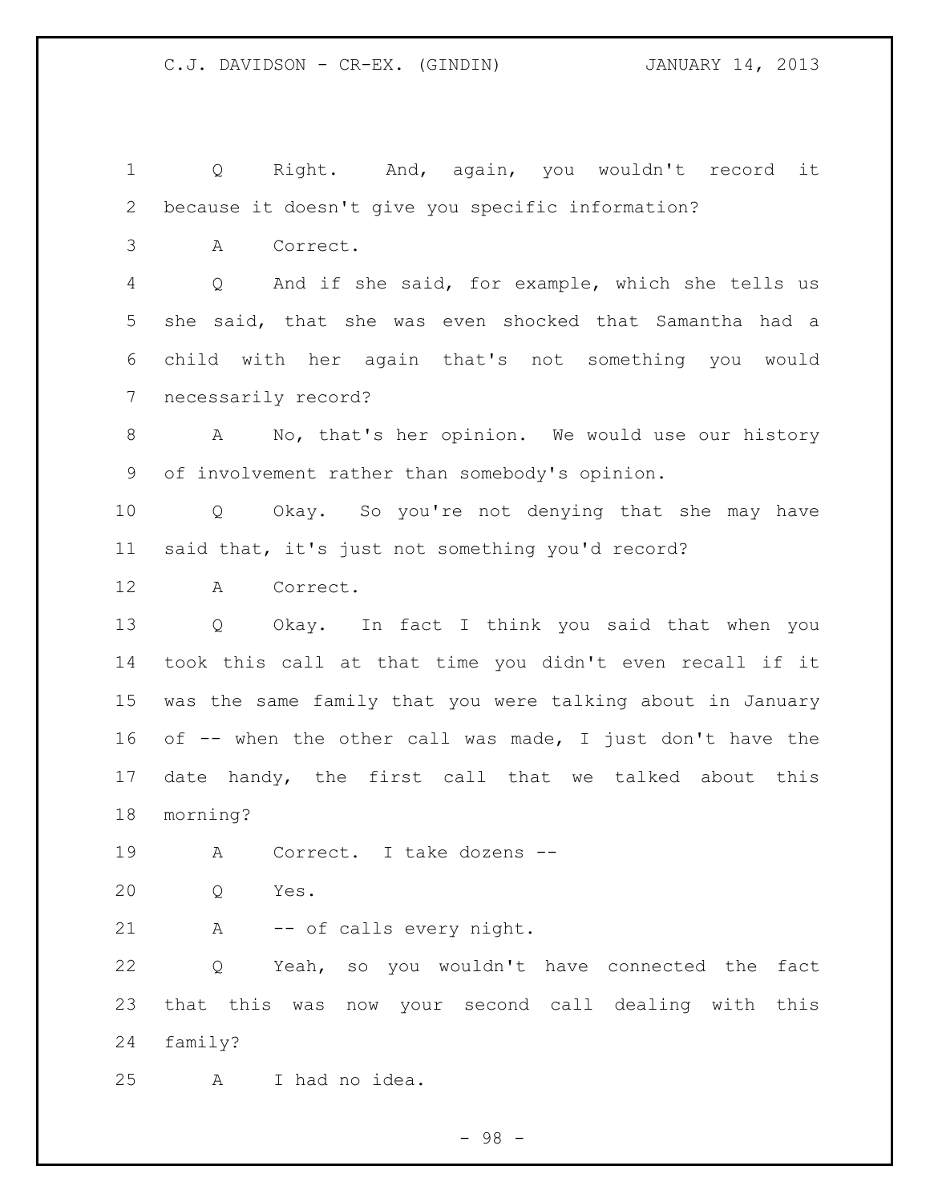Q Right. And, again, you wouldn't record it because it doesn't give you specific information?

A Correct.

Q And if she said, for example, which she tells us she said, that she was even shocked that Samantha had a child with her again that's not something you would necessarily record?

A No, that's her opinion. We would use our history of involvement rather than somebody's opinion.

Q Okay. So you're not denying that she may have said that, it's just not something you'd record?

A Correct.

Q Okay. In fact I think you said that when you took this call at that time you didn't even recall if it was the same family that you were talking about in January of -- when the other call was made, I just don't have the date handy, the first call that we talked about this morning?

A Correct. I take dozens --

Q Yes.

A -- of calls every night.

Q Yeah, so you wouldn't have connected the fact that this was now your second call dealing with this family?

A I had no idea.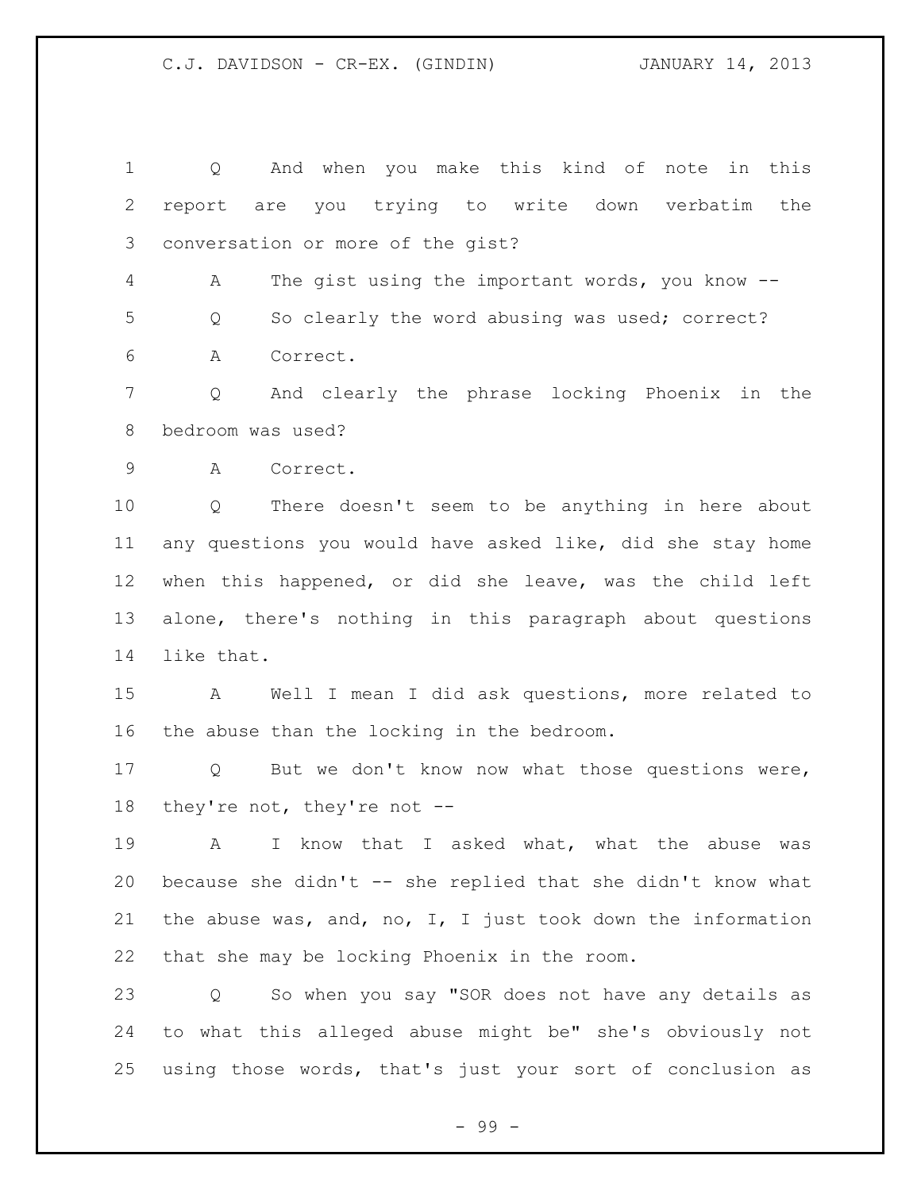Q And when you make this kind of note in this report are you trying to write down verbatim the conversation or more of the gist?

A The gist using the important words, you know --

Q So clearly the word abusing was used; correct?

A Correct.

Q And clearly the phrase locking Phoenix in the bedroom was used?

A Correct.

Q There doesn't seem to be anything in here about any questions you would have asked like, did she stay home when this happened, or did she leave, was the child left alone, there's nothing in this paragraph about questions like that.

A Well I mean I did ask questions, more related to the abuse than the locking in the bedroom.

Q But we don't know now what those questions were, they're not, they're not --

A I know that I asked what, what the abuse was because she didn't -- she replied that she didn't know what the abuse was, and, no, I, I just took down the information that she may be locking Phoenix in the room.

Q So when you say "SOR does not have any details as to what this alleged abuse might be" she's obviously not using those words, that's just your sort of conclusion as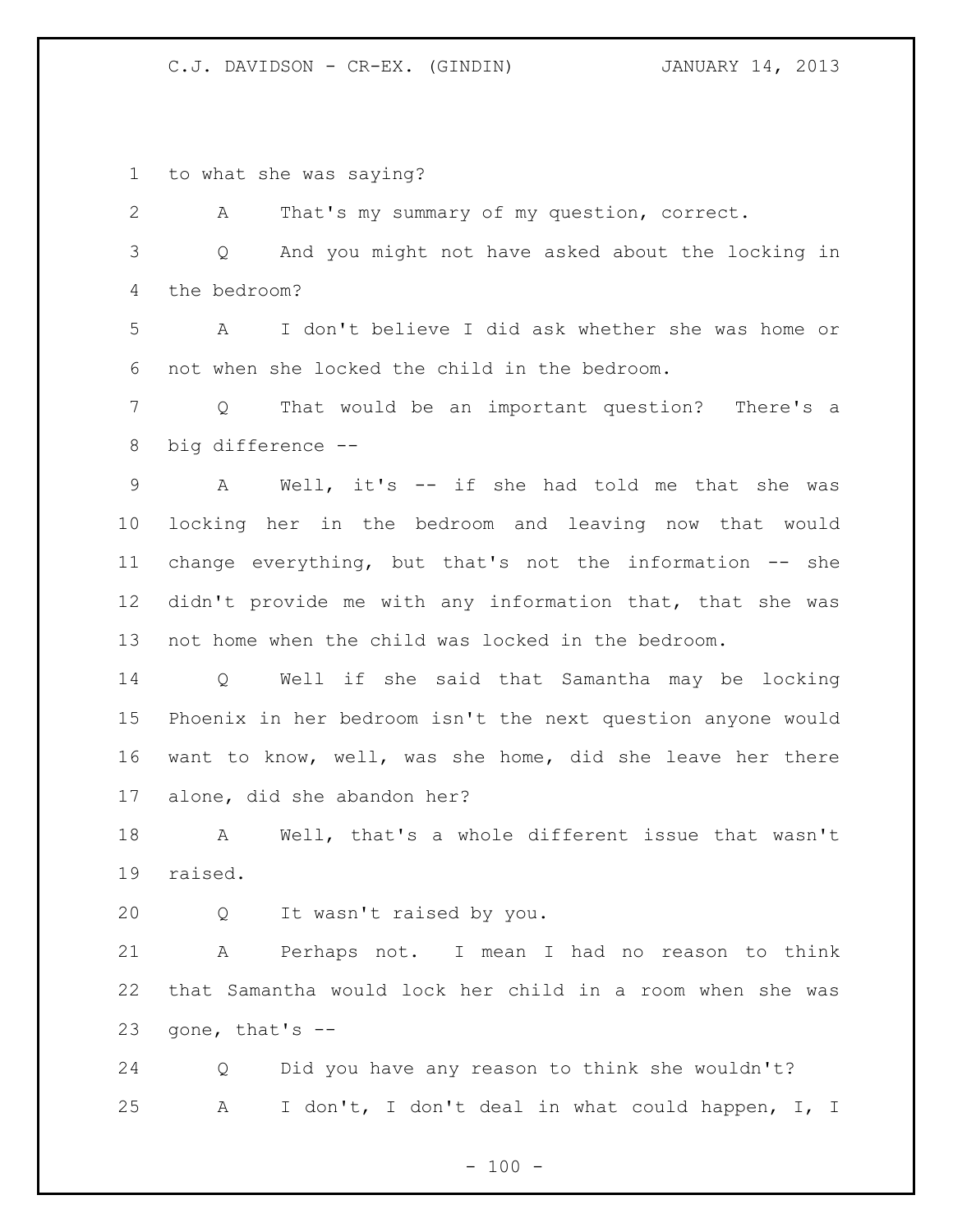1 to what she was saying?

2 A That's my summary of my question, correct.

3 Q And you might not have asked about the locking in

4 the bedroom?

5 A I don't believe I did ask whether she was home or

6 not when she locked the child in the bedroom.

7 Q That would be an important question? There's a

8 big difference --

9 A Well, it's -- if she had told me that she was

10 locking her in the bedroom and leaving now that would

11 change everything, but that's not the information -- she

12 didn't provide me with any information that, that she was

13 not home when the child was locked in the bedroom.

14 Q Well if she said that Samantha may be locking

15 Phoenix in her bedroom isn't the next question anyone would

16 want to know, well, was she home, did she leave her there

17 alone, did she abandon her?

18 A Well, that's a whole different issue that wasn't

19 raised.

20 Q It wasn't raised by you.

21 A Perhaps not. I mean I had no reason to think

22 that Samantha would lock her child in a room when she was

23 gone, that's --

24 Q Did you have any reason to think she wouldn't?

25 A I don't, I don't deal in what could happen, I, I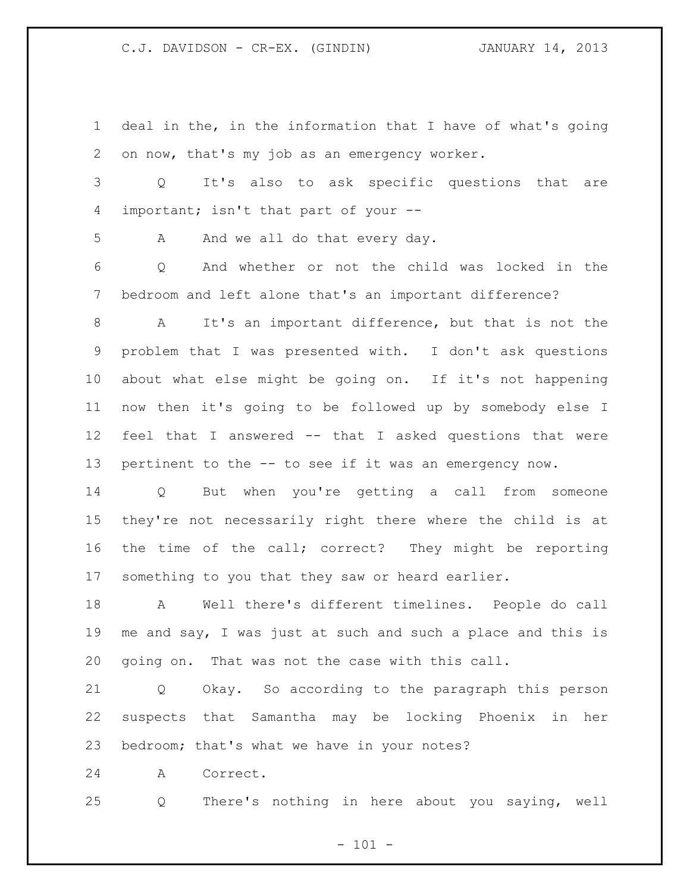1 deal in the, in the information that I have of what's going
2 on now, that's my job as an emergency worker.

3 Q It's also to ask specific questions that are
4 important; isn't that part of your --

5 A And we all do that every day.

6 Q And whether or not the child was locked in the
7 bedroom and left alone that's an important difference?

8 A It's an important difference, but that is not the
9 problem that I was presented with. I don't ask questions
10 about what else might be going on. If it's not happening
11 now then it's going to be followed up by somebody else I
12 feel that I answered -- that I asked questions that were
13 pertinent to the -- to see if it was an emergency now.

14 Q But when you're getting a call from someone
15 they're not necessarily right there where the child is at
16 the time of the call; correct? They might be reporting
17 something to you that they saw or heard earlier.

18 A Well there's different timelines. People do call
19 me and say, I was just at such and such a place and this is
20 going on. That was not the case with this call.

21 Q Okay. So according to the paragraph this person
22 suspects that Samantha may be locking Phoenix in her
23 bedroom; that's what we have in your notes?

24 A Correct.

25 Q There's nothing in here about you saying, well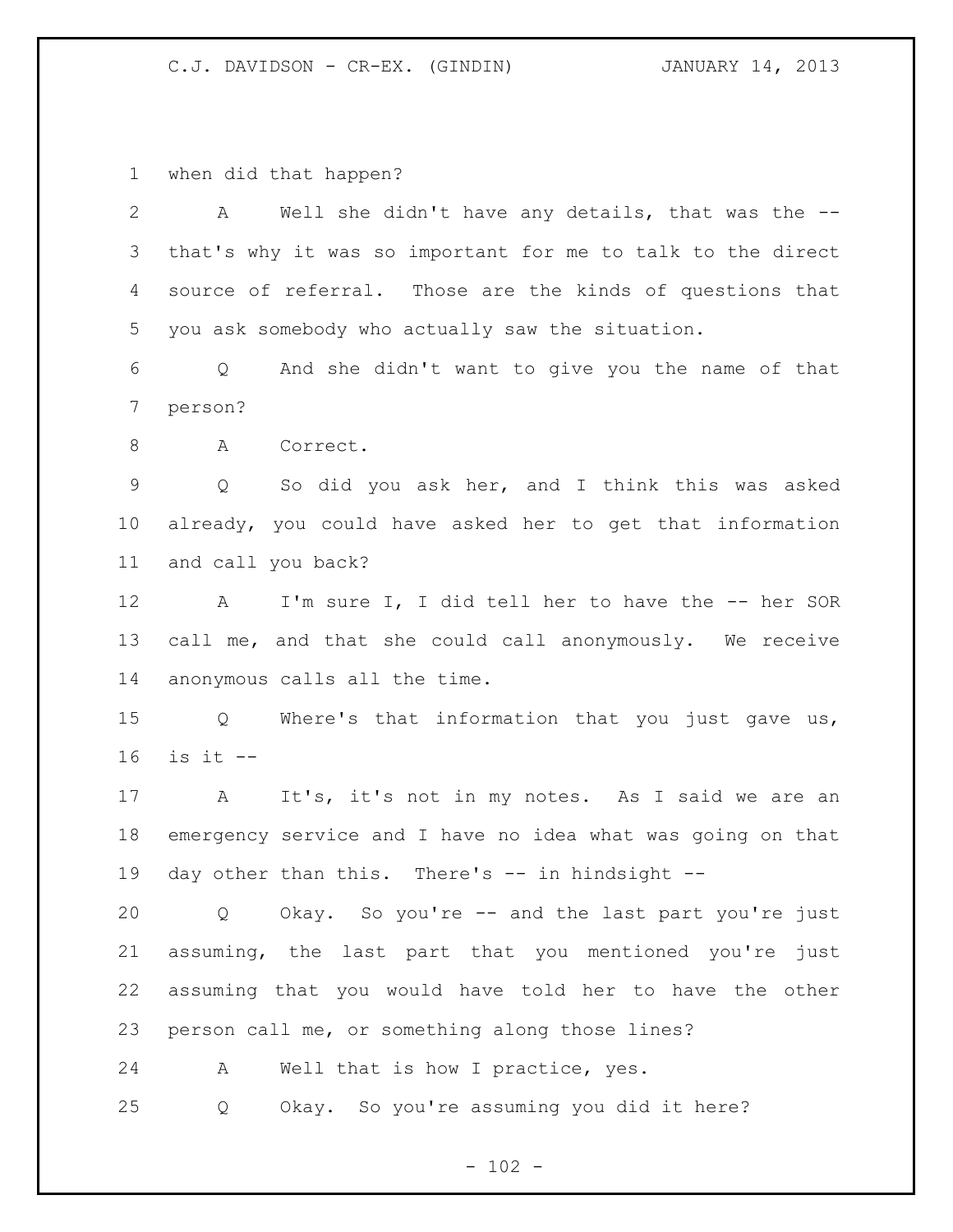when did that happen?

A Well she didn't have any details, that was the -- that's why it was so important for me to talk to the direct source of referral. Those are the kinds of questions that you ask somebody who actually saw the situation.

Q And she didn't want to give you the name of that person?

A Correct.

Q So did you ask her, and I think this was asked already, you could have asked her to get that information and call you back?

A I'm sure I, I did tell her to have the -- her SOR call me, and that she could call anonymously. We receive anonymous calls all the time.

Q Where's that information that you just gave us, is it --

A It's, it's not in my notes. As I said we are an emergency service and I have no idea what was going on that day other than this. There's -- in hindsight --

Q Okay. So you're -- and the last part you're just assuming, the last part that you mentioned you're just assuming that you would have told her to have the other person call me, or something along those lines?

A Well that is how I practice, yes.

Q Okay. So you're assuming you did it here?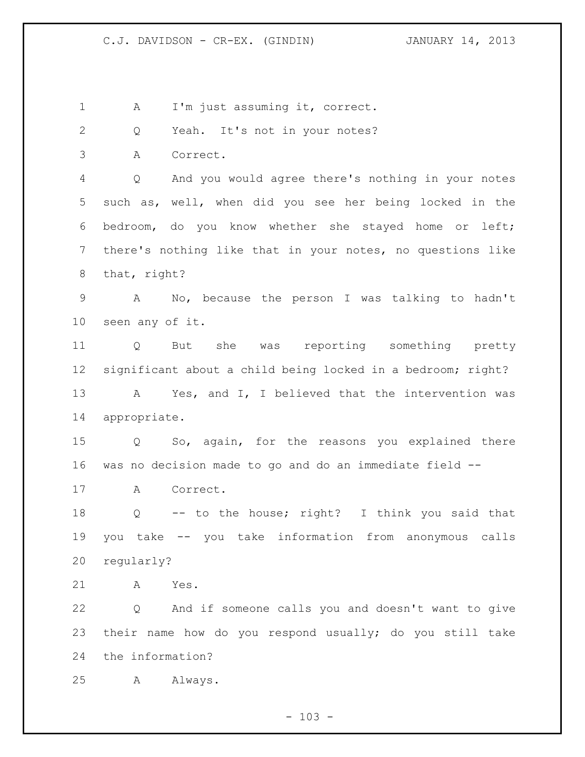A I'm just assuming it, correct.

Q Yeah. It's not in your notes?

A Correct.

Q And you would agree there's nothing in your notes such as, well, when did you see her being locked in the bedroom, do you know whether she stayed home or left; there's nothing like that in your notes, no questions like that, right?

A No, because the person I was talking to hadn't seen any of it.

Q But she was reporting something pretty significant about a child being locked in a bedroom; right?

A Yes, and I, I believed that the intervention was appropriate.

Q So, again, for the reasons you explained there was no decision made to go and do an immediate field --

A Correct.

Q -- to the house; right? I think you said that you take -- you take information from anonymous calls regularly?

A Yes.

Q And if someone calls you and doesn't want to give their name how do you respond usually; do you still take the information?

A Always.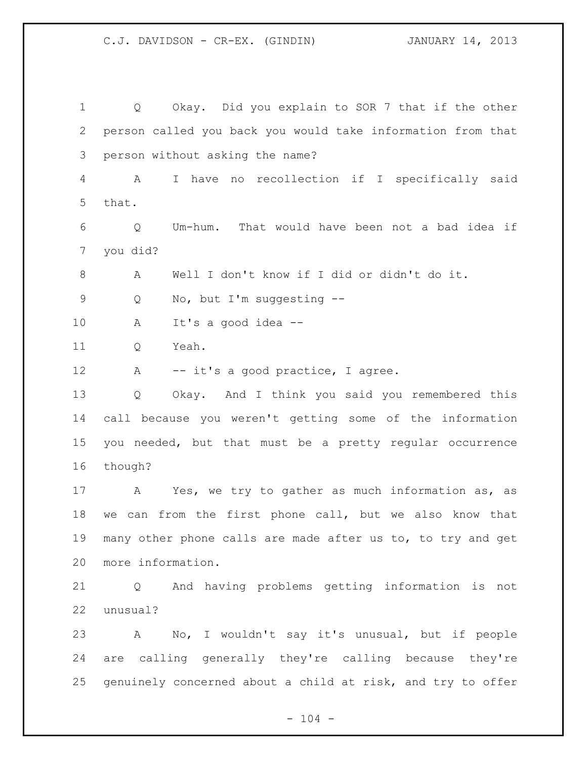Q Okay. Did you explain to SOR 7 that if the other person called you back you would take information from that person without asking the name?

A I have no recollection if I specifically said that.

Q Um-hum. That would have been not a bad idea if you did?

A Well I don't know if I did or didn't do it.

Q No, but I'm suggesting --

A It's a good idea --

Q Yeah.

A -- it's a good practice, I agree.

Q Okay. And I think you said you remembered this call because you weren't getting some of the information you needed, but that must be a pretty regular occurrence though?

A Yes, we try to gather as much information as, as we can from the first phone call, but we also know that many other phone calls are made after us to, to try and get more information.

Q And having problems getting information is not unusual?

A No, I wouldn't say it's unusual, but if people are calling generally they're calling because they're genuinely concerned about a child at risk, and try to offer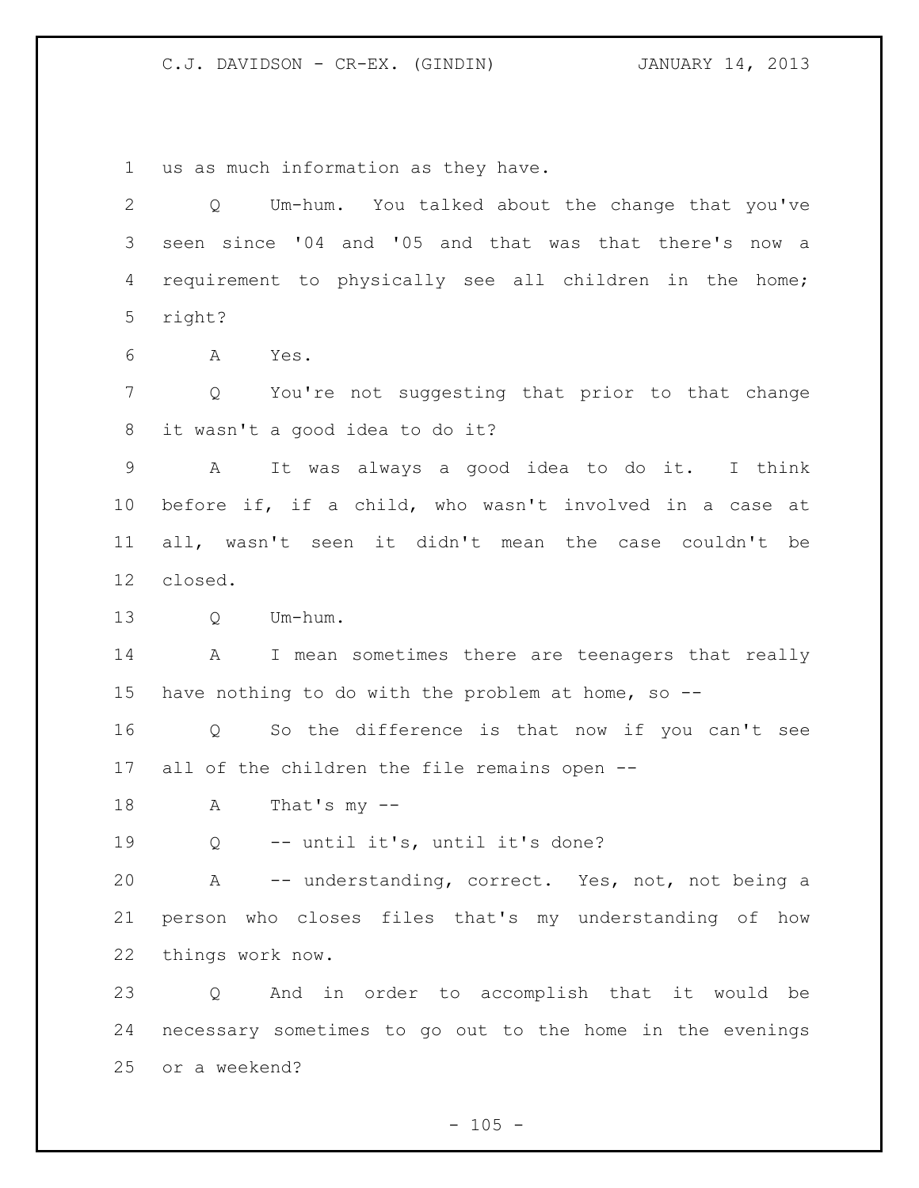us as much information as they have.

Q Um-hum. You talked about the change that you've seen since '04 and '05 and that was that there's now a requirement to physically see all children in the home; right?

A Yes.

Q You're not suggesting that prior to that change it wasn't a good idea to do it?

A It was always a good idea to do it. I think before if, if a child, who wasn't involved in a case at all, wasn't seen it didn't mean the case couldn't be closed.

Q Um-hum.

A I mean sometimes there are teenagers that really have nothing to do with the problem at home, so --

Q So the difference is that now if you can't see all of the children the file remains open --

A That's my --

Q -- until it's, until it's done?

A -- understanding, correct. Yes, not, not being a person who closes files that's my understanding of how things work now.

Q And in order to accomplish that it would be necessary sometimes to go out to the home in the evenings or a weekend?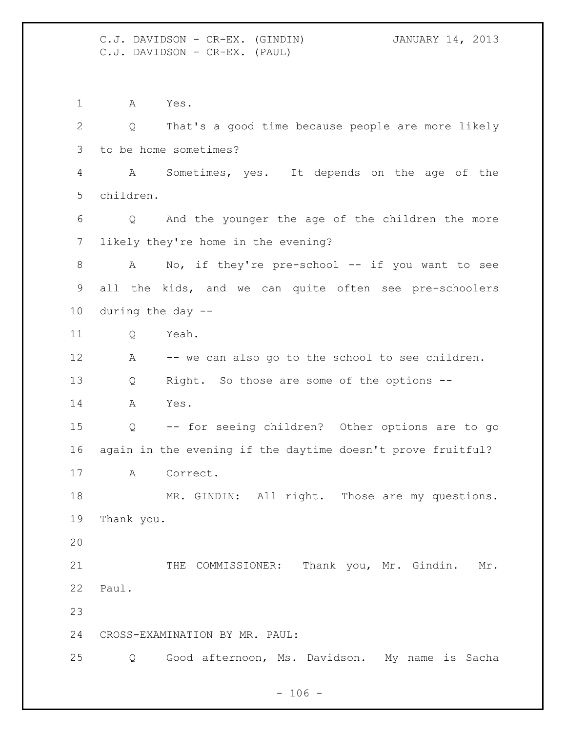A Yes.

Q That's a good time because people are more likely to be home sometimes?

A Sometimes, yes. It depends on the age of the children.

Q And the younger the age of the children the more likely they're home in the evening?

A No, if they're pre-school -- if you want to see all the kids, and we can quite often see pre-schoolers during the day --

Q Yeah.

A -- we can also go to the school to see children.

Q Right. So those are some of the options --

A Yes.

Q -- for seeing children? Other options are to go again in the evening if the daytime doesn't prove fruitful?

A Correct.

MR. GINDIN: All right. Those are my questions. Thank you.

THE COMMISSIONER: Thank you, Mr. Gindin. Mr. Paul.

CROSS-EXAMINATION BY MR. PAUL:

Q Good afternoon, Ms. Davidson. My name is Sacha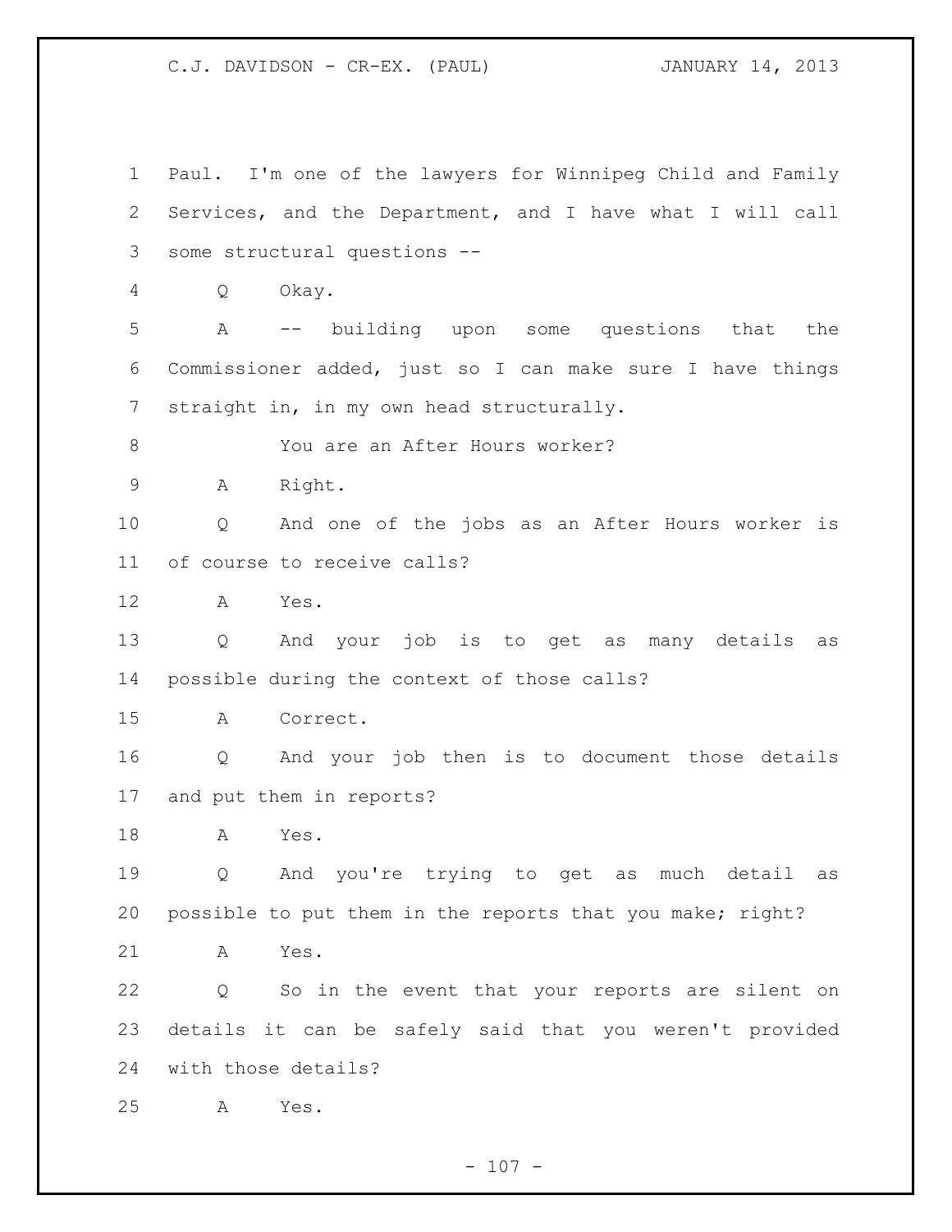Paul. I'm one of the lawyers for Winnipeg Child and Family Services, and the Department, and I have what I will call some structural questions --

Q Okay.

A -- building upon some questions that the Commissioner added, just so I can make sure I have things straight in, in my own head structurally.

You are an After Hours worker?

A Right.

Q And one of the jobs as an After Hours worker is of course to receive calls?

A Yes.

Q And your job is to get as many details as possible during the context of those calls?

A Correct.

Q And your job then is to document those details and put them in reports?

A Yes.

Q And you're trying to get as much detail as possible to put them in the reports that you make; right?

A Yes.

Q So in the event that your reports are silent on details it can be safely said that you weren't provided with those details?

A Yes.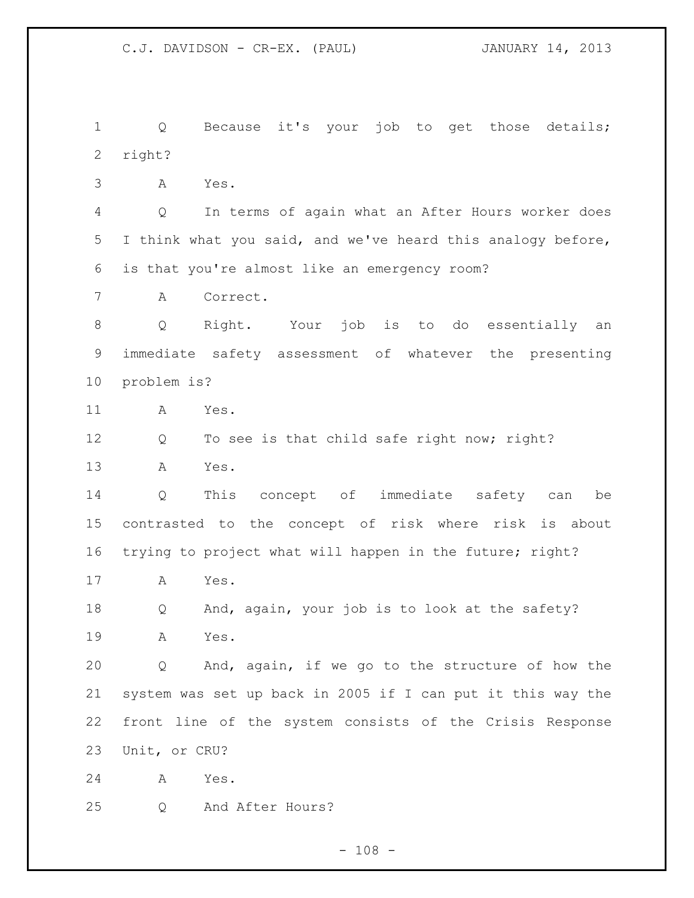Q Because it's your job to get those details; right?

A Yes.

Q In terms of again what an After Hours worker does I think what you said, and we've heard this analogy before, is that you're almost like an emergency room?

A Correct.

Q Right. Your job is to do essentially an immediate safety assessment of whatever the presenting problem is?

A Yes.

Q To see is that child safe right now; right?

A Yes.

Q This concept of immediate safety can be contrasted to the concept of risk where risk is about trying to project what will happen in the future; right?

A Yes.

Q And, again, your job is to look at the safety?

A Yes.

Q And, again, if we go to the structure of how the system was set up back in 2005 if I can put it this way the front line of the system consists of the Crisis Response Unit, or CRU?

A Yes.

Q And After Hours?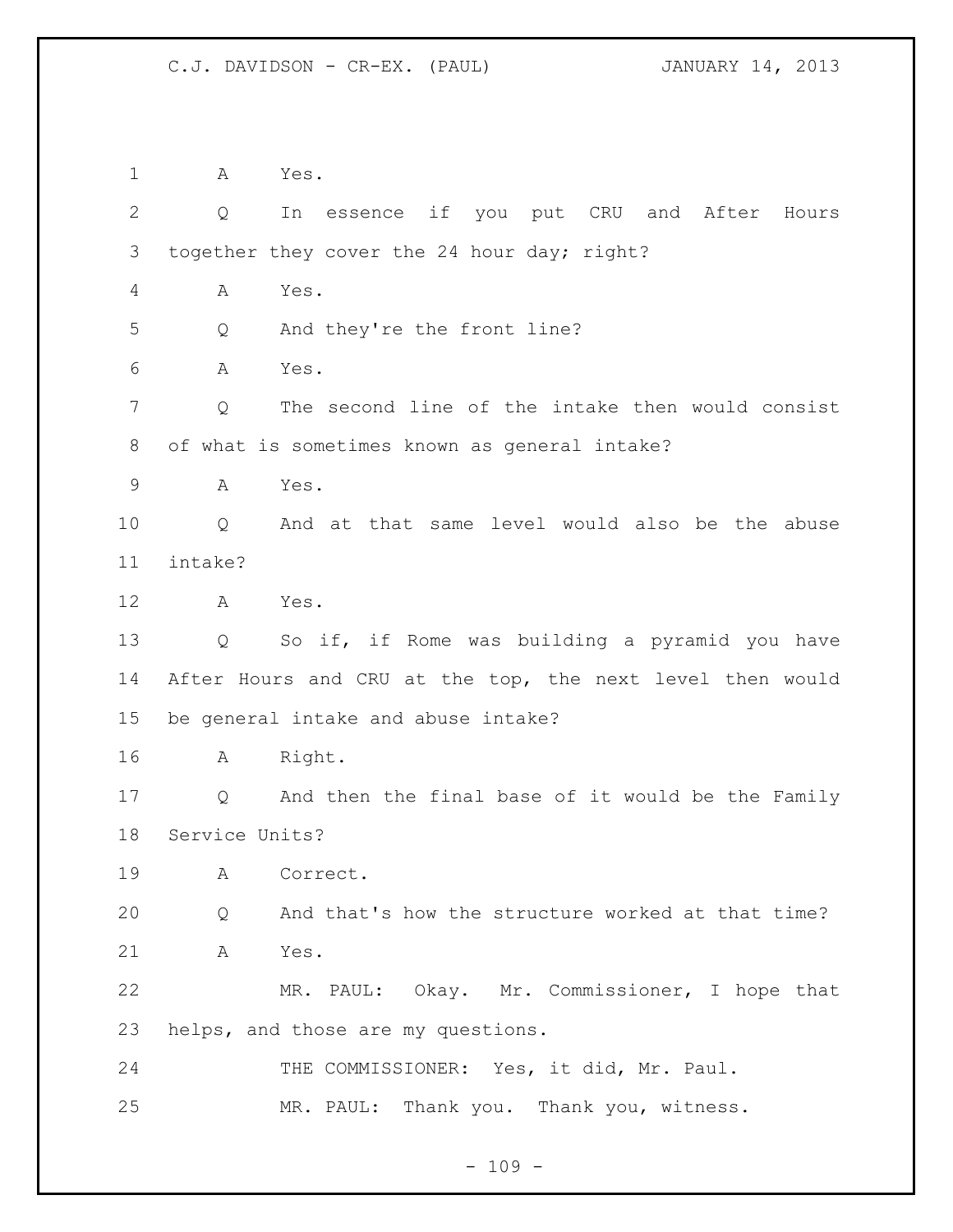A Yes.

Q In essence if you put CRU and After Hours together they cover the 24 hour day; right?

A Yes.

Q And they're the front line?

A Yes.

Q The second line of the intake then would consist of what is sometimes known as general intake?

A Yes.

Q And at that same level would also be the abuse intake?

A Yes.

Q So if, if Rome was building a pyramid you have After Hours and CRU at the top, the next level then would be general intake and abuse intake?

A Right.

Q And then the final base of it would be the Family Service Units?

A Correct.

Q And that's how the structure worked at that time?

A Yes.

MR. PAUL: Okay. Mr. Commissioner, I hope that helps, and those are my questions.

THE COMMISSIONER: Yes, it did, Mr. Paul.

MR. PAUL: Thank you. Thank you, witness.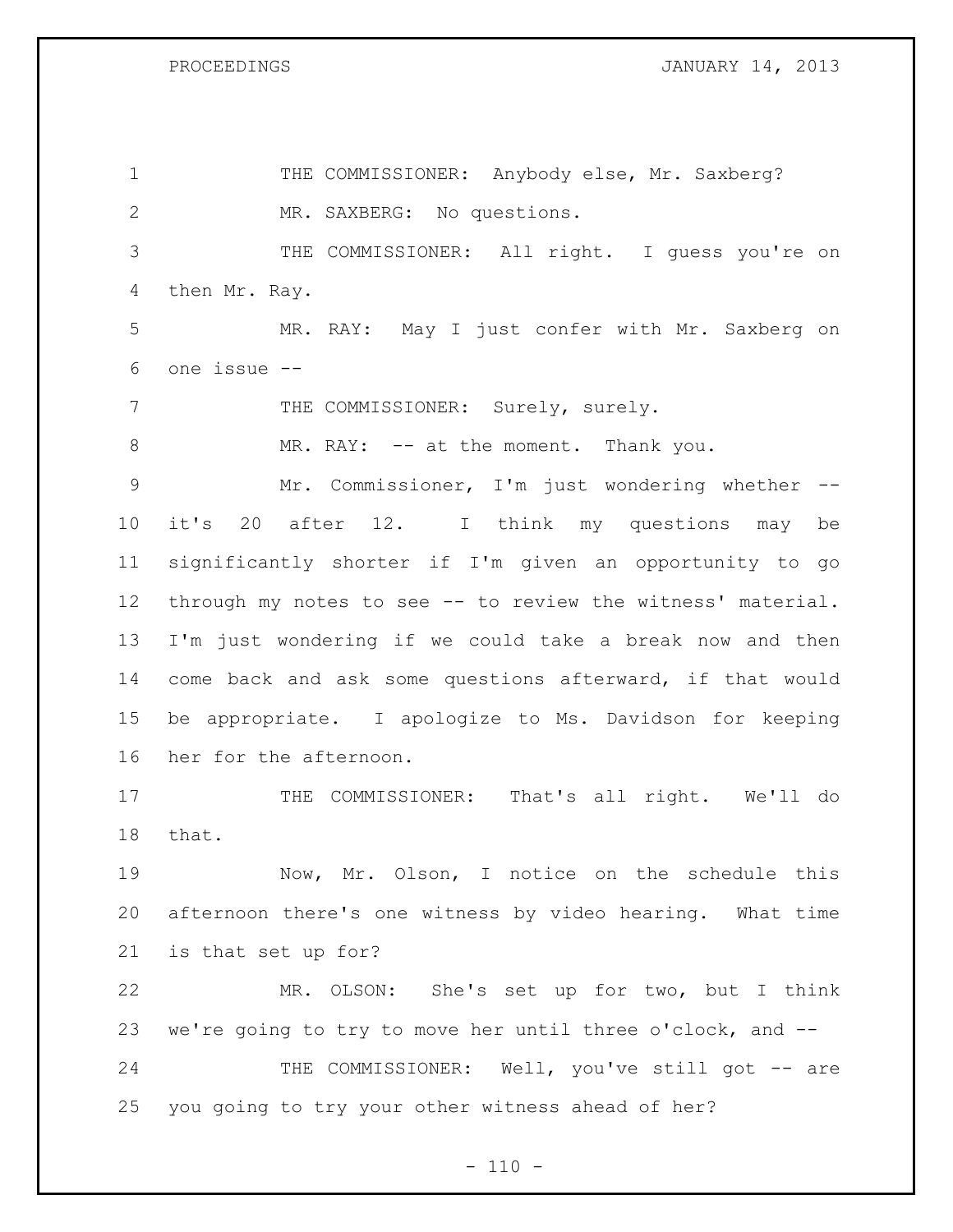THE COMMISSIONER: Anybody else, Mr. Saxberg?

MR. SAXBERG: No questions.

THE COMMISSIONER: All right. I guess you're on then Mr. Ray.

MR. RAY: May I just confer with Mr. Saxberg on one issue --

THE COMMISSIONER: Surely, surely.

MR. RAY: -- at the moment. Thank you.

Mr. Commissioner, I'm just wondering whether -- it's 20 after 12. I think my questions may be significantly shorter if I'm given an opportunity to go through my notes to see -- to review the witness' material. I'm just wondering if we could take a break now and then come back and ask some questions afterward, if that would be appropriate. I apologize to Ms. Davidson for keeping her for the afternoon.

THE COMMISSIONER: That's all right. We'll do that.

Now, Mr. Olson, I notice on the schedule this afternoon there's one witness by video hearing. What time is that set up for?

MR. OLSON: She's set up for two, but I think we're going to try to move her until three o'clock, and --

THE COMMISSIONER: Well, you've still got -- are you going to try your other witness ahead of her?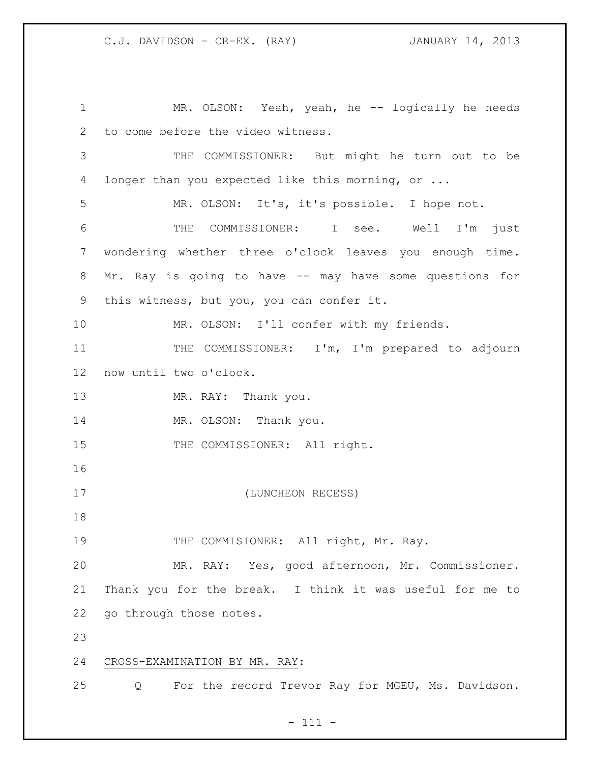MR. OLSON: Yeah, yeah, he -- logically he needs to come before the video witness.

THE COMMISSIONER: But might he turn out to be longer than you expected like this morning, or ...

MR. OLSON: It's, it's possible. I hope not.

THE COMMISSIONER: I see. Well I'm just wondering whether three o'clock leaves you enough time. Mr. Ray is going to have -- may have some questions for this witness, but you, you can confer it.

MR. OLSON: I'll confer with my friends.

THE COMMISSIONER: I'm, I'm prepared to adjourn now until two o'clock.

MR. RAY: Thank you.

MR. OLSON: Thank you.

THE COMMISSIONER: All right.

(LUNCHEON RECESS)

THE COMMISIONER: All right, Mr. Ray.

MR. RAY: Yes, good afternoon, Mr. Commissioner. Thank you for the break. I think it was useful for me to go through those notes.

CROSS-EXAMINATION BY MR. RAY:

Q For the record Trevor Ray for MGEU, Ms. Davidson.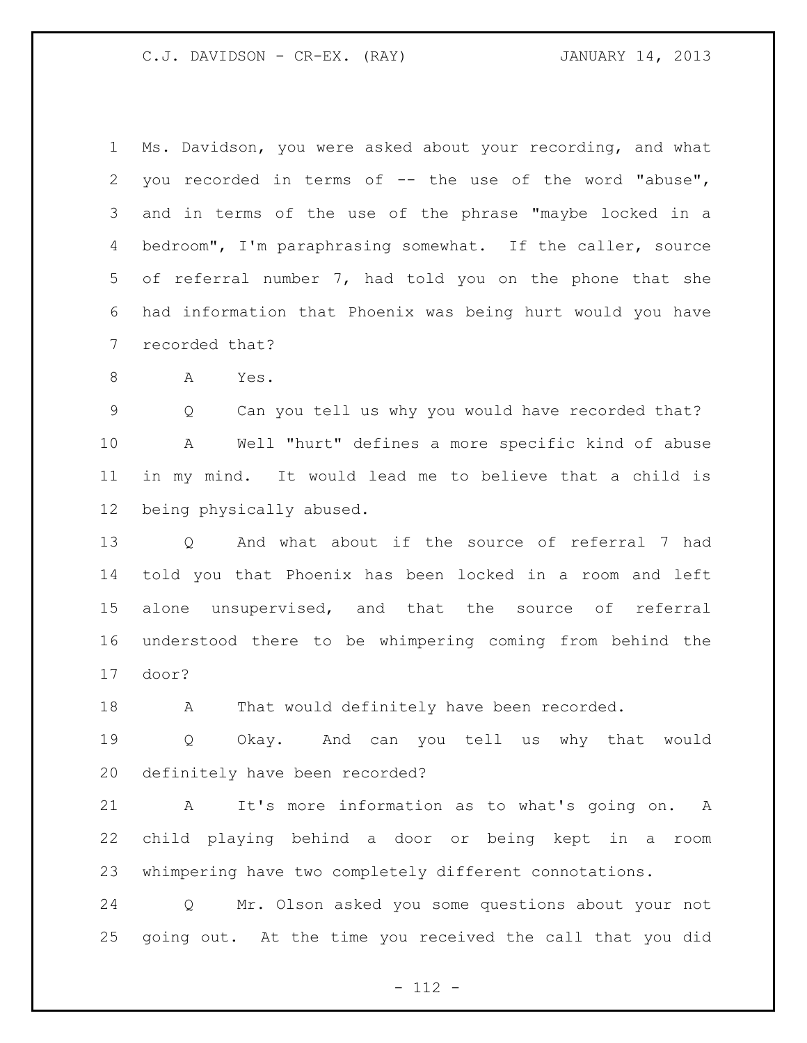Ms. Davidson, you were asked about your recording, and what you recorded in terms of -- the use of the word "abuse", and in terms of the use of the phrase "maybe locked in a bedroom", I'm paraphrasing somewhat. If the caller, source of referral number 7, had told you on the phone that she had information that Phoenix was being hurt would you have recorded that?

A Yes.

Q Can you tell us why you would have recorded that?

A Well "hurt" defines a more specific kind of abuse in my mind. It would lead me to believe that a child is being physically abused.

Q And what about if the source of referral 7 had told you that Phoenix has been locked in a room and left alone unsupervised, and that the source of referral understood there to be whimpering coming from behind the door?

A That would definitely have been recorded.

Q Okay. And can you tell us why that would definitely have been recorded?

A It's more information as to what's going on. A child playing behind a door or being kept in a room whimpering have two completely different connotations.

Q Mr. Olson asked you some questions about your not going out. At the time you received the call that you did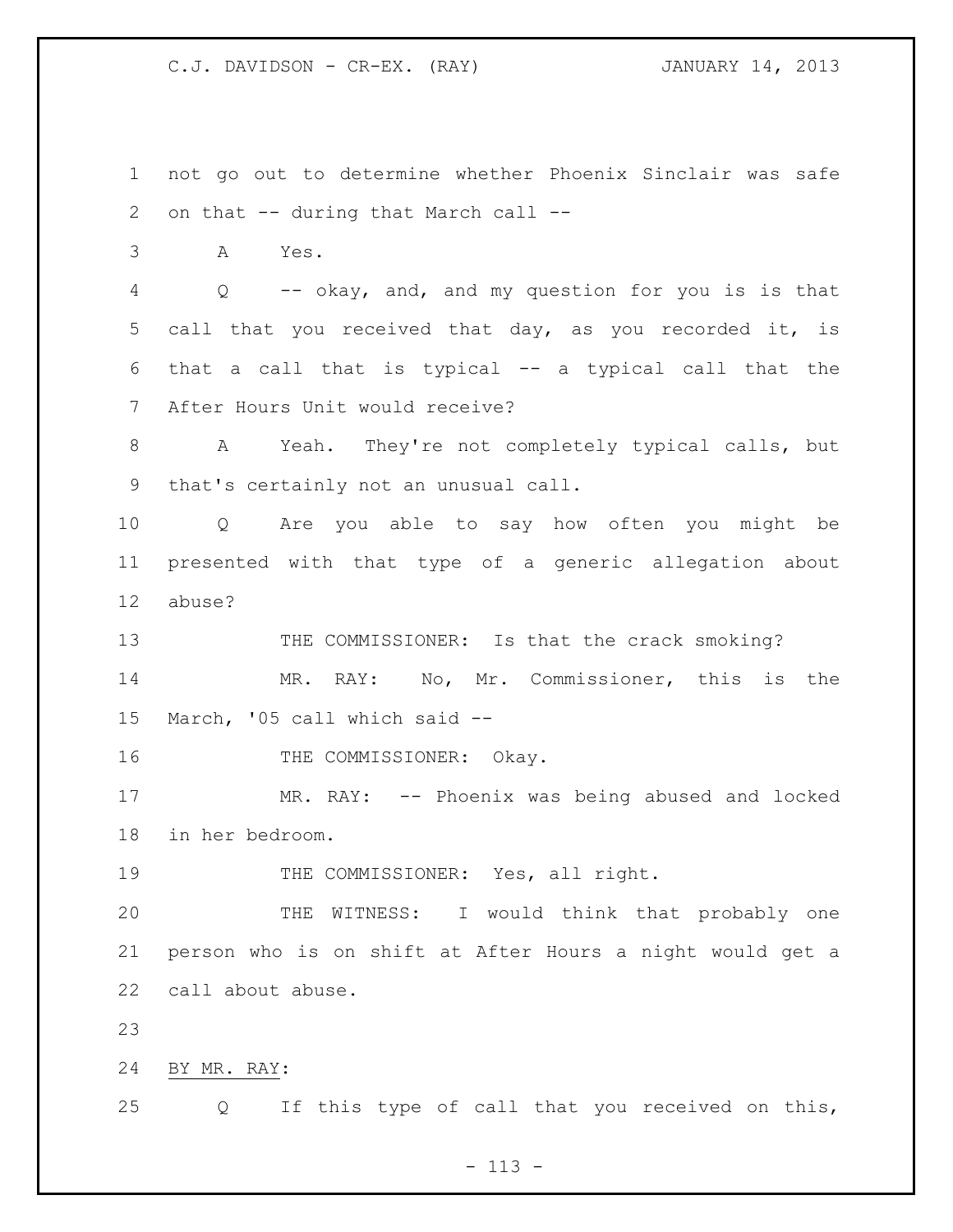not go out to determine whether Phoenix Sinclair was safe on that -- during that March call --

A Yes.

Q -- okay, and, and my question for you is is that call that you received that day, as you recorded it, is that a call that is typical -- a typical call that the After Hours Unit would receive?

A Yeah. They're not completely typical calls, but that's certainly not an unusual call.

Q Are you able to say how often you might be presented with that type of a generic allegation about abuse?

THE COMMISSIONER: Is that the crack smoking?

MR. RAY: No, Mr. Commissioner, this is the March, '05 call which said --

THE COMMISSIONER: Okay.

MR. RAY: -- Phoenix was being abused and locked in her bedroom.

THE COMMISSIONER: Yes, all right.

THE WITNESS: I would think that probably one person who is on shift at After Hours a night would get a call about abuse.

BY MR. RAY:

Q If this type of call that you received on this,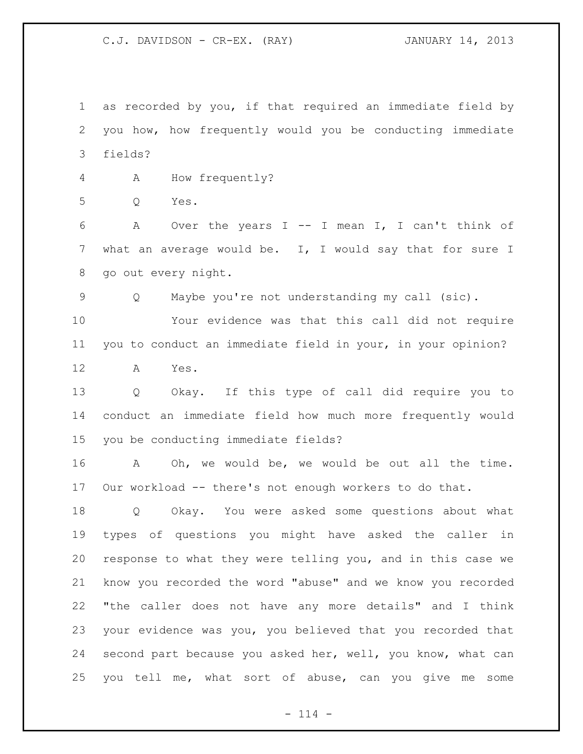as recorded by you, if that required an immediate field by you how, how frequently would you be conducting immediate fields?

A How frequently?

Q Yes.

A Over the years I -- I mean I, I can't think of what an average would be. I, I would say that for sure I go out every night.

Q Maybe you're not understanding my call (sic).

Your evidence was that this call did not require you to conduct an immediate field in your, in your opinion?

A Yes.

Q Okay. If this type of call did require you to conduct an immediate field how much more frequently would you be conducting immediate fields?

A Oh, we would be, we would be out all the time. Our workload -- there's not enough workers to do that.

Q Okay. You were asked some questions about what types of questions you might have asked the caller in response to what they were telling you, and in this case we know you recorded the word "abuse" and we know you recorded "the caller does not have any more details" and I think your evidence was you, you believed that you recorded that second part because you asked her, well, you know, what can you tell me, what sort of abuse, can you give me some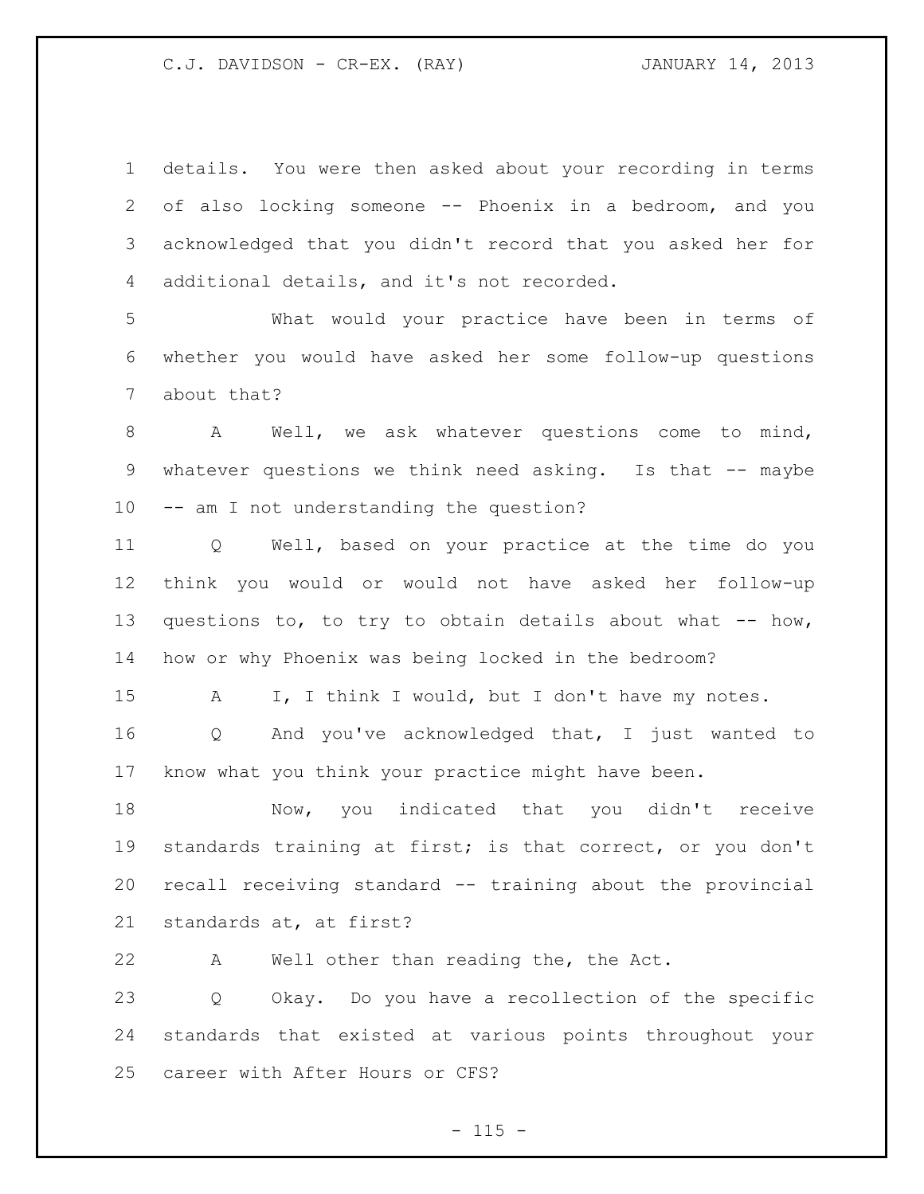details. You were then asked about your recording in terms of also locking someone -- Phoenix in a bedroom, and you acknowledged that you didn't record that you asked her for additional details, and it's not recorded.

What would your practice have been in terms of whether you would have asked her some follow-up questions about that?

A Well, we ask whatever questions come to mind, whatever questions we think need asking. Is that -- maybe -- am I not understanding the question?

Q Well, based on your practice at the time do you think you would or would not have asked her follow-up questions to, to try to obtain details about what -- how, how or why Phoenix was being locked in the bedroom?

A I, I think I would, but I don't have my notes.

Q And you've acknowledged that, I just wanted to know what you think your practice might have been.

Now, you indicated that you didn't receive standards training at first; is that correct, or you don't recall receiving standard -- training about the provincial standards at, at first?

A Well other than reading the, the Act.

Q Okay. Do you have a recollection of the specific standards that existed at various points throughout your career with After Hours or CFS?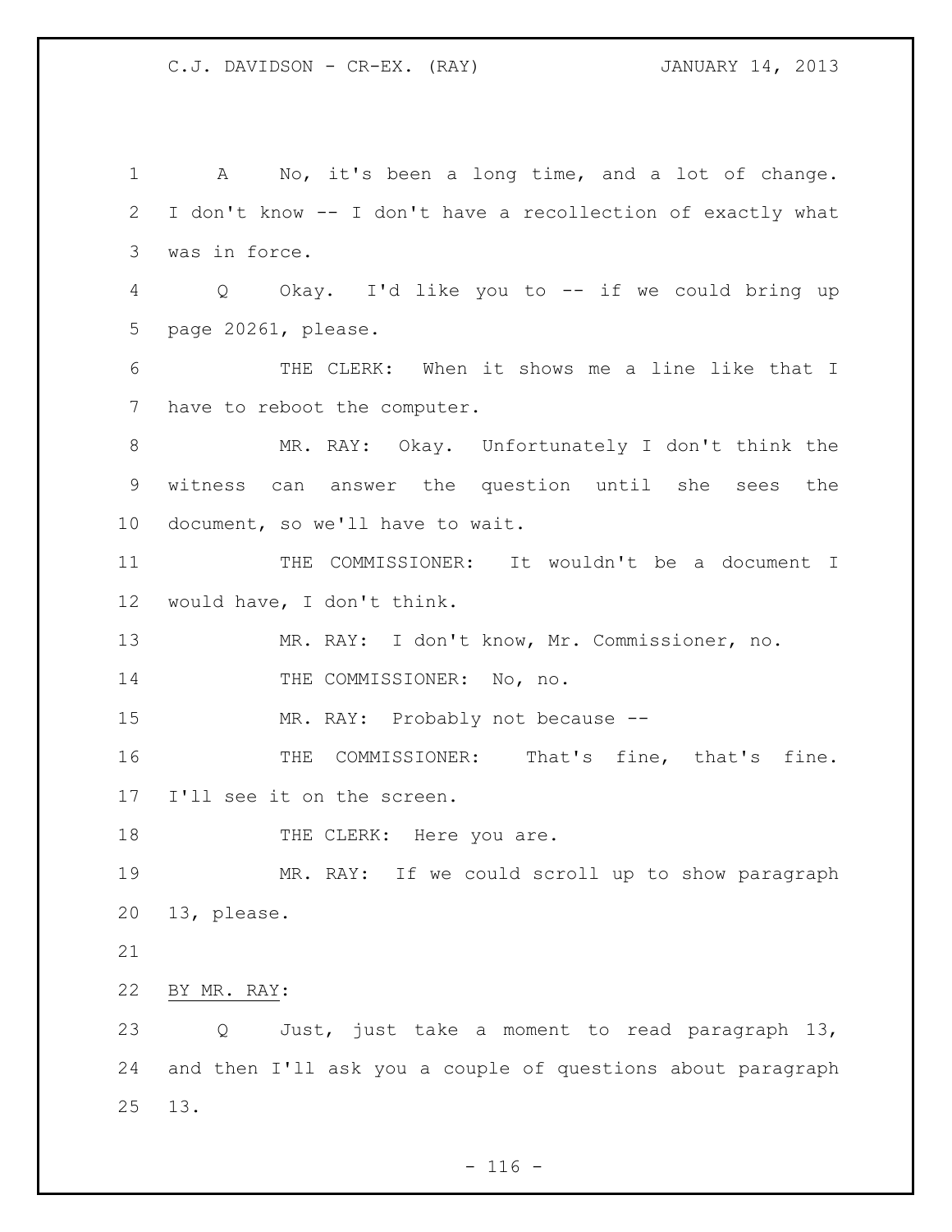A No, it's been a long time, and a lot of change. I don't know -- I don't have a recollection of exactly what was in force.

Q Okay. I'd like you to -- if we could bring up page 20261, please.

THE CLERK: When it shows me a line like that I have to reboot the computer.

MR. RAY: Okay. Unfortunately I don't think the witness can answer the question until she sees the document, so we'll have to wait.

THE COMMISSIONER: It wouldn't be a document I would have, I don't think.

MR. RAY: I don't know, Mr. Commissioner, no.

THE COMMISSIONER: No, no.

MR. RAY: Probably not because --

THE COMMISSIONER: That's fine, that's fine. I'll see it on the screen.

THE CLERK: Here you are.

MR. RAY: If we could scroll up to show paragraph 13, please.

BY MR. RAY:

Q Just, just take a moment to read paragraph 13, and then I'll ask you a couple of questions about paragraph 13.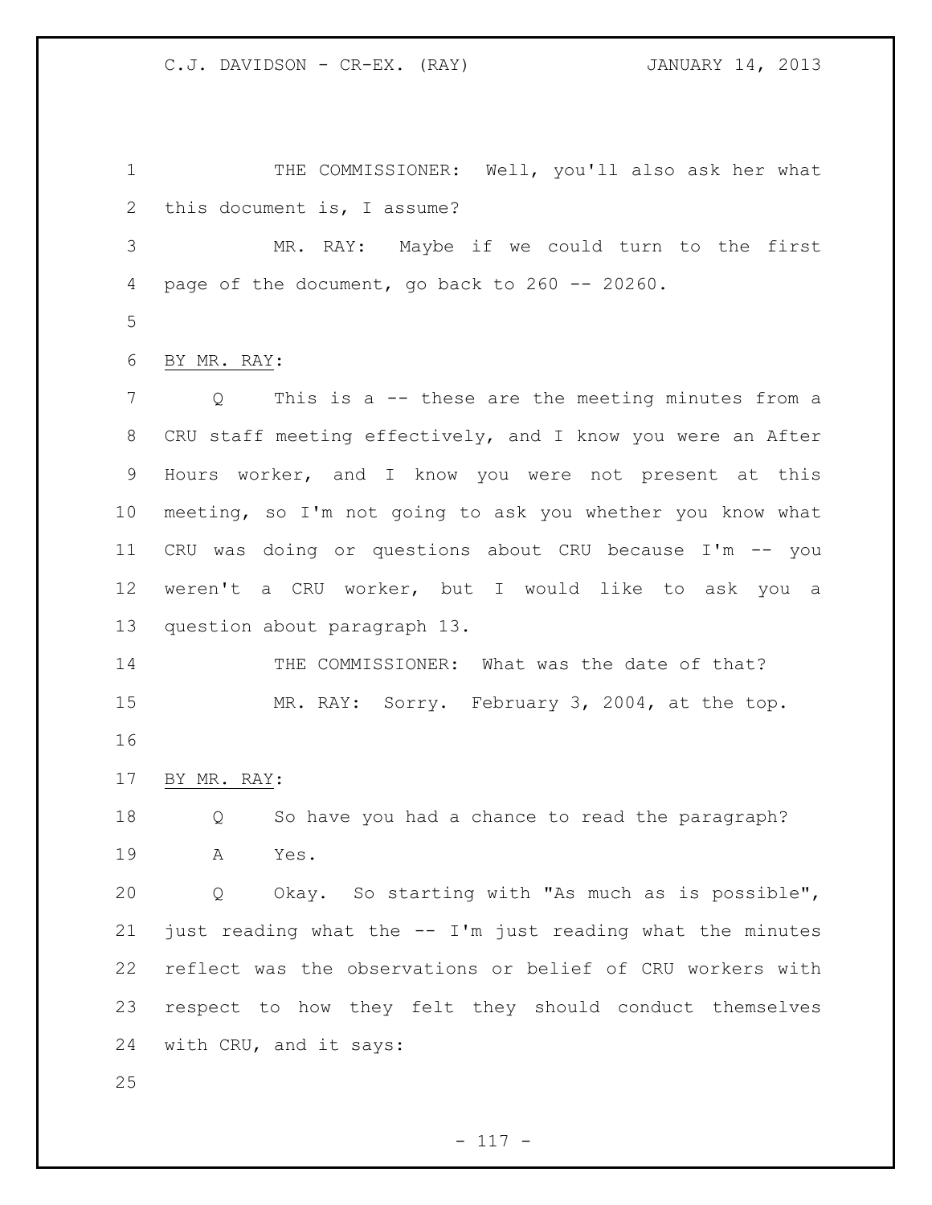THE COMMISSIONER: Well, you'll also ask her what this document is, I assume?

MR. RAY: Maybe if we could turn to the first page of the document, go back to 260 -- 20260.

BY MR. RAY:

Q This is a -- these are the meeting minutes from a CRU staff meeting effectively, and I know you were an After Hours worker, and I know you were not present at this meeting, so I'm not going to ask you whether you know what CRU was doing or questions about CRU because I'm -- you weren't a CRU worker, but I would like to ask you a question about paragraph 13.

THE COMMISSIONER: What was the date of that?

MR. RAY: Sorry. February 3, 2004, at the top.

BY MR. RAY:

Q So have you had a chance to read the paragraph?

A Yes.

Q Okay. So starting with "As much as is possible", just reading what the -- I'm just reading what the minutes reflect was the observations or belief of CRU workers with respect to how they felt they should conduct themselves with CRU, and it says: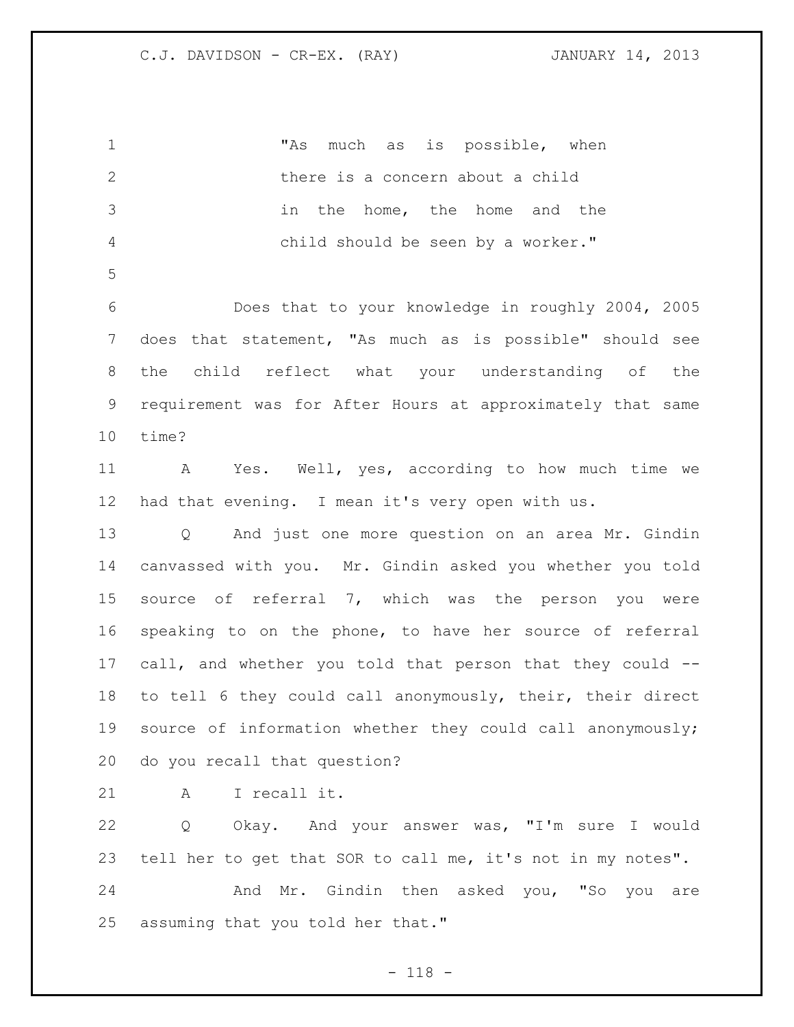"As much as is possible, when there is a concern about a child in the home, the home and the child should be seen by a worker."

Does that to your knowledge in roughly 2004, 2005 does that statement, "As much as is possible" should see the child reflect what your understanding of the requirement was for After Hours at approximately that same time?

A Yes. Well, yes, according to how much time we had that evening. I mean it's very open with us.

Q And just one more question on an area Mr. Gindin canvassed with you. Mr. Gindin asked you whether you told source of referral 7, which was the person you were speaking to on the phone, to have her source of referral call, and whether you told that person that they could -- to tell 6 they could call anonymously, their, their direct source of information whether they could call anonymously; do you recall that question?

A I recall it.

Q Okay. And your answer was, "I'm sure I would tell her to get that SOR to call me, it's not in my notes".

And Mr. Gindin then asked you, "So you are assuming that you told her that."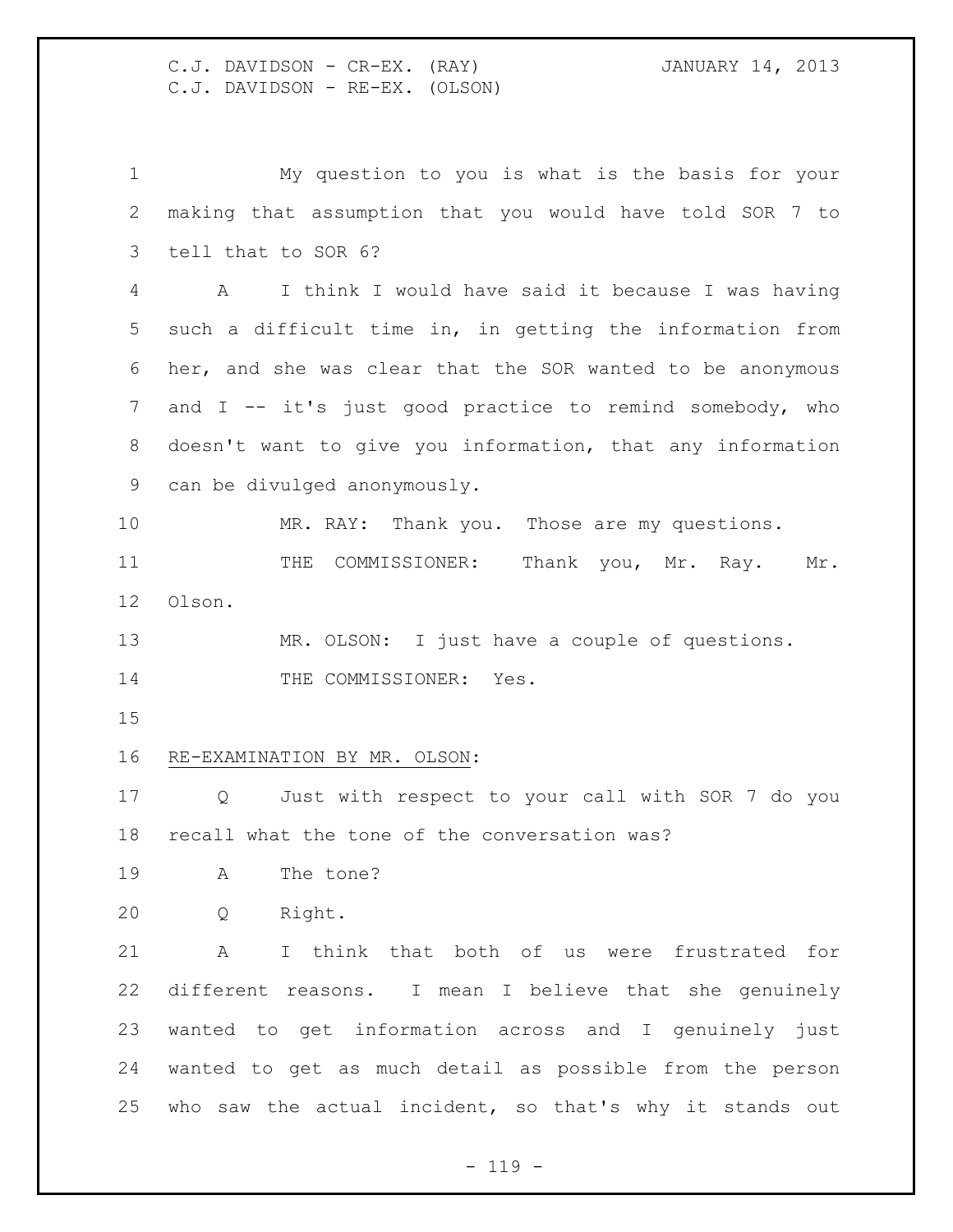My question to you is what is the basis for your making that assumption that you would have told SOR 7 to tell that to SOR 6?

A I think I would have said it because I was having such a difficult time in, in getting the information from her, and she was clear that the SOR wanted to be anonymous and I -- it's just good practice to remind somebody, who doesn't want to give you information, that any information can be divulged anonymously.

MR. RAY: Thank you. Those are my questions.

THE COMMISSIONER: Thank you, Mr. Ray. Mr. Olson.

MR. OLSON: I just have a couple of questions.

THE COMMISSIONER: Yes.

RE-EXAMINATION BY MR. OLSON:

Q Just with respect to your call with SOR 7 do you recall what the tone of the conversation was?

A The tone?

Q Right.

A I think that both of us were frustrated for different reasons. I mean I believe that she genuinely wanted to get information across and I genuinely just wanted to get as much detail as possible from the person who saw the actual incident, so that's why it stands out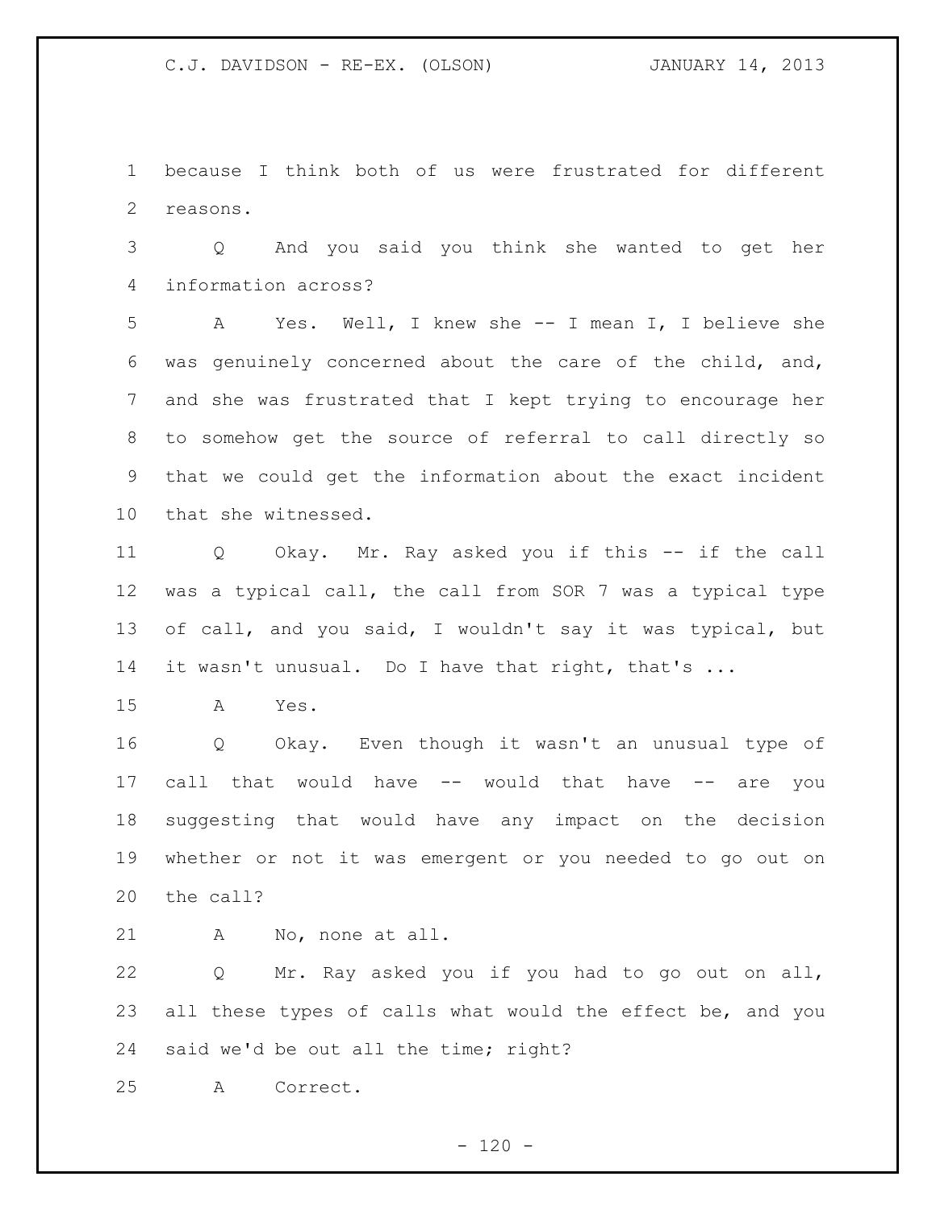because I think both of us were frustrated for different reasons.

Q And you said you think she wanted to get her information across?

A Yes. Well, I knew she -- I mean I, I believe she was genuinely concerned about the care of the child, and, and she was frustrated that I kept trying to encourage her to somehow get the source of referral to call directly so that we could get the information about the exact incident that she witnessed.

Q Okay. Mr. Ray asked you if this -- if the call was a typical call, the call from SOR 7 was a typical type of call, and you said, I wouldn't say it was typical, but it wasn't unusual. Do I have that right, that's ...

A Yes.

Q Okay. Even though it wasn't an unusual type of call that would have -- would that have -- are you suggesting that would have any impact on the decision whether or not it was emergent or you needed to go out on the call?

A No, none at all.

Q Mr. Ray asked you if you had to go out on all, all these types of calls what would the effect be, and you said we'd be out all the time; right?

A Correct.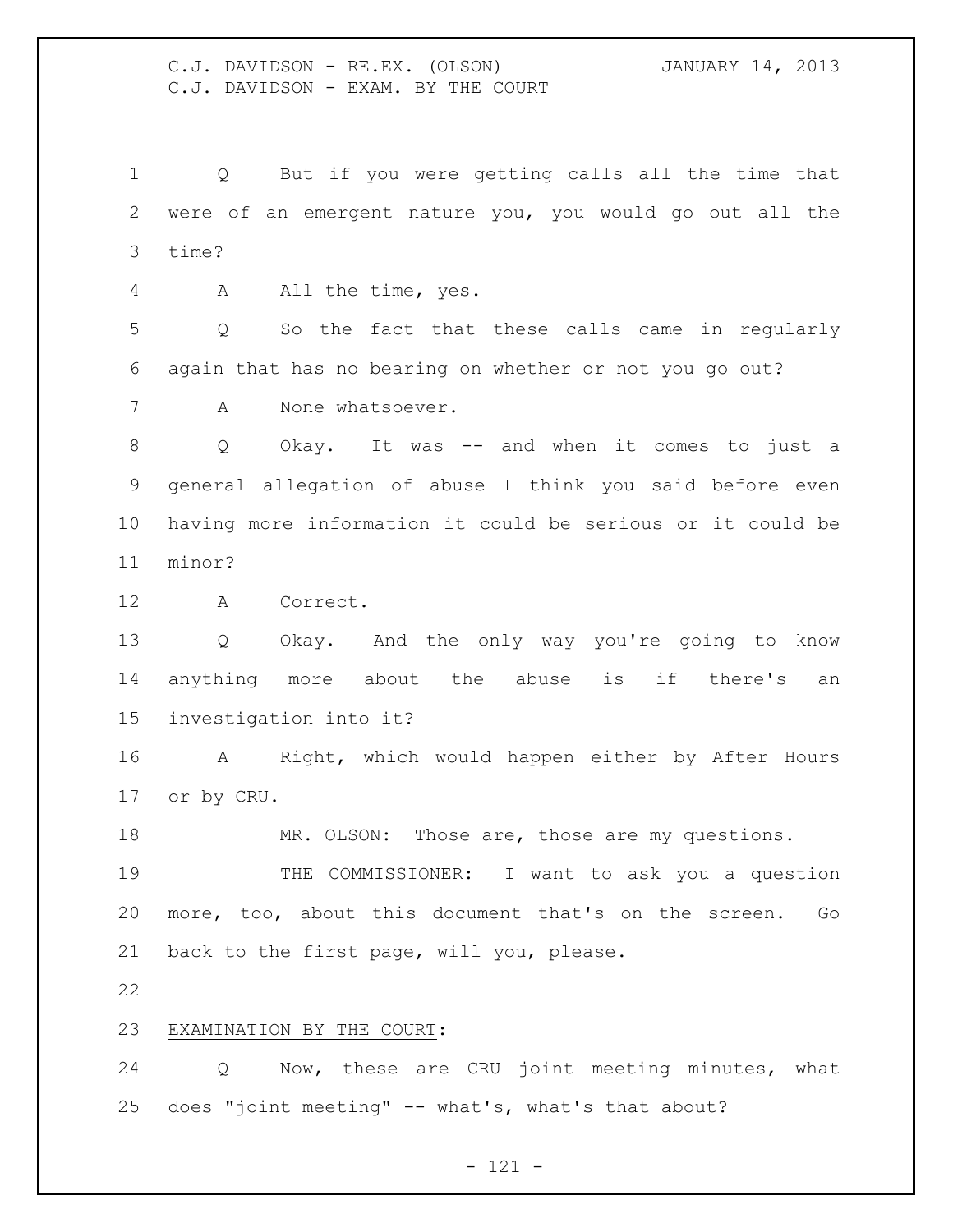Q But if you were getting calls all the time that were of an emergent nature you, you would go out all the time?

A All the time, yes.

Q So the fact that these calls came in regularly again that has no bearing on whether or not you go out?

A None whatsoever.

Q Okay. It was -- and when it comes to just a general allegation of abuse I think you said before even having more information it could be serious or it could be minor?

A Correct.

Q Okay. And the only way you're going to know anything more about the abuse is if there's an investigation into it?

A Right, which would happen either by After Hours or by CRU.

MR. OLSON: Those are, those are my questions.

THE COMMISSIONER: I want to ask you a question more, too, about this document that's on the screen. Go back to the first page, will you, please.

EXAMINATION BY THE COURT:

Q Now, these are CRU joint meeting minutes, what does "joint meeting" -- what's, what's that about?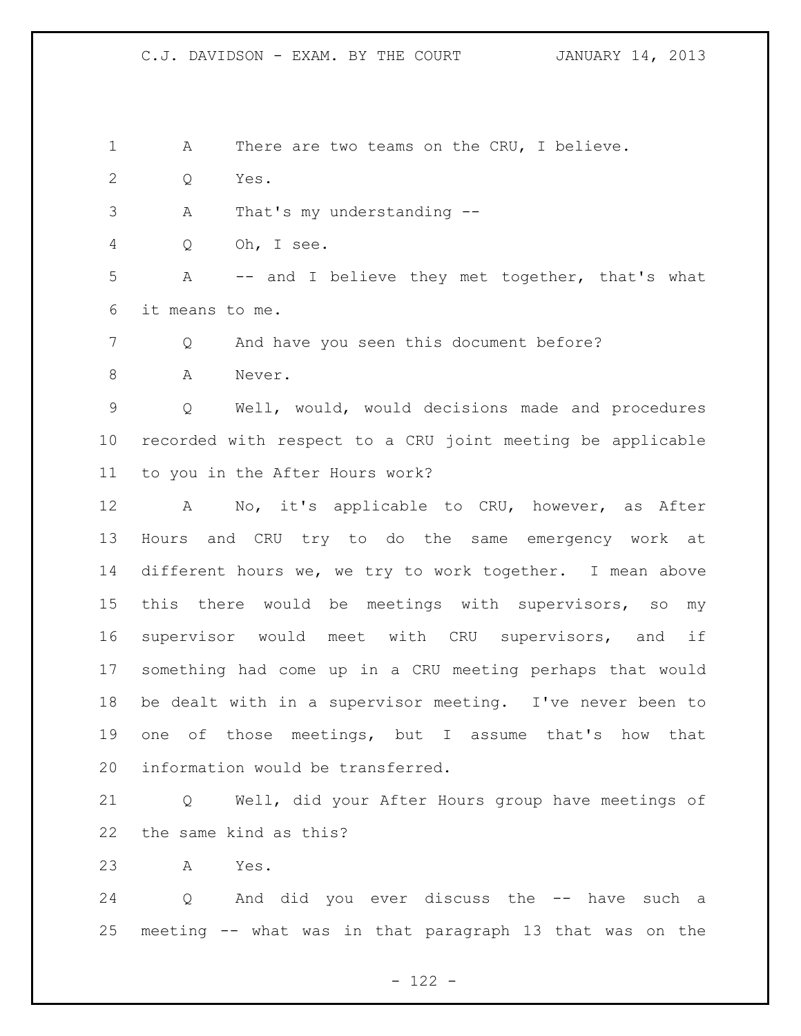A There are two teams on the CRU, I believe.

Q Yes.

A That's my understanding --

Q Oh, I see.

A -- and I believe they met together, that's what it means to me.

Q And have you seen this document before?

A Never.

Q Well, would, would decisions made and procedures recorded with respect to a CRU joint meeting be applicable to you in the After Hours work?

A No, it's applicable to CRU, however, as After Hours and CRU try to do the same emergency work at different hours we, we try to work together. I mean above this there would be meetings with supervisors, so my supervisor would meet with CRU supervisors, and if something had come up in a CRU meeting perhaps that would be dealt with in a supervisor meeting. I've never been to one of those meetings, but I assume that's how that information would be transferred.

Q Well, did your After Hours group have meetings of the same kind as this?

A Yes.

Q And did you ever discuss the -- have such a meeting -- what was in that paragraph 13 that was on the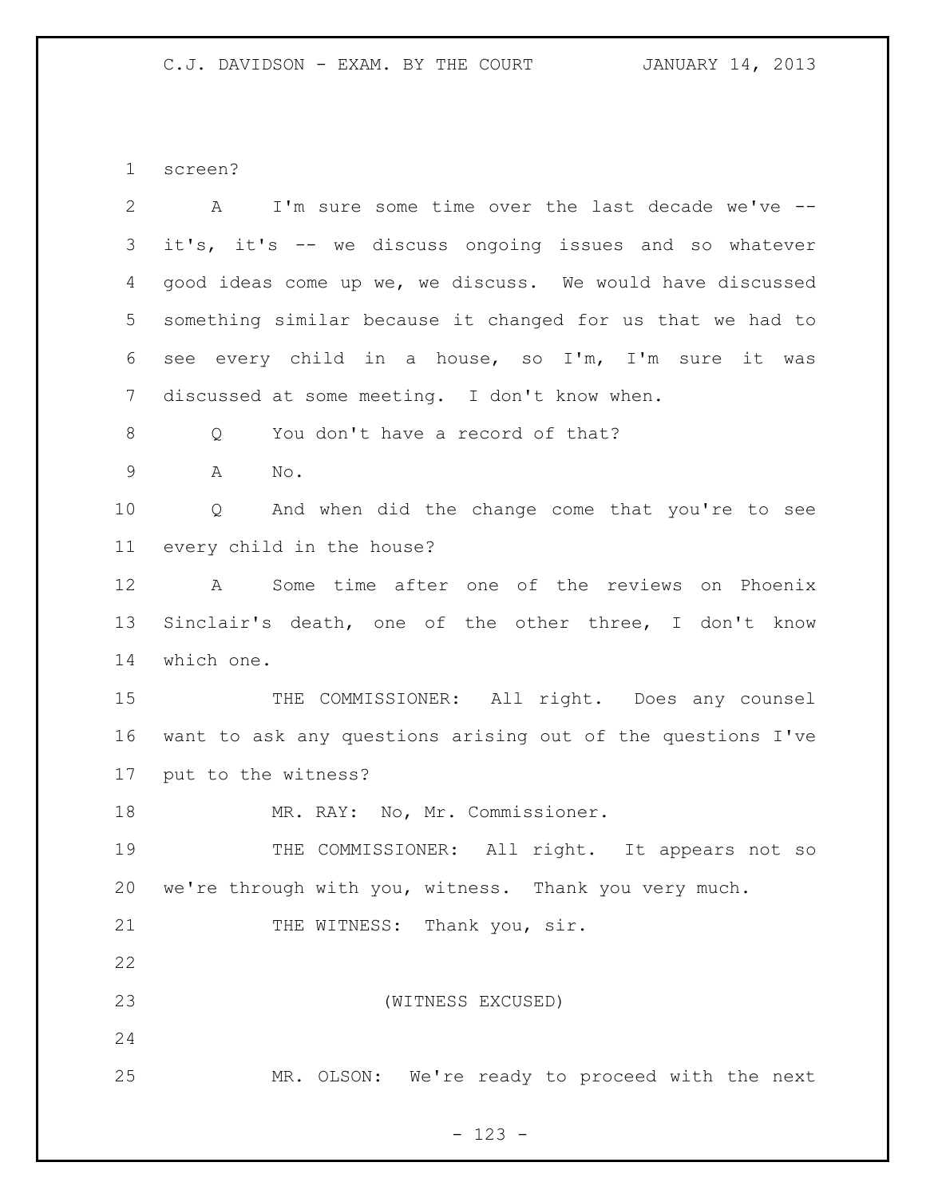screen?

A I'm sure some time over the last decade we've -- it's, it's -- we discuss ongoing issues and so whatever good ideas come up we, we discuss. We would have discussed something similar because it changed for us that we had to see every child in a house, so I'm, I'm sure it was discussed at some meeting. I don't know when.

Q You don't have a record of that?

A No.

Q And when did the change come that you're to see every child in the house?

A Some time after one of the reviews on Phoenix Sinclair's death, one of the other three, I don't know which one.

THE COMMISSIONER: All right. Does any counsel want to ask any questions arising out of the questions I've put to the witness?

MR. RAY: No, Mr. Commissioner.

THE COMMISSIONER: All right. It appears not so we're through with you, witness. Thank you very much.

THE WITNESS: Thank you, sir.

(WITNESS EXCUSED)

MR. OLSON: We're ready to proceed with the next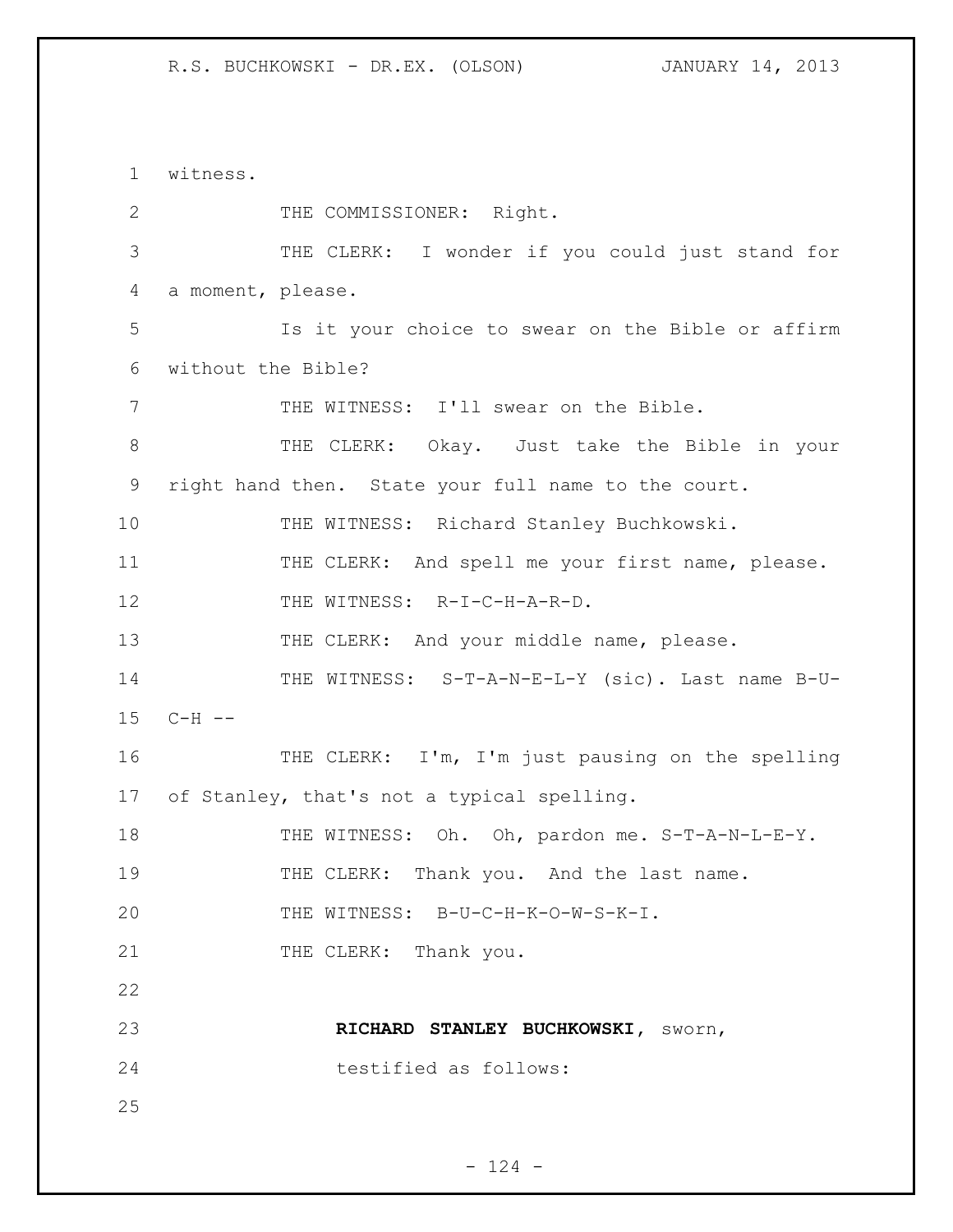witness.

THE COMMISSIONER: Right.

THE CLERK: I wonder if you could just stand for a moment, please.

Is it your choice to swear on the Bible or affirm without the Bible?

THE WITNESS: I'll swear on the Bible.

THE CLERK: Okay. Just take the Bible in your right hand then. State your full name to the court.

THE WITNESS: Richard Stanley Buchkowski.

THE CLERK: And spell me your first name, please.

THE WITNESS: R-I-C-H-A-R-D.

THE CLERK: And your middle name, please.

THE WITNESS: S-T-A-N-E-L-Y (sic). Last name B-U-C-H --

THE CLERK: I'm, I'm just pausing on the spelling of Stanley, that's not a typical spelling.

THE WITNESS: Oh. Oh, pardon me. S-T-A-N-L-E-Y.

THE CLERK: Thank you. And the last name.

THE WITNESS: B-U-C-H-K-O-W-S-K-I.

THE CLERK: Thank you.

**RICHARD STANLEY BUCHKOWSKI**, sworn, testified as follows: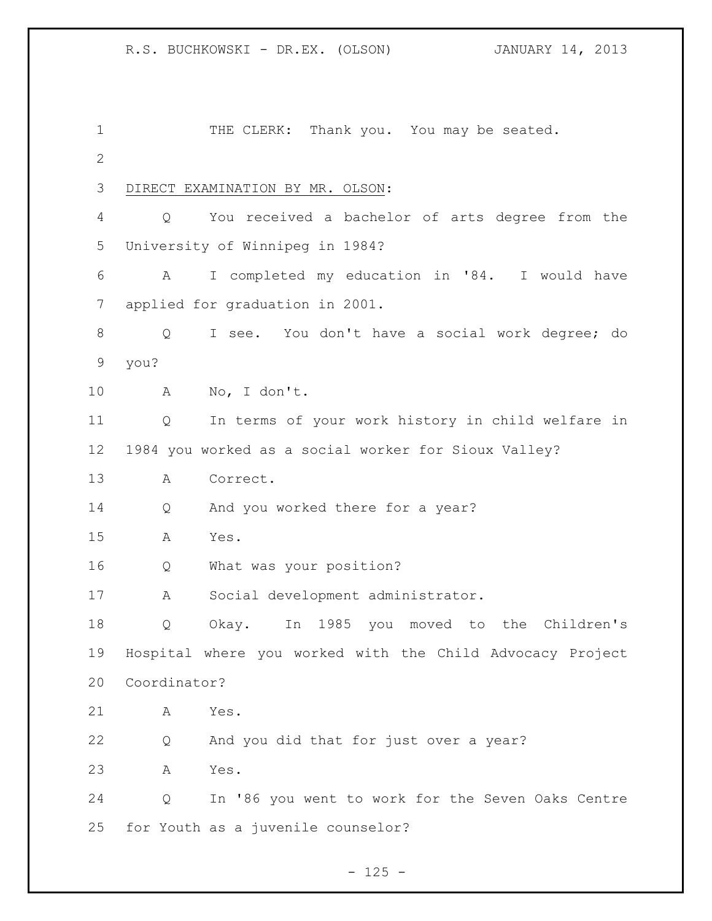THE CLERK: Thank you. You may be seated.

DIRECT EXAMINATION BY MR. OLSON:

Q You received a bachelor of arts degree from the University of Winnipeg in 1984?

A I completed my education in '84. I would have applied for graduation in 2001.

Q I see. You don't have a social work degree; do you?

A No, I don't.

Q In terms of your work history in child welfare in 1984 you worked as a social worker for Sioux Valley?

A Correct.

Q And you worked there for a year?

A Yes.

Q What was your position?

A Social development administrator.

Q Okay. In 1985 you moved to the Children's Hospital where you worked with the Child Advocacy Project Coordinator?

A Yes.

Q And you did that for just over a year?

A Yes.

Q In '86 you went to work for the Seven Oaks Centre for Youth as a juvenile counselor?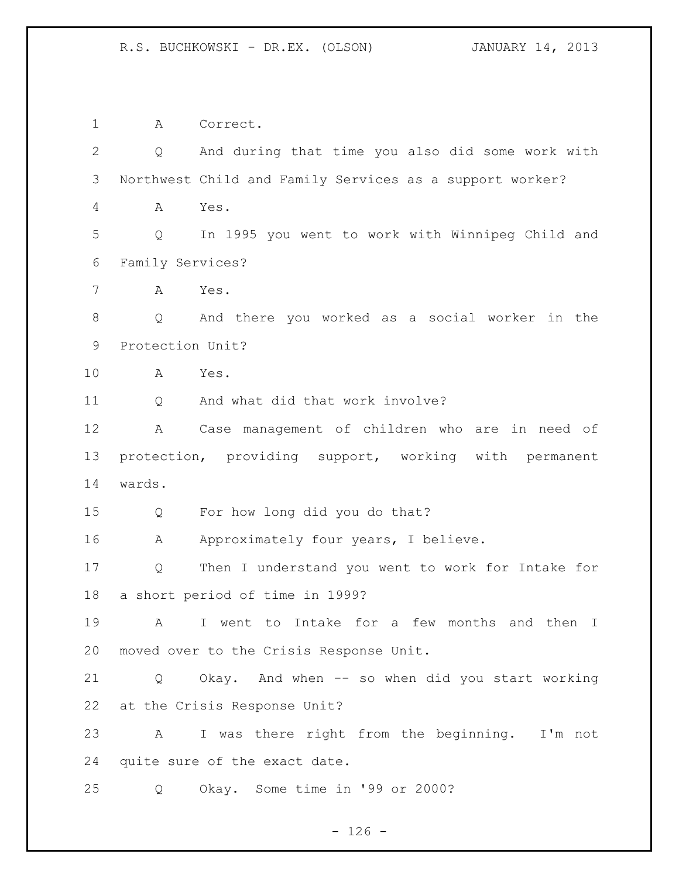1 A Correct.

2 Q And during that time you also did some work with

3 Northwest Child and Family Services as a support worker?

4 A Yes.

5 Q In 1995 you went to work with Winnipeg Child and

6 Family Services?

7 A Yes.

8 Q And there you worked as a social worker in the

9 Protection Unit?

10 A Yes.

11 Q And what did that work involve?

12 A Case management of children who are in need of

13 protection, providing support, working with permanent

14 wards.

15 Q For how long did you do that?

16 A Approximately four years, I believe.

17 Q Then I understand you went to work for Intake for

18 a short period of time in 1999?

19 A I went to Intake for a few months and then I

20 moved over to the Crisis Response Unit.

21 Q Okay. And when -- so when did you start working

22 at the Crisis Response Unit?

23 A I was there right from the beginning. I'm not

24 quite sure of the exact date.

25 Q Okay. Some time in '99 or 2000?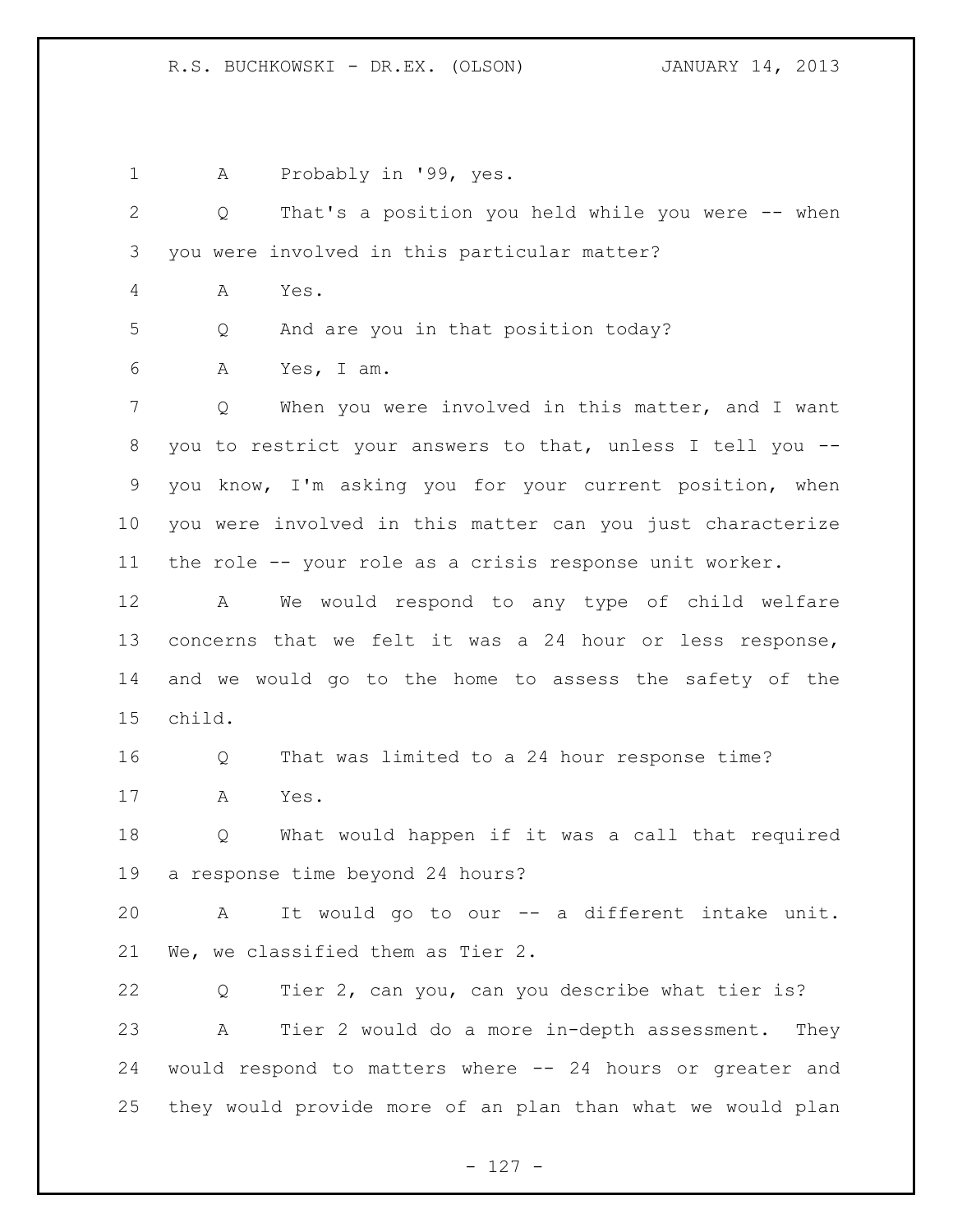A Probably in '99, yes.

Q That's a position you held while you were -- when you were involved in this particular matter?

A Yes.

Q And are you in that position today?

A Yes, I am.

Q When you were involved in this matter, and I want you to restrict your answers to that, unless I tell you -- you know, I'm asking you for your current position, when you were involved in this matter can you just characterize the role -- your role as a crisis response unit worker.

A We would respond to any type of child welfare concerns that we felt it was a 24 hour or less response, and we would go to the home to assess the safety of the child.

Q That was limited to a 24 hour response time?

A Yes.

Q What would happen if it was a call that required a response time beyond 24 hours?

A It would go to our -- a different intake unit. We, we classified them as Tier 2.

Q Tier 2, can you, can you describe what tier is?

A Tier 2 would do a more in-depth assessment. They would respond to matters where -- 24 hours or greater and they would provide more of an plan than what we would plan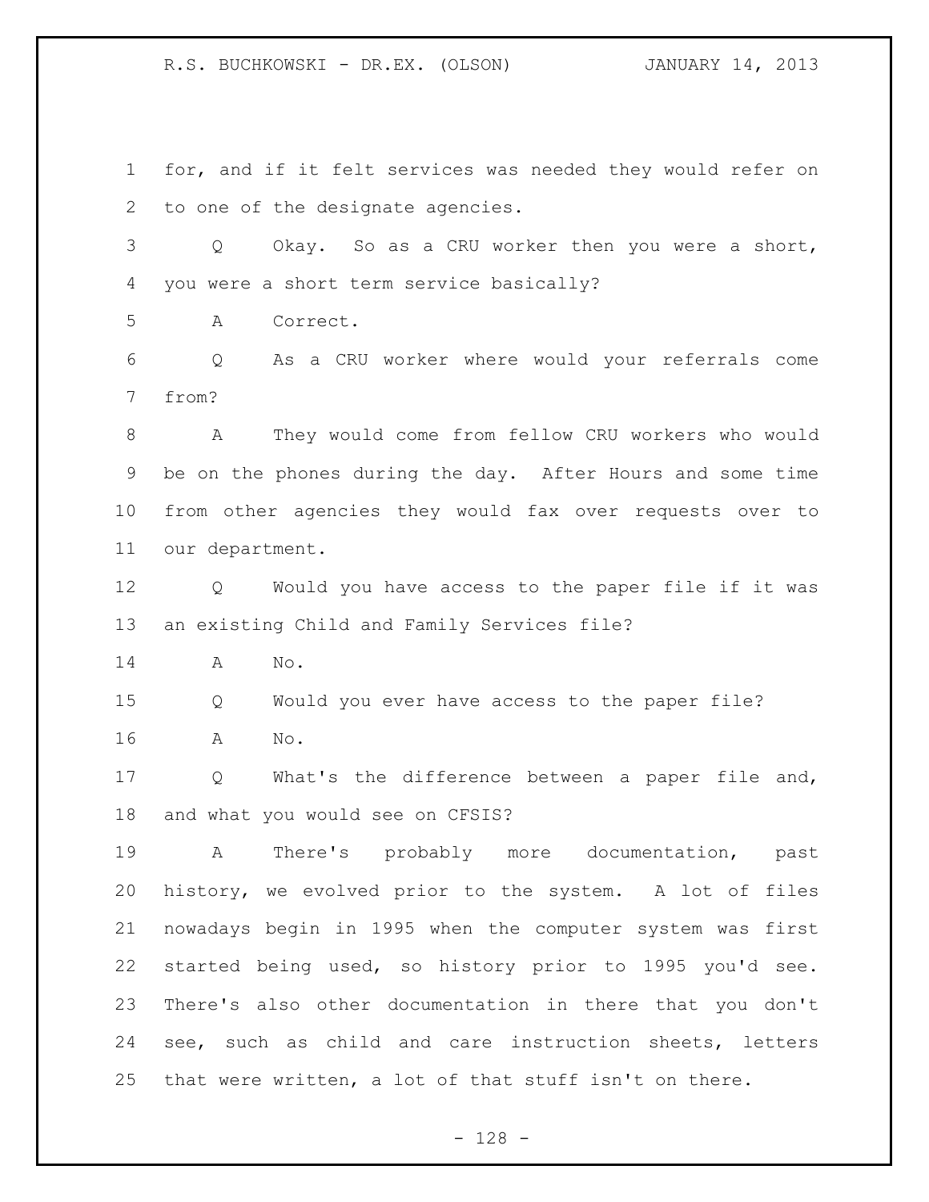for, and if it felt services was needed they would refer on to one of the designate agencies.

Q Okay. So as a CRU worker then you were a short, you were a short term service basically?

A Correct.

Q As a CRU worker where would your referrals come from?

A They would come from fellow CRU workers who would be on the phones during the day. After Hours and some time from other agencies they would fax over requests over to our department.

Q Would you have access to the paper file if it was an existing Child and Family Services file?

A No.

Q Would you ever have access to the paper file?

A No.

Q What's the difference between a paper file and, and what you would see on CFSIS?

A There's probably more documentation, past history, we evolved prior to the system. A lot of files nowadays begin in 1995 when the computer system was first started being used, so history prior to 1995 you'd see. There's also other documentation in there that you don't see, such as child and care instruction sheets, letters that were written, a lot of that stuff isn't on there.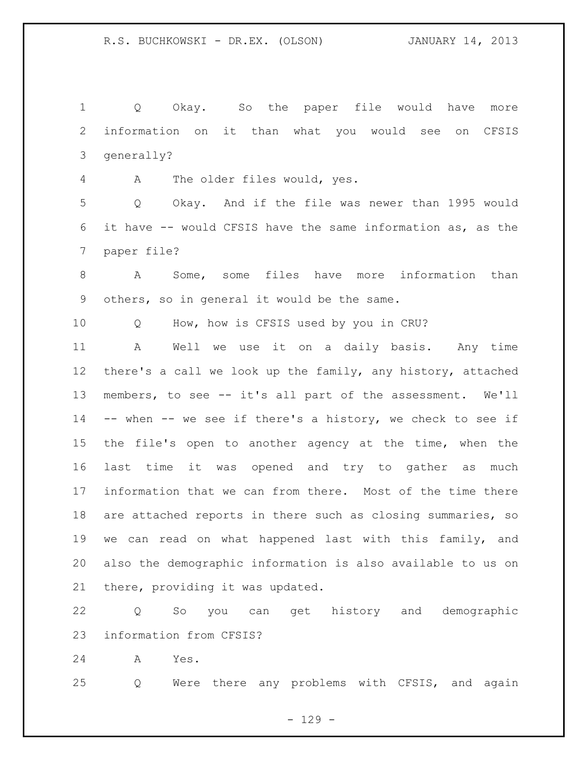Q Okay. So the paper file would have more information on it than what you would see on CFSIS generally?

A The older files would, yes.

Q Okay. And if the file was newer than 1995 would it have -- would CFSIS have the same information as, as the paper file?

A Some, some files have more information than others, so in general it would be the same.

Q How, how is CFSIS used by you in CRU?

A Well we use it on a daily basis. Any time there's a call we look up the family, any history, attached members, to see -- it's all part of the assessment. We'll -- when -- we see if there's a history, we check to see if the file's open to another agency at the time, when the last time it was opened and try to gather as much information that we can from there. Most of the time there are attached reports in there such as closing summaries, so we can read on what happened last with this family, and also the demographic information is also available to us on there, providing it was updated.

Q So you can get history and demographic information from CFSIS?

A Yes.

Q Were there any problems with CFSIS, and again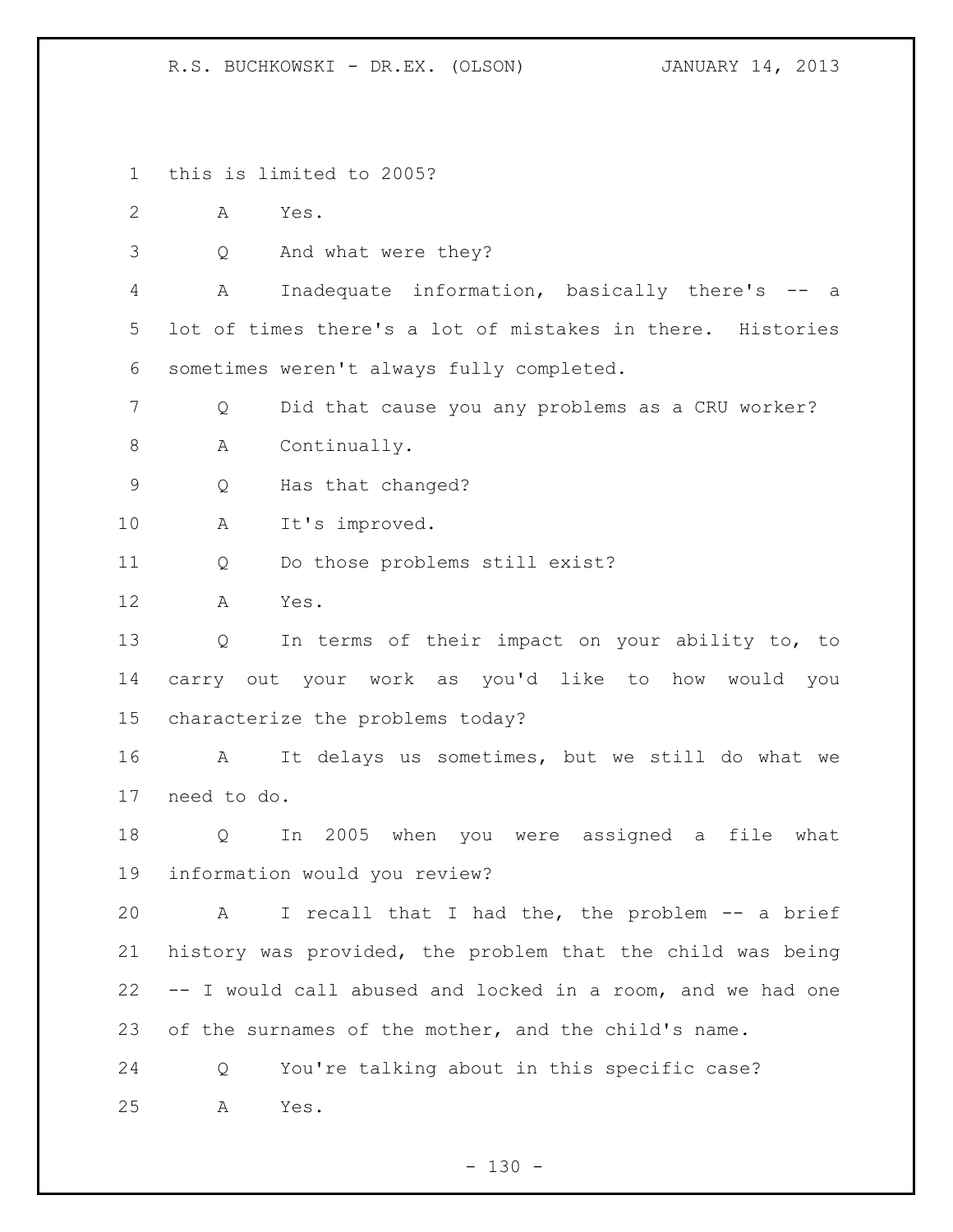this is limited to 2005?

A Yes.

Q And what were they?

A Inadequate information, basically there's -- a lot of times there's a lot of mistakes in there. Histories sometimes weren't always fully completed.

Q Did that cause you any problems as a CRU worker?

A Continually.

Q Has that changed?

A It's improved.

Q Do those problems still exist?

A Yes.

Q In terms of their impact on your ability to, to carry out your work as you'd like to how would you characterize the problems today?

A It delays us sometimes, but we still do what we need to do.

Q In 2005 when you were assigned a file what information would you review?

A I recall that I had the, the problem -- a brief history was provided, the problem that the child was being -- I would call abused and locked in a room, and we had one of the surnames of the mother, and the child's name.

Q You're talking about in this specific case?

A Yes.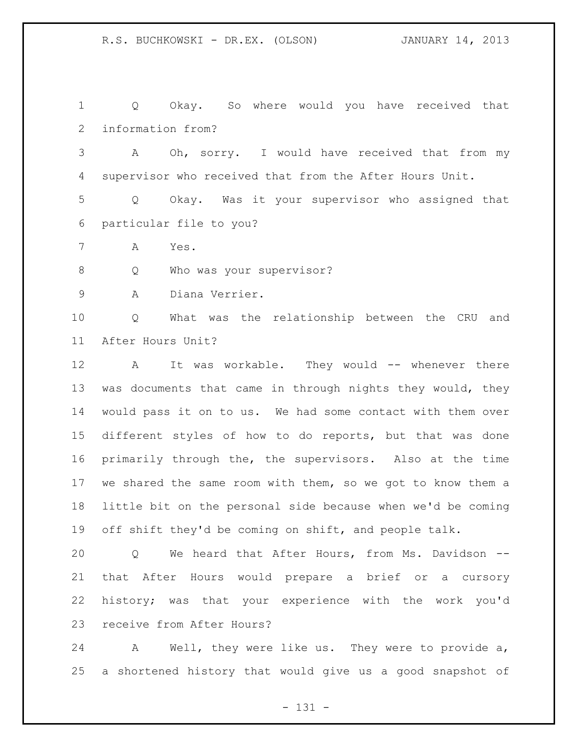Q Okay. So where would you have received that information from?

A Oh, sorry. I would have received that from my supervisor who received that from the After Hours Unit.

Q Okay. Was it your supervisor who assigned that particular file to you?

A Yes.

Q Who was your supervisor?

A Diana Verrier.

Q What was the relationship between the CRU and After Hours Unit?

A It was workable. They would -- whenever there was documents that came in through nights they would, they would pass it on to us. We had some contact with them over different styles of how to do reports, but that was done primarily through the, the supervisors. Also at the time we shared the same room with them, so we got to know them a little bit on the personal side because when we'd be coming off shift they'd be coming on shift, and people talk.

Q We heard that After Hours, from Ms. Davidson -- that After Hours would prepare a brief or a cursory history; was that your experience with the work you'd receive from After Hours?

A Well, they were like us. They were to provide a, a shortened history that would give us a good snapshot of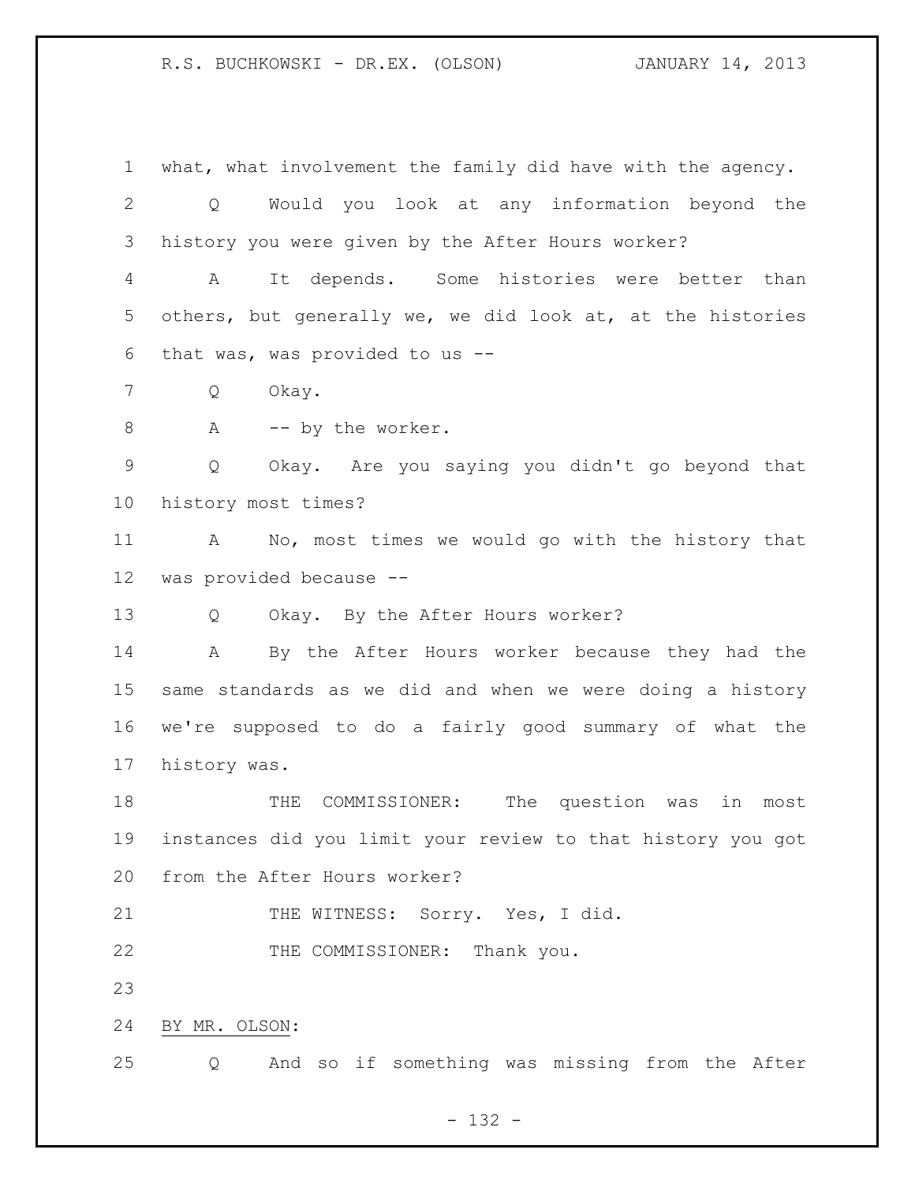what, what involvement the family did have with the agency.

Q Would you look at any information beyond the history you were given by the After Hours worker?

A It depends. Some histories were better than others, but generally we, we did look at, at the histories that was, was provided to us --

Q Okay.

A -- by the worker.

Q Okay. Are you saying you didn't go beyond that history most times?

A No, most times we would go with the history that was provided because --

Q Okay. By the After Hours worker?

A By the After Hours worker because they had the same standards as we did and when we were doing a history we're supposed to do a fairly good summary of what the history was.

THE COMMISSIONER: The question was in most instances did you limit your review to that history you got from the After Hours worker?

THE WITNESS: Sorry. Yes, I did.

THE COMMISSIONER: Thank you.

BY MR. OLSON:

Q And so if something was missing from the After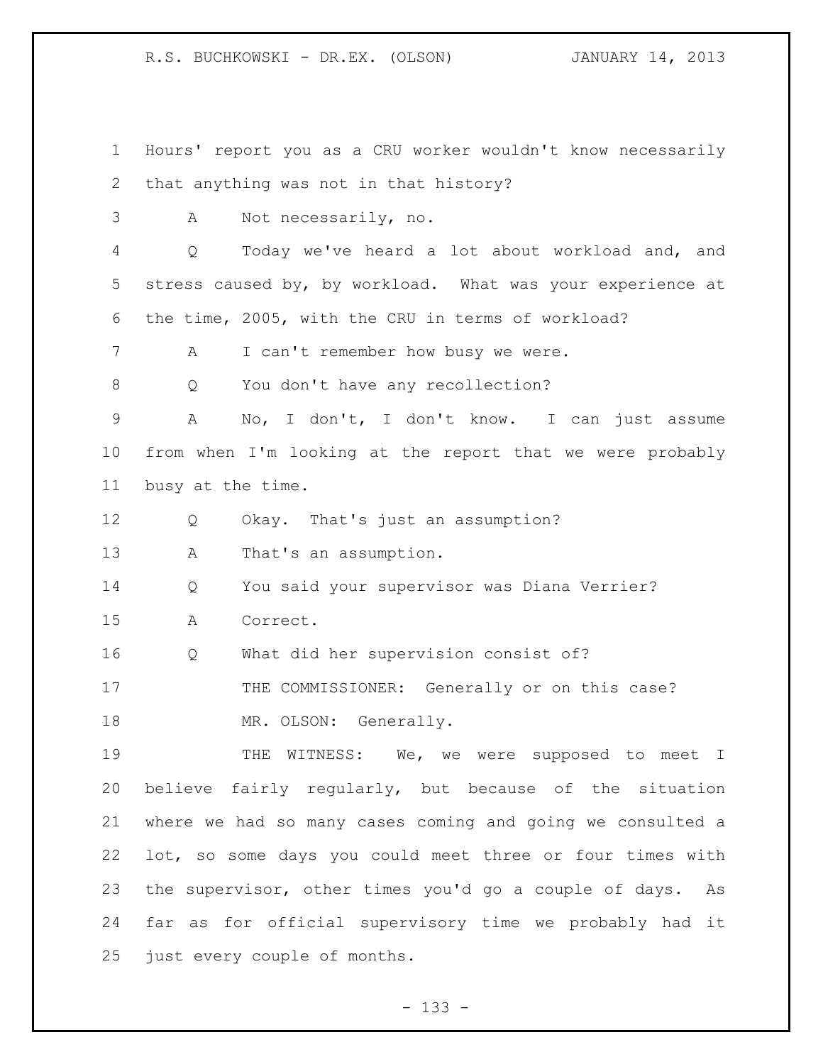Hours' report you as a CRU worker wouldn't know necessarily that anything was not in that history?

A Not necessarily, no.

Q Today we've heard a lot about workload and, and stress caused by, by workload. What was your experience at the time, 2005, with the CRU in terms of workload?

A I can't remember how busy we were.

Q You don't have any recollection?

A No, I don't, I don't know. I can just assume from when I'm looking at the report that we were probably busy at the time.

Q Okay. That's just an assumption?

A That's an assumption.

Q You said your supervisor was Diana Verrier?

A Correct.

Q What did her supervision consist of?

THE COMMISSIONER: Generally or on this case?

MR. OLSON: Generally.

THE WITNESS: We, we were supposed to meet I believe fairly regularly, but because of the situation where we had so many cases coming and going we consulted a lot, so some days you could meet three or four times with the supervisor, other times you'd go a couple of days. As far as for official supervisory time we probably had it just every couple of months.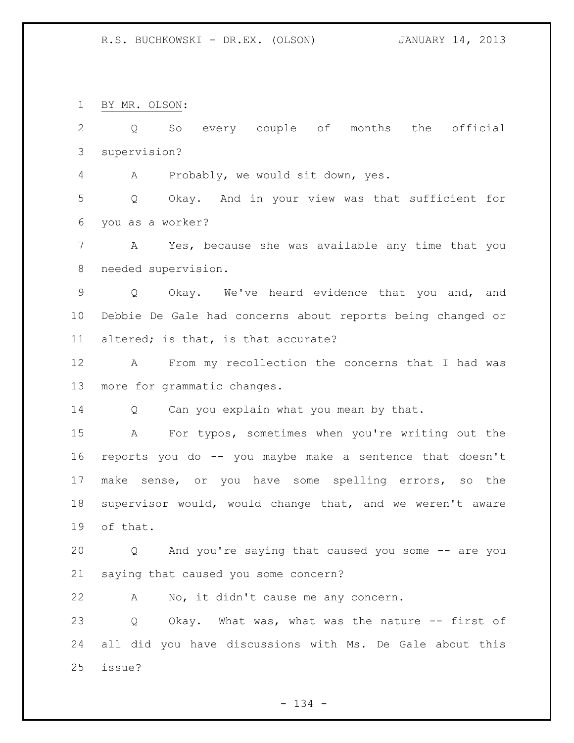BY MR. OLSON:

Q So every couple of months the official supervision?

A Probably, we would sit down, yes.

Q Okay. And in your view was that sufficient for you as a worker?

A Yes, because she was available any time that you needed supervision.

Q Okay. We've heard evidence that you and, and Debbie De Gale had concerns about reports being changed or altered; is that, is that accurate?

A From my recollection the concerns that I had was more for grammatic changes.

Q Can you explain what you mean by that.

A For typos, sometimes when you're writing out the reports you do -- you maybe make a sentence that doesn't make sense, or you have some spelling errors, so the supervisor would, would change that, and we weren't aware of that.

Q And you're saying that caused you some -- are you saying that caused you some concern?

A No, it didn't cause me any concern.

Q Okay. What was, what was the nature -- first of all did you have discussions with Ms. De Gale about this issue?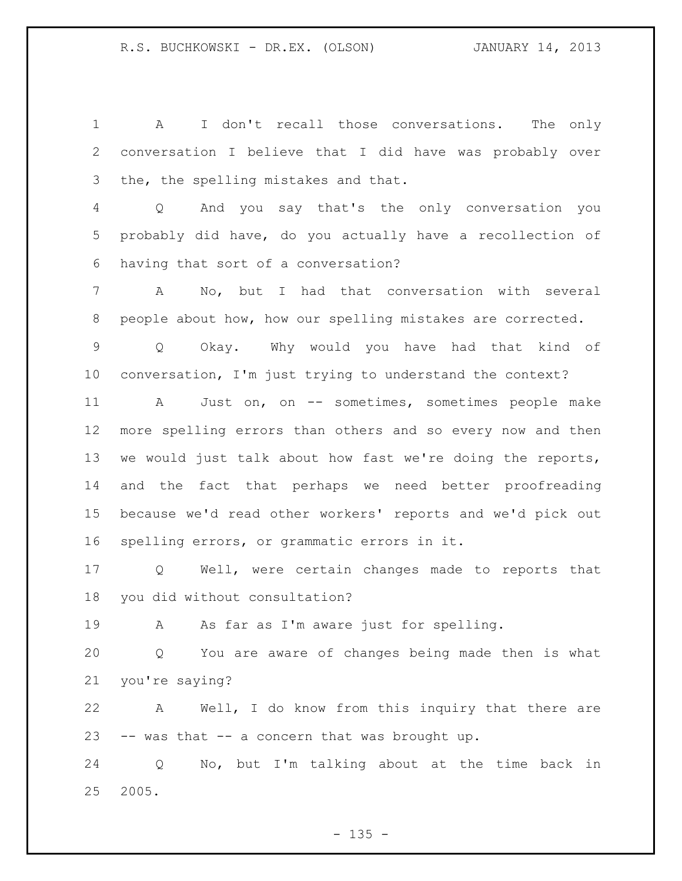A I don't recall those conversations. The only conversation I believe that I did have was probably over the, the spelling mistakes and that.

Q And you say that's the only conversation you probably did have, do you actually have a recollection of having that sort of a conversation?

A No, but I had that conversation with several people about how, how our spelling mistakes are corrected.

Q Okay. Why would you have had that kind of conversation, I'm just trying to understand the context?

A Just on, on -- sometimes, sometimes people make more spelling errors than others and so every now and then we would just talk about how fast we're doing the reports, and the fact that perhaps we need better proofreading because we'd read other workers' reports and we'd pick out spelling errors, or grammatic errors in it.

Q Well, were certain changes made to reports that you did without consultation?

A As far as I'm aware just for spelling.

Q You are aware of changes being made then is what you're saying?

A Well, I do know from this inquiry that there are -- was that -- a concern that was brought up.

Q No, but I'm talking about at the time back in 2005.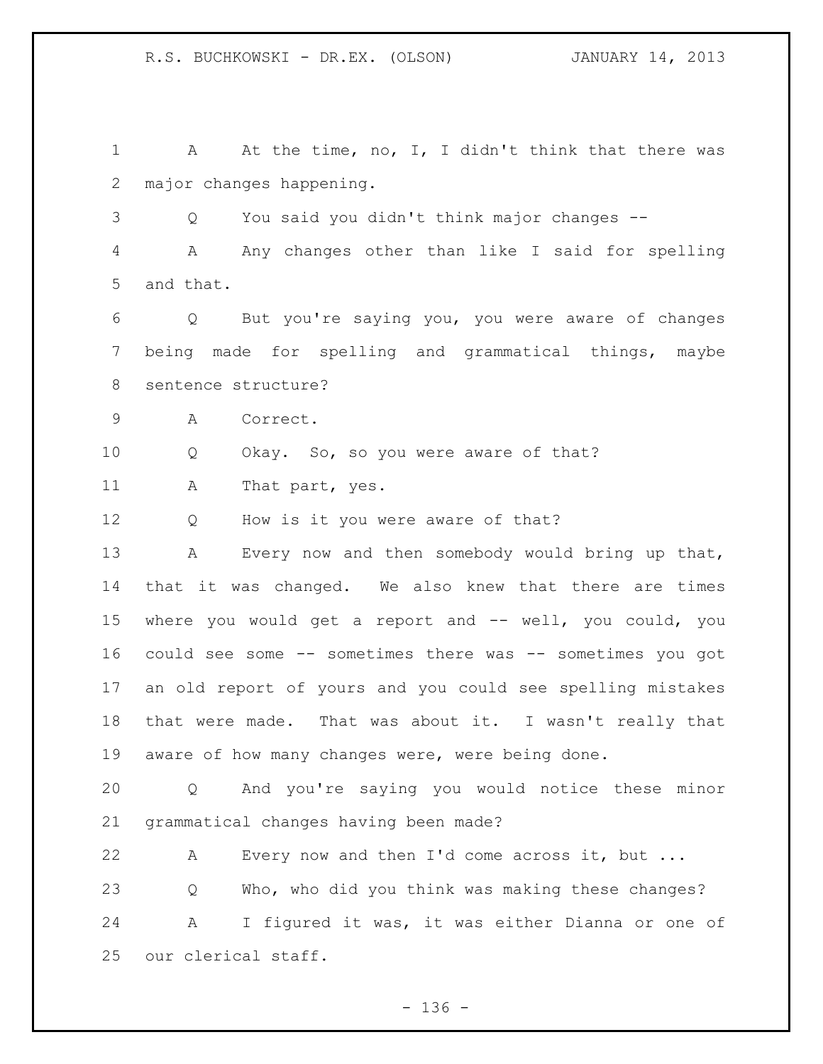A At the time, no, I, I didn't think that there was major changes happening.

Q You said you didn't think major changes --

A Any changes other than like I said for spelling and that.

Q But you're saying you, you were aware of changes being made for spelling and grammatical things, maybe sentence structure?

A Correct.

Q Okay. So, so you were aware of that?

A That part, yes.

Q How is it you were aware of that?

A Every now and then somebody would bring up that, that it was changed. We also knew that there are times where you would get a report and -- well, you could, you could see some -- sometimes there was -- sometimes you got an old report of yours and you could see spelling mistakes that were made. That was about it. I wasn't really that aware of how many changes were, were being done.

Q And you're saying you would notice these minor grammatical changes having been made?

A Every now and then I'd come across it, but ...

Q Who, who did you think was making these changes?

A I figured it was, it was either Dianna or one of our clerical staff.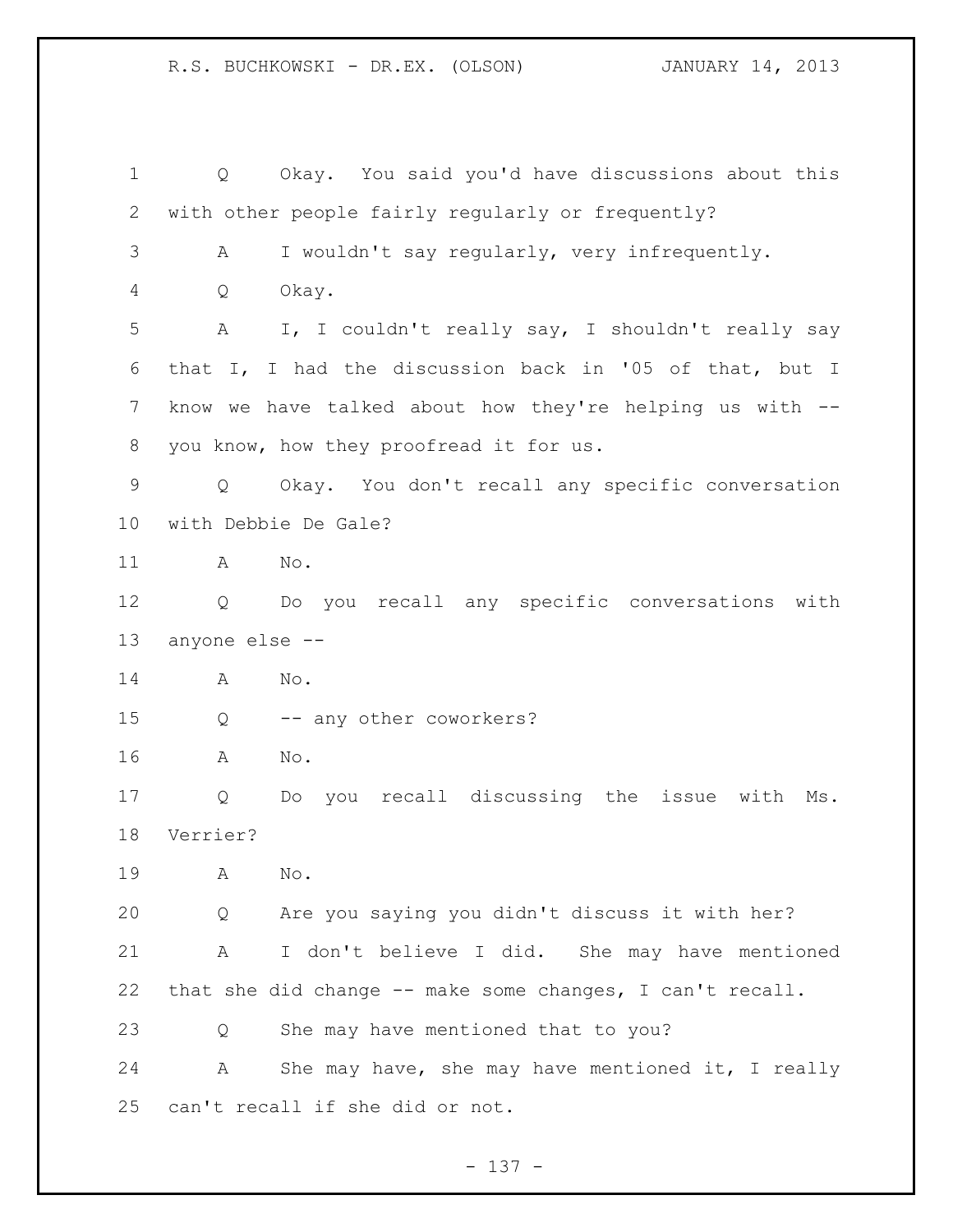Q Okay. You said you'd have discussions about this with other people fairly regularly or frequently?

A I wouldn't say regularly, very infrequently.

Q Okay.

A I, I couldn't really say, I shouldn't really say that I, I had the discussion back in '05 of that, but I know we have talked about how they're helping us with -- you know, how they proofread it for us.

Q Okay. You don't recall any specific conversation with Debbie De Gale?

A No.

Q Do you recall any specific conversations with anyone else --

A No.

Q -- any other coworkers?

A No.

Q Do you recall discussing the issue with Ms. Verrier?

A No.

Q Are you saying you didn't discuss it with her?

A I don't believe I did. She may have mentioned that she did change -- make some changes, I can't recall.

Q She may have mentioned that to you?

A She may have, she may have mentioned it, I really can't recall if she did or not.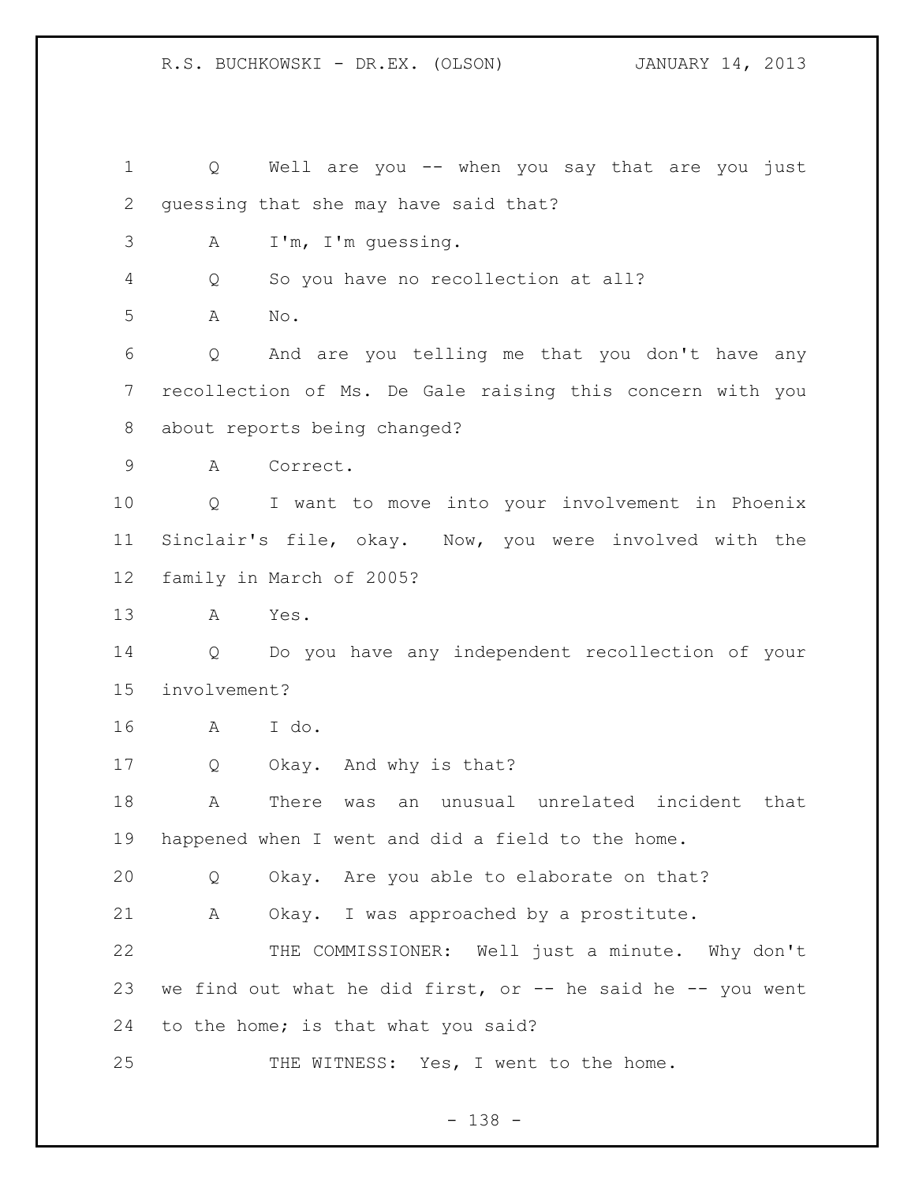1 Q Well are you -- when you say that are you just
2 guessing that she may have said that?
3 A I'm, I'm guessing.
4 Q So you have no recollection at all?
5 A No.
6 Q And are you telling me that you don't have any
7 recollection of Ms. De Gale raising this concern with you
8 about reports being changed?
9 A Correct.
10 Q I want to move into your involvement in Phoenix
11 Sinclair's file, okay. Now, you were involved with the
12 family in March of 2005?
13 A Yes.
14 Q Do you have any independent recollection of your
15 involvement?
16 A I do.
17 Q Okay. And why is that?
18 A There was an unusual unrelated incident that
19 happened when I went and did a field to the home.
20 Q Okay. Are you able to elaborate on that?
21 A Okay. I was approached by a prostitute.
22 THE COMMISSIONER: Well just a minute. Why don't
23 we find out what he did first, or -- he said he -- you went
24 to the home; is that what you said?
25 THE WITNESS: Yes, I went to the home.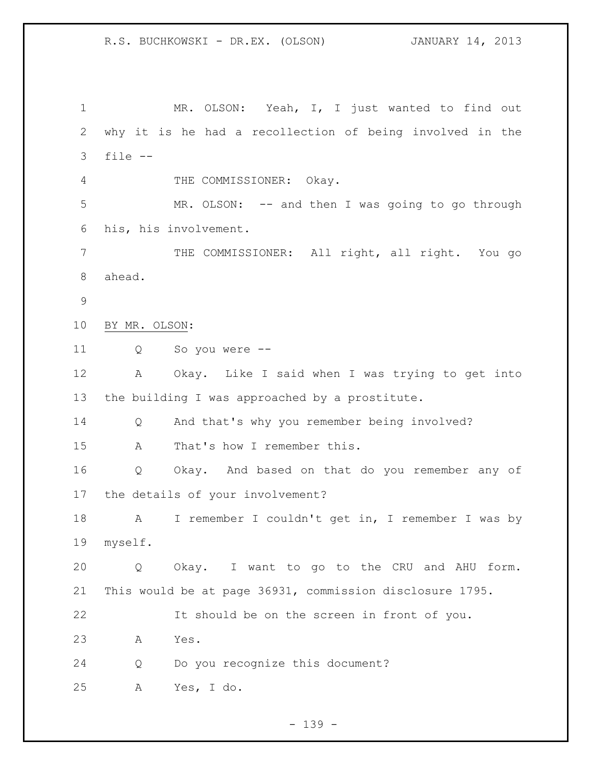MR. OLSON: Yeah, I, I just wanted to find out why it is he had a recollection of being involved in the file --

THE COMMISSIONER: Okay.

MR. OLSON: -- and then I was going to go through his, his involvement.

THE COMMISSIONER: All right, all right. You go ahead.

BY MR. OLSON:

Q So you were --

A Okay. Like I said when I was trying to get into the building I was approached by a prostitute.

Q And that's why you remember being involved?

A That's how I remember this.

Q Okay. And based on that do you remember any of the details of your involvement?

A I remember I couldn't get in, I remember I was by myself.

Q Okay. I want to go to the CRU and AHU form. This would be at page 36931, commission disclosure 1795.

It should be on the screen in front of you.

A Yes.

Q Do you recognize this document?

A Yes, I do.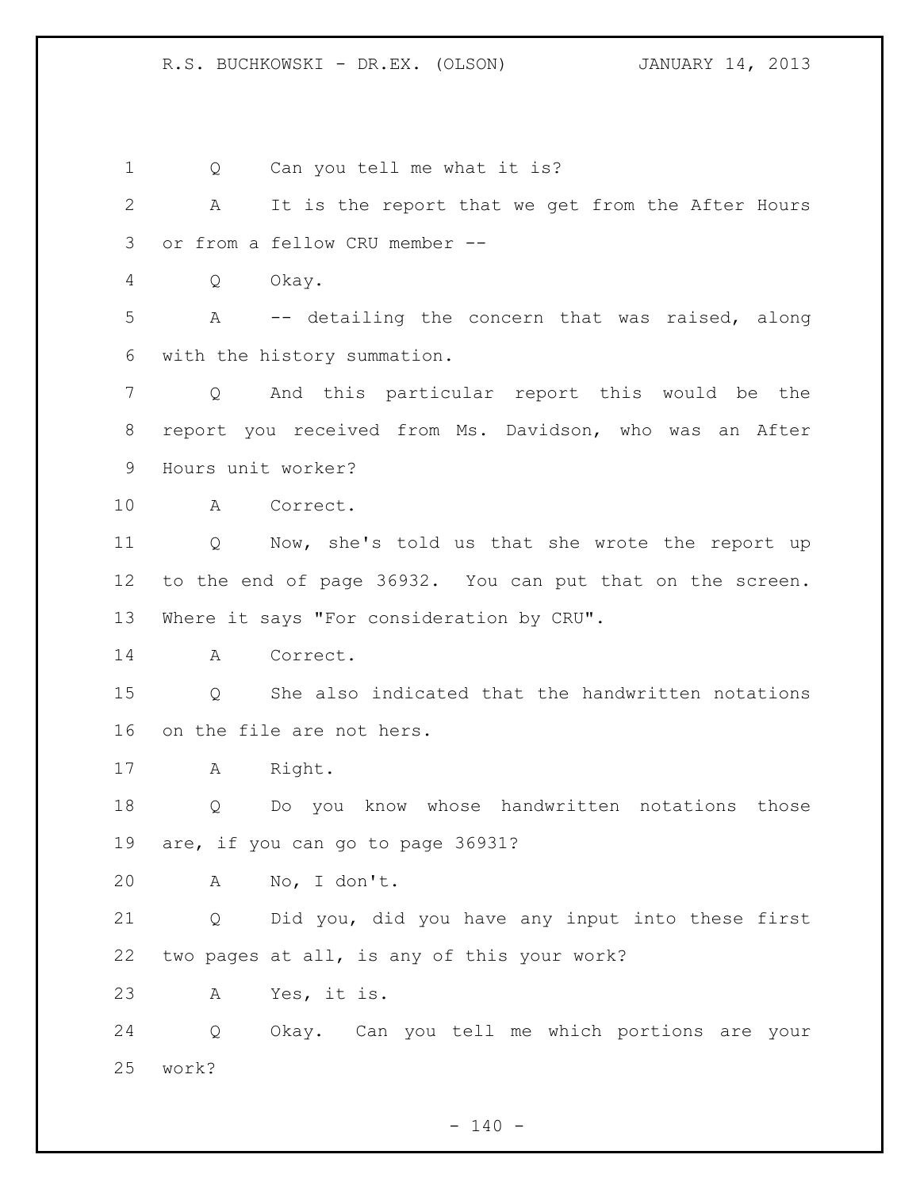1 Q Can you tell me what it is?

2 A It is the report that we get from the After Hours

3 or from a fellow CRU member --

4 Q Okay.

5 A -- detailing the concern that was raised, along

6 with the history summation.

7 Q And this particular report this would be the

8 report you received from Ms. Davidson, who was an After

9 Hours unit worker?

10 A Correct.

11 Q Now, she's told us that she wrote the report up

12 to the end of page 36932. You can put that on the screen.

13 Where it says "For consideration by CRU".

14 A Correct.

15 Q She also indicated that the handwritten notations

16 on the file are not hers.

17 A Right.

18 Q Do you know whose handwritten notations those

19 are, if you can go to page 36931?

20 A No, I don't.

21 Q Did you, did you have any input into these first

22 two pages at all, is any of this your work?

23 A Yes, it is.

24 Q Okay. Can you tell me which portions are your

25 work?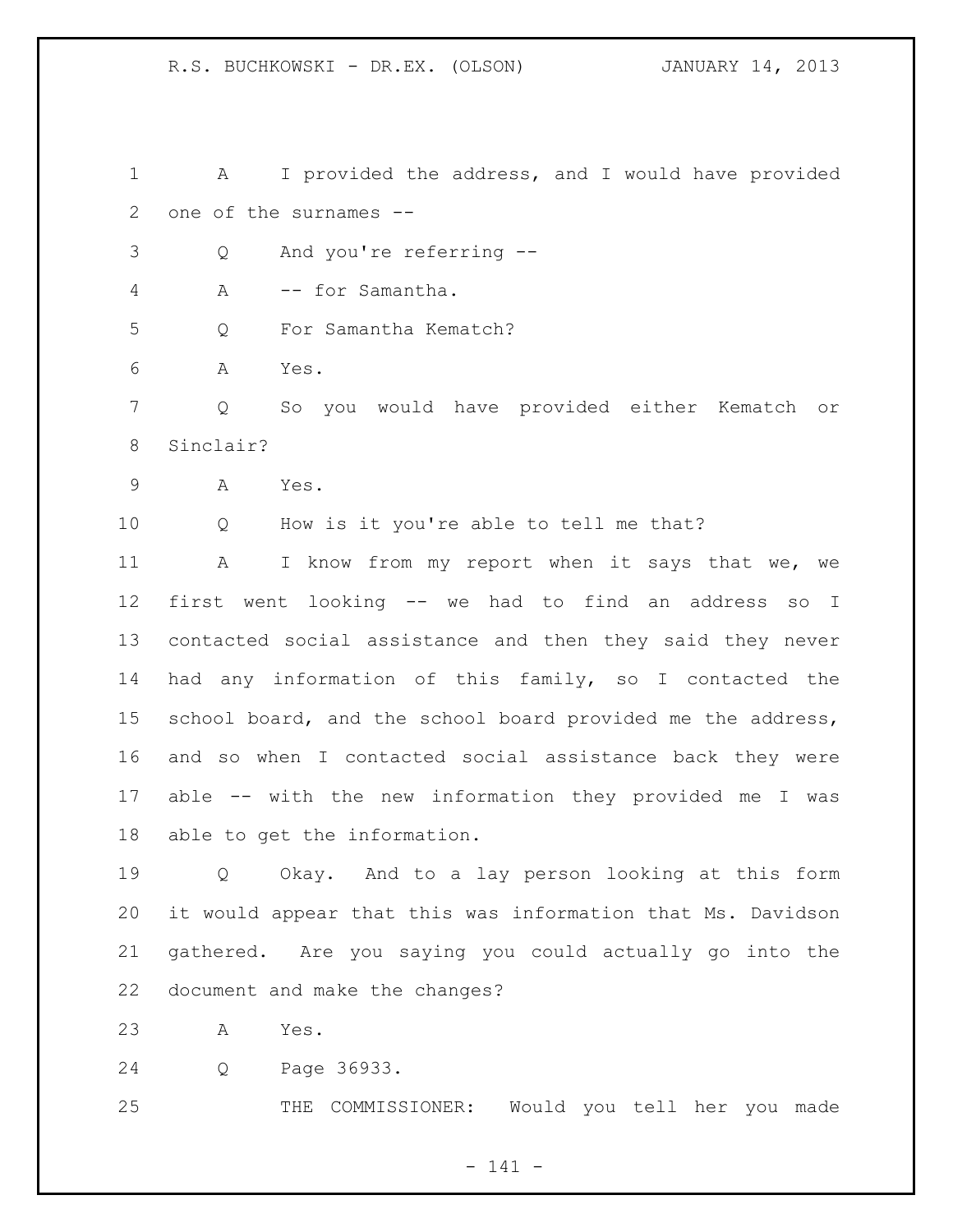A I provided the address, and I would have provided one of the surnames --

Q And you're referring --

A -- for Samantha.

Q For Samantha Kematch?

A Yes.

Q So you would have provided either Kematch or Sinclair?

A Yes.

Q How is it you're able to tell me that?

A I know from my report when it says that we, we first went looking -- we had to find an address so I contacted social assistance and then they said they never had any information of this family, so I contacted the school board, and the school board provided me the address, and so when I contacted social assistance back they were able -- with the new information they provided me I was able to get the information.

Q Okay. And to a lay person looking at this form it would appear that this was information that Ms. Davidson gathered. Are you saying you could actually go into the document and make the changes?

A Yes.

Q Page 36933.

THE COMMISSIONER: Would you tell her you made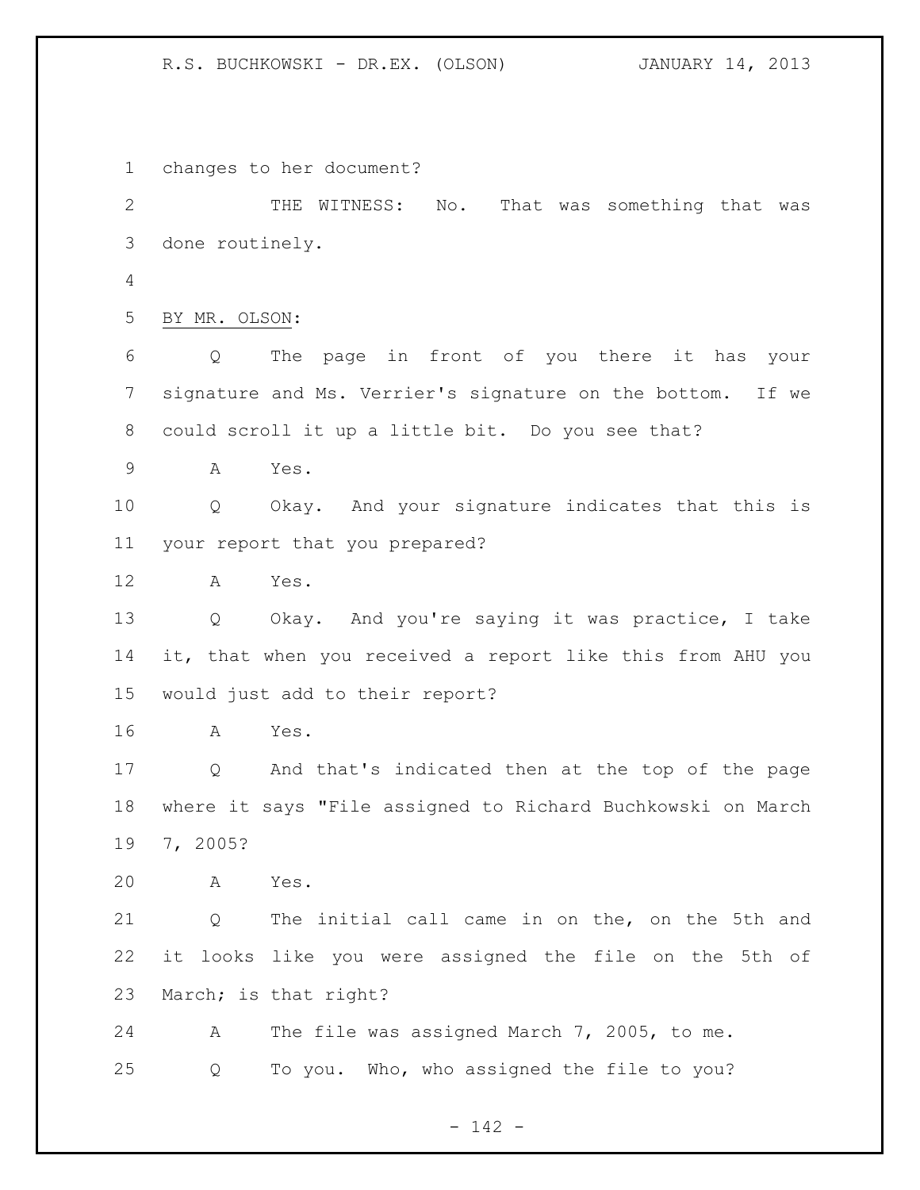changes to her document?

THE WITNESS: No. That was something that was done routinely.

BY MR. OLSON:

Q The page in front of you there it has your signature and Ms. Verrier's signature on the bottom. If we could scroll it up a little bit. Do you see that?

A Yes.

Q Okay. And your signature indicates that this is your report that you prepared?

A Yes.

Q Okay. And you're saying it was practice, I take it, that when you received a report like this from AHU you would just add to their report?

A Yes.

Q And that's indicated then at the top of the page where it says "File assigned to Richard Buchkowski on March 7, 2005?

A Yes.

Q The initial call came in on the, on the 5th and it looks like you were assigned the file on the 5th of March; is that right?

A The file was assigned March 7, 2005, to me.

Q To you. Who, who assigned the file to you?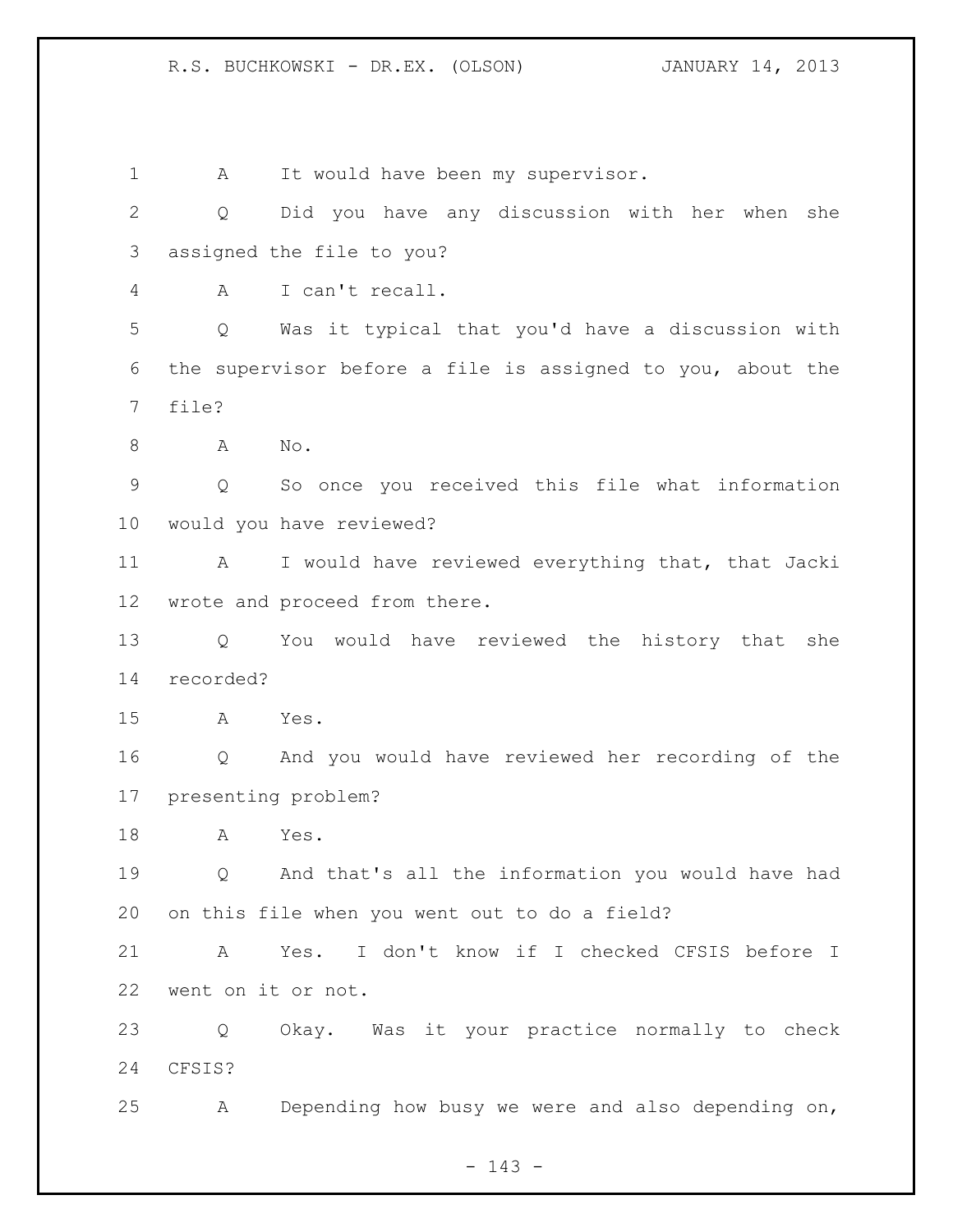A It would have been my supervisor.

Q Did you have any discussion with her when she assigned the file to you?

A I can't recall.

Q Was it typical that you'd have a discussion with the supervisor before a file is assigned to you, about the file?

A No.

Q So once you received this file what information would you have reviewed?

A I would have reviewed everything that, that Jacki wrote and proceed from there.

Q You would have reviewed the history that she recorded?

A Yes.

Q And you would have reviewed her recording of the presenting problem?

A Yes.

Q And that's all the information you would have had on this file when you went out to do a field?

A Yes. I don't know if I checked CFSIS before I went on it or not.

Q Okay. Was it your practice normally to check CFSIS?

A Depending how busy we were and also depending on,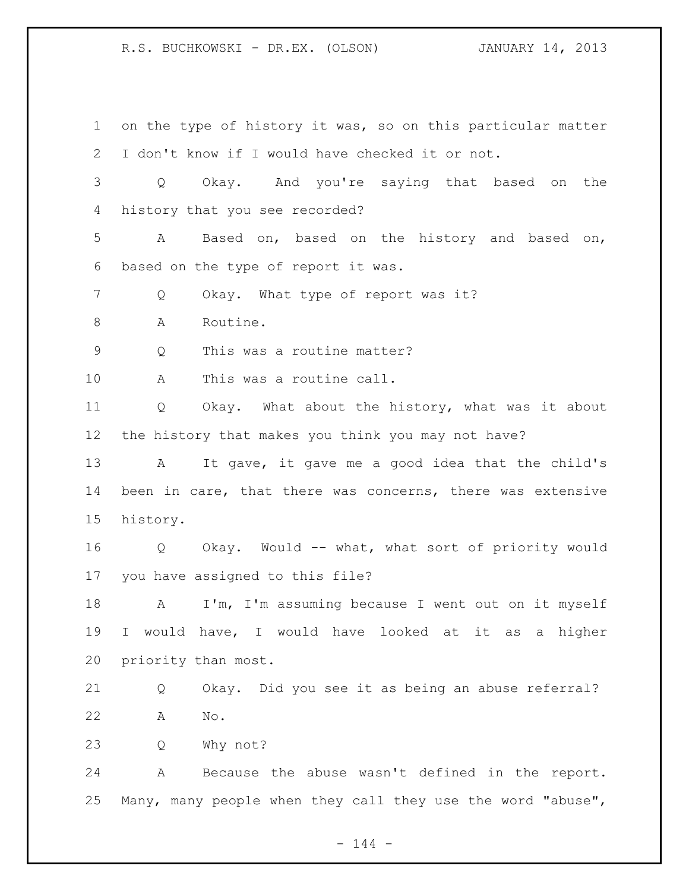on the type of history it was, so on this particular matter I don't know if I would have checked it or not.

Q Okay. And you're saying that based on the history that you see recorded?

A Based on, based on the history and based on, based on the type of report it was.

Q Okay. What type of report was it?

A Routine.

Q This was a routine matter?

A This was a routine call.

Q Okay. What about the history, what was it about the history that makes you think you may not have?

A It gave, it gave me a good idea that the child's been in care, that there was concerns, there was extensive history.

Q Okay. Would -- what, what sort of priority would you have assigned to this file?

A I'm, I'm assuming because I went out on it myself I would have, I would have looked at it as a higher priority than most.

Q Okay. Did you see it as being an abuse referral?

A No.

Q Why not?

A Because the abuse wasn't defined in the report. Many, many people when they call they use the word "abuse",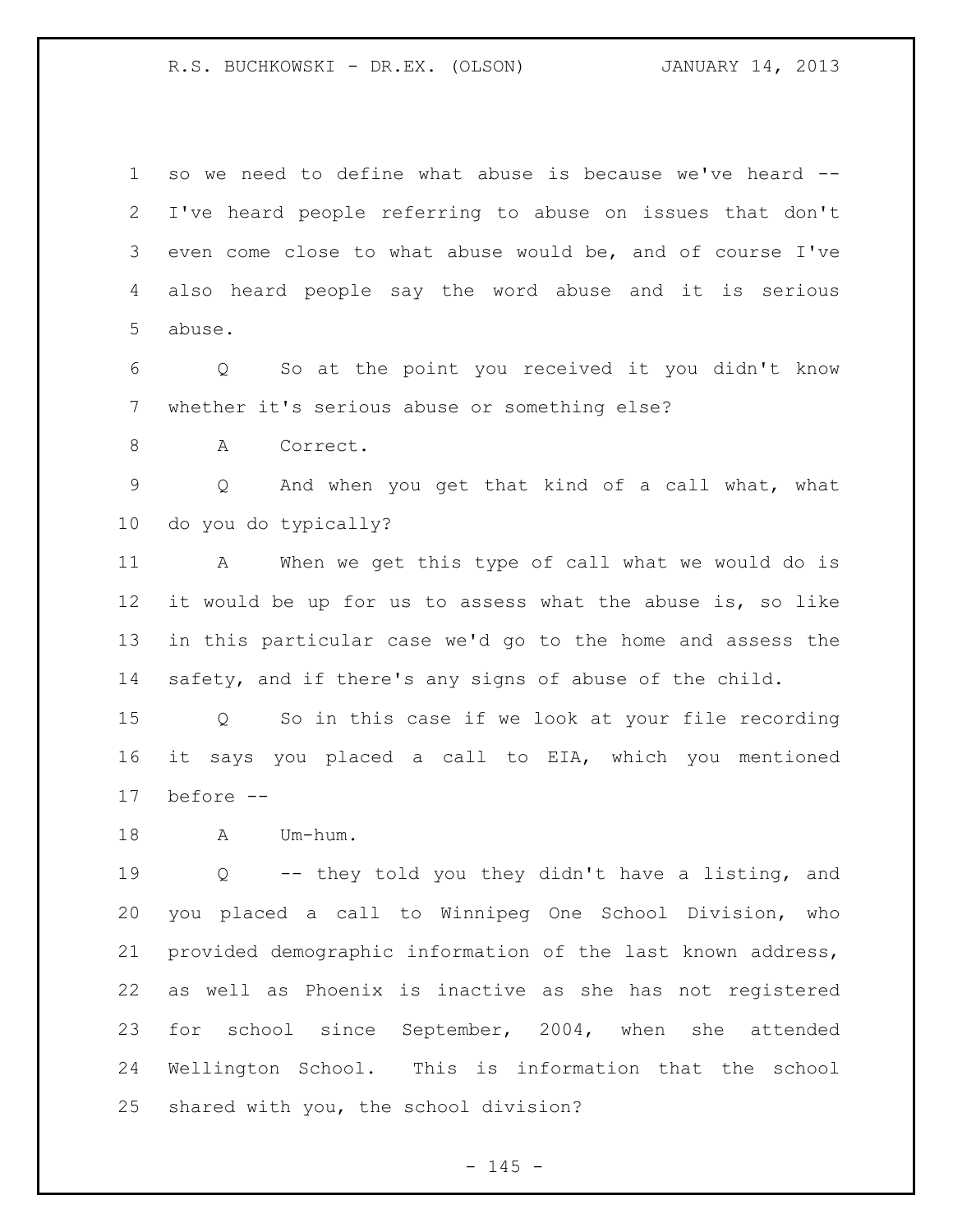so we need to define what abuse is because we've heard -- I've heard people referring to abuse on issues that don't even come close to what abuse would be, and of course I've also heard people say the word abuse and it is serious abuse.

Q So at the point you received it you didn't know whether it's serious abuse or something else?

A Correct.

Q And when you get that kind of a call what, what do you do typically?

A When we get this type of call what we would do is it would be up for us to assess what the abuse is, so like in this particular case we'd go to the home and assess the safety, and if there's any signs of abuse of the child.

Q So in this case if we look at your file recording it says you placed a call to EIA, which you mentioned before --

A Um-hum.

Q -- they told you they didn't have a listing, and you placed a call to Winnipeg One School Division, who provided demographic information of the last known address, as well as Phoenix is inactive as she has not registered for school since September, 2004, when she attended Wellington School. This is information that the school shared with you, the school division?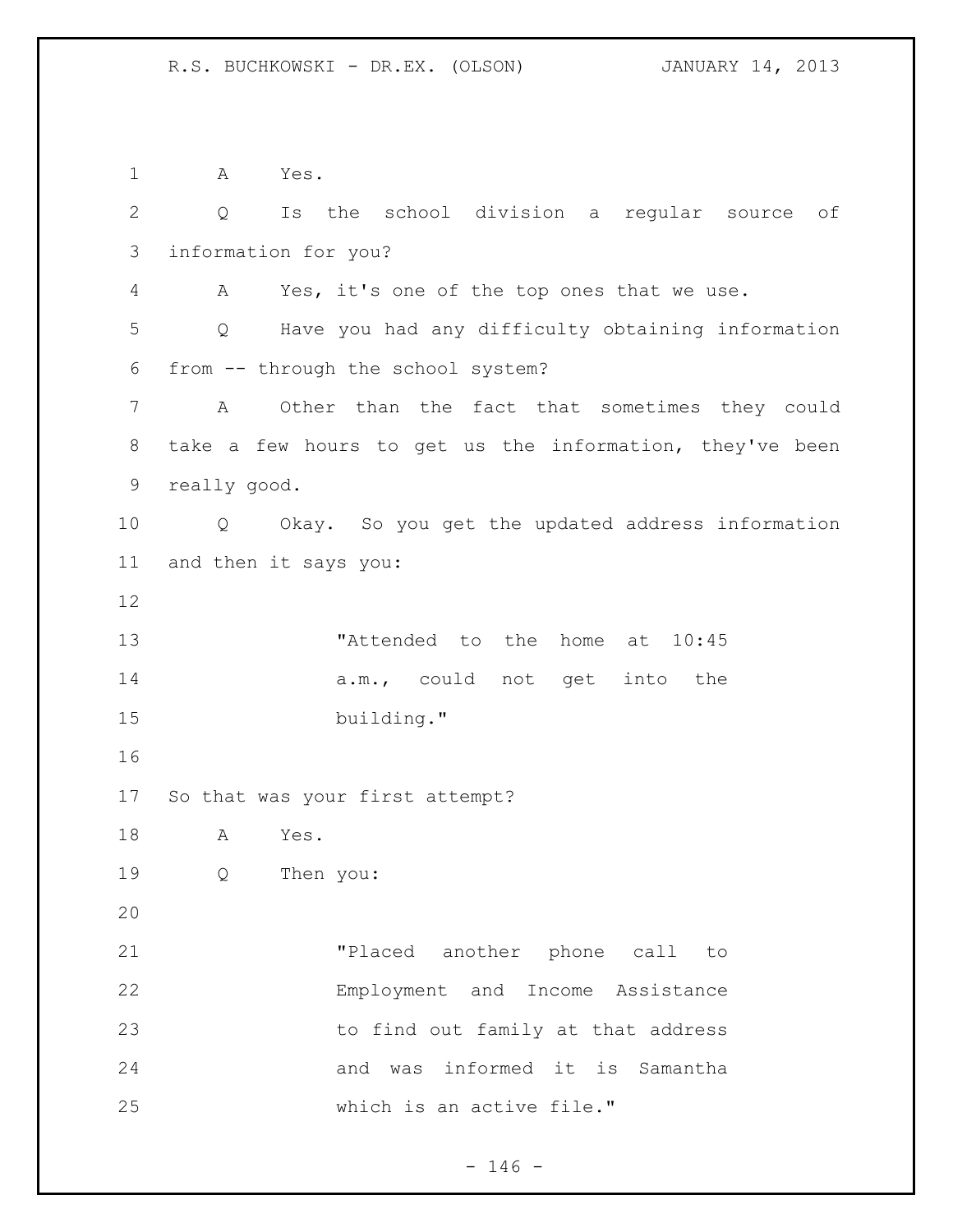A Yes.

Q Is the school division a regular source of information for you?

A Yes, it's one of the top ones that we use.

Q Have you had any difficulty obtaining information from -- through the school system?

A Other than the fact that sometimes they could take a few hours to get us the information, they've been really good.

Q Okay. So you get the updated address information and then it says you:

> "Attended to the home at 10:45 a.m., could not get into the building."

So that was your first attempt?

A Yes.

Q Then you:

> "Placed another phone call to Employment and Income Assistance to find out family at that address and was informed it is Samantha which is an active file."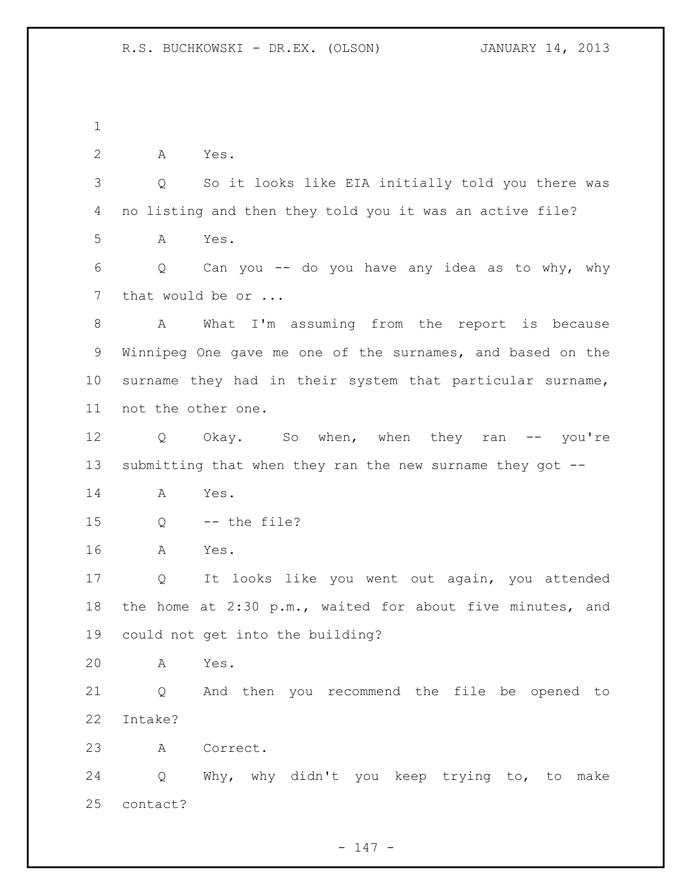A Yes.

Q So it looks like EIA initially told you there was no listing and then they told you it was an active file?

A Yes.

Q Can you -- do you have any idea as to why, why that would be or ...

A What I'm assuming from the report is because Winnipeg One gave me one of the surnames, and based on the surname they had in their system that particular surname, not the other one.

Q Okay. So when, when they ran -- you're submitting that when they ran the new surname they got --

A Yes.

Q -- the file?

A Yes.

Q It looks like you went out again, you attended the home at 2:30 p.m., waited for about five minutes, and could not get into the building?

A Yes.

Q And then you recommend the file be opened to Intake?

A Correct.

Q Why, why didn't you keep trying to, to make contact?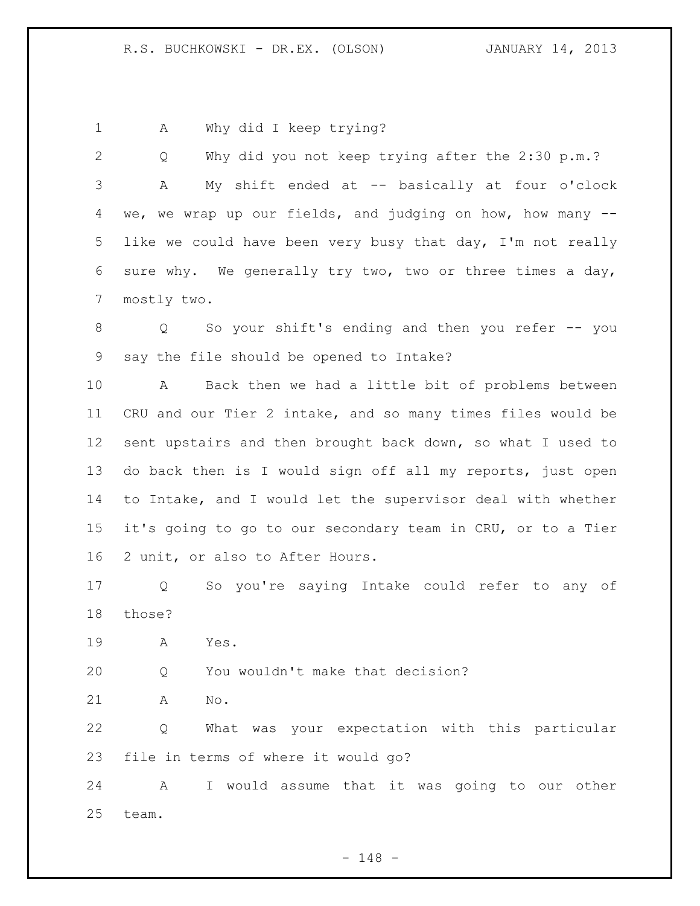A Why did I keep trying?

Q Why did you not keep trying after the 2:30 p.m.?

A My shift ended at -- basically at four o'clock we, we wrap up our fields, and judging on how, how many -- like we could have been very busy that day, I'm not really sure why. We generally try two, two or three times a day, mostly two.

Q So your shift's ending and then you refer -- you say the file should be opened to Intake?

A Back then we had a little bit of problems between CRU and our Tier 2 intake, and so many times files would be sent upstairs and then brought back down, so what I used to do back then is I would sign off all my reports, just open to Intake, and I would let the supervisor deal with whether it's going to go to our secondary team in CRU, or to a Tier 2 unit, or also to After Hours.

Q So you're saying Intake could refer to any of those?

A Yes.

Q You wouldn't make that decision?

A No.

Q What was your expectation with this particular file in terms of where it would go?

A I would assume that it was going to our other team.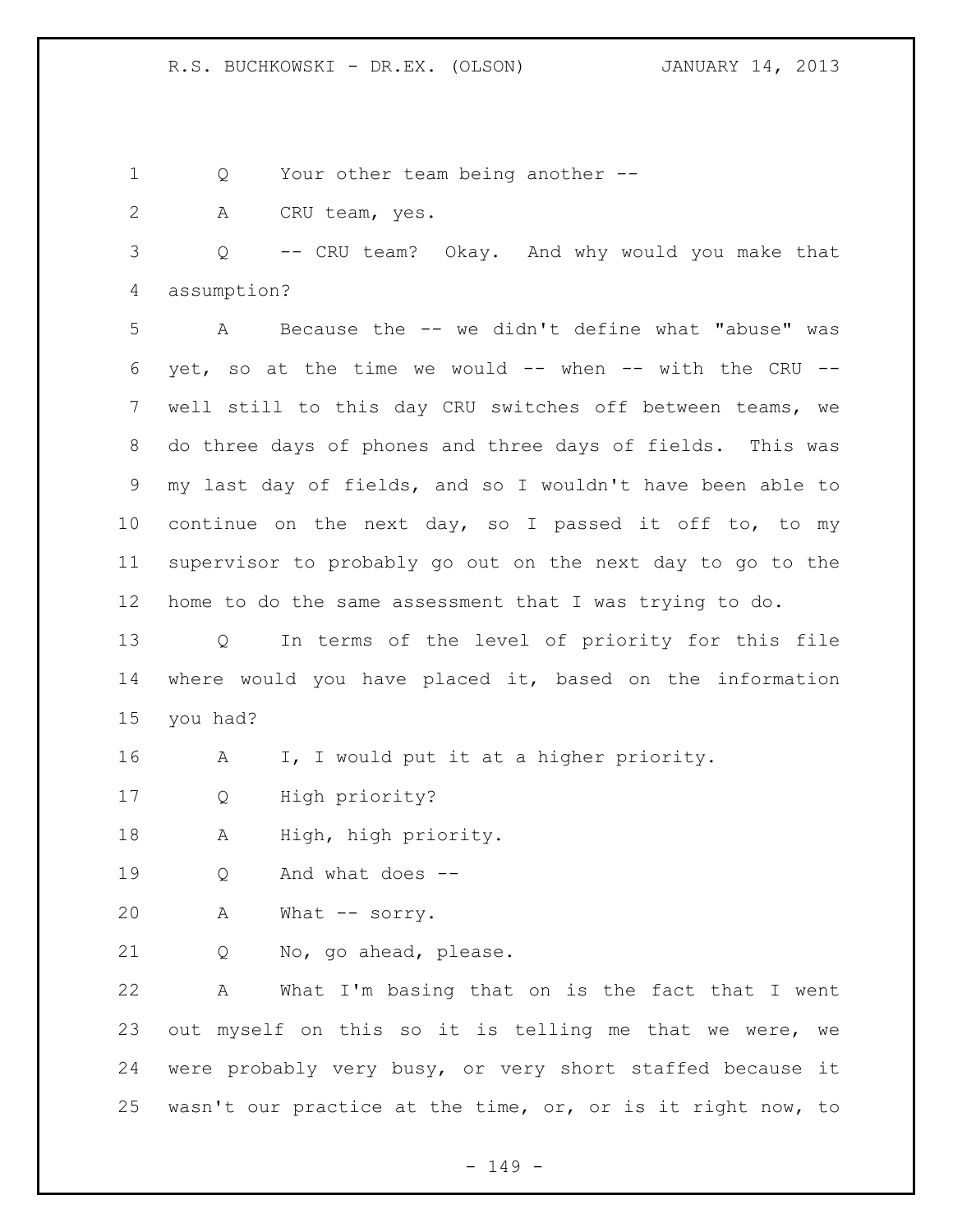Q Your other team being another --

A CRU team, yes.

Q -- CRU team? Okay. And why would you make that assumption?

A Because the -- we didn't define what "abuse" was yet, so at the time we would -- when -- with the CRU -- well still to this day CRU switches off between teams, we do three days of phones and three days of fields. This was my last day of fields, and so I wouldn't have been able to continue on the next day, so I passed it off to, to my supervisor to probably go out on the next day to go to the home to do the same assessment that I was trying to do.

Q In terms of the level of priority for this file where would you have placed it, based on the information you had?

A I, I would put it at a higher priority.

Q High priority?

A High, high priority.

Q And what does --

A What -- sorry.

Q No, go ahead, please.

A What I'm basing that on is the fact that I went out myself on this so it is telling me that we were, we were probably very busy, or very short staffed because it wasn't our practice at the time, or, or is it right now, to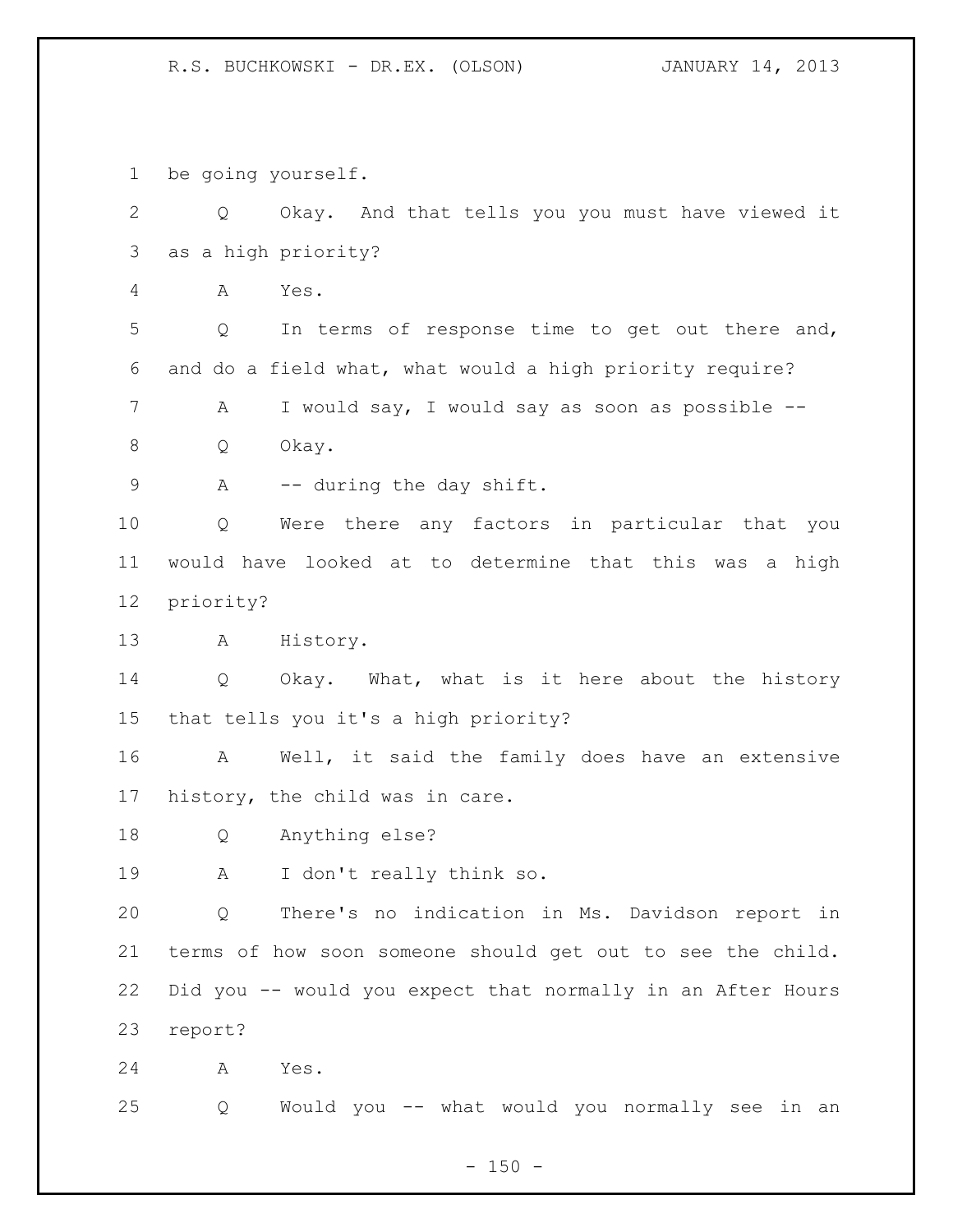be going yourself.

Q Okay. And that tells you you must have viewed it as a high priority?

A Yes.

Q In terms of response time to get out there and, and do a field what, what would a high priority require?

A I would say, I would say as soon as possible --

Q Okay.

A -- during the day shift.

Q Were there any factors in particular that you would have looked at to determine that this was a high priority?

A History.

Q Okay. What, what is it here about the history that tells you it's a high priority?

A Well, it said the family does have an extensive history, the child was in care.

Q Anything else?

A I don't really think so.

Q There's no indication in Ms. Davidson report in terms of how soon someone should get out to see the child. Did you -- would you expect that normally in an After Hours report?

A Yes.

Q Would you -- what would you normally see in an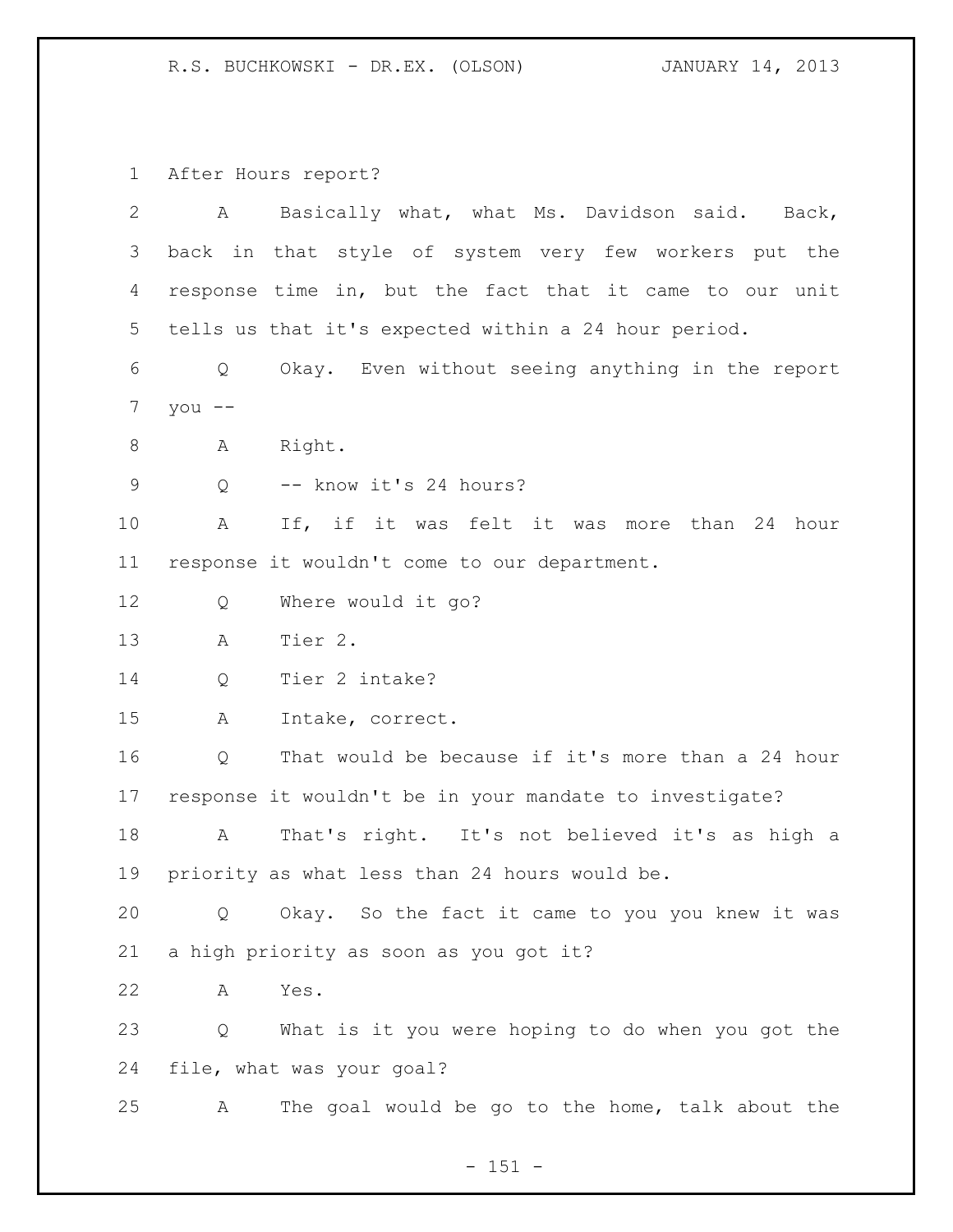After Hours report?

A Basically what, what Ms. Davidson said. Back, back in that style of system very few workers put the response time in, but the fact that it came to our unit tells us that it's expected within a 24 hour period.

Q Okay. Even without seeing anything in the report you --

A Right.

Q -- know it's 24 hours?

A If, if it was felt it was more than 24 hour response it wouldn't come to our department.

Q Where would it go?

A Tier 2.

Q Tier 2 intake?

A Intake, correct.

Q That would be because if it's more than a 24 hour response it wouldn't be in your mandate to investigate?

A That's right. It's not believed it's as high a priority as what less than 24 hours would be.

Q Okay. So the fact it came to you you knew it was a high priority as soon as you got it?

A Yes.

Q What is it you were hoping to do when you got the file, what was your goal?

A The goal would be go to the home, talk about the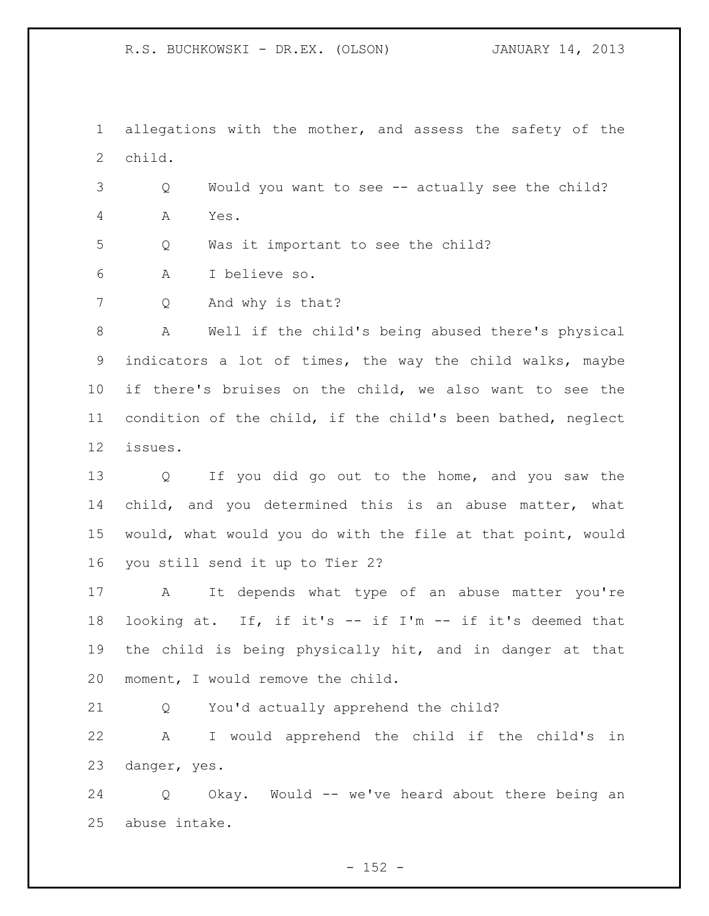allegations with the mother, and assess the safety of the child.

Q Would you want to see -- actually see the child?

A Yes.

Q Was it important to see the child?

A I believe so.

Q And why is that?

A Well if the child's being abused there's physical indicators a lot of times, the way the child walks, maybe if there's bruises on the child, we also want to see the condition of the child, if the child's been bathed, neglect issues.

Q If you did go out to the home, and you saw the child, and you determined this is an abuse matter, what would, what would you do with the file at that point, would you still send it up to Tier 2?

A It depends what type of an abuse matter you're looking at. If, if it's -- if I'm -- if it's deemed that the child is being physically hit, and in danger at that moment, I would remove the child.

Q You'd actually apprehend the child?

A I would apprehend the child if the child's in danger, yes.

Q Okay. Would -- we've heard about there being an abuse intake.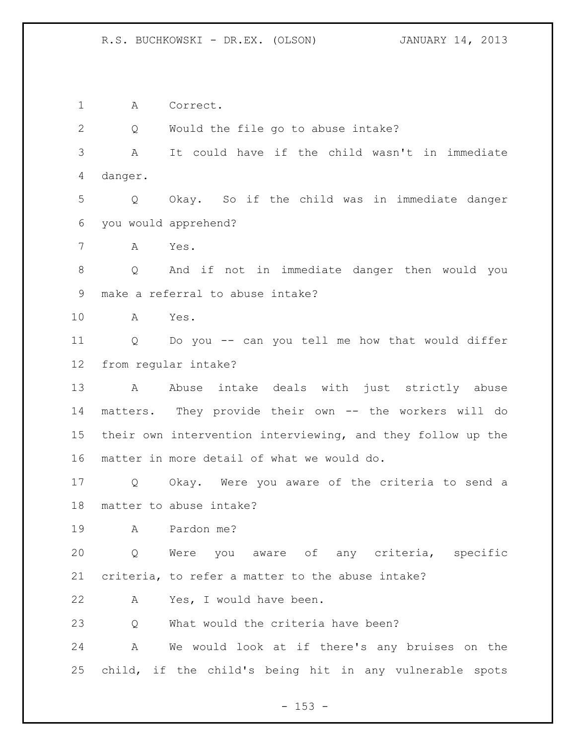A Correct.

Q Would the file go to abuse intake?

A It could have if the child wasn't in immediate danger.

Q Okay. So if the child was in immediate danger you would apprehend?

A Yes.

Q And if not in immediate danger then would you make a referral to abuse intake?

A Yes.

Q Do you -- can you tell me how that would differ from regular intake?

A Abuse intake deals with just strictly abuse matters. They provide their own -- the workers will do their own intervention interviewing, and they follow up the matter in more detail of what we would do.

Q Okay. Were you aware of the criteria to send a matter to abuse intake?

A Pardon me?

Q Were you aware of any criteria, specific criteria, to refer a matter to the abuse intake?

A Yes, I would have been.

Q What would the criteria have been?

A We would look at if there's any bruises on the child, if the child's being hit in any vulnerable spots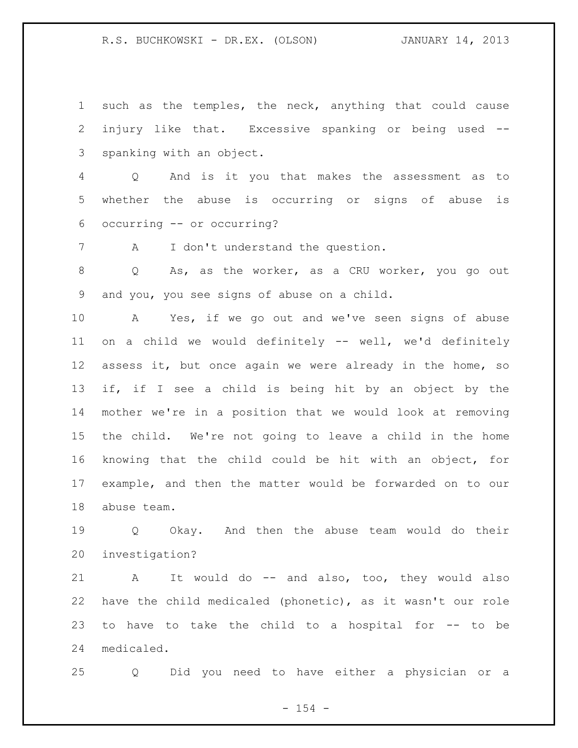such as the temples, the neck, anything that could cause injury like that. Excessive spanking or being used -- spanking with an object.

Q And is it you that makes the assessment as to whether the abuse is occurring or signs of abuse is occurring -- or occurring?

A I don't understand the question.

Q As, as the worker, as a CRU worker, you go out and you, you see signs of abuse on a child.

A Yes, if we go out and we've seen signs of abuse on a child we would definitely -- well, we'd definitely assess it, but once again we were already in the home, so if, if I see a child is being hit by an object by the mother we're in a position that we would look at removing the child. We're not going to leave a child in the home knowing that the child could be hit with an object, for example, and then the matter would be forwarded on to our abuse team.

Q Okay. And then the abuse team would do their investigation?

A It would do -- and also, too, they would also have the child medicaled (phonetic), as it wasn't our role to have to take the child to a hospital for -- to be medicaled.

Q Did you need to have either a physician or a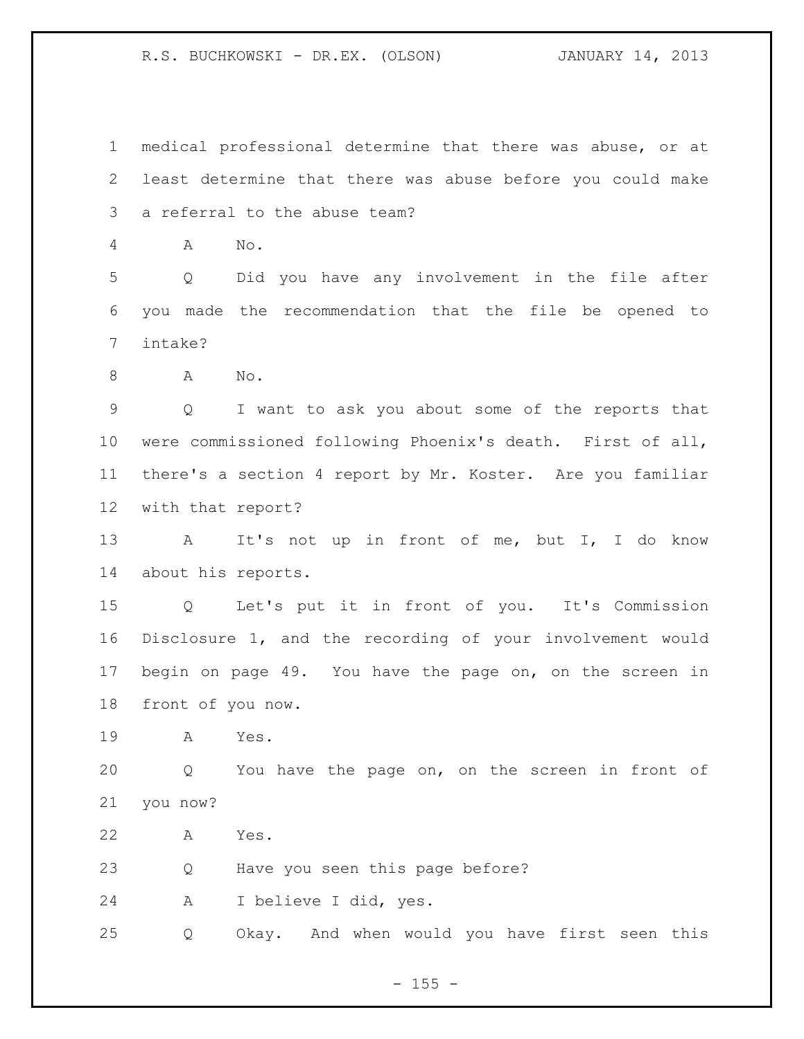medical professional determine that there was abuse, or at least determine that there was abuse before you could make a referral to the abuse team?

A No.

Q Did you have any involvement in the file after you made the recommendation that the file be opened to intake?

A No.

Q I want to ask you about some of the reports that were commissioned following Phoenix's death. First of all, there's a section 4 report by Mr. Koster. Are you familiar with that report?

A It's not up in front of me, but I, I do know about his reports.

Q Let's put it in front of you. It's Commission Disclosure 1, and the recording of your involvement would begin on page 49. You have the page on, on the screen in front of you now.

A Yes.

Q You have the page on, on the screen in front of you now?

A Yes.

Q Have you seen this page before?

A I believe I did, yes.

Q Okay. And when would you have first seen this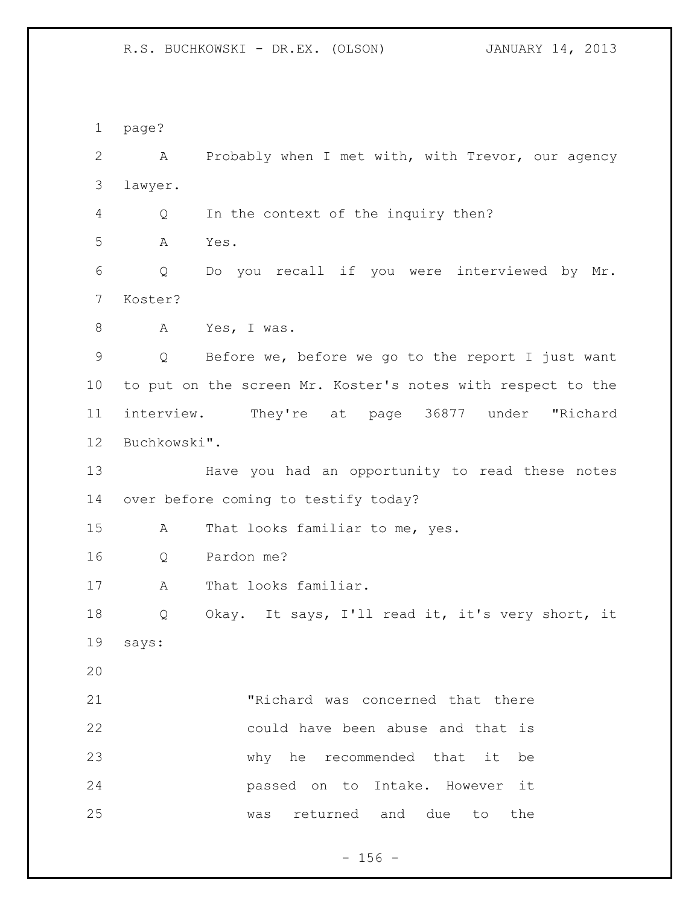page?

A Probably when I met with, with Trevor, our agency lawyer.

Q In the context of the inquiry then?

A Yes.

Q Do you recall if you were interviewed by Mr. Koster?

A Yes, I was.

Q Before we, before we go to the report I just want to put on the screen Mr. Koster's notes with respect to the interview. They're at page 36877 under "Richard Buchkowski".

Have you had an opportunity to read these notes over before coming to testify today?

A That looks familiar to me, yes.

Q Pardon me?

A That looks familiar.

Q Okay. It says, I'll read it, it's very short, it says:

> "Richard was concerned that there could have been abuse and that is why he recommended that it be passed on to Intake. However it was returned and due to the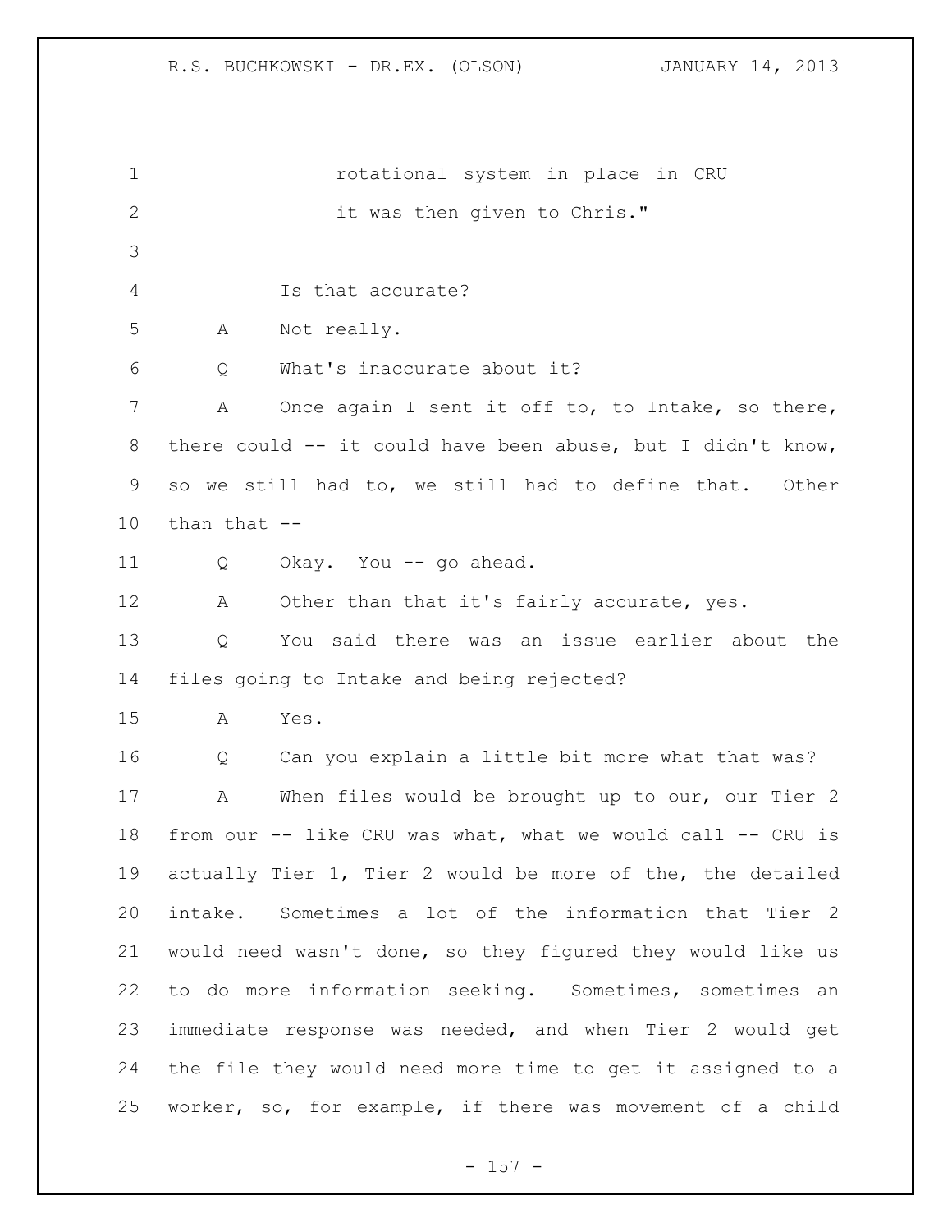rotational system in place in CRU
it was then given to Chris."

Is that accurate?

A Not really.

Q What's inaccurate about it?

A Once again I sent it off to, to Intake, so there, there could -- it could have been abuse, but I didn't know, so we still had to, we still had to define that. Other than that --

Q Okay. You -- go ahead.

A Other than that it's fairly accurate, yes.

Q You said there was an issue earlier about the files going to Intake and being rejected?

A Yes.

Q Can you explain a little bit more what that was?

A When files would be brought up to our, our Tier 2 from our -- like CRU was what, what we would call -- CRU is actually Tier 1, Tier 2 would be more of the, the detailed intake. Sometimes a lot of the information that Tier 2 would need wasn't done, so they figured they would like us to do more information seeking. Sometimes, sometimes an immediate response was needed, and when Tier 2 would get the file they would need more time to get it assigned to a worker, so, for example, if there was movement of a child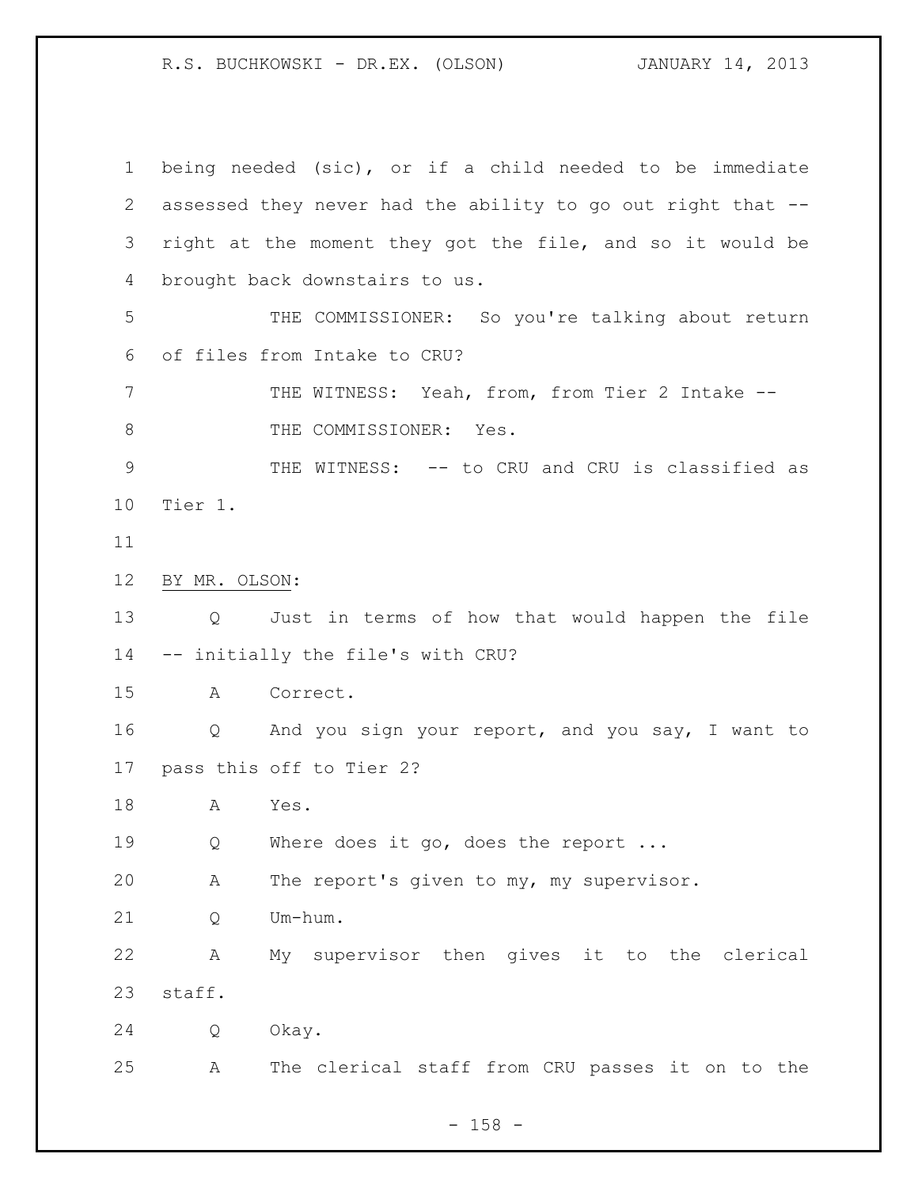being needed (sic), or if a child needed to be immediate assessed they never had the ability to go out right that -- right at the moment they got the file, and so it would be brought back downstairs to us.

THE COMMISSIONER: So you're talking about return of files from Intake to CRU?

THE WITNESS: Yeah, from, from Tier 2 Intake --

THE COMMISSIONER: Yes.

THE WITNESS: -- to CRU and CRU is classified as Tier 1.

BY MR. OLSON:

Q Just in terms of how that would happen the file -- initially the file's with CRU?

A Correct.

Q And you sign your report, and you say, I want to pass this off to Tier 2?

A Yes.

Q Where does it go, does the report ...

A The report's given to my, my supervisor.

Q Um-hum.

A My supervisor then gives it to the clerical staff.

Q Okay.

A The clerical staff from CRU passes it on to the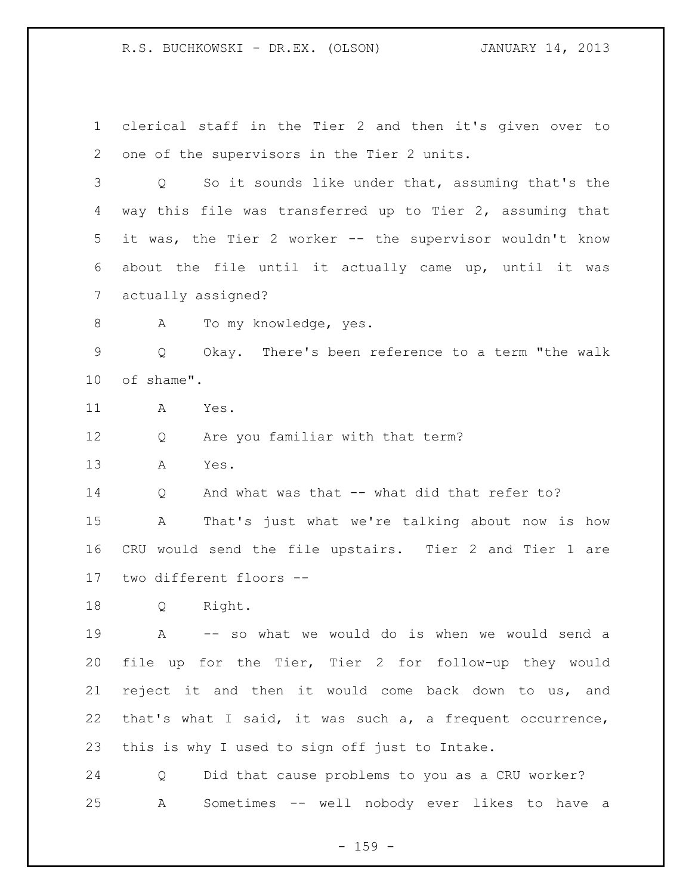clerical staff in the Tier 2 and then it's given over to one of the supervisors in the Tier 2 units.

Q So it sounds like under that, assuming that's the way this file was transferred up to Tier 2, assuming that it was, the Tier 2 worker -- the supervisor wouldn't know about the file until it actually came up, until it was actually assigned?

A To my knowledge, yes.

Q Okay. There's been reference to a term "the walk of shame".

A Yes.

Q Are you familiar with that term?

A Yes.

Q And what was that -- what did that refer to?

A That's just what we're talking about now is how CRU would send the file upstairs. Tier 2 and Tier 1 are two different floors --

Q Right.

A -- so what we would do is when we would send a file up for the Tier, Tier 2 for follow-up they would reject it and then it would come back down to us, and that's what I said, it was such a, a frequent occurrence, this is why I used to sign off just to Intake.

Q Did that cause problems to you as a CRU worker?

A Sometimes -- well nobody ever likes to have a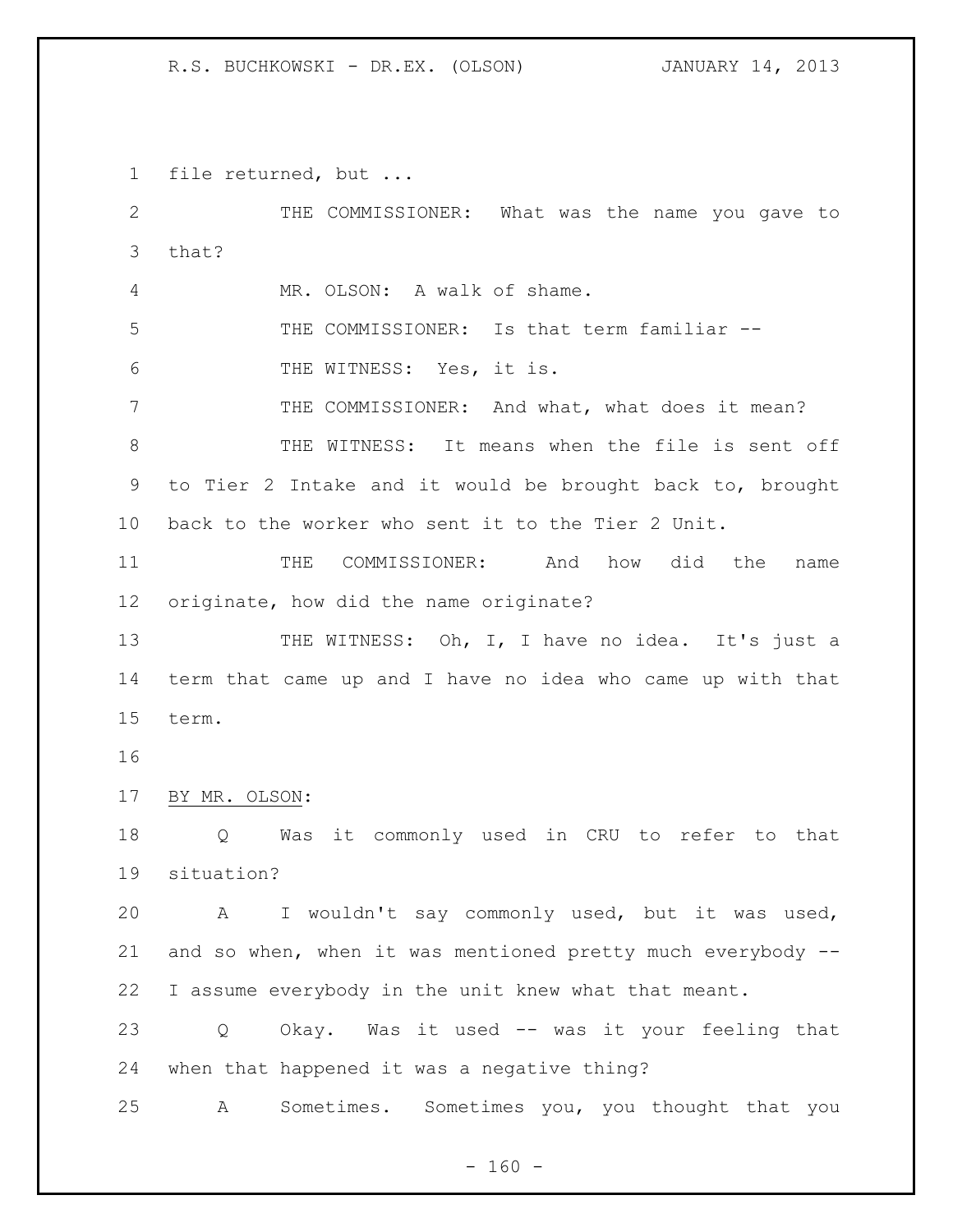file returned, but ...

THE COMMISSIONER: What was the name you gave to that?

MR. OLSON: A walk of shame.

THE COMMISSIONER: Is that term familiar --

THE WITNESS: Yes, it is.

THE COMMISSIONER: And what, what does it mean?

THE WITNESS: It means when the file is sent off to Tier 2 Intake and it would be brought back to, brought back to the worker who sent it to the Tier 2 Unit.

THE COMMISSIONER: And how did the name originate, how did the name originate?

THE WITNESS: Oh, I, I have no idea. It's just a term that came up and I have no idea who came up with that term.

BY MR. OLSON:

Q Was it commonly used in CRU to refer to that situation?

A I wouldn't say commonly used, but it was used, and so when, when it was mentioned pretty much everybody -- I assume everybody in the unit knew what that meant.

Q Okay. Was it used -- was it your feeling that when that happened it was a negative thing?

A Sometimes. Sometimes you, you thought that you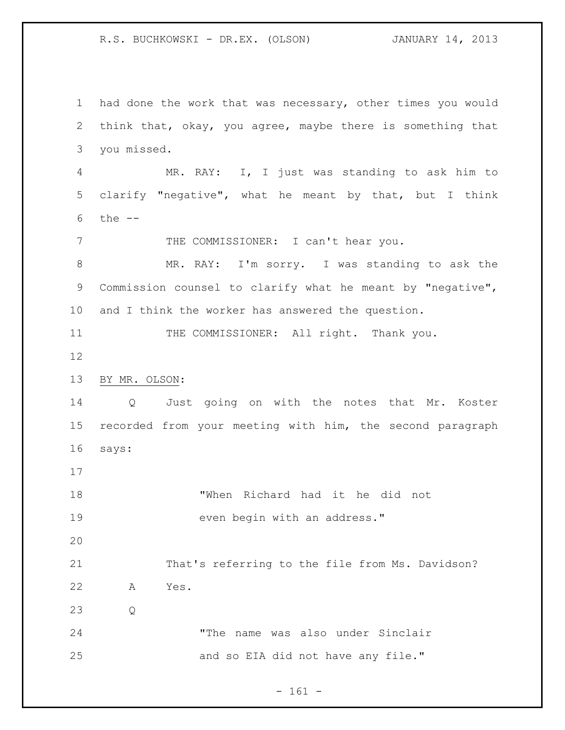had done the work that was necessary, other times you would think that, okay, you agree, maybe there is something that you missed.

MR. RAY: I, I just was standing to ask him to clarify "negative", what he meant by that, but I think the --

THE COMMISSIONER: I can't hear you.

MR. RAY: I'm sorry. I was standing to ask the Commission counsel to clarify what he meant by "negative", and I think the worker has answered the question.

THE COMMISSIONER: All right. Thank you.

BY MR. OLSON:

Q Just going on with the notes that Mr. Koster recorded from your meeting with him, the second paragraph says:

> "When Richard had it he did not even begin with an address."

That's referring to the file from Ms. Davidson?

A Yes.

Q

> "The name was also under Sinclair and so EIA did not have any file."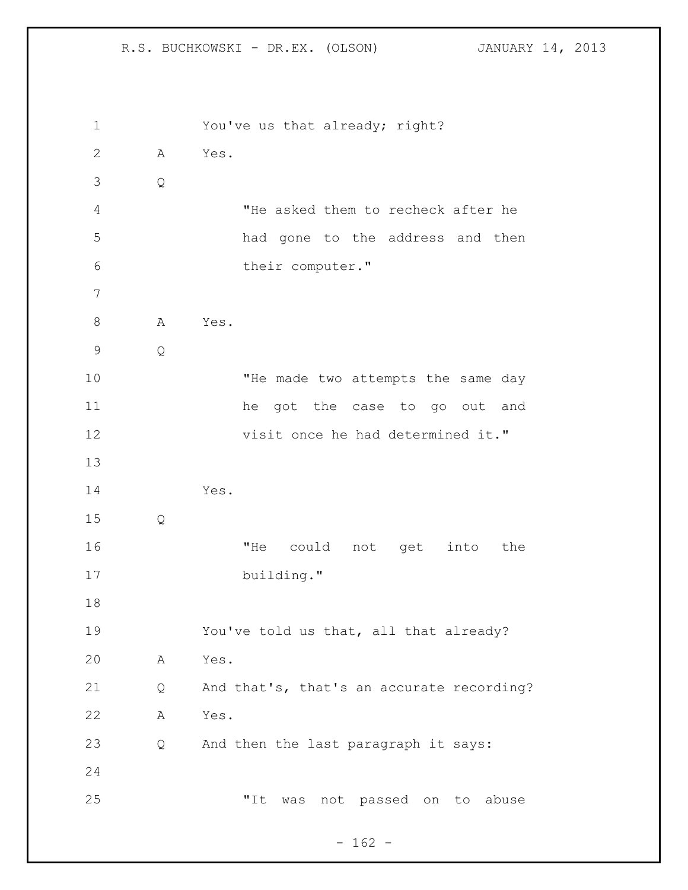1 You've us that already; right?

2 A Yes.

3 Q

4 "He asked them to recheck after he

5 had gone to the address and then

6 their computer."

7

8 A Yes.

9 Q

10 "He made two attempts the same day

11 he got the case to go out and

12 visit once he had determined it."

13

14 Yes.

15 Q

16 "He could not get into the

17 building."

18

19 You've told us that, all that already?

20 A Yes.

21 Q And that's, that's an accurate recording?

22 A Yes.

23 Q And then the last paragraph it says:

24

25 "It was not passed on to abuse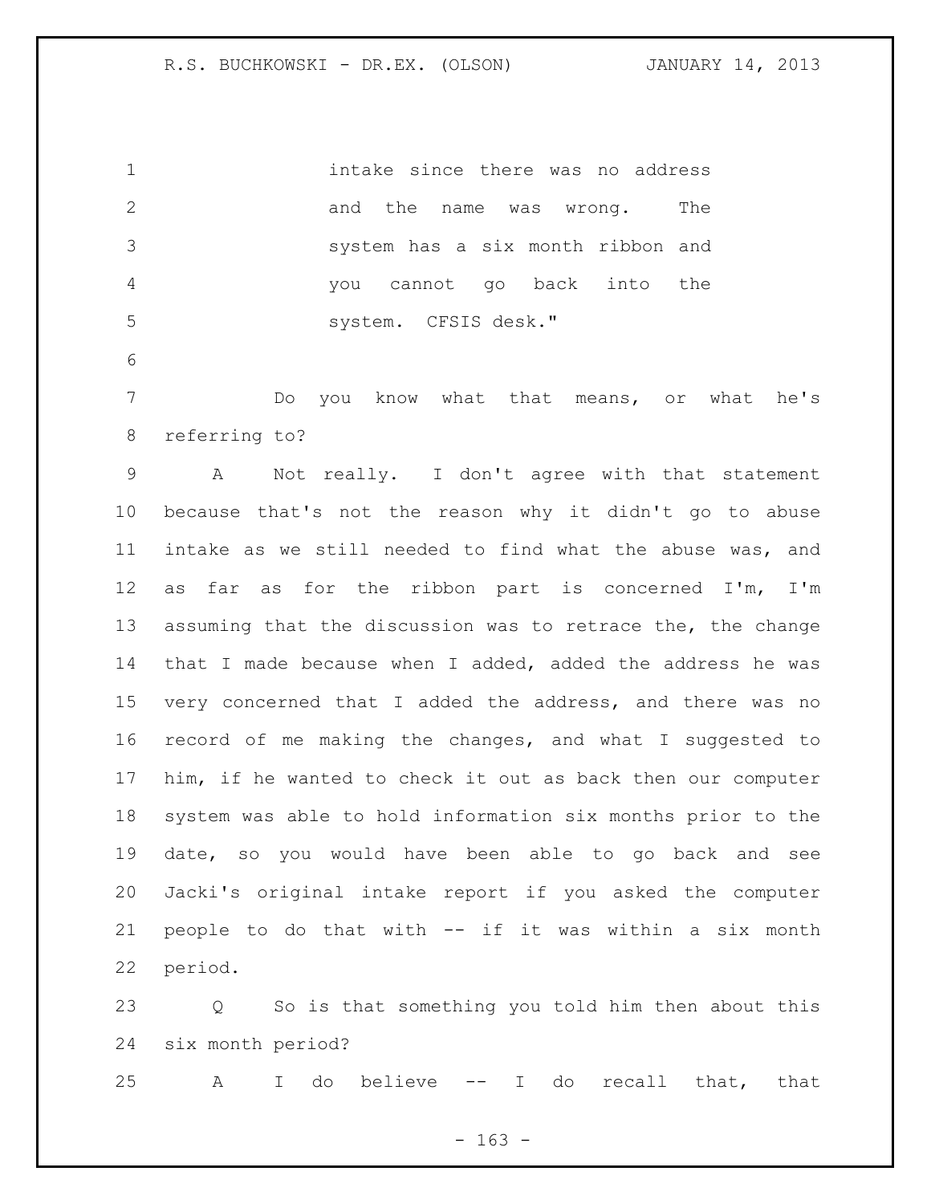intake since there was no address and the name was wrong. The system has a six month ribbon and you cannot go back into the system. CFSIS desk."

Do you know what that means, or what he's referring to?

A Not really. I don't agree with that statement because that's not the reason why it didn't go to abuse intake as we still needed to find what the abuse was, and as far as for the ribbon part is concerned I'm, I'm assuming that the discussion was to retrace the, the change that I made because when I added, added the address he was very concerned that I added the address, and there was no record of me making the changes, and what I suggested to him, if he wanted to check it out as back then our computer system was able to hold information six months prior to the date, so you would have been able to go back and see Jacki's original intake report if you asked the computer people to do that with -- if it was within a six month period.

Q So is that something you told him then about this six month period?

A I do believe -- I do recall that, that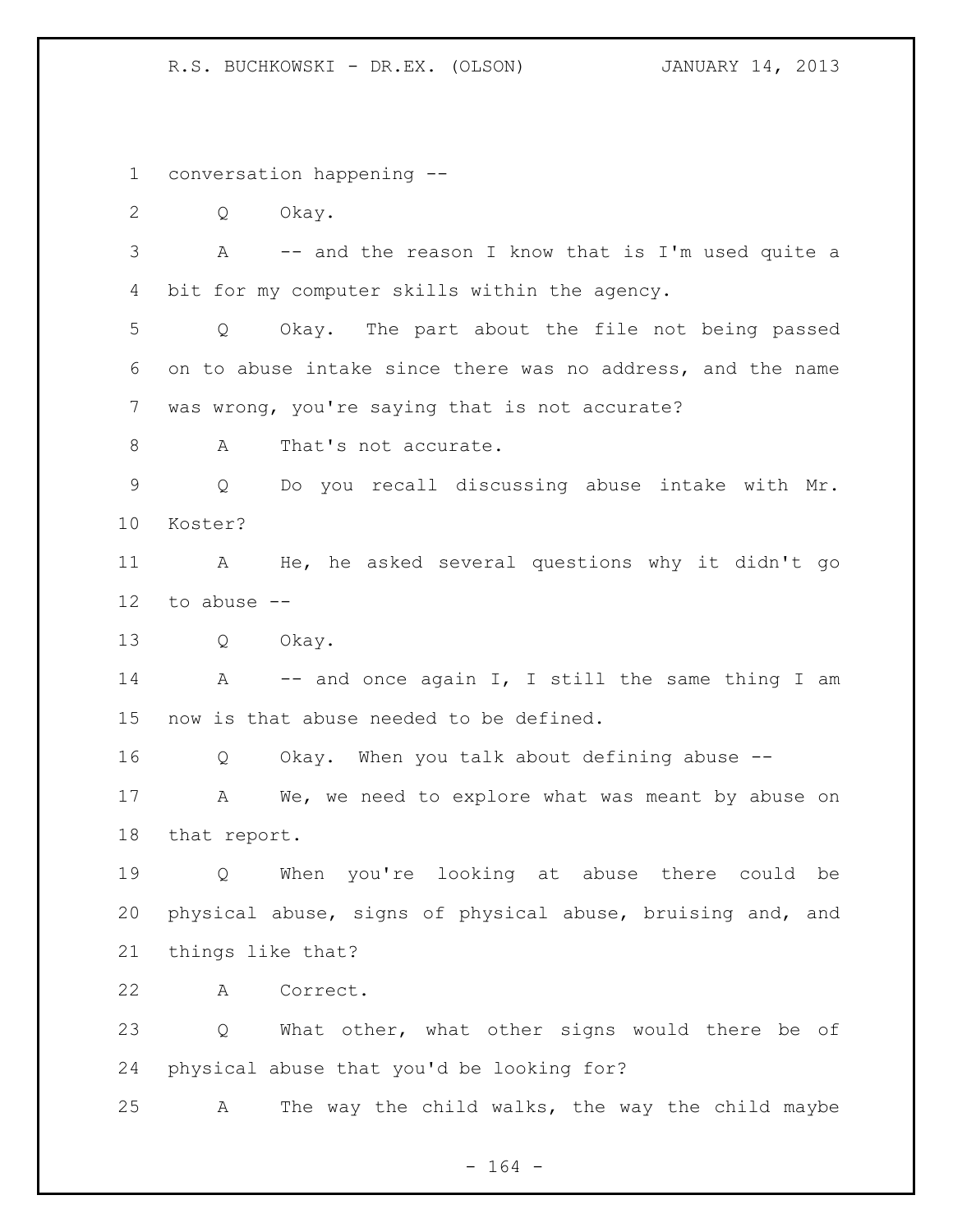conversation happening --

Q Okay.

A -- and the reason I know that is I'm used quite a bit for my computer skills within the agency.

Q Okay. The part about the file not being passed on to abuse intake since there was no address, and the name was wrong, you're saying that is not accurate?

A That's not accurate.

Q Do you recall discussing abuse intake with Mr. Koster?

A He, he asked several questions why it didn't go to abuse --

Q Okay.

A -- and once again I, I still the same thing I am now is that abuse needed to be defined.

Q Okay. When you talk about defining abuse --

A We, we need to explore what was meant by abuse on that report.

Q When you're looking at abuse there could be physical abuse, signs of physical abuse, bruising and, and things like that?

A Correct.

Q What other, what other signs would there be of physical abuse that you'd be looking for?

A The way the child walks, the way the child maybe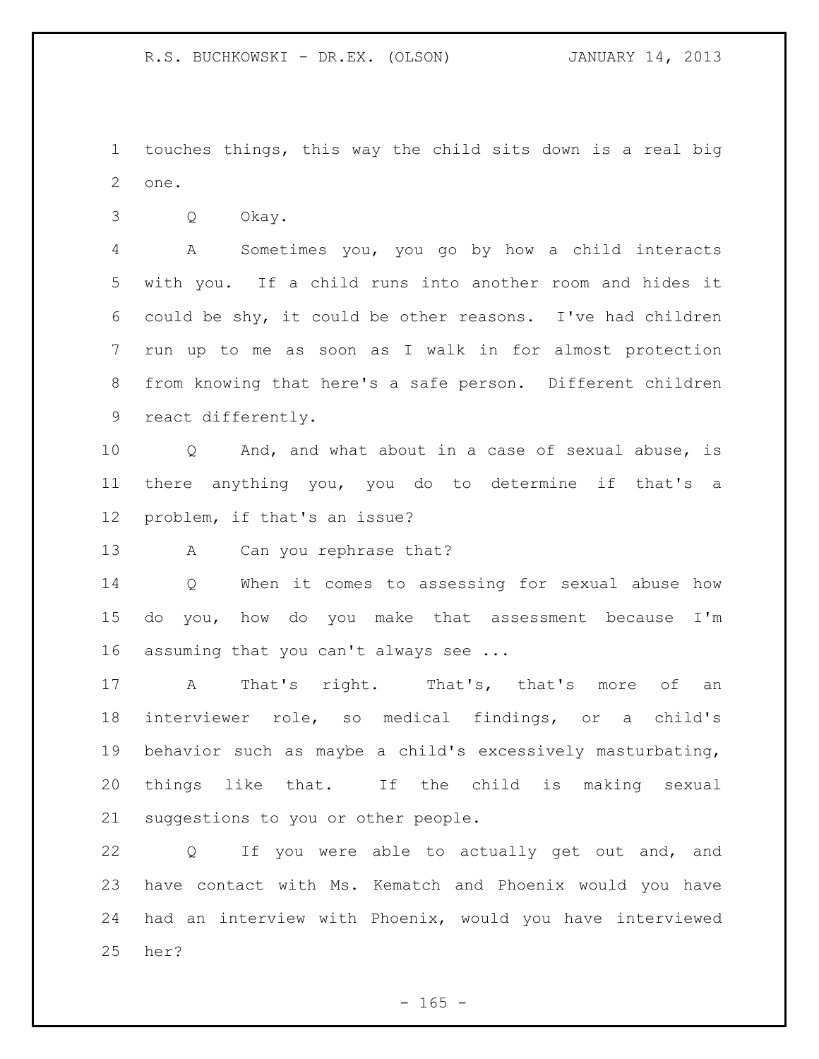touches things, this way the child sits down is a real big one.

Q Okay.

A Sometimes you, you go by how a child interacts with you. If a child runs into another room and hides it could be shy, it could be other reasons. I've had children run up to me as soon as I walk in for almost protection from knowing that here's a safe person. Different children react differently.

Q And, and what about in a case of sexual abuse, is there anything you, you do to determine if that's a problem, if that's an issue?

A Can you rephrase that?

Q When it comes to assessing for sexual abuse how do you, how do you make that assessment because I'm assuming that you can't always see ...

A That's right. That's, that's more of an interviewer role, so medical findings, or a child's behavior such as maybe a child's excessively masturbating, things like that. If the child is making sexual suggestions to you or other people.

Q If you were able to actually get out and, and have contact with Ms. Kematch and Phoenix would you have had an interview with Phoenix, would you have interviewed her?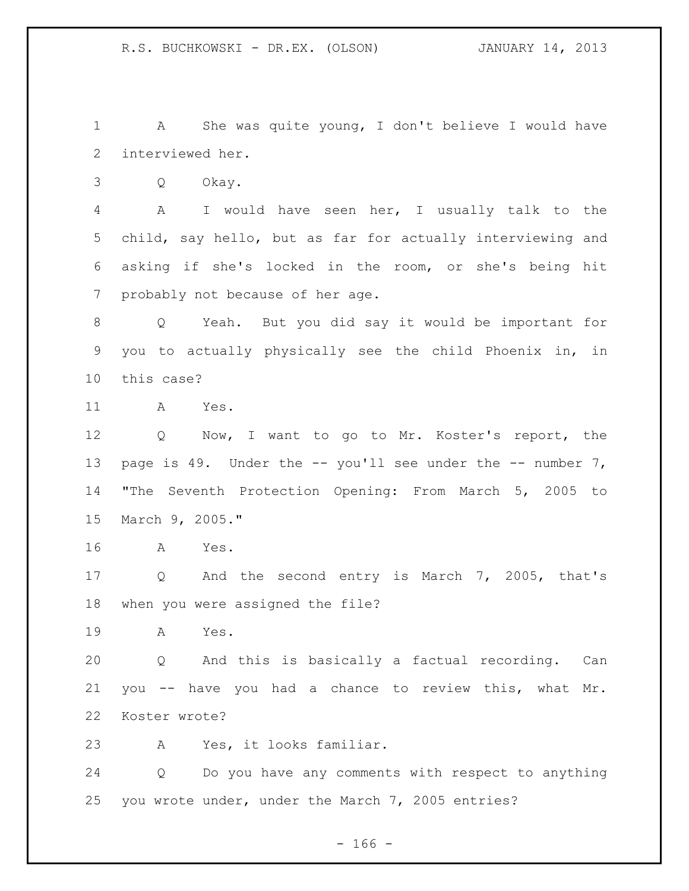A She was quite young, I don't believe I would have interviewed her.

Q Okay.

A I would have seen her, I usually talk to the child, say hello, but as far for actually interviewing and asking if she's locked in the room, or she's being hit probably not because of her age.

Q Yeah. But you did say it would be important for you to actually physically see the child Phoenix in, in this case?

A Yes.

Q Now, I want to go to Mr. Koster's report, the page is 49. Under the -- you'll see under the -- number 7, "The Seventh Protection Opening: From March 5, 2005 to March 9, 2005."

A Yes.

Q And the second entry is March 7, 2005, that's when you were assigned the file?

A Yes.

Q And this is basically a factual recording. Can you -- have you had a chance to review this, what Mr. Koster wrote?

A Yes, it looks familiar.

Q Do you have any comments with respect to anything you wrote under, under the March 7, 2005 entries?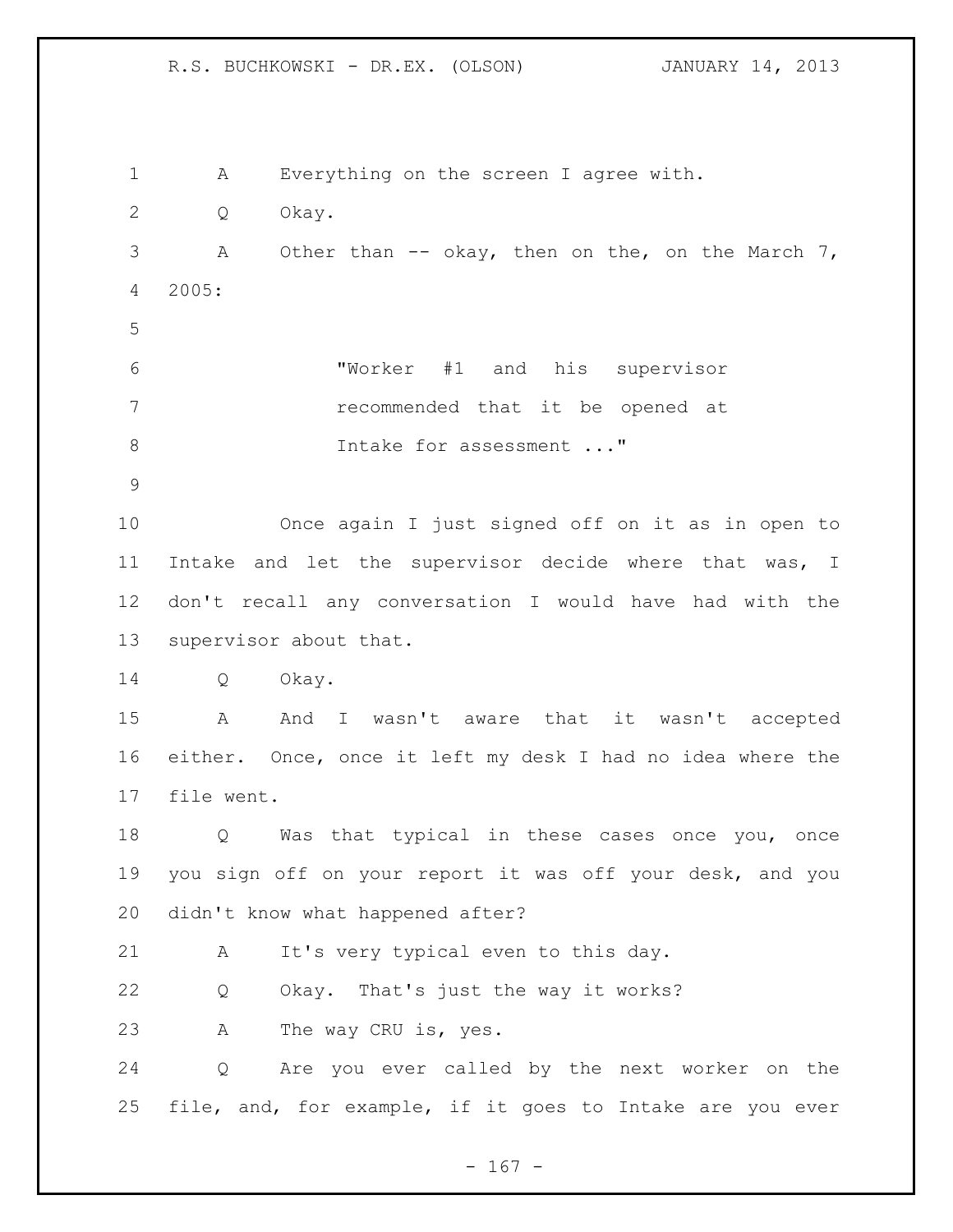A Everything on the screen I agree with.

Q Okay.

A Other than -- okay, then on the, on the March 7, 2005:

> "Worker #1 and his supervisor recommended that it be opened at Intake for assessment ..."

Once again I just signed off on it as in open to Intake and let the supervisor decide where that was, I don't recall any conversation I would have had with the supervisor about that.

Q Okay.

A And I wasn't aware that it wasn't accepted either. Once, once it left my desk I had no idea where the file went.

Q Was that typical in these cases once you, once you sign off on your report it was off your desk, and you didn't know what happened after?

A It's very typical even to this day.

Q Okay. That's just the way it works?

A The way CRU is, yes.

Q Are you ever called by the next worker on the file, and, for example, if it goes to Intake are you ever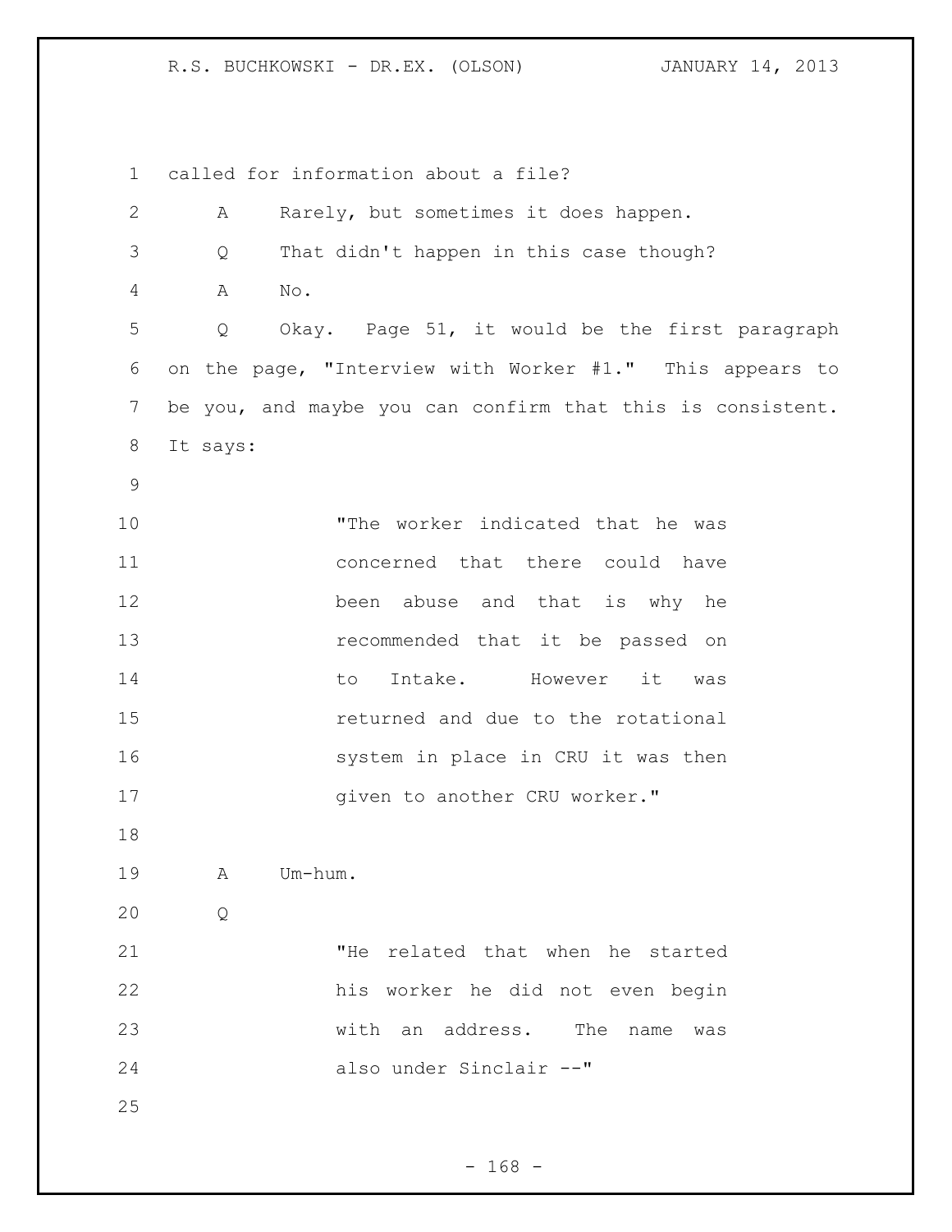called for information about a file?

A Rarely, but sometimes it does happen.

Q That didn't happen in this case though?

A No.

Q Okay. Page 51, it would be the first paragraph on the page, "Interview with Worker #1." This appears to be you, and maybe you can confirm that this is consistent. It says:

> "The worker indicated that he was concerned that there could have been abuse and that is why he recommended that it be passed on to Intake. However it was returned and due to the rotational system in place in CRU it was then given to another CRU worker."

A Um-hum.

Q

> "He related that when he started his worker he did not even begin with an address. The name was also under Sinclair --"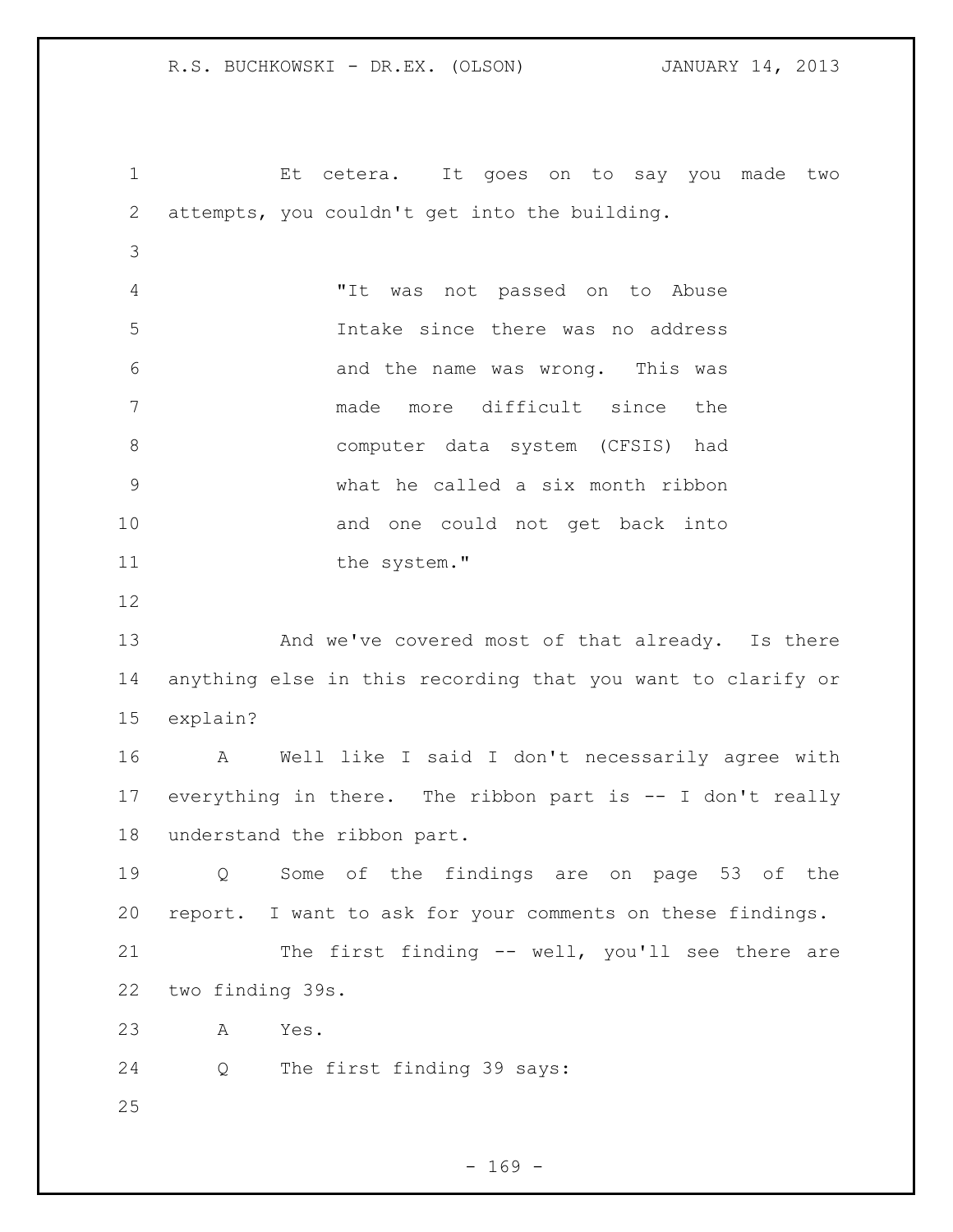Et cetera. It goes on to say you made two attempts, you couldn't get into the building.

> "It was not passed on to Abuse Intake since there was no address and the name was wrong. This was made more difficult since the computer data system (CFSIS) had what he called a six month ribbon and one could not get back into the system."

And we've covered most of that already. Is there anything else in this recording that you want to clarify or explain?

A Well like I said I don't necessarily agree with everything in there. The ribbon part is -- I don't really understand the ribbon part.

Q Some of the findings are on page 53 of the report. I want to ask for your comments on these findings.

The first finding -- well, you'll see there are two finding 39s.

A Yes.

Q The first finding 39 says: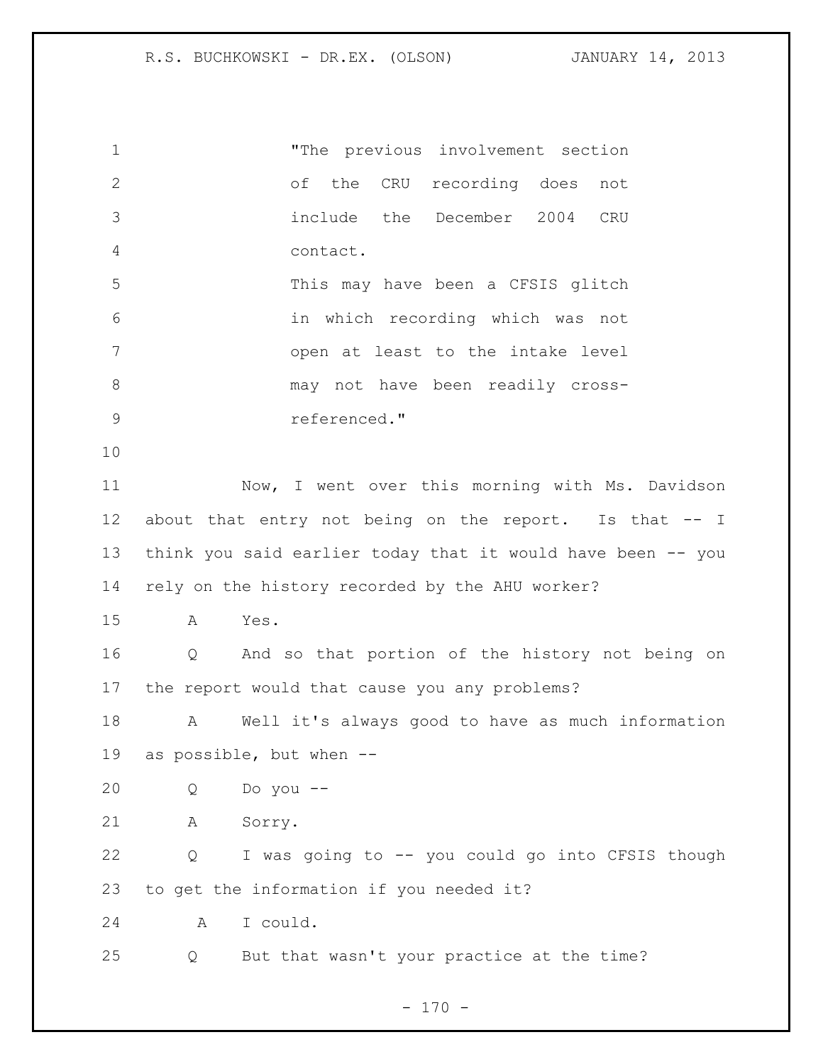> "The previous involvement section of the CRU recording does not include the December 2004 CRU contact.
>
> This may have been a CFSIS glitch in which recording which was not open at least to the intake level may not have been readily cross-referenced."

Now, I went over this morning with Ms. Davidson about that entry not being on the report. Is that -- I think you said earlier today that it would have been -- you rely on the history recorded by the AHU worker?

A Yes.

Q And so that portion of the history not being on the report would that cause you any problems?

A Well it's always good to have as much information as possible, but when --

Q Do you --

A Sorry.

Q I was going to -- you could go into CFSIS though to get the information if you needed it?

A I could.

Q But that wasn't your practice at the time?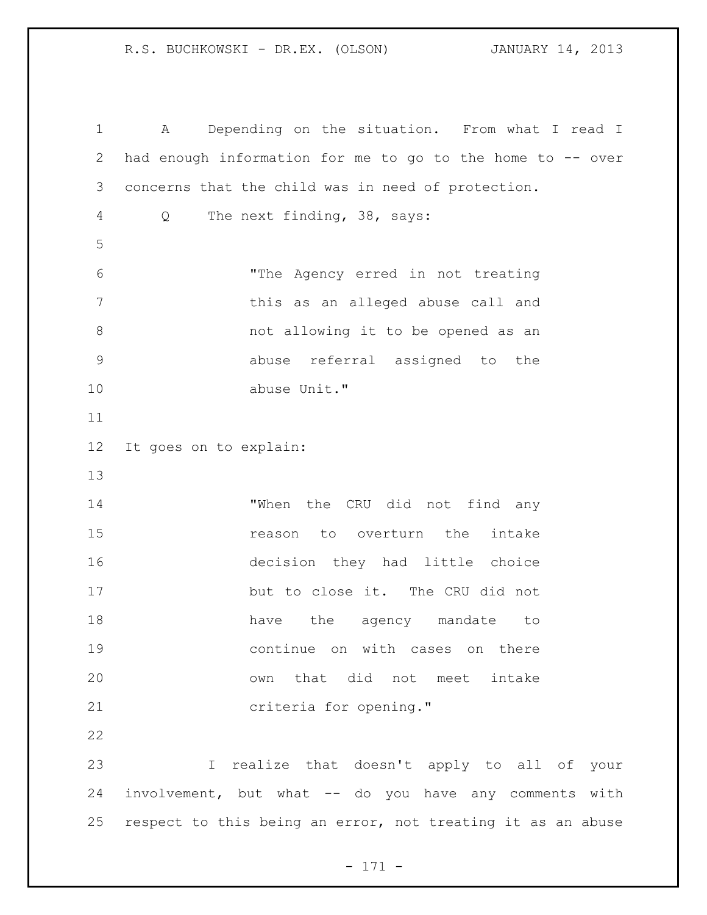A Depending on the situation. From what I read I had enough information for me to go to the home to -- over concerns that the child was in need of protection.

Q The next finding, 38, says:

> "The Agency erred in not treating this as an alleged abuse call and not allowing it to be opened as an abuse referral assigned to the abuse Unit."

It goes on to explain:

> "When the CRU did not find any reason to overturn the intake decision they had little choice but to close it. The CRU did not have the agency mandate to continue on with cases on there own that did not meet intake criteria for opening."

I realize that doesn't apply to all of your involvement, but what -- do you have any comments with respect to this being an error, not treating it as an abuse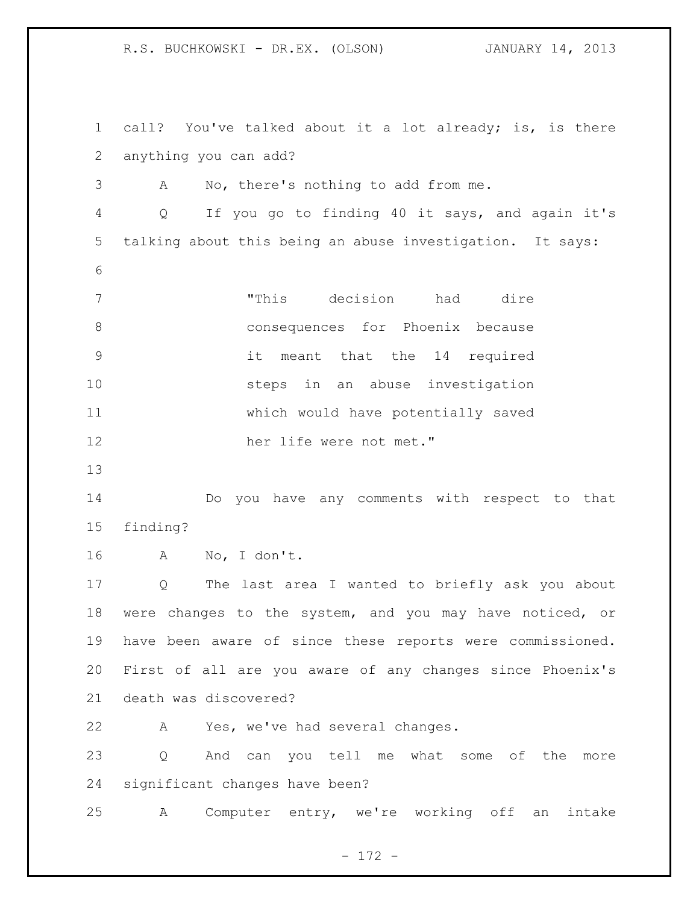call? You've talked about it a lot already; is, is there anything you can add?

A No, there's nothing to add from me.

Q If you go to finding 40 it says, and again it's talking about this being an abuse investigation. It says:

> "This decision had dire consequences for Phoenix because it meant that the 14 required steps in an abuse investigation which would have potentially saved her life were not met."

Do you have any comments with respect to that finding?

A No, I don't.

Q The last area I wanted to briefly ask you about were changes to the system, and you may have noticed, or have been aware of since these reports were commissioned. First of all are you aware of any changes since Phoenix's death was discovered?

A Yes, we've had several changes.

Q And can you tell me what some of the more significant changes have been?

A Computer entry, we're working off an intake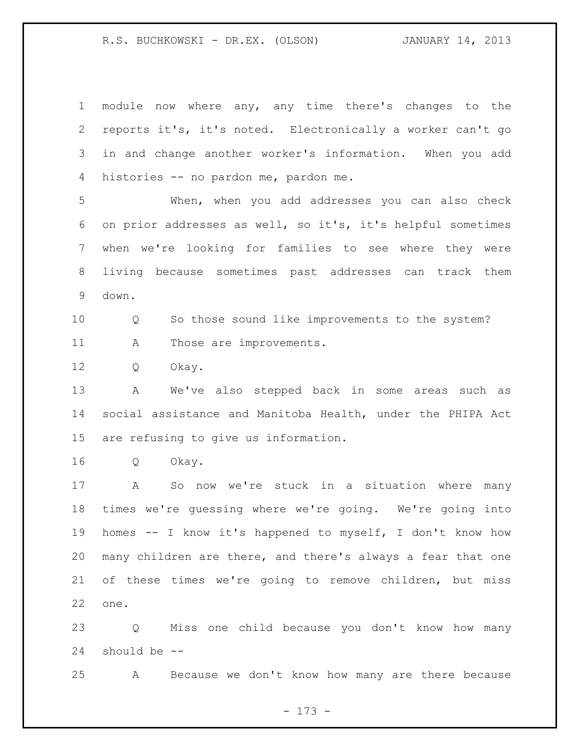module now where any, any time there's changes to the reports it's, it's noted. Electronically a worker can't go in and change another worker's information. When you add histories -- no pardon me, pardon me.

When, when you add addresses you can also check on prior addresses as well, so it's, it's helpful sometimes when we're looking for families to see where they were living because sometimes past addresses can track them down.

Q So those sound like improvements to the system?

A Those are improvements.

Q Okay.

A We've also stepped back in some areas such as social assistance and Manitoba Health, under the PHIPA Act are refusing to give us information.

Q Okay.

A So now we're stuck in a situation where many times we're guessing where we're going. We're going into homes -- I know it's happened to myself, I don't know how many children are there, and there's always a fear that one of these times we're going to remove children, but miss one.

Q Miss one child because you don't know how many should be --

A Because we don't know how many are there because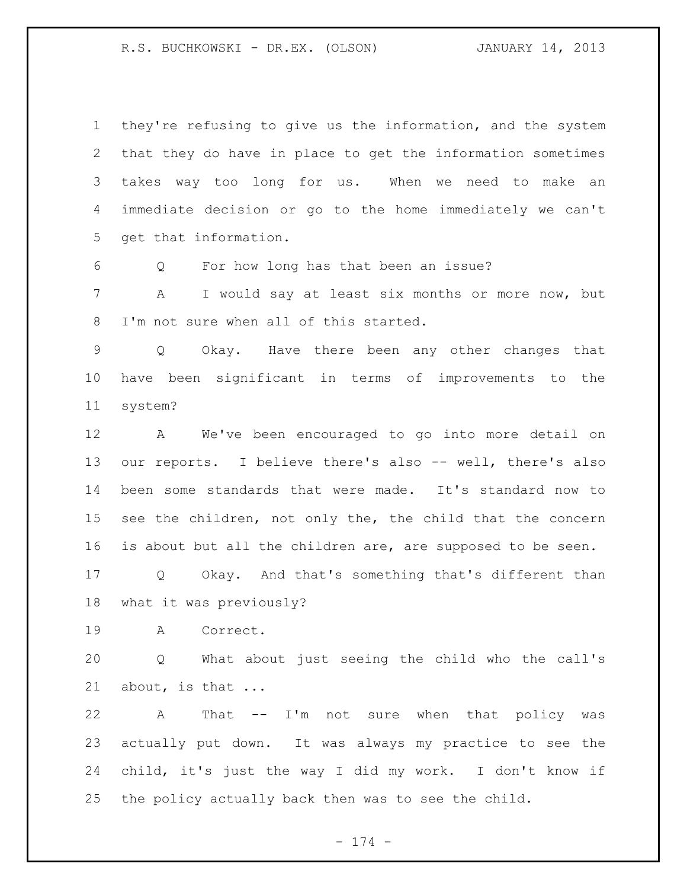they're refusing to give us the information, and the system that they do have in place to get the information sometimes takes way too long for us. When we need to make an immediate decision or go to the home immediately we can't get that information.

Q For how long has that been an issue?

A I would say at least six months or more now, but I'm not sure when all of this started.

Q Okay. Have there been any other changes that have been significant in terms of improvements to the system?

A We've been encouraged to go into more detail on our reports. I believe there's also -- well, there's also been some standards that were made. It's standard now to see the children, not only the, the child that the concern is about but all the children are, are supposed to be seen.

Q Okay. And that's something that's different than what it was previously?

A Correct.

Q What about just seeing the child who the call's about, is that ...

A That -- I'm not sure when that policy was actually put down. It was always my practice to see the child, it's just the way I did my work. I don't know if the policy actually back then was to see the child.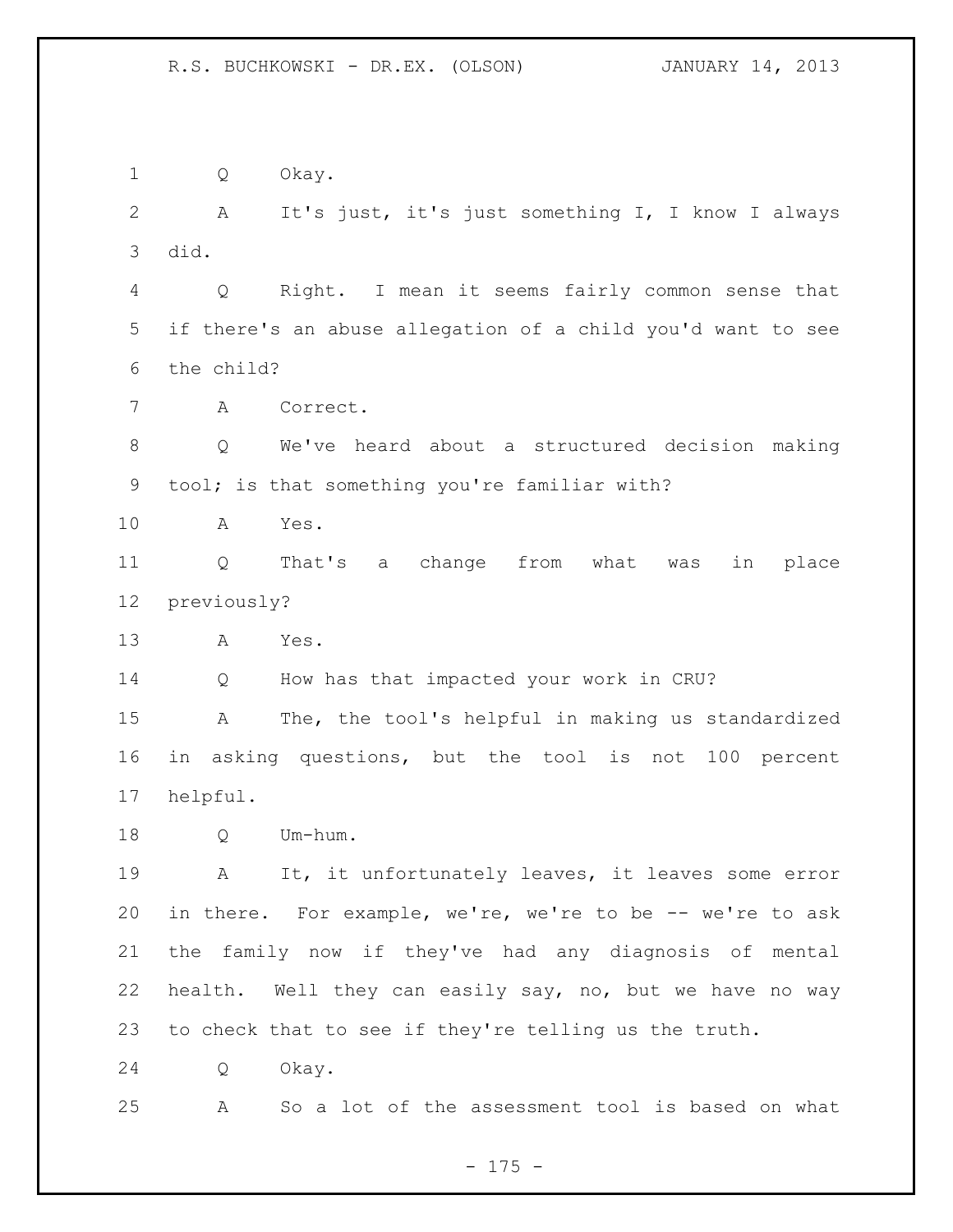Q Okay.

A It's just, it's just something I, I know I always did.

Q Right. I mean it seems fairly common sense that if there's an abuse allegation of a child you'd want to see the child?

A Correct.

Q We've heard about a structured decision making tool; is that something you're familiar with?

A Yes.

Q That's a change from what was in place previously?

A Yes.

Q How has that impacted your work in CRU?

A The, the tool's helpful in making us standardized in asking questions, but the tool is not 100 percent helpful.

Q Um-hum.

A It, it unfortunately leaves, it leaves some error in there. For example, we're, we're to be -- we're to ask the family now if they've had any diagnosis of mental health. Well they can easily say, no, but we have no way to check that to see if they're telling us the truth.

Q Okay.

A So a lot of the assessment tool is based on what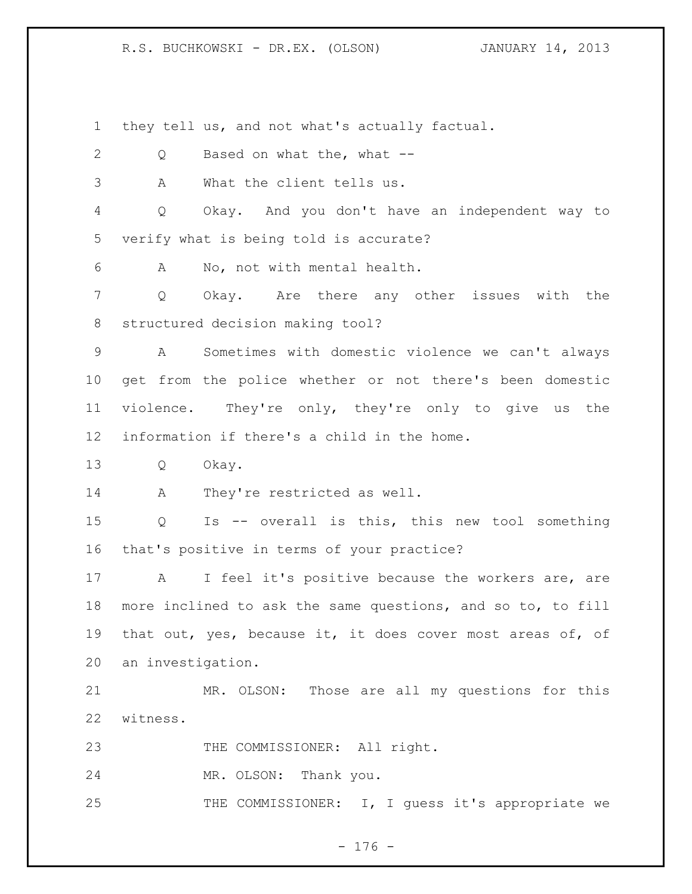they tell us, and not what's actually factual.

Q Based on what the, what --

A What the client tells us.

Q Okay. And you don't have an independent way to verify what is being told is accurate?

A No, not with mental health.

Q Okay. Are there any other issues with the structured decision making tool?

A Sometimes with domestic violence we can't always get from the police whether or not there's been domestic violence. They're only, they're only to give us the information if there's a child in the home.

Q Okay.

A They're restricted as well.

Q Is -- overall is this, this new tool something that's positive in terms of your practice?

A I feel it's positive because the workers are, are more inclined to ask the same questions, and so to, to fill that out, yes, because it, it does cover most areas of, of an investigation.

MR. OLSON: Those are all my questions for this witness.

THE COMMISSIONER: All right.

MR. OLSON: Thank you.

THE COMMISSIONER: I, I guess it's appropriate we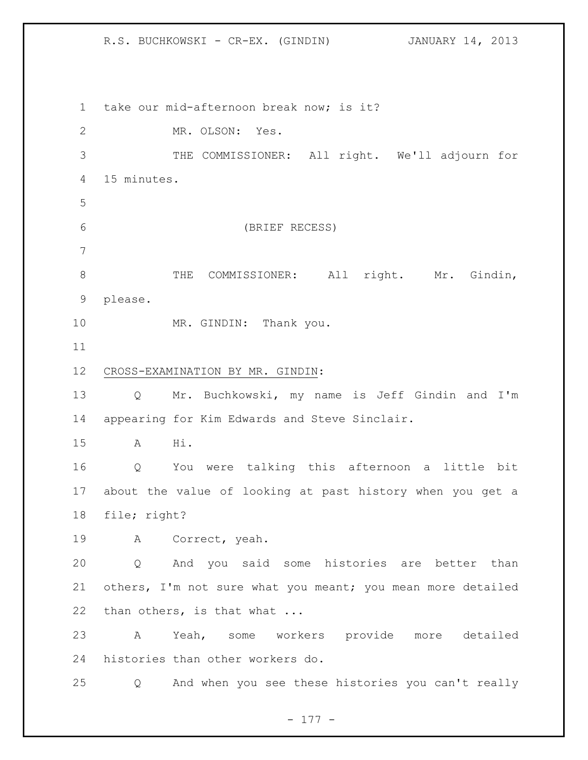take our mid-afternoon break now; is it?

MR. OLSON: Yes.

THE COMMISSIONER: All right. We'll adjourn for 15 minutes.

(BRIEF RECESS)

THE COMMISSIONER: All right. Mr. Gindin, please.

MR. GINDIN: Thank you.

<u>CROSS-EXAMINATION BY MR. GINDIN</u>:

Q Mr. Buchkowski, my name is Jeff Gindin and I'm appearing for Kim Edwards and Steve Sinclair.

A Hi.

Q You were talking this afternoon a little bit about the value of looking at past history when you get a file; right?

A Correct, yeah.

Q And you said some histories are better than others, I'm not sure what you meant; you mean more detailed than others, is that what ...

A Yeah, some workers provide more detailed histories than other workers do.

Q And when you see these histories you can't really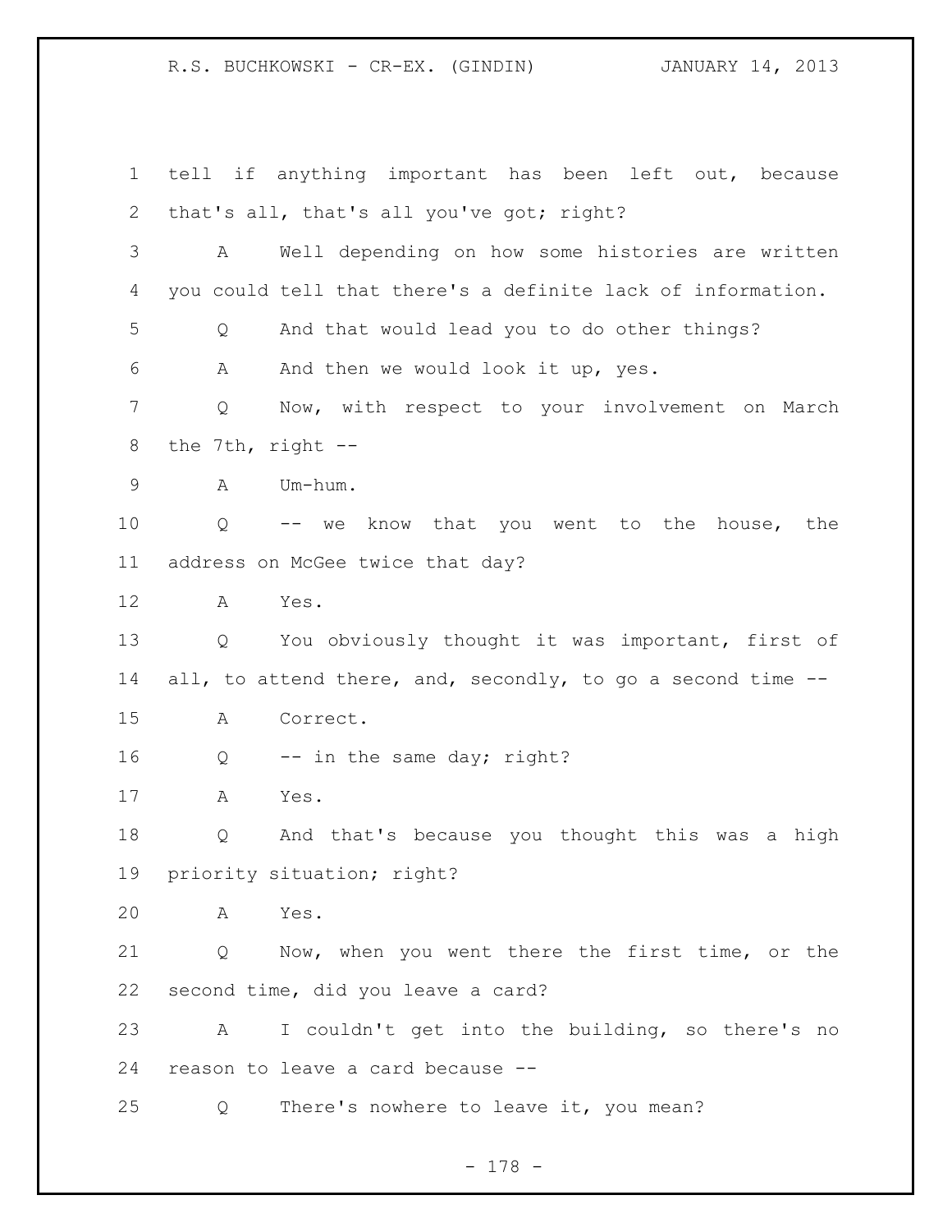1 tell if anything important has been left out, because
2 that's all, that's all you've got; right?
3 A Well depending on how some histories are written
4 you could tell that there's a definite lack of information.
5 Q And that would lead you to do other things?
6 A And then we would look it up, yes.
7 Q Now, with respect to your involvement on March
8 the 7th, right --
9 A Um-hum.
10 Q -- we know that you went to the house, the
11 address on McGee twice that day?
12 A Yes.
13 Q You obviously thought it was important, first of
14 all, to attend there, and, secondly, to go a second time --
15 A Correct.
16 Q -- in the same day; right?
17 A Yes.
18 Q And that's because you thought this was a high
19 priority situation; right?
20 A Yes.
21 Q Now, when you went there the first time, or the
22 second time, did you leave a card?
23 A I couldn't get into the building, so there's no
24 reason to leave a card because --
25 Q There's nowhere to leave it, you mean?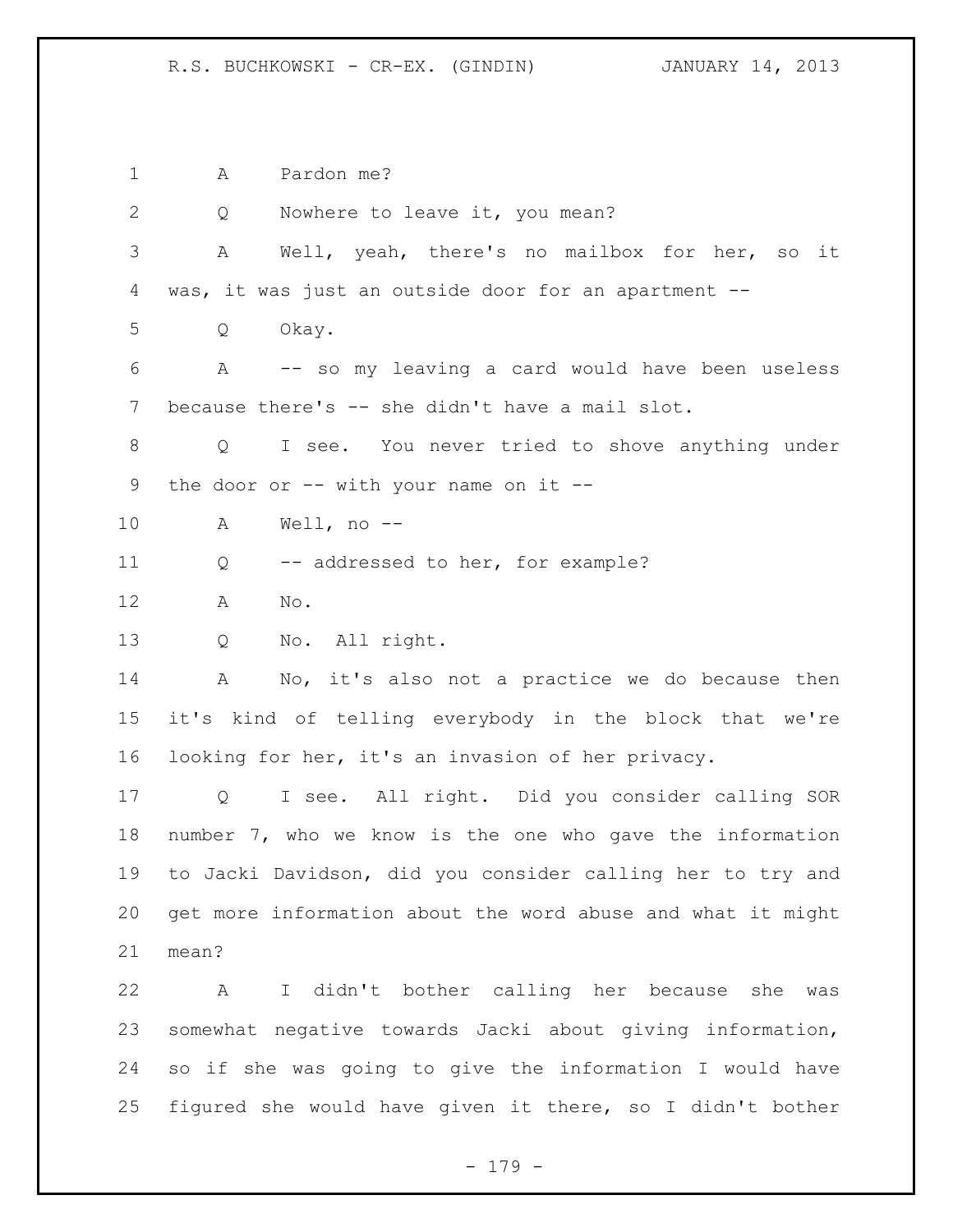A Pardon me?

Q Nowhere to leave it, you mean?

A Well, yeah, there's no mailbox for her, so it was, it was just an outside door for an apartment --

Q Okay.

A -- so my leaving a card would have been useless because there's -- she didn't have a mail slot.

Q I see. You never tried to shove anything under the door or -- with your name on it --

A Well, no --

Q -- addressed to her, for example?

A No.

Q No. All right.

A No, it's also not a practice we do because then it's kind of telling everybody in the block that we're looking for her, it's an invasion of her privacy.

Q I see. All right. Did you consider calling SOR number 7, who we know is the one who gave the information to Jacki Davidson, did you consider calling her to try and get more information about the word abuse and what it might mean?

A I didn't bother calling her because she was somewhat negative towards Jacki about giving information, so if she was going to give the information I would have figured she would have given it there, so I didn't bother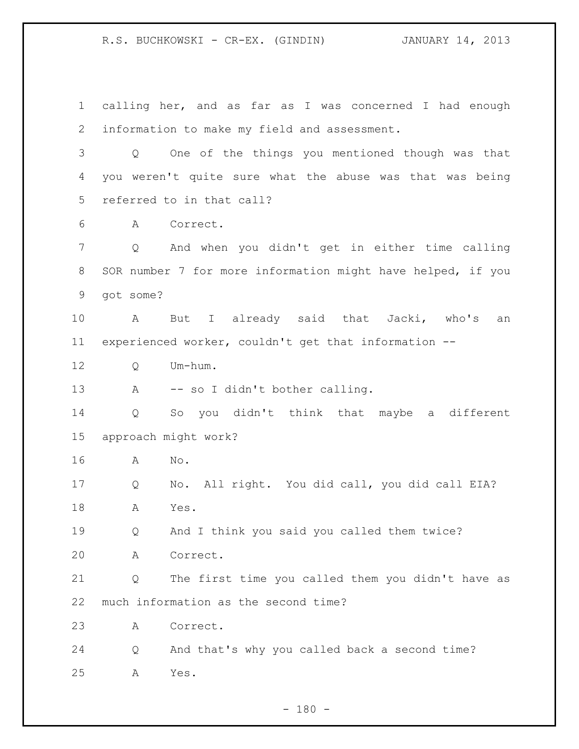calling her, and as far as I was concerned I had enough information to make my field and assessment.

Q One of the things you mentioned though was that you weren't quite sure what the abuse was that was being referred to in that call?

A Correct.

Q And when you didn't get in either time calling SOR number 7 for more information might have helped, if you got some?

A But I already said that Jacki, who's an experienced worker, couldn't get that information --

Q Um-hum.

A -- so I didn't bother calling.

Q So you didn't think that maybe a different approach might work?

A No.

Q No. All right. You did call, you did call EIA?

A Yes.

Q And I think you said you called them twice?

A Correct.

Q The first time you called them you didn't have as much information as the second time?

A Correct.

Q And that's why you called back a second time?

A Yes.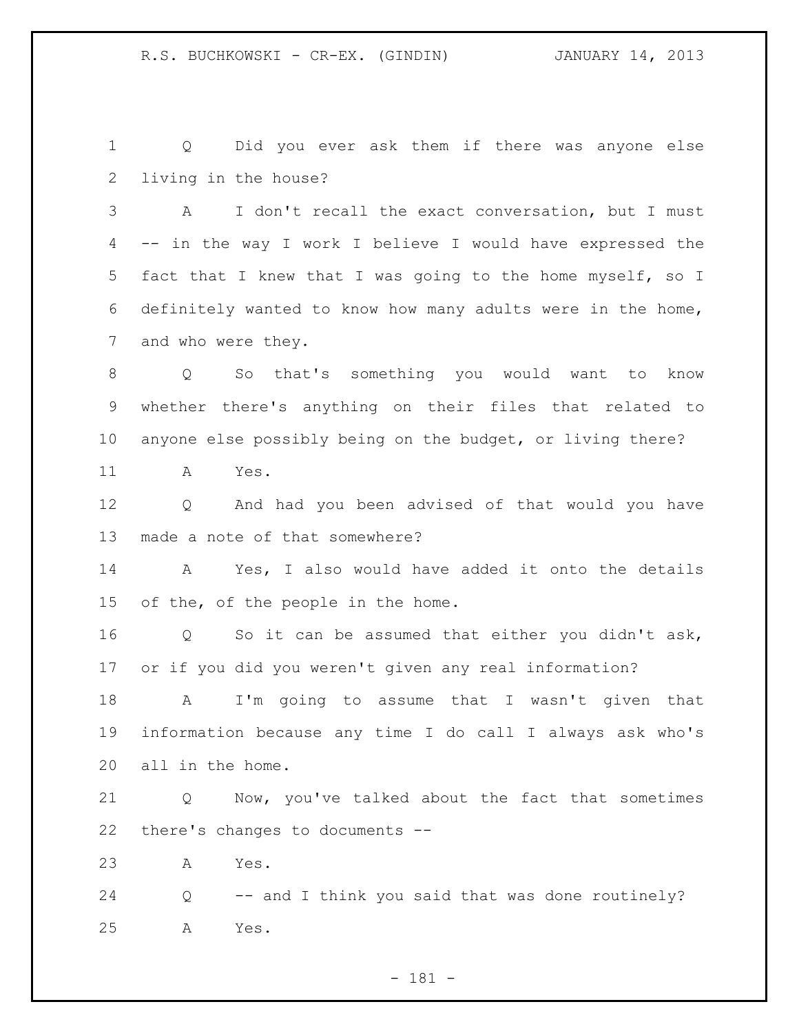Q Did you ever ask them if there was anyone else living in the house?

A I don't recall the exact conversation, but I must -- in the way I work I believe I would have expressed the fact that I knew that I was going to the home myself, so I definitely wanted to know how many adults were in the home, and who were they.

Q So that's something you would want to know whether there's anything on their files that related to anyone else possibly being on the budget, or living there?

A Yes.

Q And had you been advised of that would you have made a note of that somewhere?

A Yes, I also would have added it onto the details of the, of the people in the home.

Q So it can be assumed that either you didn't ask, or if you did you weren't given any real information?

A I'm going to assume that I wasn't given that information because any time I do call I always ask who's all in the home.

Q Now, you've talked about the fact that sometimes there's changes to documents --

A Yes.

Q -- and I think you said that was done routinely?

A Yes.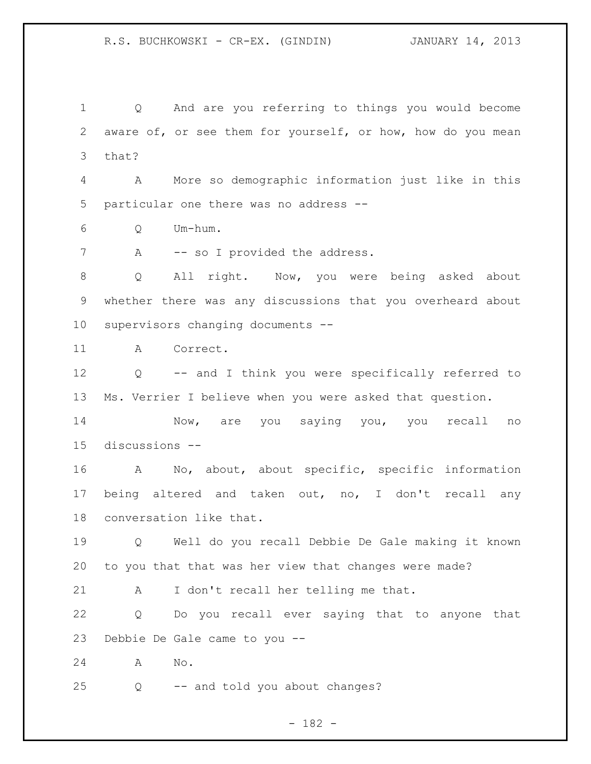Q And are you referring to things you would become aware of, or see them for yourself, or how, how do you mean that?

A More so demographic information just like in this particular one there was no address --

Q Um-hum.

A -- so I provided the address.

Q All right. Now, you were being asked about whether there was any discussions that you overheard about supervisors changing documents --

A Correct.

Q -- and I think you were specifically referred to Ms. Verrier I believe when you were asked that question.

Now, are you saying you, you recall no discussions --

A No, about, about specific, specific information being altered and taken out, no, I don't recall any conversation like that.

Q Well do you recall Debbie De Gale making it known to you that that was her view that changes were made?

A I don't recall her telling me that.

Q Do you recall ever saying that to anyone that Debbie De Gale came to you --

A No.

Q -- and told you about changes?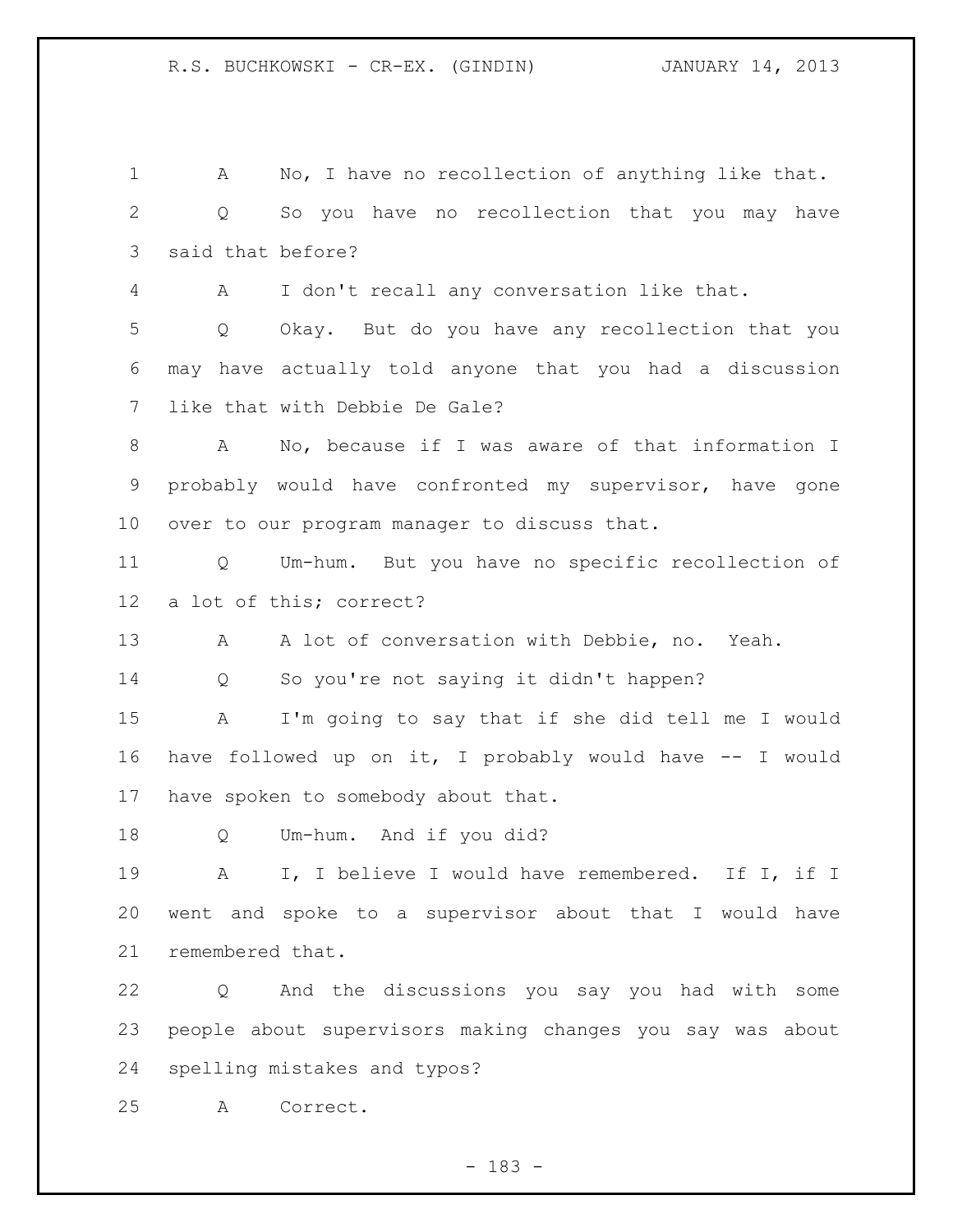1 A No, I have no recollection of anything like that.

2 Q So you have no recollection that you may have

3 said that before?

4 A I don't recall any conversation like that.

5 Q Okay. But do you have any recollection that you

6 may have actually told anyone that you had a discussion

7 like that with Debbie De Gale?

8 A No, because if I was aware of that information I

9 probably would have confronted my supervisor, have gone

10 over to our program manager to discuss that.

11 Q Um-hum. But you have no specific recollection of

12 a lot of this; correct?

13 A A lot of conversation with Debbie, no. Yeah.

14 Q So you're not saying it didn't happen?

15 A I'm going to say that if she did tell me I would

16 have followed up on it, I probably would have -- I would

17 have spoken to somebody about that.

18 Q Um-hum. And if you did?

19 A I, I believe I would have remembered. If I, if I

20 went and spoke to a supervisor about that I would have

21 remembered that.

22 Q And the discussions you say you had with some

23 people about supervisors making changes you say was about

24 spelling mistakes and typos?

25 A Correct.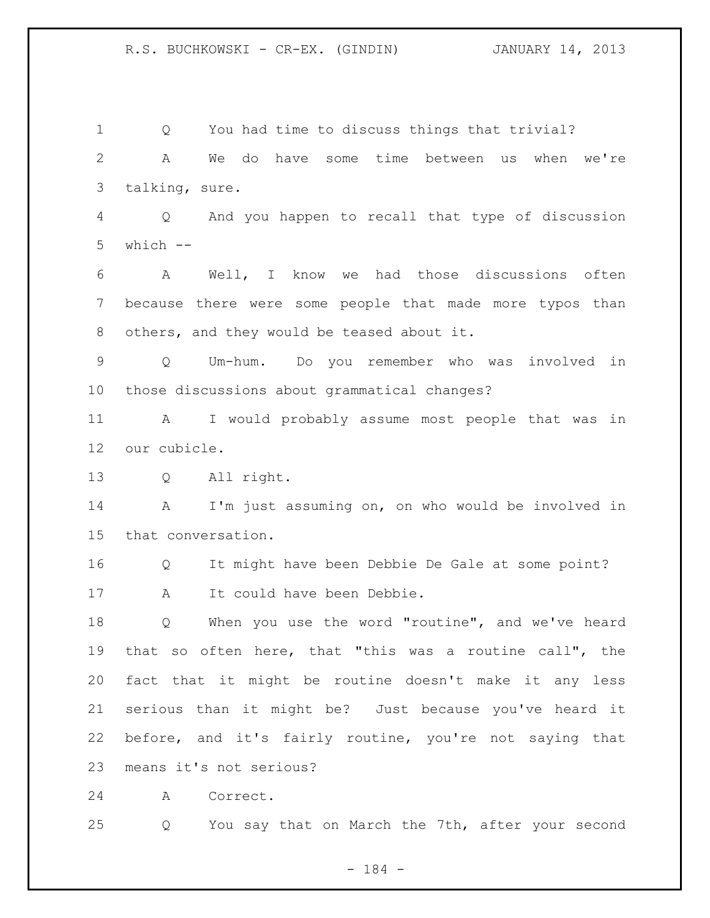Q You had time to discuss things that trivial?

A We do have some time between us when we're talking, sure.

Q And you happen to recall that type of discussion which --

A Well, I know we had those discussions often because there were some people that made more typos than others, and they would be teased about it.

Q Um-hum. Do you remember who was involved in those discussions about grammatical changes?

A I would probably assume most people that was in our cubicle.

Q All right.

A I'm just assuming on, on who would be involved in that conversation.

Q It might have been Debbie De Gale at some point?

A It could have been Debbie.

Q When you use the word "routine", and we've heard that so often here, that "this was a routine call", the fact that it might be routine doesn't make it any less serious than it might be? Just because you've heard it before, and it's fairly routine, you're not saying that means it's not serious?

A Correct.

Q You say that on March the 7th, after your second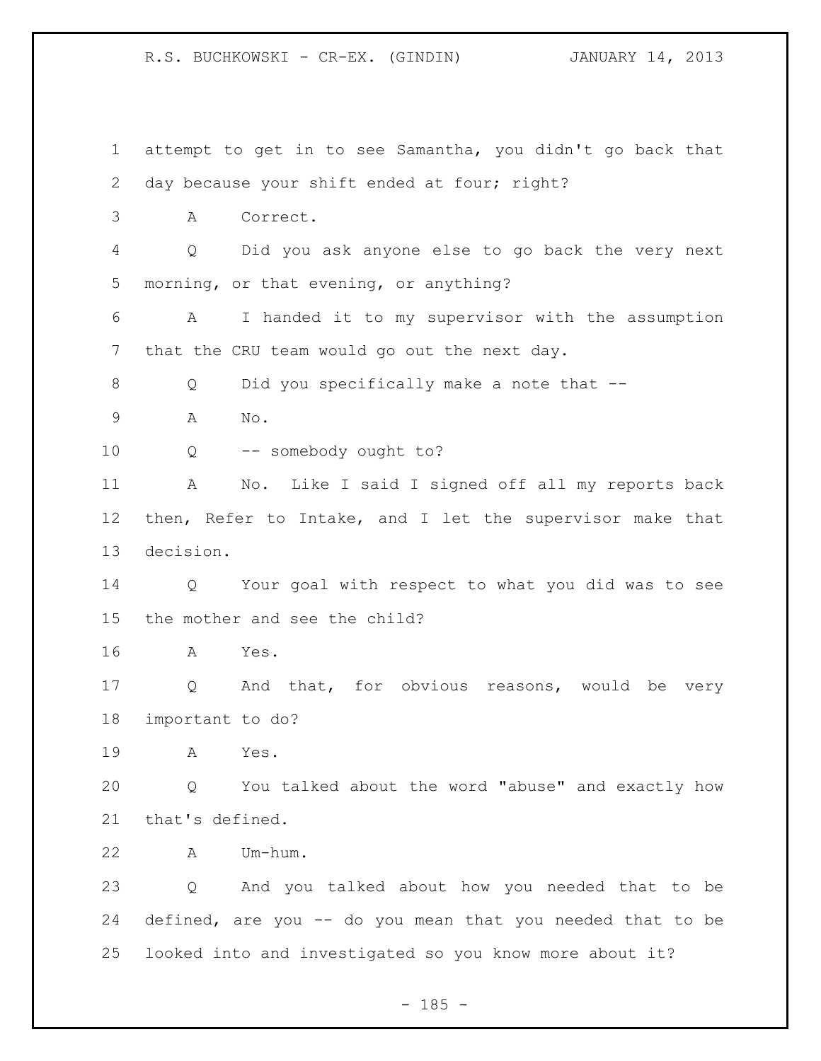1 attempt to get in to see Samantha, you didn't go back that
2 day because your shift ended at four; right?

3 A Correct.

4 Q Did you ask anyone else to go back the very next
5 morning, or that evening, or anything?

6 A I handed it to my supervisor with the assumption
7 that the CRU team would go out the next day.

8 Q Did you specifically make a note that --

9 A No.

10 Q -- somebody ought to?

11 A No. Like I said I signed off all my reports back
12 then, Refer to Intake, and I let the supervisor make that
13 decision.

14 Q Your goal with respect to what you did was to see
15 the mother and see the child?

16 A Yes.

17 Q And that, for obvious reasons, would be very
18 important to do?

19 A Yes.

20 Q You talked about the word "abuse" and exactly how
21 that's defined.

22 A Um-hum.

23 Q And you talked about how you needed that to be
24 defined, are you -- do you mean that you needed that to be
25 looked into and investigated so you know more about it?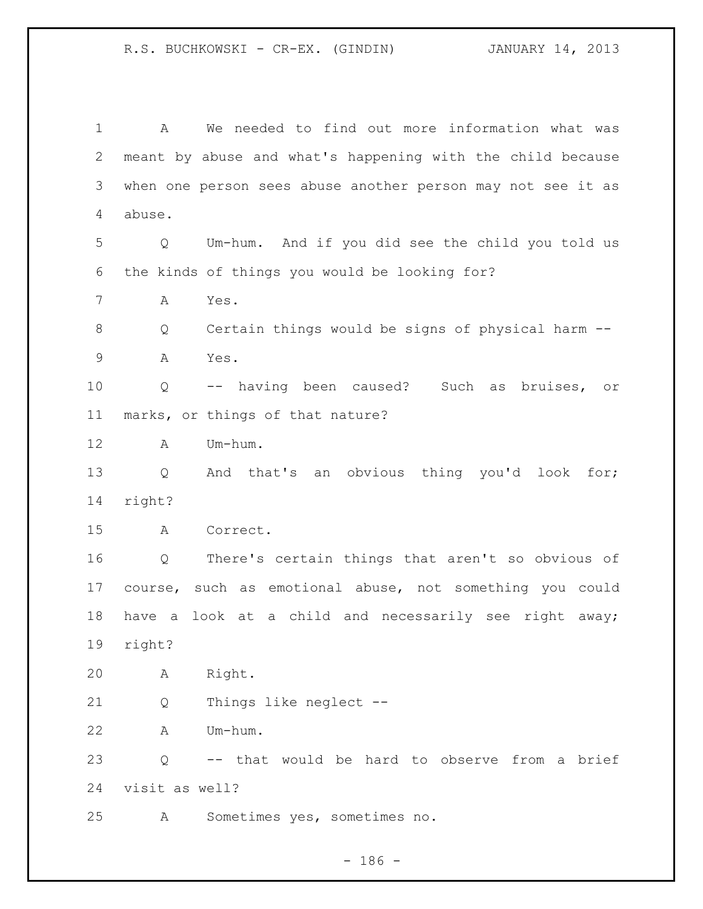A We needed to find out more information what was meant by abuse and what's happening with the child because when one person sees abuse another person may not see it as abuse.

Q Um-hum. And if you did see the child you told us the kinds of things you would be looking for?

A Yes.

Q Certain things would be signs of physical harm --

A Yes.

Q -- having been caused? Such as bruises, or marks, or things of that nature?

A Um-hum.

Q And that's an obvious thing you'd look for; right?

A Correct.

Q There's certain things that aren't so obvious of course, such as emotional abuse, not something you could have a look at a child and necessarily see right away; right?

A Right.

Q Things like neglect --

A Um-hum.

Q -- that would be hard to observe from a brief visit as well?

A Sometimes yes, sometimes no.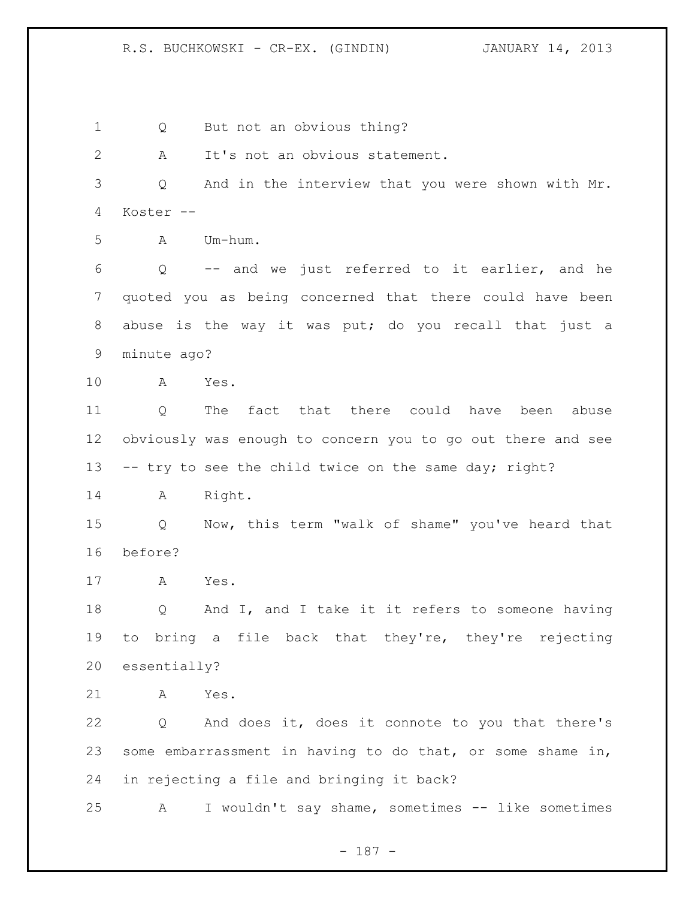1 Q But not an obvious thing?

2 A It's not an obvious statement.

3 Q And in the interview that you were shown with Mr.

4 Koster --

5 A Um-hum.

6 Q -- and we just referred to it earlier, and he

7 quoted you as being concerned that there could have been

8 abuse is the way it was put; do you recall that just a

9 minute ago?

10 A Yes.

11 Q The fact that there could have been abuse

12 obviously was enough to concern you to go out there and see

13 -- try to see the child twice on the same day; right?

14 A Right.

15 Q Now, this term "walk of shame" you've heard that

16 before?

17 A Yes.

18 Q And I, and I take it it refers to someone having

19 to bring a file back that they're, they're rejecting

20 essentially?

21 A Yes.

22 Q And does it, does it connote to you that there's

23 some embarrassment in having to do that, or some shame in,

24 in rejecting a file and bringing it back?

25 A I wouldn't say shame, sometimes -- like sometimes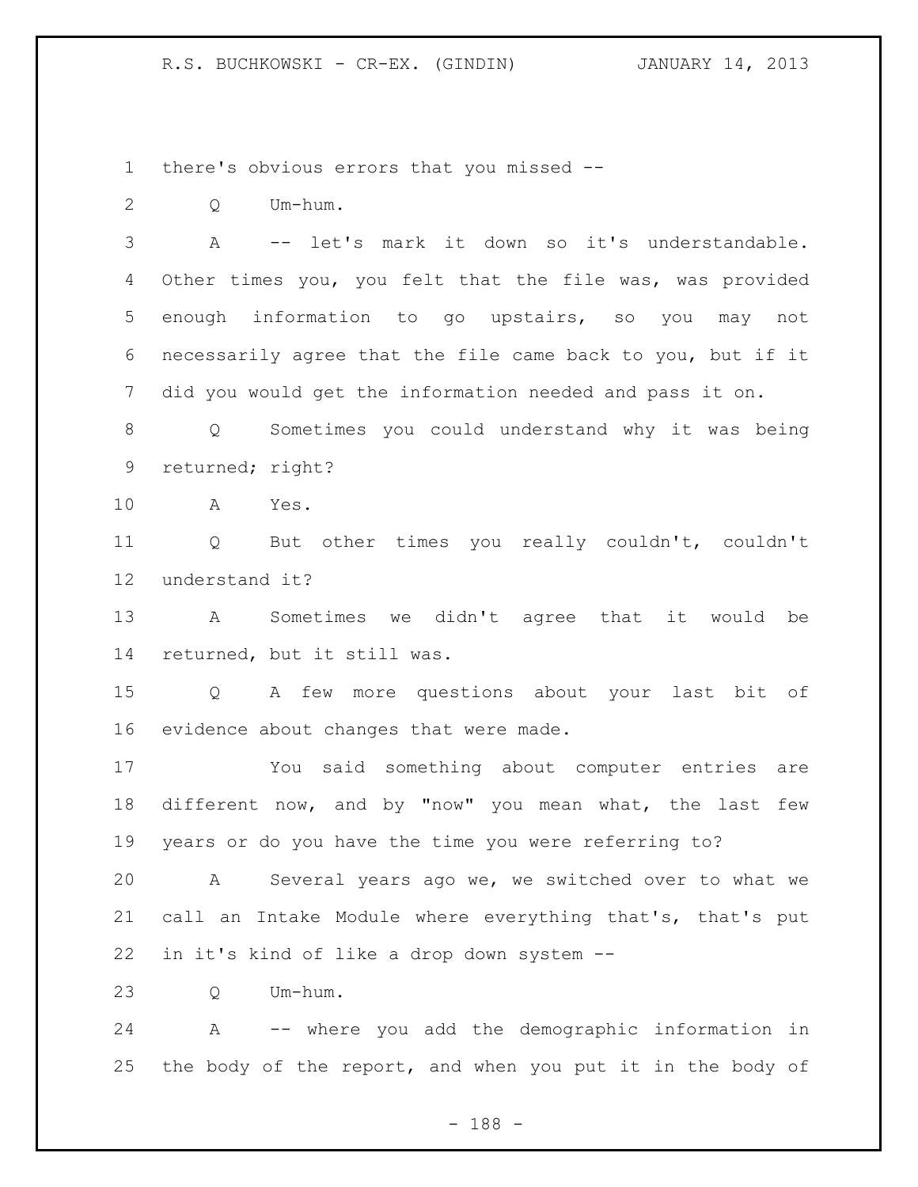there's obvious errors that you missed --

Q Um-hum.

A -- let's mark it down so it's understandable. Other times you, you felt that the file was, was provided enough information to go upstairs, so you may not necessarily agree that the file came back to you, but if it did you would get the information needed and pass it on.

Q Sometimes you could understand why it was being returned; right?

A Yes.

Q But other times you really couldn't, couldn't understand it?

A Sometimes we didn't agree that it would be returned, but it still was.

Q A few more questions about your last bit of evidence about changes that were made.

You said something about computer entries are different now, and by "now" you mean what, the last few years or do you have the time you were referring to?

A Several years ago we, we switched over to what we call an Intake Module where everything that's, that's put in it's kind of like a drop down system --

Q Um-hum.

A -- where you add the demographic information in the body of the report, and when you put it in the body of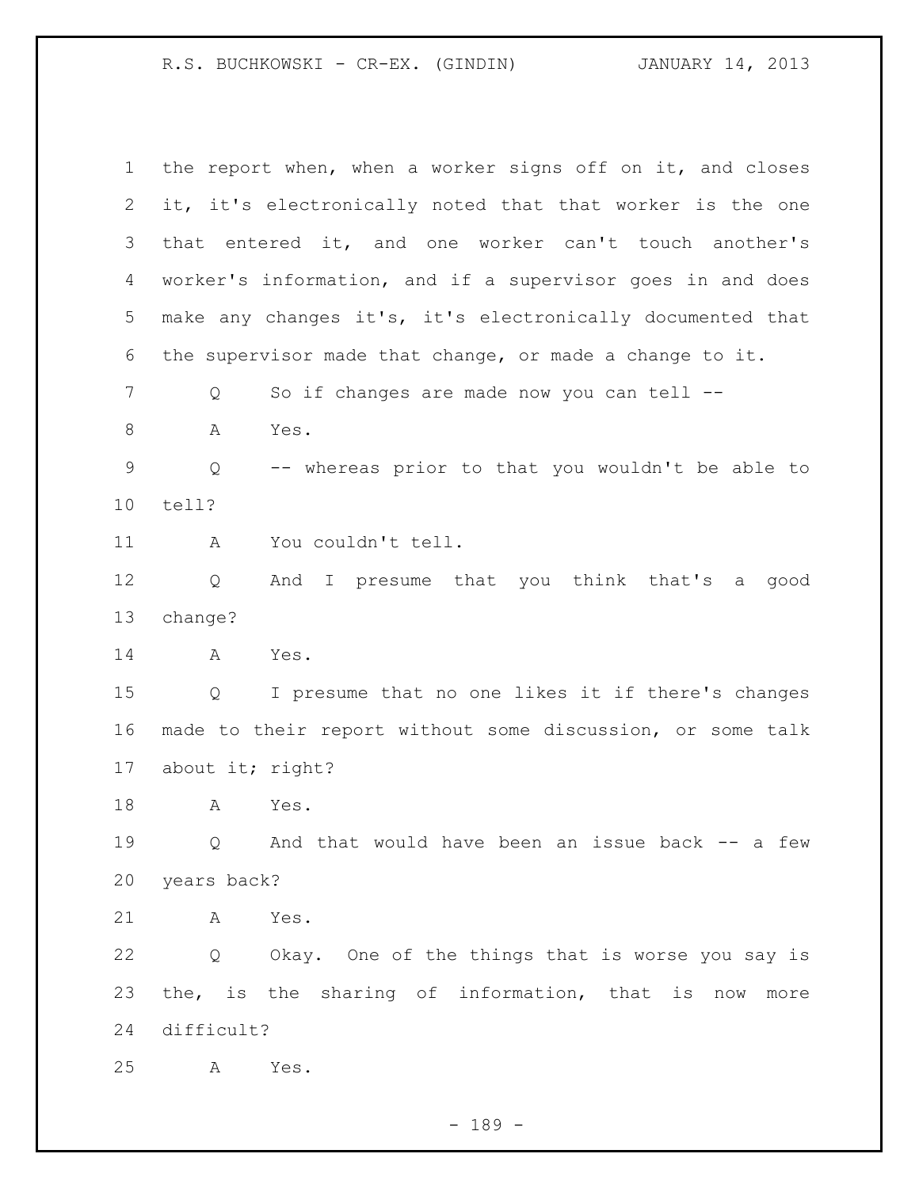the report when, when a worker signs off on it, and closes it, it's electronically noted that that worker is the one that entered it, and one worker can't touch another's worker's information, and if a supervisor goes in and does make any changes it's, it's electronically documented that the supervisor made that change, or made a change to it.

Q So if changes are made now you can tell --

A Yes.

Q -- whereas prior to that you wouldn't be able to tell?

A You couldn't tell.

Q And I presume that you think that's a good change?

A Yes.

Q I presume that no one likes it if there's changes made to their report without some discussion, or some talk about it; right?

A Yes.

Q And that would have been an issue back -- a few years back?

A Yes.

Q Okay. One of the things that is worse you say is the, is the sharing of information, that is now more difficult?

A Yes.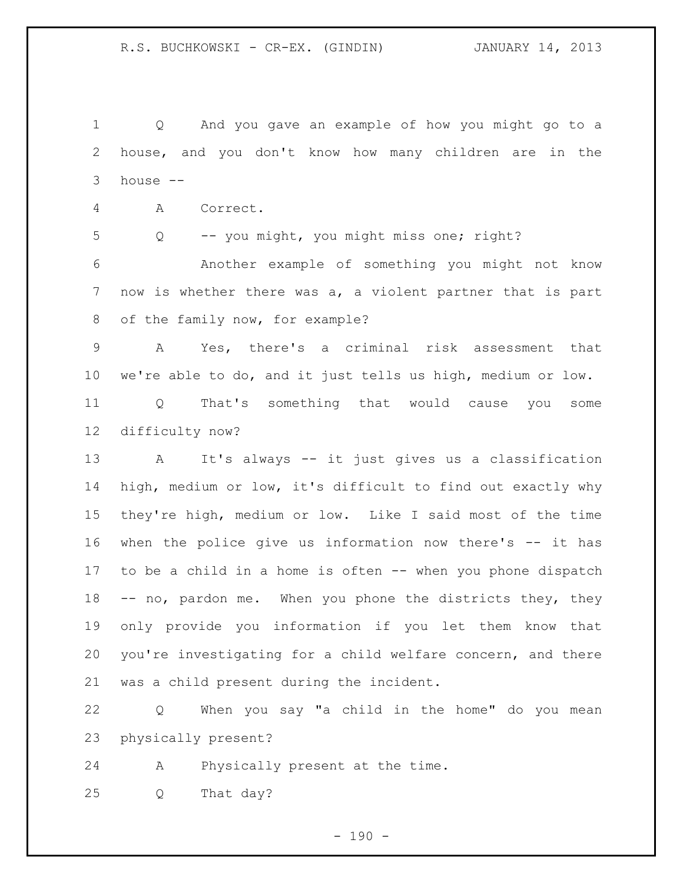Q And you gave an example of how you might go to a house, and you don't know how many children are in the house --

A Correct.

Q -- you might, you might miss one; right?

Another example of something you might not know now is whether there was a, a violent partner that is part of the family now, for example?

A Yes, there's a criminal risk assessment that we're able to do, and it just tells us high, medium or low.

Q That's something that would cause you some difficulty now?

A It's always -- it just gives us a classification high, medium or low, it's difficult to find out exactly why they're high, medium or low. Like I said most of the time when the police give us information now there's -- it has to be a child in a home is often -- when you phone dispatch -- no, pardon me. When you phone the districts they, they only provide you information if you let them know that you're investigating for a child welfare concern, and there was a child present during the incident.

Q When you say "a child in the home" do you mean physically present?

A Physically present at the time.

Q That day?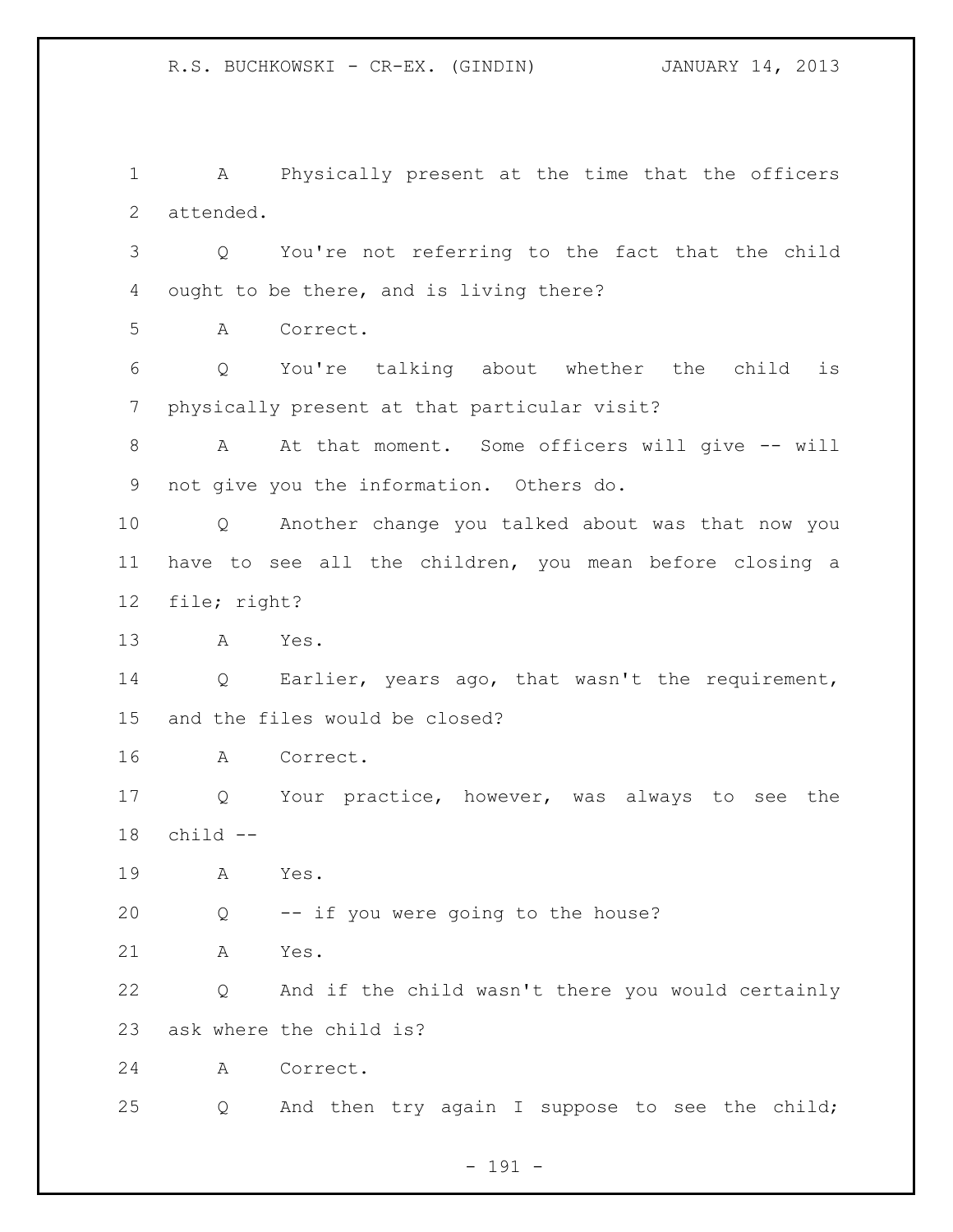1 A Physically present at the time that the officers
2 attended.
3 Q You're not referring to the fact that the child
4 ought to be there, and is living there?
5 A Correct.
6 Q You're talking about whether the child is
7 physically present at that particular visit?
8 A At that moment. Some officers will give -- will
9 not give you the information. Others do.
10 Q Another change you talked about was that now you
11 have to see all the children, you mean before closing a
12 file; right?
13 A Yes.
14 Q Earlier, years ago, that wasn't the requirement,
15 and the files would be closed?
16 A Correct.
17 Q Your practice, however, was always to see the
18 child --
19 A Yes.
20 Q -- if you were going to the house?
21 A Yes.
22 Q And if the child wasn't there you would certainly
23 ask where the child is?
24 A Correct.
25 Q And then try again I suppose to see the child;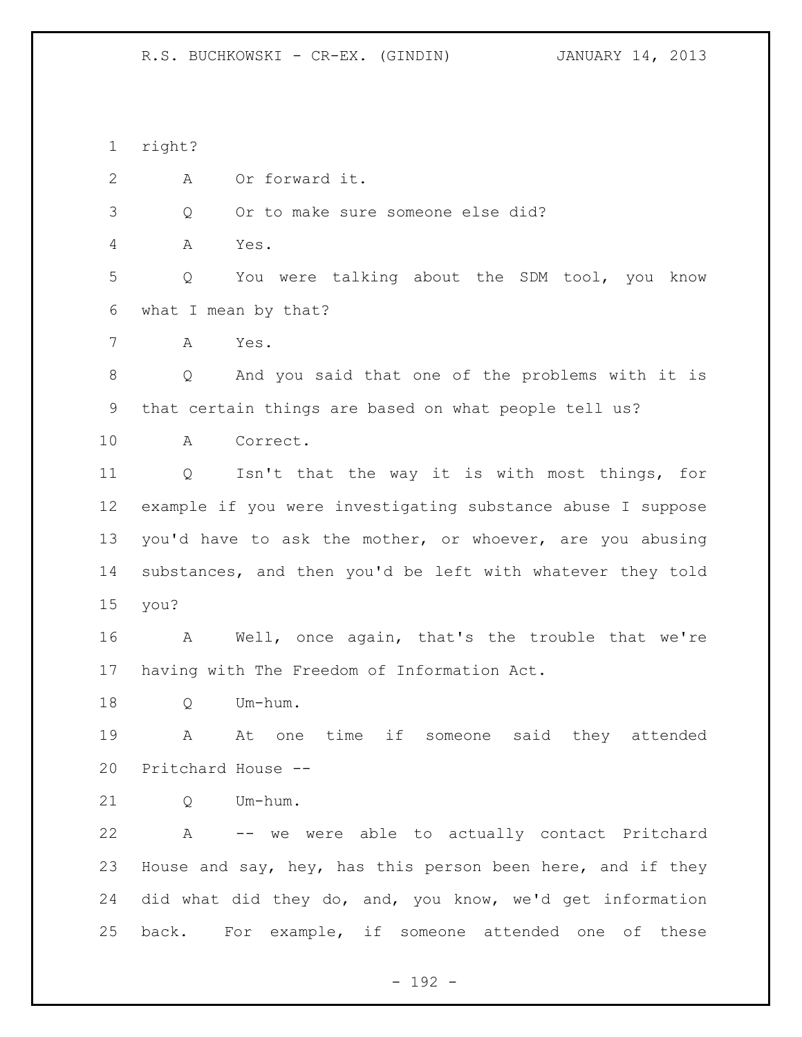right?

A Or forward it.

Q Or to make sure someone else did?

A Yes.

Q You were talking about the SDM tool, you know what I mean by that?

A Yes.

Q And you said that one of the problems with it is that certain things are based on what people tell us?

A Correct.

Q Isn't that the way it is with most things, for example if you were investigating substance abuse I suppose you'd have to ask the mother, or whoever, are you abusing substances, and then you'd be left with whatever they told you?

A Well, once again, that's the trouble that we're having with The Freedom of Information Act.

Q Um-hum.

A At one time if someone said they attended Pritchard House --

Q Um-hum.

A -- we were able to actually contact Pritchard House and say, hey, has this person been here, and if they did what did they do, and, you know, we'd get information back. For example, if someone attended one of these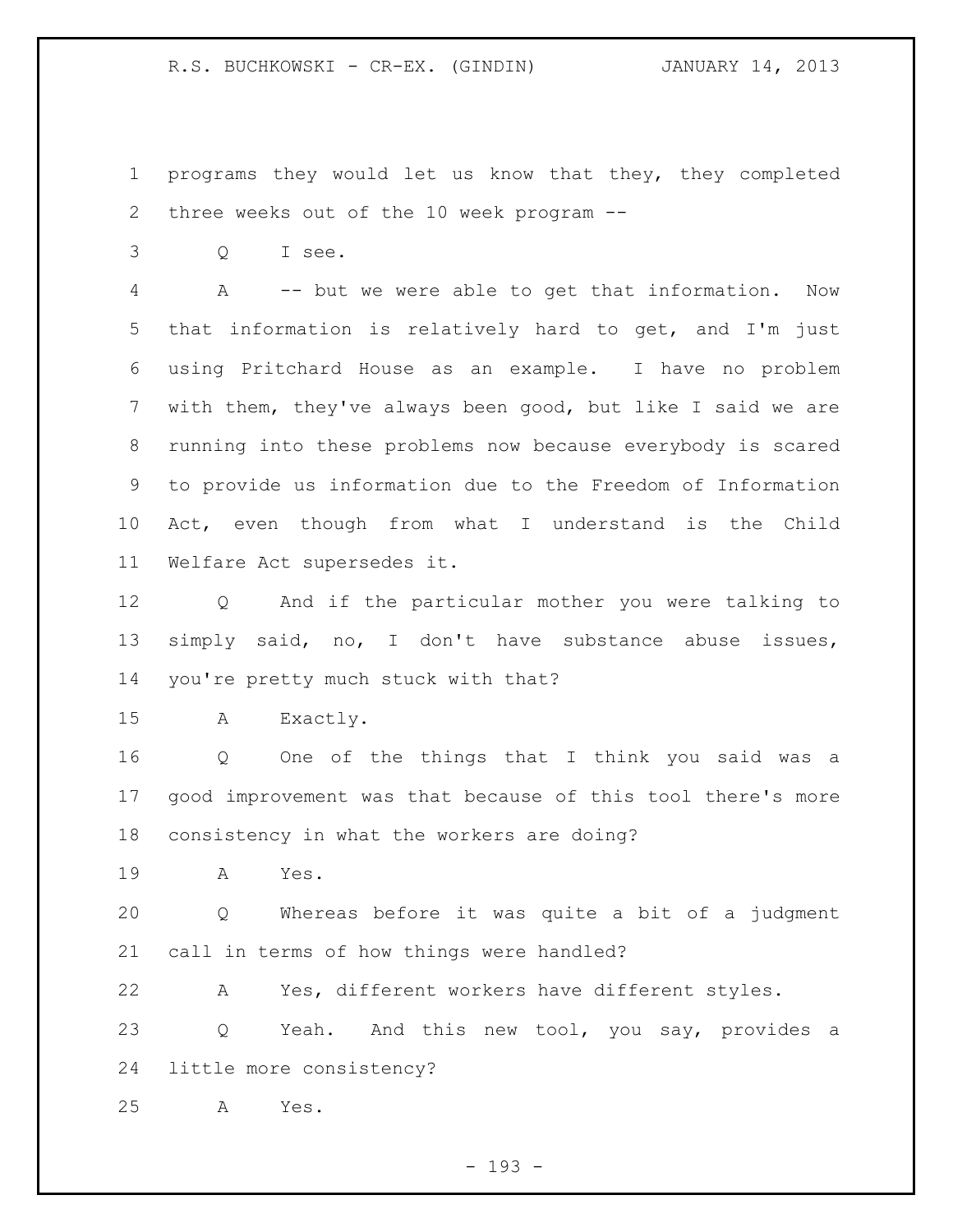programs they would let us know that they, they completed three weeks out of the 10 week program --

Q I see.

A -- but we were able to get that information. Now that information is relatively hard to get, and I'm just using Pritchard House as an example. I have no problem with them, they've always been good, but like I said we are running into these problems now because everybody is scared to provide us information due to the Freedom of Information Act, even though from what I understand is the Child Welfare Act supersedes it.

Q And if the particular mother you were talking to simply said, no, I don't have substance abuse issues, you're pretty much stuck with that?

A Exactly.

Q One of the things that I think you said was a good improvement was that because of this tool there's more consistency in what the workers are doing?

A Yes.

Q Whereas before it was quite a bit of a judgment call in terms of how things were handled?

A Yes, different workers have different styles.

Q Yeah. And this new tool, you say, provides a little more consistency?

A Yes.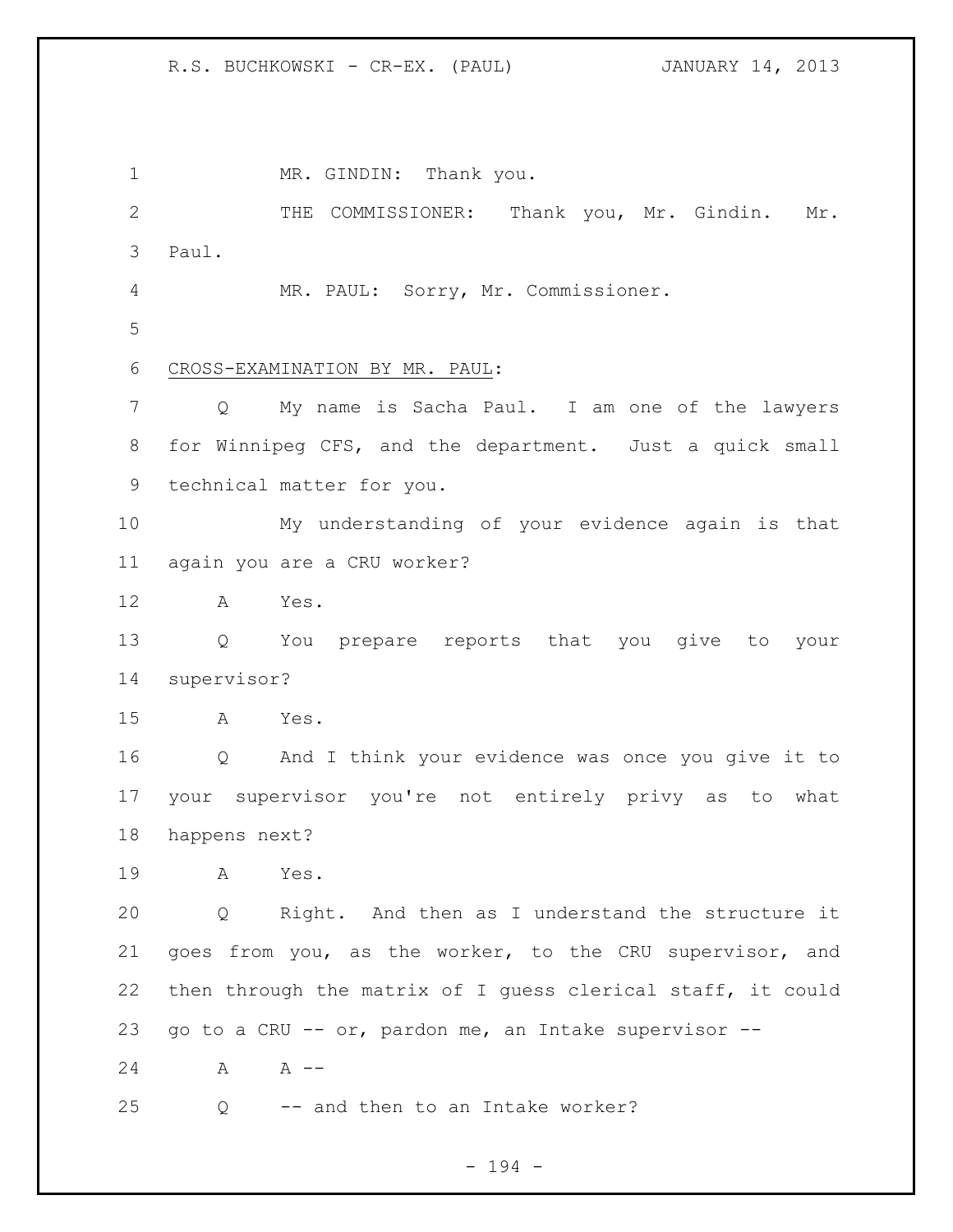MR. GINDIN: Thank you.

THE COMMISSIONER: Thank you, Mr. Gindin. Mr. Paul.

MR. PAUL: Sorry, Mr. Commissioner.

CROSS-EXAMINATION BY MR. PAUL:

Q My name is Sacha Paul. I am one of the lawyers for Winnipeg CFS, and the department. Just a quick small technical matter for you.

My understanding of your evidence again is that again you are a CRU worker?

A Yes.

Q You prepare reports that you give to your supervisor?

A Yes.

Q And I think your evidence was once you give it to your supervisor you're not entirely privy as to what happens next?

A Yes.

Q Right. And then as I understand the structure it goes from you, as the worker, to the CRU supervisor, and then through the matrix of I guess clerical staff, it could go to a CRU -- or, pardon me, an Intake supervisor --

A A --

Q -- and then to an Intake worker?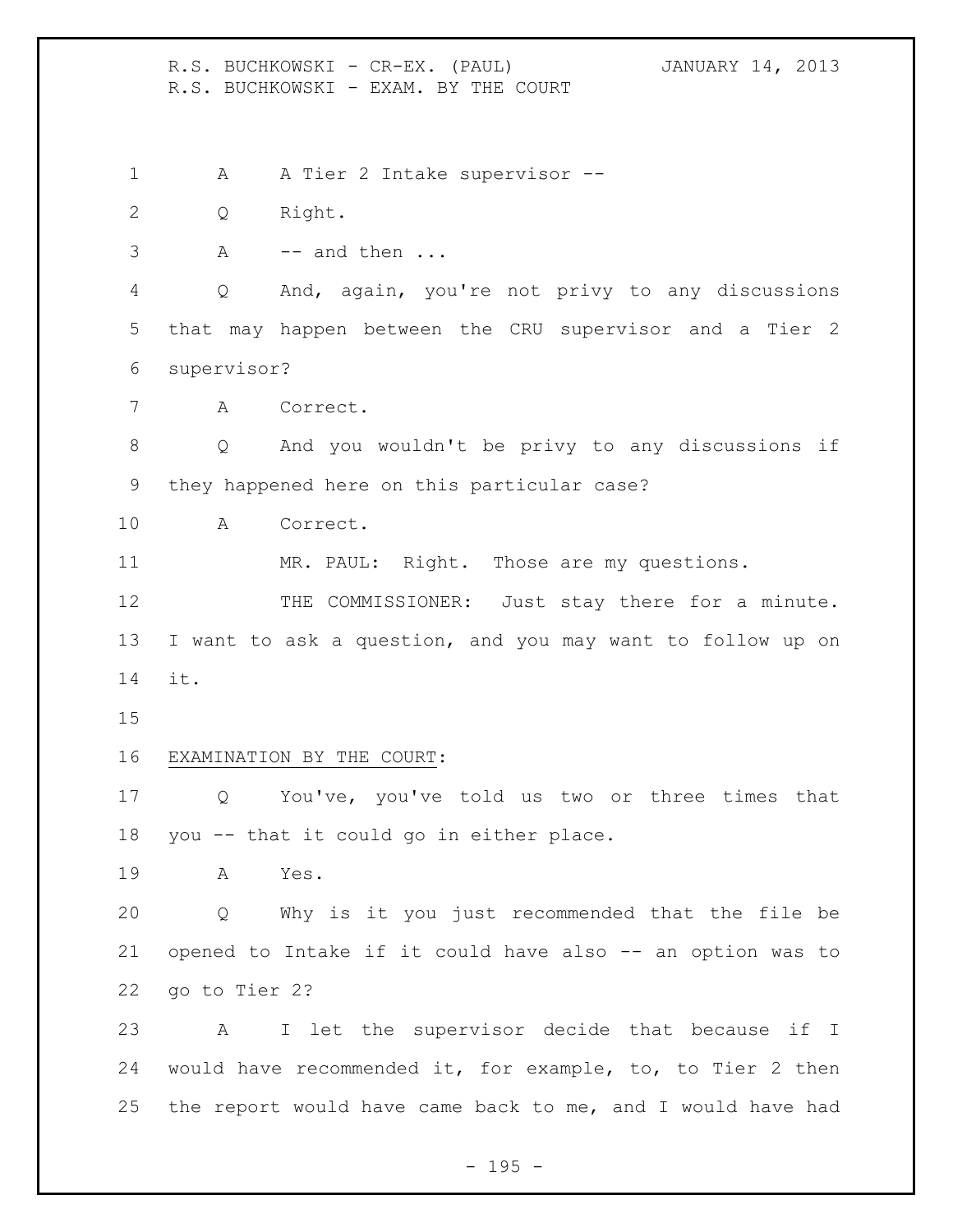A A Tier 2 Intake supervisor --

Q Right.

A -- and then ...

Q And, again, you're not privy to any discussions that may happen between the CRU supervisor and a Tier 2 supervisor?

A Correct.

Q And you wouldn't be privy to any discussions if they happened here on this particular case?

A Correct.

MR. PAUL: Right. Those are my questions.

THE COMMISSIONER: Just stay there for a minute. I want to ask a question, and you may want to follow up on it.

EXAMINATION BY THE COURT:

Q You've, you've told us two or three times that you -- that it could go in either place.

A Yes.

Q Why is it you just recommended that the file be opened to Intake if it could have also -- an option was to go to Tier 2?

A I let the supervisor decide that because if I would have recommended it, for example, to, to Tier 2 then the report would have came back to me, and I would have had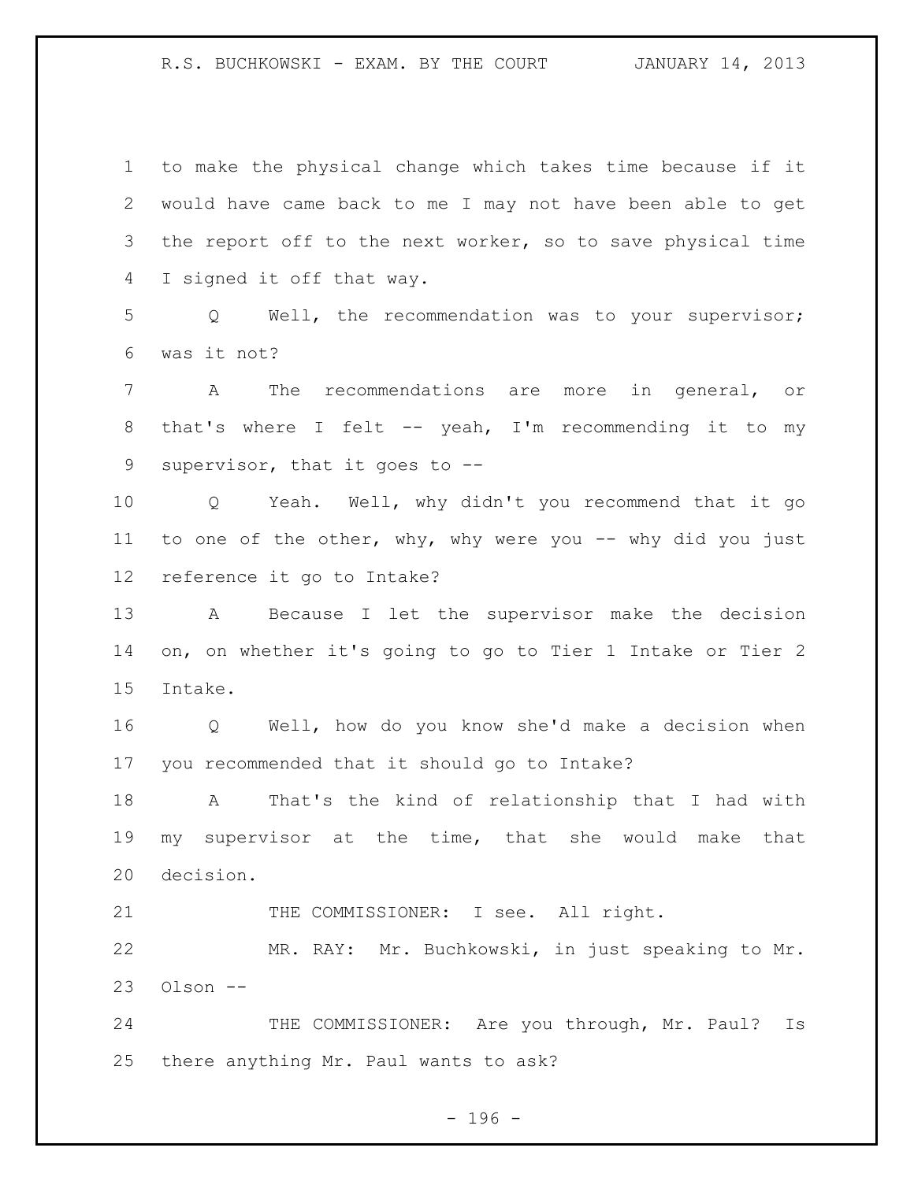to make the physical change which takes time because if it would have came back to me I may not have been able to get the report off to the next worker, so to save physical time I signed it off that way.

Q Well, the recommendation was to your supervisor; was it not?

A The recommendations are more in general, or that's where I felt -- yeah, I'm recommending it to my supervisor, that it goes to --

Q Yeah. Well, why didn't you recommend that it go to one of the other, why, why were you -- why did you just reference it go to Intake?

A Because I let the supervisor make the decision on, on whether it's going to go to Tier 1 Intake or Tier 2 Intake.

Q Well, how do you know she'd make a decision when you recommended that it should go to Intake?

A That's the kind of relationship that I had with my supervisor at the time, that she would make that decision.

THE COMMISSIONER: I see. All right.

MR. RAY: Mr. Buchkowski, in just speaking to Mr. Olson --

THE COMMISSIONER: Are you through, Mr. Paul? Is there anything Mr. Paul wants to ask?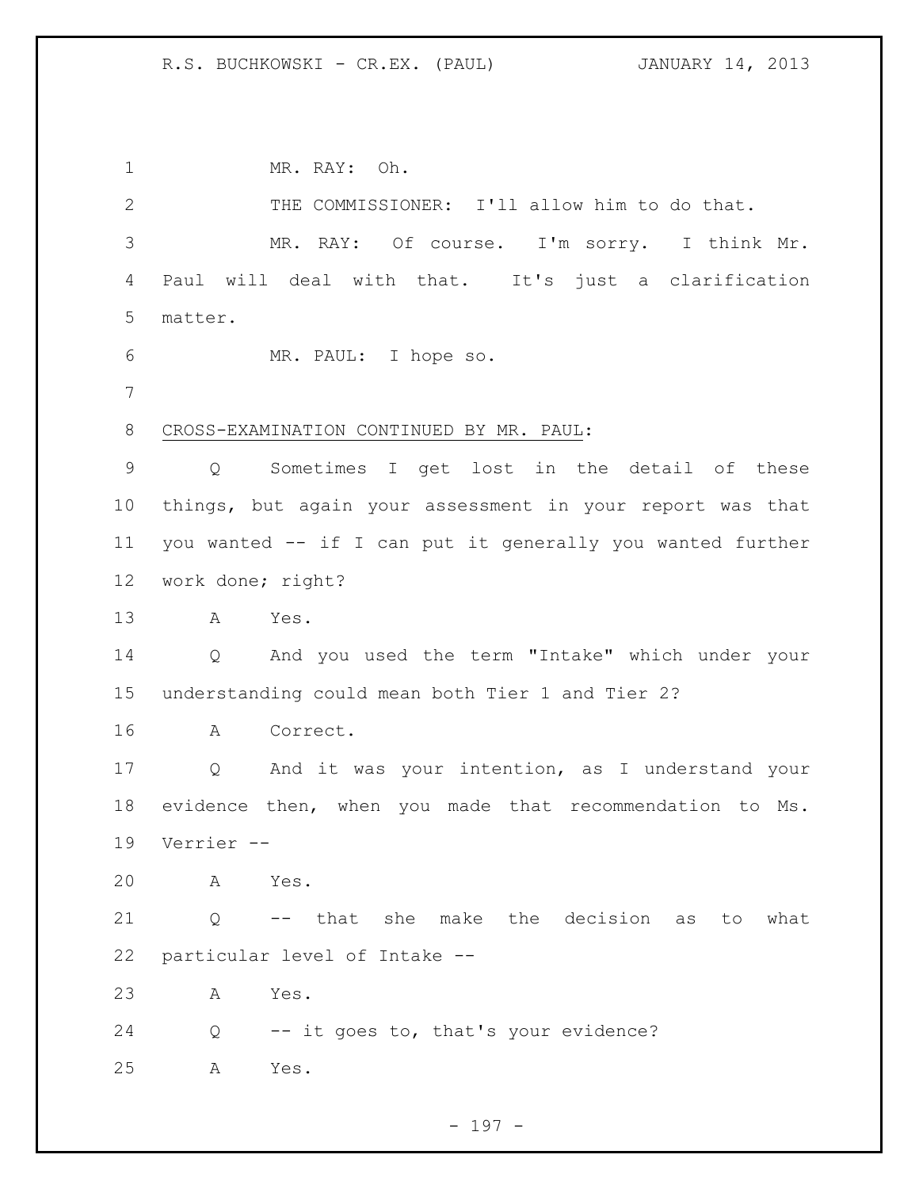MR. RAY: Oh.

THE COMMISSIONER: I'll allow him to do that.

MR. RAY: Of course. I'm sorry. I think Mr. Paul will deal with that. It's just a clarification matter.

MR. PAUL: I hope so.

CROSS-EXAMINATION CONTINUED BY MR. PAUL:

Q Sometimes I get lost in the detail of these things, but again your assessment in your report was that you wanted -- if I can put it generally you wanted further work done; right?

A Yes.

Q And you used the term "Intake" which under your understanding could mean both Tier 1 and Tier 2?

A Correct.

Q And it was your intention, as I understand your evidence then, when you made that recommendation to Ms. Verrier --

A Yes.

Q -- that she make the decision as to what particular level of Intake --

A Yes.

Q -- it goes to, that's your evidence?

A Yes.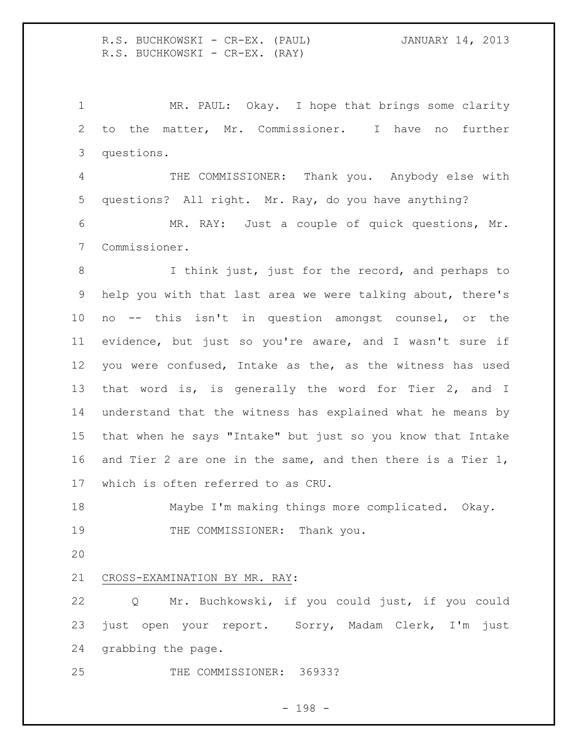MR. PAUL: Okay. I hope that brings some clarity to the matter, Mr. Commissioner. I have no further questions.

THE COMMISSIONER: Thank you. Anybody else with questions? All right. Mr. Ray, do you have anything?

MR. RAY: Just a couple of quick questions, Mr. Commissioner.

I think just, just for the record, and perhaps to help you with that last area we were talking about, there's no -- this isn't in question amongst counsel, or the evidence, but just so you're aware, and I wasn't sure if you were confused, Intake as the, as the witness has used that word is, is generally the word for Tier 2, and I understand that the witness has explained what he means by that when he says "Intake" but just so you know that Intake and Tier 2 are one in the same, and then there is a Tier 1, which is often referred to as CRU.

Maybe I'm making things more complicated. Okay.

THE COMMISSIONER: Thank you.

CROSS-EXAMINATION BY MR. RAY:

Q Mr. Buchkowski, if you could just, if you could just open your report. Sorry, Madam Clerk, I'm just grabbing the page.

THE COMMISSIONER: 36933?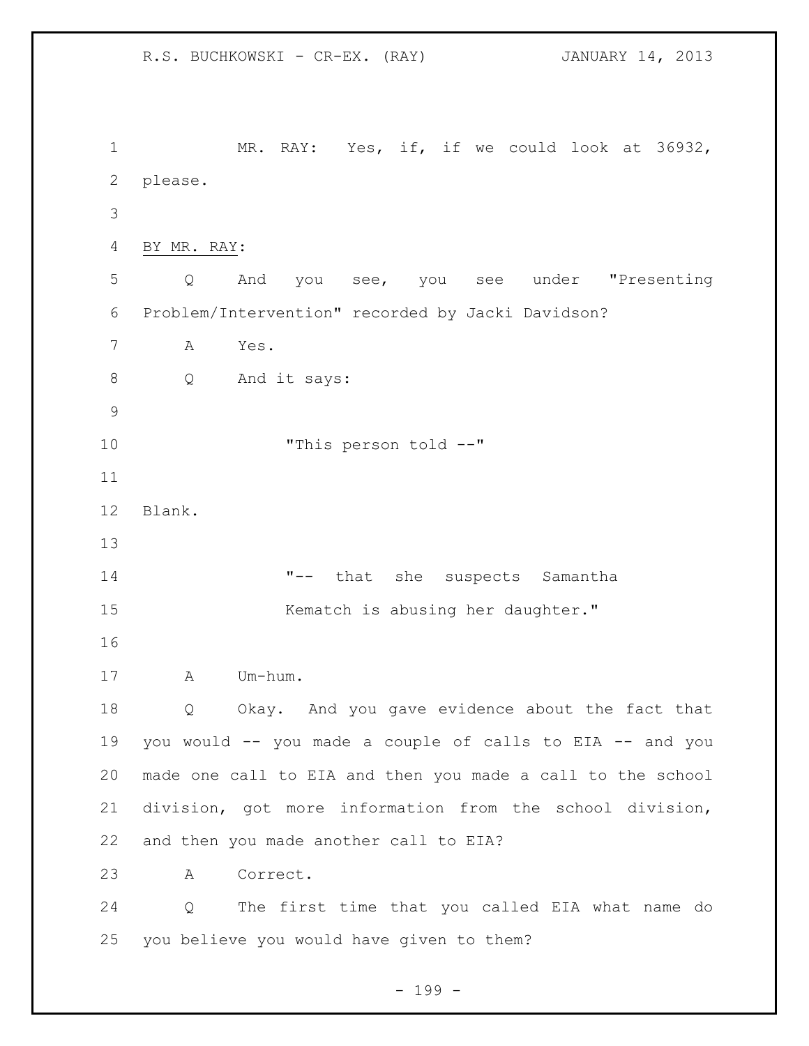MR. RAY: Yes, if, if we could look at 36932, please.

BY MR. RAY:

Q And you see, you see under "Presenting Problem/Intervention" recorded by Jacki Davidson?

A Yes.

Q And it says:

> "This person told --"

Blank.

> "-- that she suspects Samantha Kematch is abusing her daughter."

A Um-hum.

Q Okay. And you gave evidence about the fact that you would -- you made a couple of calls to EIA -- and you made one call to EIA and then you made a call to the school division, got more information from the school division, and then you made another call to EIA?

A Correct.

Q The first time that you called EIA what name do you believe you would have given to them?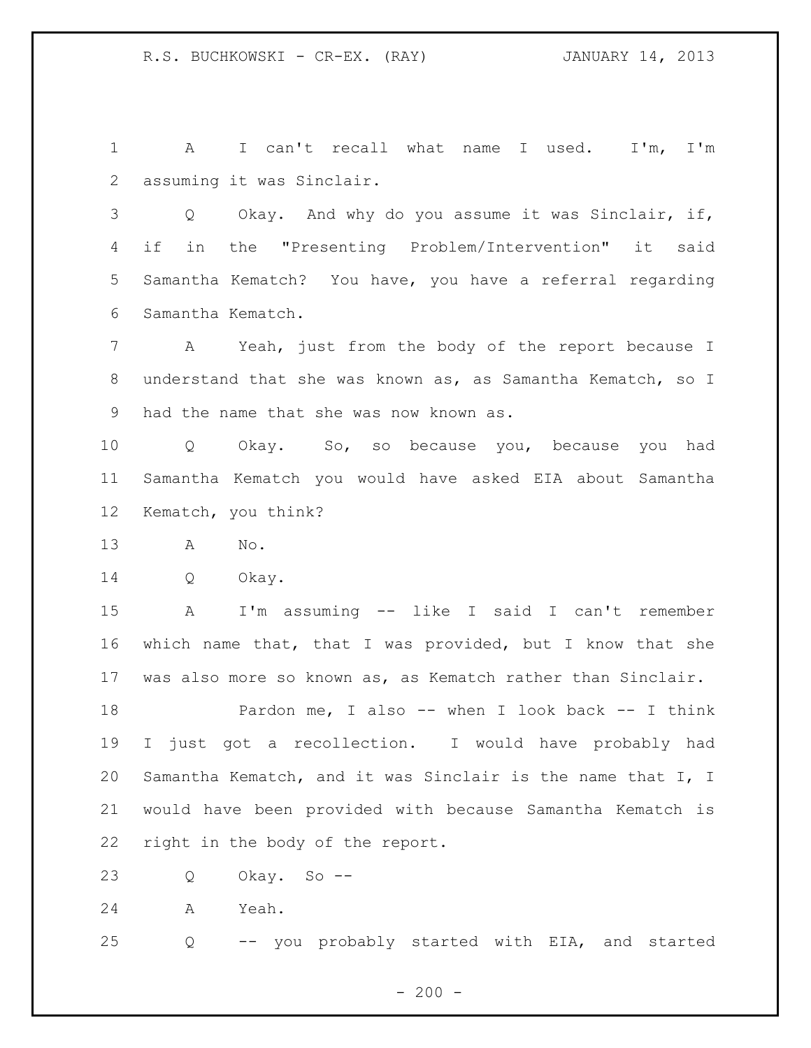A I can't recall what name I used. I'm, I'm assuming it was Sinclair.

Q Okay. And why do you assume it was Sinclair, if, if in the "Presenting Problem/Intervention" it said Samantha Kematch? You have, you have a referral regarding Samantha Kematch.

A Yeah, just from the body of the report because I understand that she was known as, as Samantha Kematch, so I had the name that she was now known as.

Q Okay. So, so because you, because you had Samantha Kematch you would have asked EIA about Samantha Kematch, you think?

A No.

Q Okay.

A I'm assuming -- like I said I can't remember which name that, that I was provided, but I know that she was also more so known as, as Kematch rather than Sinclair.

Pardon me, I also -- when I look back -- I think I just got a recollection. I would have probably had Samantha Kematch, and it was Sinclair is the name that I, I would have been provided with because Samantha Kematch is right in the body of the report.

Q Okay. So --

A Yeah.

Q -- you probably started with EIA, and started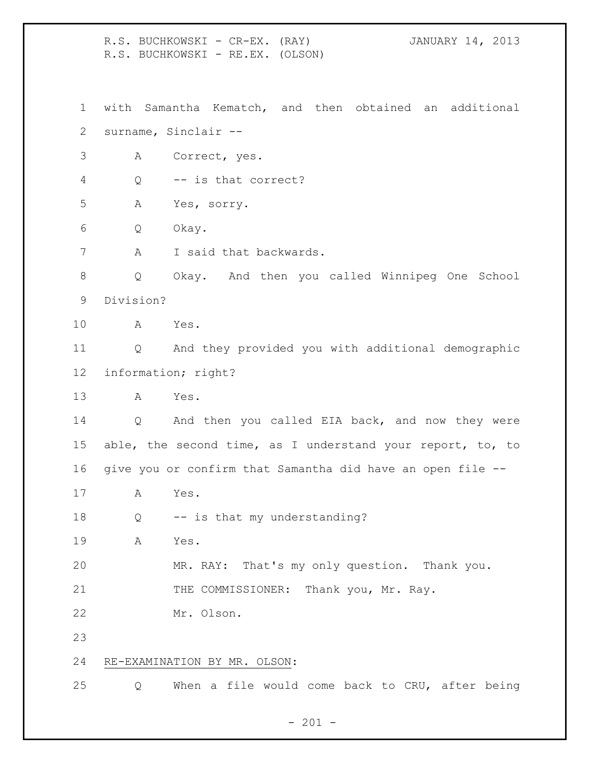with Samantha Kematch, and then obtained an additional surname, Sinclair --

A Correct, yes.

Q -- is that correct?

A Yes, sorry.

Q Okay.

A I said that backwards.

Q Okay. And then you called Winnipeg One School Division?

A Yes.

Q And they provided you with additional demographic information; right?

A Yes.

Q And then you called EIA back, and now they were able, the second time, as I understand your report, to, to give you or confirm that Samantha did have an open file --

A Yes.

Q -- is that my understanding?

A Yes.

MR. RAY: That's my only question. Thank you.

THE COMMISSIONER: Thank you, Mr. Ray.

Mr. Olson.

RE-EXAMINATION BY MR. OLSON:

Q When a file would come back to CRU, after being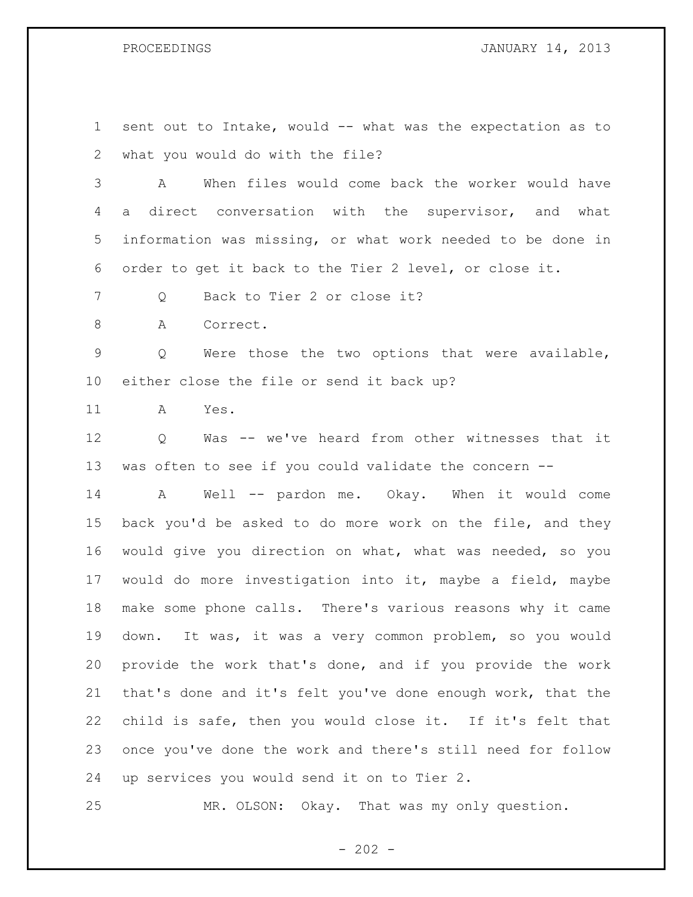sent out to Intake, would -- what was the expectation as to what you would do with the file?

A When files would come back the worker would have a direct conversation with the supervisor, and what information was missing, or what work needed to be done in order to get it back to the Tier 2 level, or close it.

Q Back to Tier 2 or close it?

A Correct.

Q Were those the two options that were available, either close the file or send it back up?

A Yes.

Q Was -- we've heard from other witnesses that it was often to see if you could validate the concern --

A Well -- pardon me. Okay. When it would come back you'd be asked to do more work on the file, and they would give you direction on what, what was needed, so you would do more investigation into it, maybe a field, maybe make some phone calls. There's various reasons why it came down. It was, it was a very common problem, so you would provide the work that's done, and if you provide the work that's done and it's felt you've done enough work, that the child is safe, then you would close it. If it's felt that once you've done the work and there's still need for follow up services you would send it on to Tier 2.

MR. OLSON: Okay. That was my only question.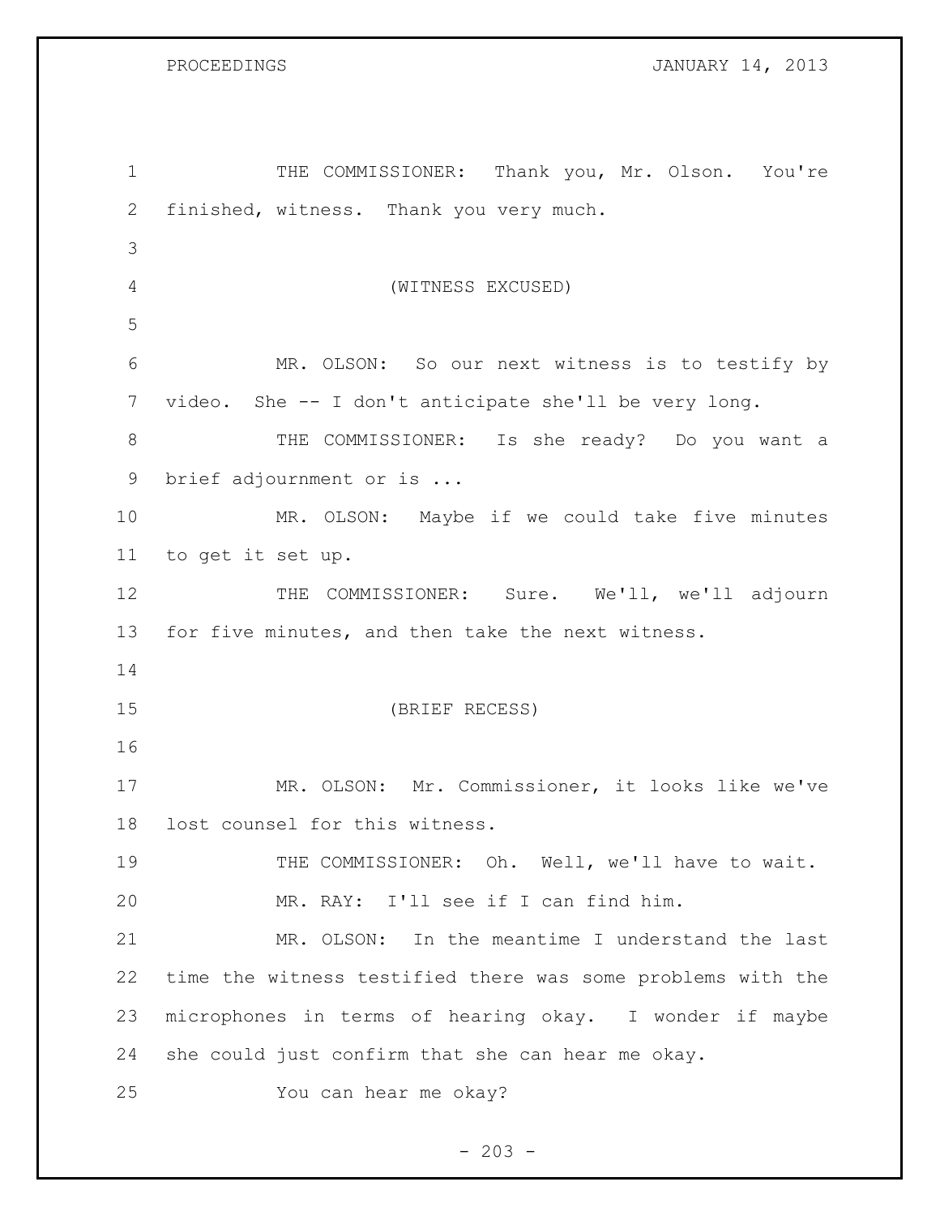THE COMMISSIONER: Thank you, Mr. Olson. You're finished, witness. Thank you very much.

(WITNESS EXCUSED)

MR. OLSON: So our next witness is to testify by video. She -- I don't anticipate she'll be very long.

THE COMMISSIONER: Is she ready? Do you want a brief adjournment or is ...

MR. OLSON: Maybe if we could take five minutes to get it set up.

THE COMMISSIONER: Sure. We'll, we'll adjourn for five minutes, and then take the next witness.

(BRIEF RECESS)

MR. OLSON: Mr. Commissioner, it looks like we've lost counsel for this witness.

THE COMMISSIONER: Oh. Well, we'll have to wait.

MR. RAY: I'll see if I can find him.

MR. OLSON: In the meantime I understand the last time the witness testified there was some problems with the microphones in terms of hearing okay. I wonder if maybe she could just confirm that she can hear me okay.

You can hear me okay?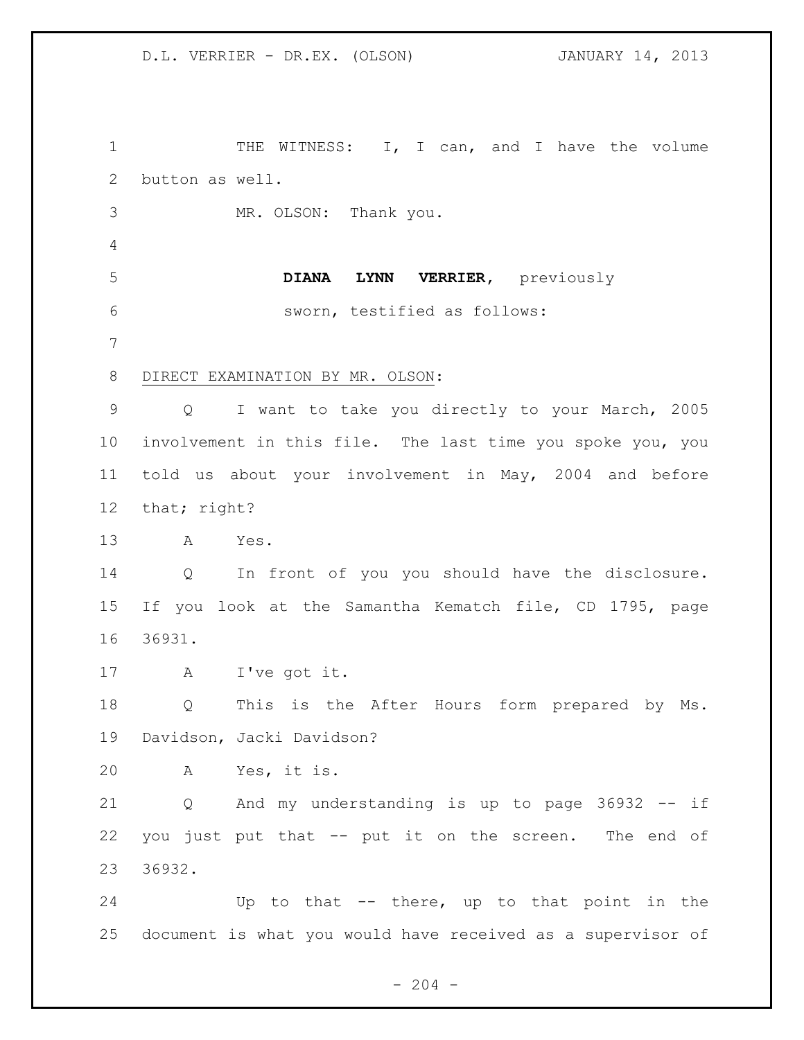THE WITNESS: I, I can, and I have the volume button as well.

MR. OLSON: Thank you.

**DIANA LYNN VERRIER**, previously sworn, testified as follows:

DIRECT EXAMINATION BY MR. OLSON:

Q I want to take you directly to your March, 2005 involvement in this file. The last time you spoke you, you told us about your involvement in May, 2004 and before that; right?

A Yes.

Q In front of you you should have the disclosure. If you look at the Samantha Kematch file, CD 1795, page 36931.

A I've got it.

Q This is the After Hours form prepared by Ms. Davidson, Jacki Davidson?

A Yes, it is.

Q And my understanding is up to page 36932 -- if you just put that -- put it on the screen. The end of 36932.

Up to that -- there, up to that point in the document is what you would have received as a supervisor of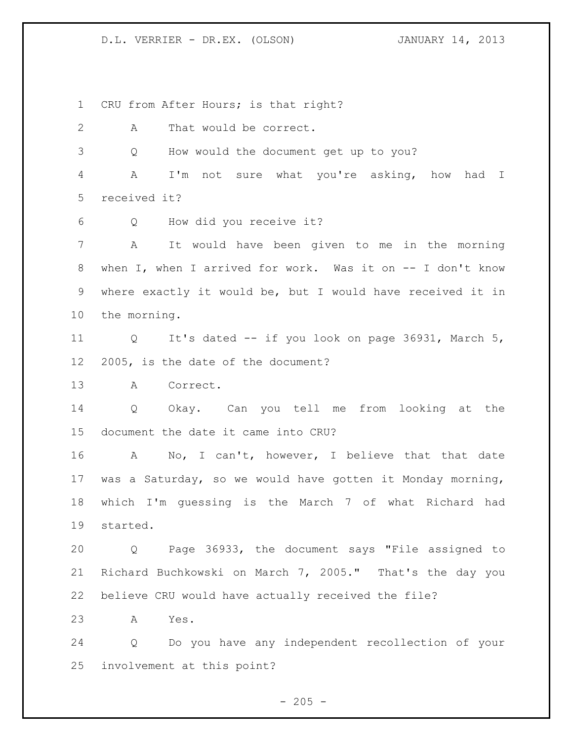CRU from After Hours; is that right?

A That would be correct.

Q How would the document get up to you?

A I'm not sure what you're asking, how had I received it?

Q How did you receive it?

A It would have been given to me in the morning when I, when I arrived for work. Was it on -- I don't know where exactly it would be, but I would have received it in the morning.

Q It's dated -- if you look on page 36931, March 5, 2005, is the date of the document?

A Correct.

Q Okay. Can you tell me from looking at the document the date it came into CRU?

A No, I can't, however, I believe that that date was a Saturday, so we would have gotten it Monday morning, which I'm guessing is the March 7 of what Richard had started.

Q Page 36933, the document says "File assigned to Richard Buchkowski on March 7, 2005." That's the day you believe CRU would have actually received the file?

A Yes.

Q Do you have any independent recollection of your involvement at this point?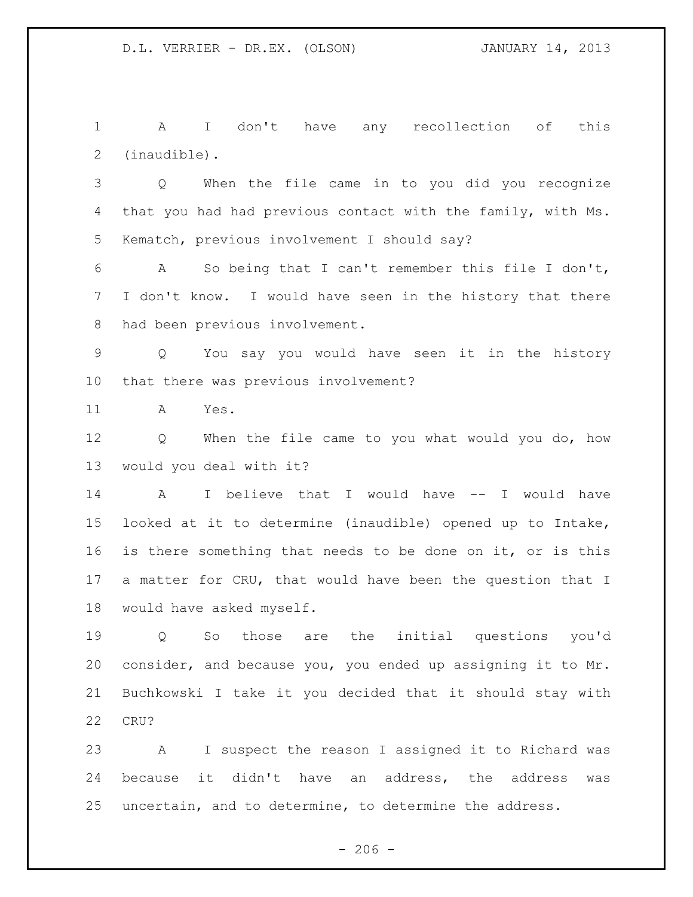A I don't have any recollection of this (inaudible).

Q When the file came in to you did you recognize that you had had previous contact with the family, with Ms. Kematch, previous involvement I should say?

A So being that I can't remember this file I don't, I don't know. I would have seen in the history that there had been previous involvement.

Q You say you would have seen it in the history that there was previous involvement?

A Yes.

Q When the file came to you what would you do, how would you deal with it?

A I believe that I would have -- I would have looked at it to determine (inaudible) opened up to Intake, is there something that needs to be done on it, or is this a matter for CRU, that would have been the question that I would have asked myself.

Q So those are the initial questions you'd consider, and because you, you ended up assigning it to Mr. Buchkowski I take it you decided that it should stay with CRU?

A I suspect the reason I assigned it to Richard was because it didn't have an address, the address was uncertain, and to determine, to determine the address.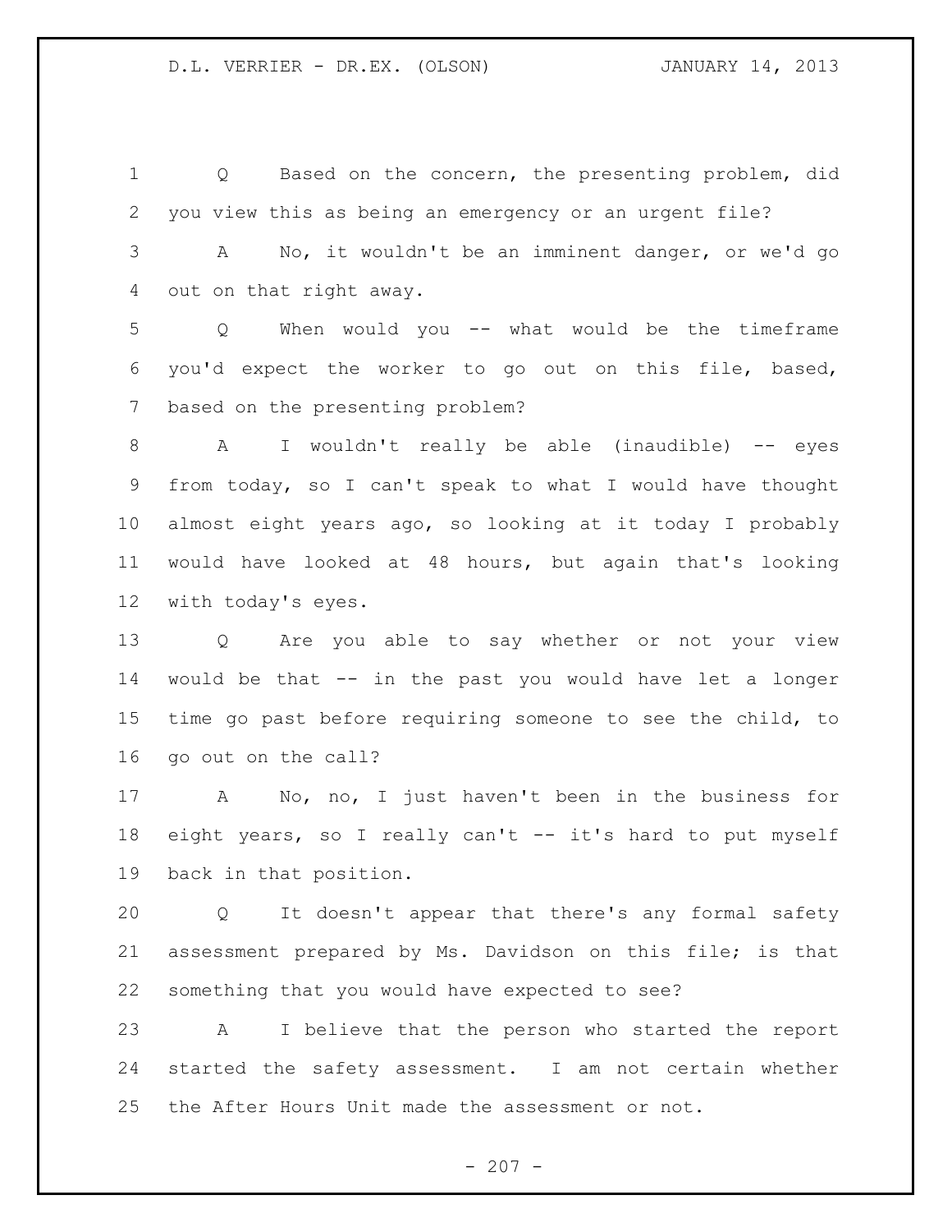Q Based on the concern, the presenting problem, did you view this as being an emergency or an urgent file?

A No, it wouldn't be an imminent danger, or we'd go out on that right away.

Q When would you -- what would be the timeframe you'd expect the worker to go out on this file, based, based on the presenting problem?

A I wouldn't really be able (inaudible) -- eyes from today, so I can't speak to what I would have thought almost eight years ago, so looking at it today I probably would have looked at 48 hours, but again that's looking with today's eyes.

Q Are you able to say whether or not your view would be that -- in the past you would have let a longer time go past before requiring someone to see the child, to go out on the call?

A No, no, I just haven't been in the business for eight years, so I really can't -- it's hard to put myself back in that position.

Q It doesn't appear that there's any formal safety assessment prepared by Ms. Davidson on this file; is that something that you would have expected to see?

A I believe that the person who started the report started the safety assessment. I am not certain whether the After Hours Unit made the assessment or not.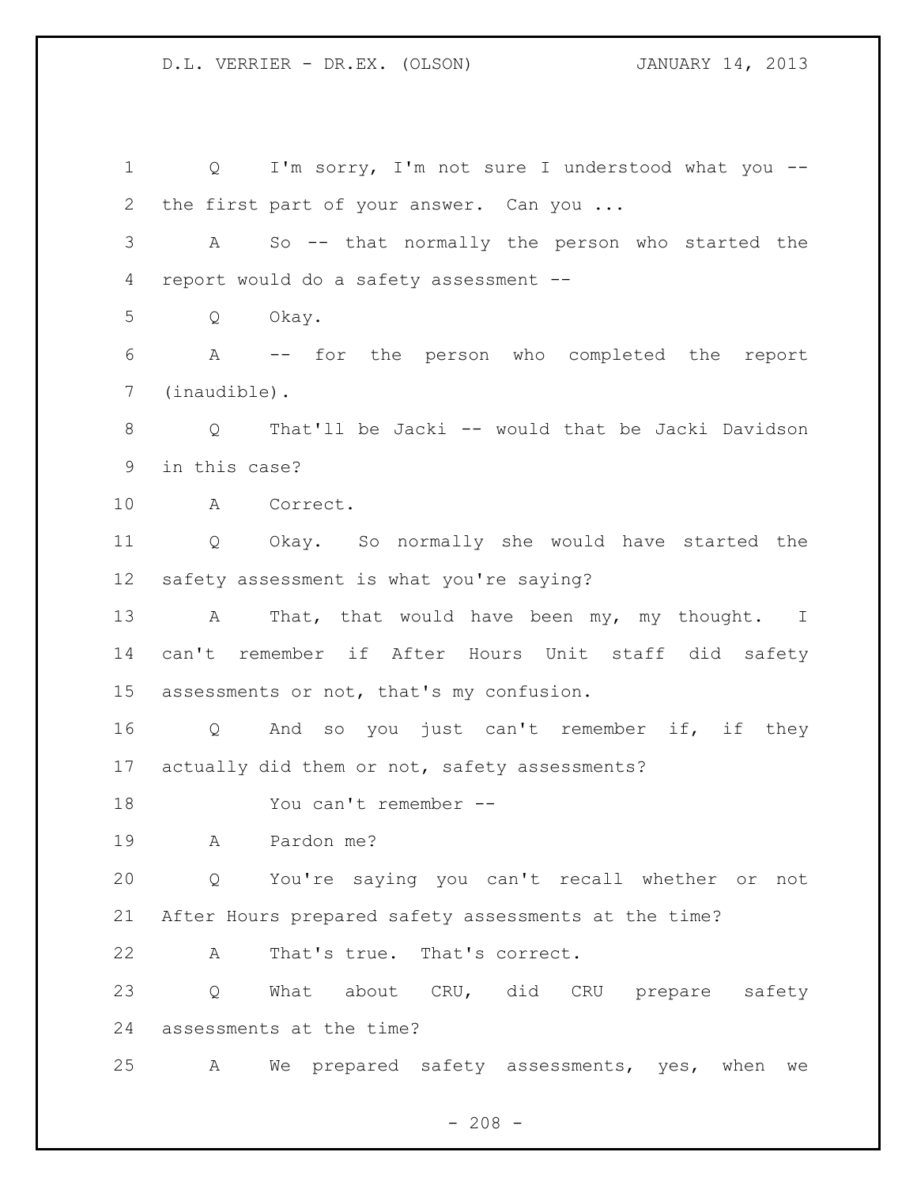Q I'm sorry, I'm not sure I understood what you -- the first part of your answer. Can you ...

A So -- that normally the person who started the report would do a safety assessment --

Q Okay.

A -- for the person who completed the report (inaudible).

Q That'll be Jacki -- would that be Jacki Davidson in this case?

A Correct.

Q Okay. So normally she would have started the safety assessment is what you're saying?

A That, that would have been my, my thought. I can't remember if After Hours Unit staff did safety assessments or not, that's my confusion.

Q And so you just can't remember if, if they actually did them or not, safety assessments?

You can't remember --

A Pardon me?

Q You're saying you can't recall whether or not After Hours prepared safety assessments at the time?

A That's true. That's correct.

Q What about CRU, did CRU prepare safety assessments at the time?

A We prepared safety assessments, yes, when we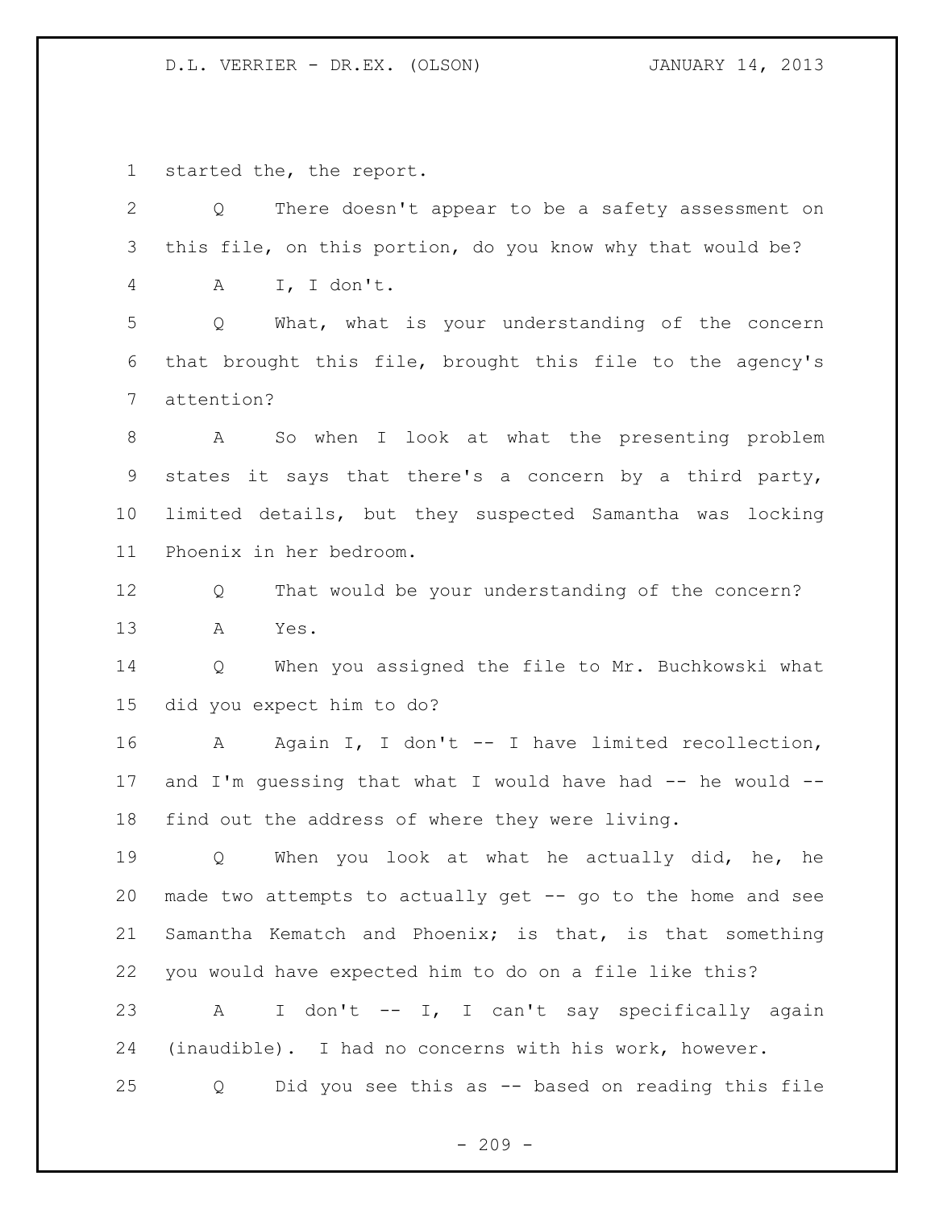started the, the report.

Q There doesn't appear to be a safety assessment on this file, on this portion, do you know why that would be?

A I, I don't.

Q What, what is your understanding of the concern that brought this file, brought this file to the agency's attention?

A So when I look at what the presenting problem states it says that there's a concern by a third party, limited details, but they suspected Samantha was locking Phoenix in her bedroom.

Q That would be your understanding of the concern?

A Yes.

Q When you assigned the file to Mr. Buchkowski what did you expect him to do?

A Again I, I don't -- I have limited recollection, and I'm guessing that what I would have had -- he would -- find out the address of where they were living.

Q When you look at what he actually did, he, he made two attempts to actually get -- go to the home and see Samantha Kematch and Phoenix; is that, is that something you would have expected him to do on a file like this?

A I don't -- I, I can't say specifically again (inaudible). I had no concerns with his work, however.

Q Did you see this as -- based on reading this file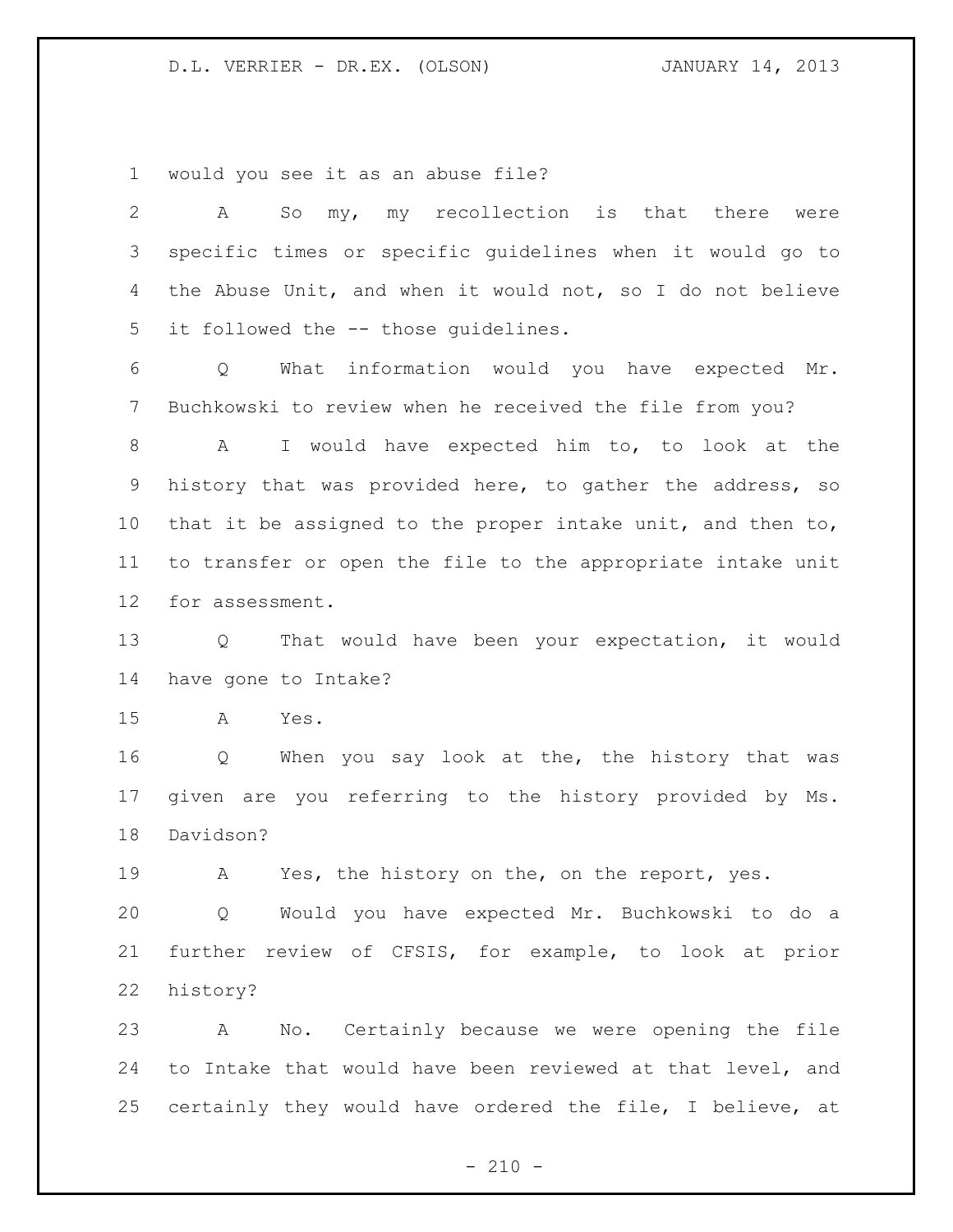would you see it as an abuse file?

A So my, my recollection is that there were specific times or specific guidelines when it would go to the Abuse Unit, and when it would not, so I do not believe it followed the -- those guidelines.

Q What information would you have expected Mr. Buchkowski to review when he received the file from you?

A I would have expected him to, to look at the history that was provided here, to gather the address, so that it be assigned to the proper intake unit, and then to, to transfer or open the file to the appropriate intake unit for assessment.

Q That would have been your expectation, it would have gone to Intake?

A Yes.

Q When you say look at the, the history that was given are you referring to the history provided by Ms. Davidson?

A Yes, the history on the, on the report, yes.

Q Would you have expected Mr. Buchkowski to do a further review of CFSIS, for example, to look at prior history?

A No. Certainly because we were opening the file to Intake that would have been reviewed at that level, and certainly they would have ordered the file, I believe, at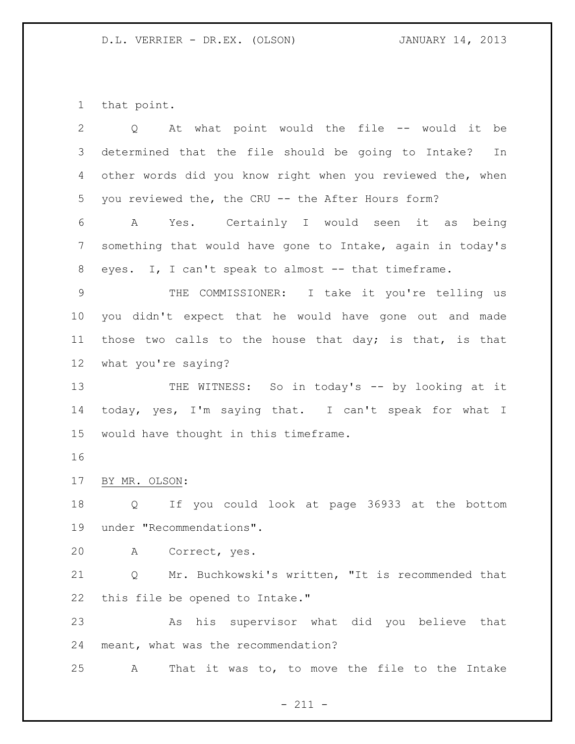that point.

Q At what point would the file -- would it be determined that the file should be going to Intake? In other words did you know right when you reviewed the, when you reviewed the, the CRU -- the After Hours form?

A Yes. Certainly I would seen it as being something that would have gone to Intake, again in today's eyes. I, I can't speak to almost -- that timeframe.

THE COMMISSIONER: I take it you're telling us you didn't expect that he would have gone out and made those two calls to the house that day; is that, is that what you're saying?

THE WITNESS: So in today's -- by looking at it today, yes, I'm saying that. I can't speak for what I would have thought in this timeframe.

BY MR. OLSON:

Q If you could look at page 36933 at the bottom under "Recommendations".

A Correct, yes.

Q Mr. Buchkowski's written, "It is recommended that this file be opened to Intake."

As his supervisor what did you believe that meant, what was the recommendation?

A That it was to, to move the file to the Intake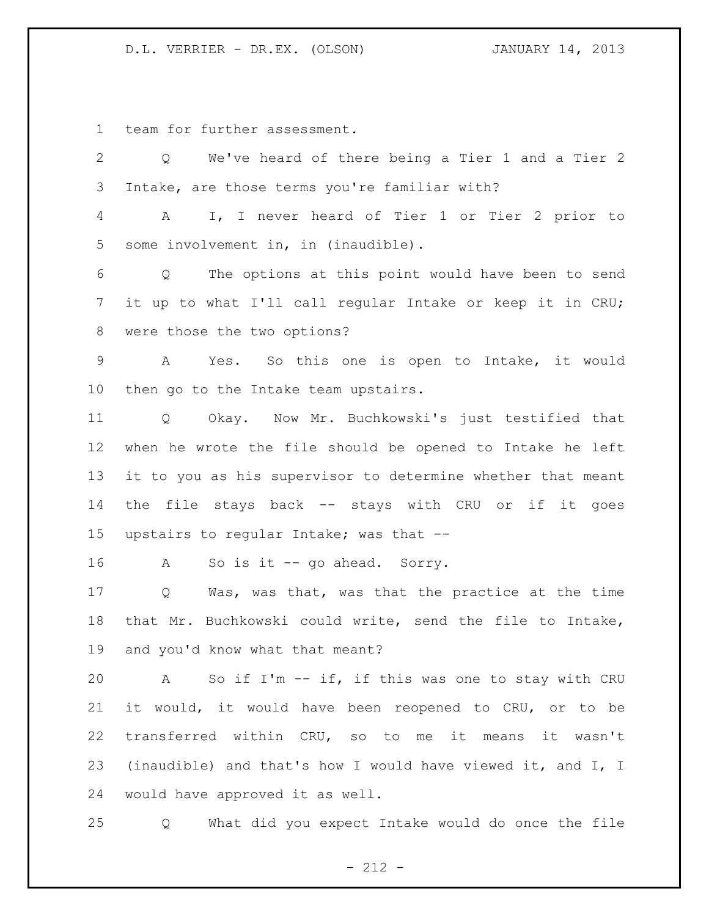team for further assessment.

Q We've heard of there being a Tier 1 and a Tier 2 Intake, are those terms you're familiar with?

A I, I never heard of Tier 1 or Tier 2 prior to some involvement in, in (inaudible).

Q The options at this point would have been to send it up to what I'll call regular Intake or keep it in CRU; were those the two options?

A Yes. So this one is open to Intake, it would then go to the Intake team upstairs.

Q Okay. Now Mr. Buchkowski's just testified that when he wrote the file should be opened to Intake he left it to you as his supervisor to determine whether that meant the file stays back -- stays with CRU or if it goes upstairs to regular Intake; was that --

A So is it -- go ahead. Sorry.

Q Was, was that, was that the practice at the time that Mr. Buchkowski could write, send the file to Intake, and you'd know what that meant?

A So if I'm -- if, if this was one to stay with CRU it would, it would have been reopened to CRU, or to be transferred within CRU, so to me it means it wasn't (inaudible) and that's how I would have viewed it, and I, I would have approved it as well.

Q What did you expect Intake would do once the file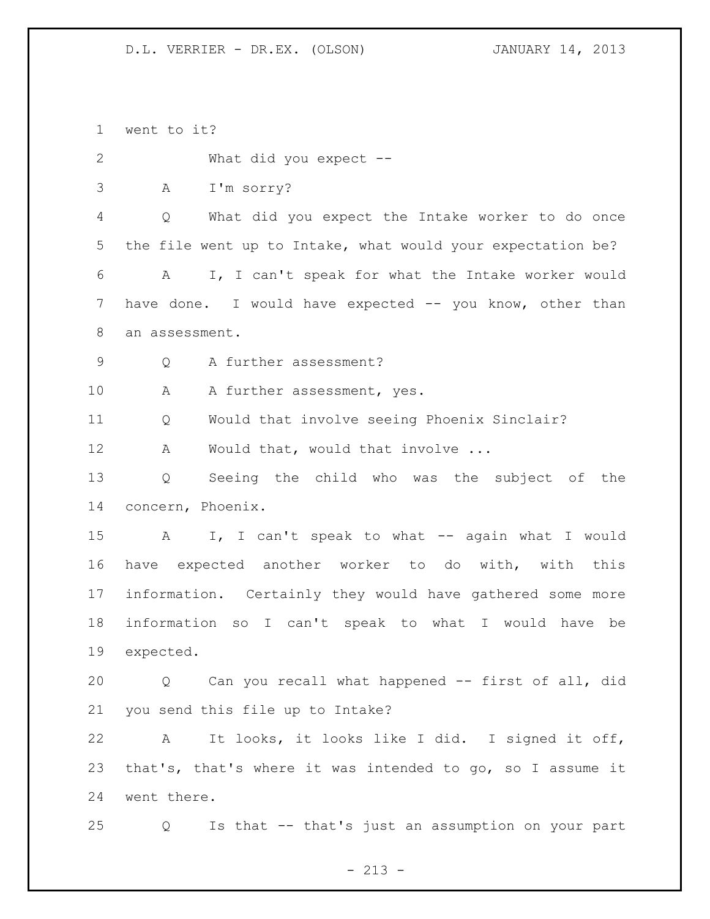went to it?

What did you expect --

A I'm sorry?

Q What did you expect the Intake worker to do once the file went up to Intake, what would your expectation be?

A I, I can't speak for what the Intake worker would have done. I would have expected -- you know, other than an assessment.

Q A further assessment?

A A further assessment, yes.

Q Would that involve seeing Phoenix Sinclair?

A Would that, would that involve ...

Q Seeing the child who was the subject of the concern, Phoenix.

A I, I can't speak to what -- again what I would have expected another worker to do with, with this information. Certainly they would have gathered some more information so I can't speak to what I would have be expected.

Q Can you recall what happened -- first of all, did you send this file up to Intake?

A It looks, it looks like I did. I signed it off, that's, that's where it was intended to go, so I assume it went there.

Q Is that -- that's just an assumption on your part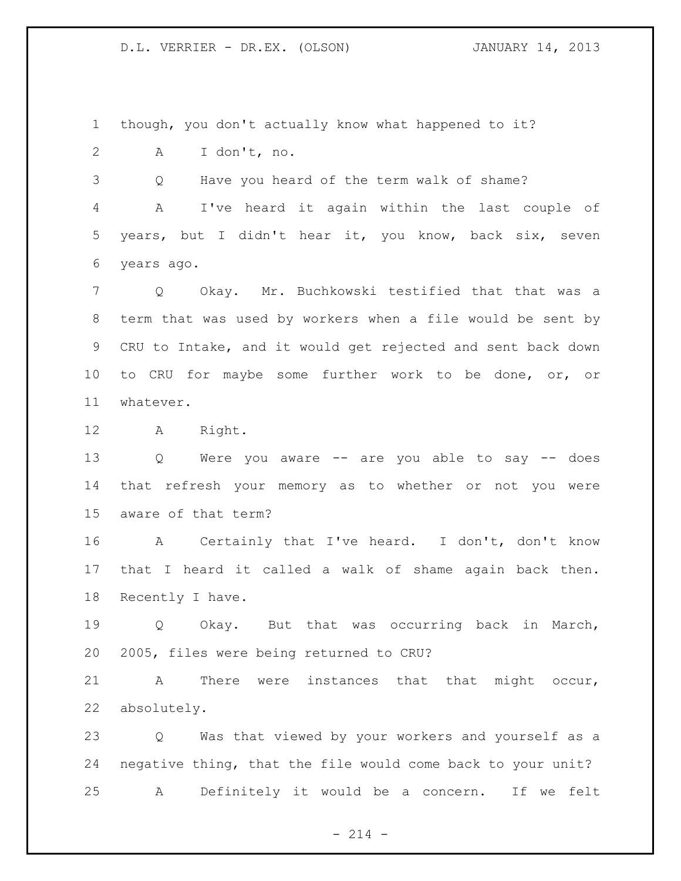though, you don't actually know what happened to it?

A I don't, no.

Q Have you heard of the term walk of shame?

A I've heard it again within the last couple of years, but I didn't hear it, you know, back six, seven years ago.

Q Okay. Mr. Buchkowski testified that that was a term that was used by workers when a file would be sent by CRU to Intake, and it would get rejected and sent back down to CRU for maybe some further work to be done, or, or whatever.

A Right.

Q Were you aware -- are you able to say -- does that refresh your memory as to whether or not you were aware of that term?

A Certainly that I've heard. I don't, don't know that I heard it called a walk of shame again back then. Recently I have.

Q Okay. But that was occurring back in March, 2005, files were being returned to CRU?

A There were instances that that might occur, absolutely.

Q Was that viewed by your workers and yourself as a negative thing, that the file would come back to your unit?

A Definitely it would be a concern. If we felt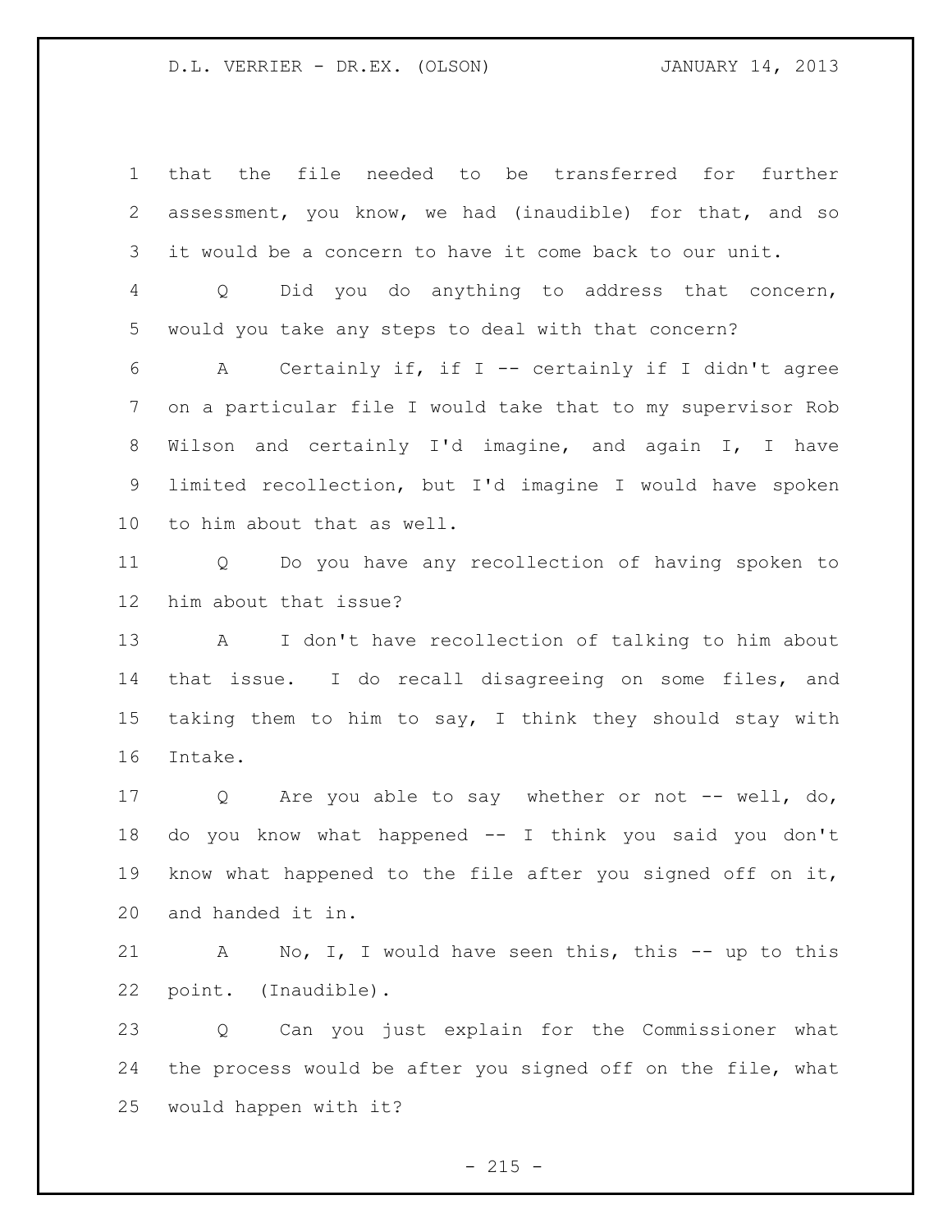that the file needed to be transferred for further assessment, you know, we had (inaudible) for that, and so it would be a concern to have it come back to our unit.

Q Did you do anything to address that concern, would you take any steps to deal with that concern?

A Certainly if, if I -- certainly if I didn't agree on a particular file I would take that to my supervisor Rob Wilson and certainly I'd imagine, and again I, I have limited recollection, but I'd imagine I would have spoken to him about that as well.

Q Do you have any recollection of having spoken to him about that issue?

A I don't have recollection of talking to him about that issue. I do recall disagreeing on some files, and taking them to him to say, I think they should stay with Intake.

Q Are you able to say whether or not -- well, do, do you know what happened -- I think you said you don't know what happened to the file after you signed off on it, and handed it in.

A No, I, I would have seen this, this -- up to this point. (Inaudible).

Q Can you just explain for the Commissioner what the process would be after you signed off on the file, what would happen with it?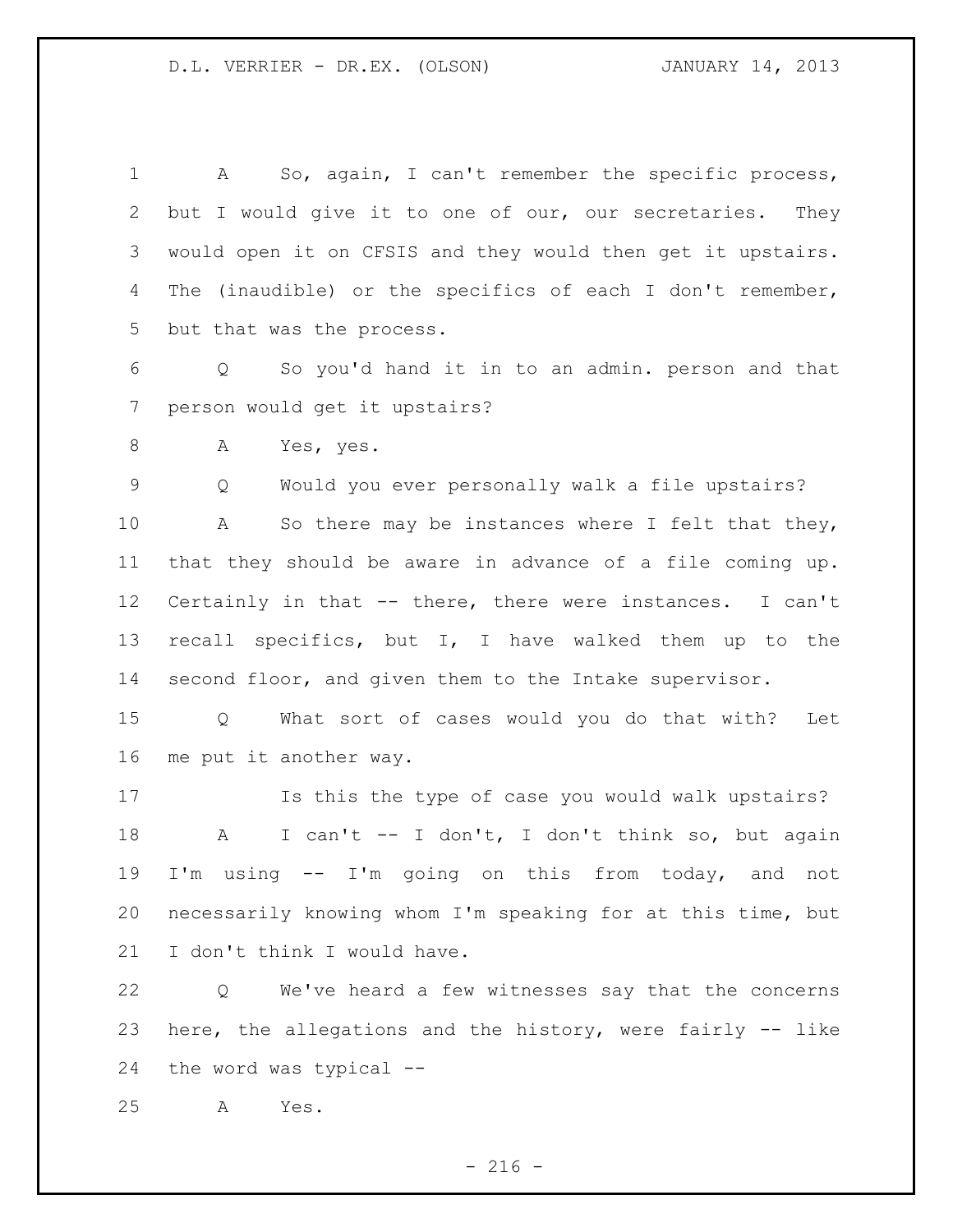A So, again, I can't remember the specific process, but I would give it to one of our, our secretaries. They would open it on CFSIS and they would then get it upstairs. The (inaudible) or the specifics of each I don't remember, but that was the process.

Q So you'd hand it in to an admin. person and that person would get it upstairs?

A Yes, yes.

Q Would you ever personally walk a file upstairs?

A So there may be instances where I felt that they, that they should be aware in advance of a file coming up. Certainly in that -- there, there were instances. I can't recall specifics, but I, I have walked them up to the second floor, and given them to the Intake supervisor.

Q What sort of cases would you do that with? Let me put it another way.

Is this the type of case you would walk upstairs?

A I can't -- I don't, I don't think so, but again I'm using -- I'm going on this from today, and not necessarily knowing whom I'm speaking for at this time, but I don't think I would have.

Q We've heard a few witnesses say that the concerns here, the allegations and the history, were fairly -- like the word was typical --

A Yes.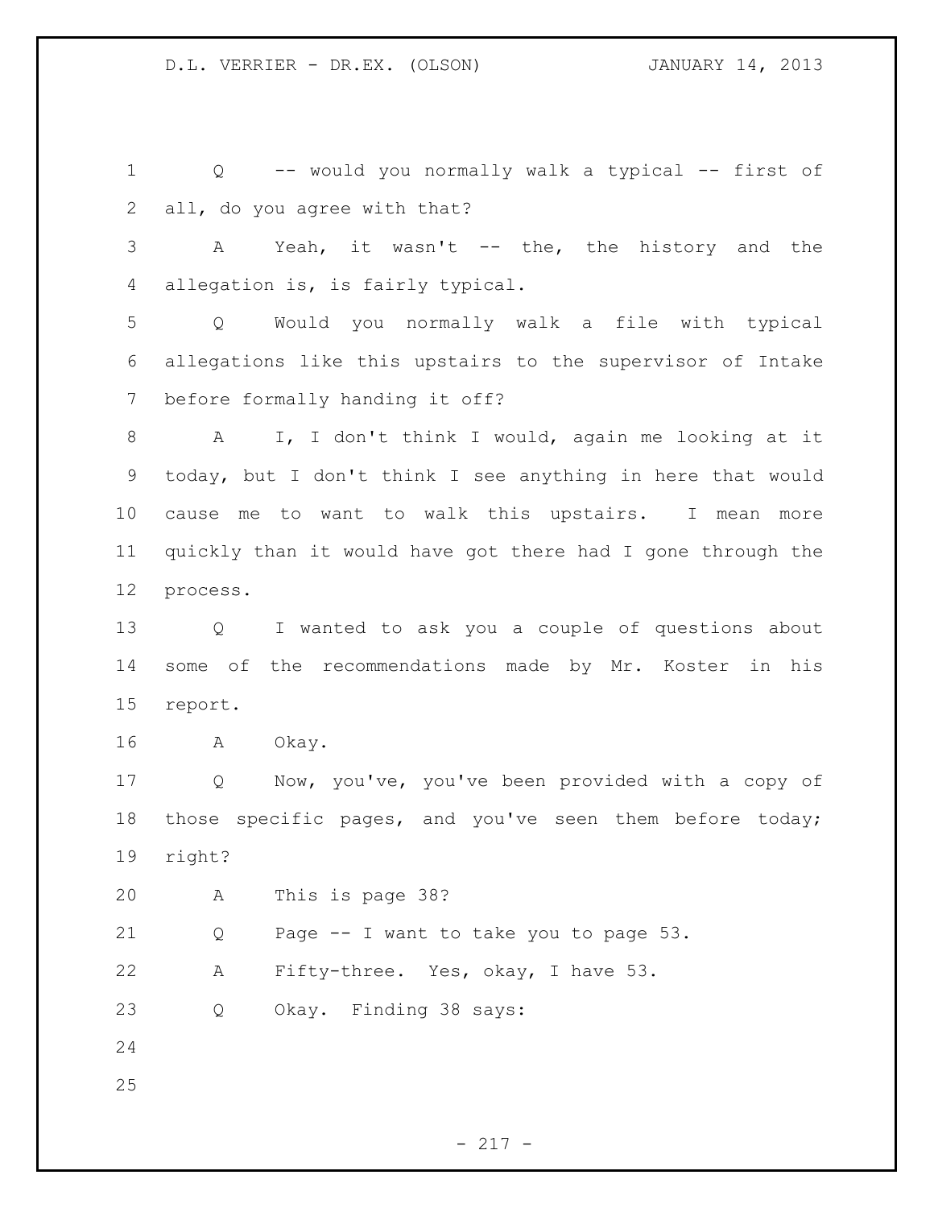Q -- would you normally walk a typical -- first of all, do you agree with that?

A Yeah, it wasn't -- the, the history and the allegation is, is fairly typical.

Q Would you normally walk a file with typical allegations like this upstairs to the supervisor of Intake before formally handing it off?

A I, I don't think I would, again me looking at it today, but I don't think I see anything in here that would cause me to want to walk this upstairs. I mean more quickly than it would have got there had I gone through the process.

Q I wanted to ask you a couple of questions about some of the recommendations made by Mr. Koster in his report.

A Okay.

Q Now, you've, you've been provided with a copy of those specific pages, and you've seen them before today; right?

A This is page 38?

Q Page -- I want to take you to page 53.

A Fifty-three. Yes, okay, I have 53.

Q Okay. Finding 38 says: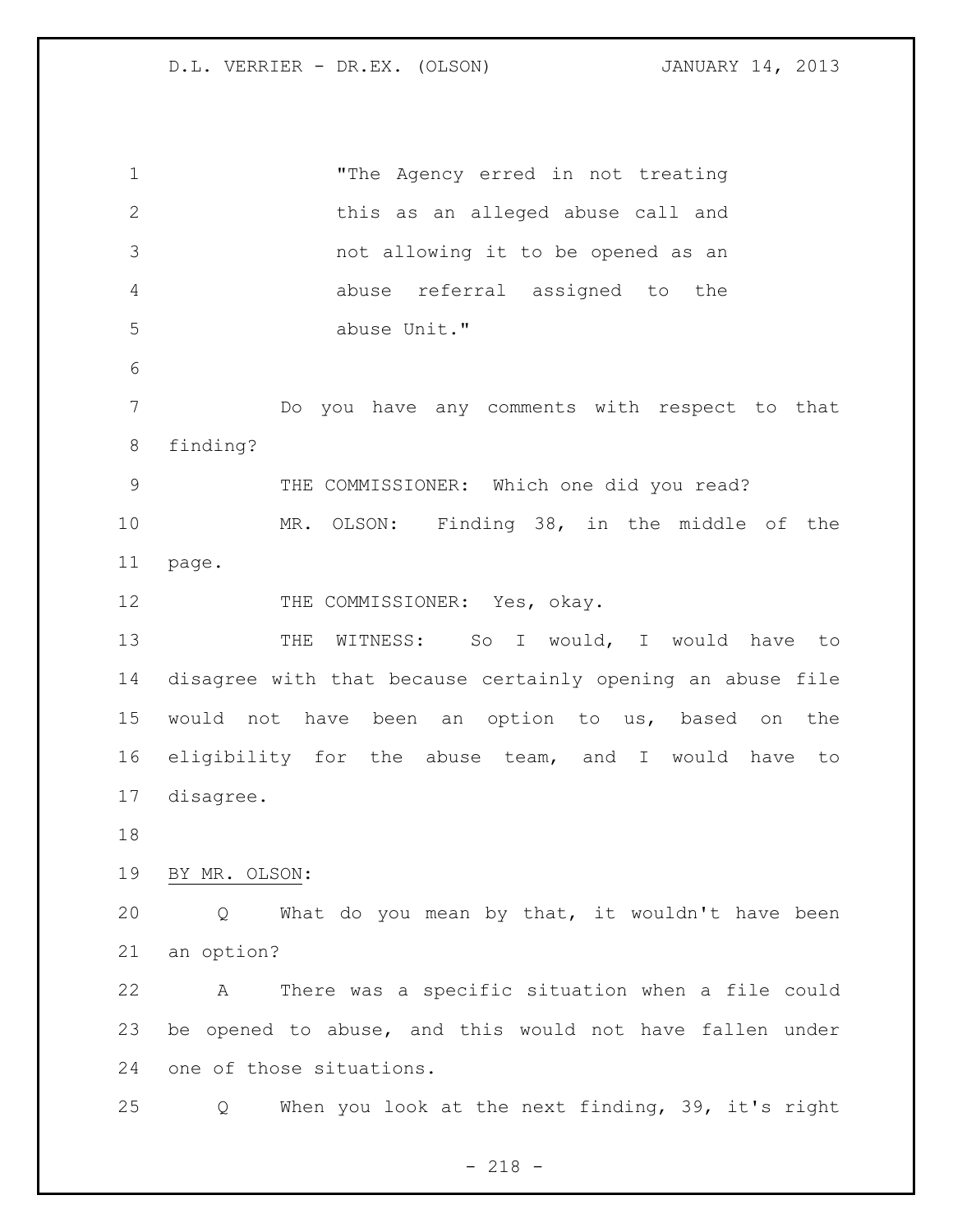"The Agency erred in not treating this as an alleged abuse call and not allowing it to be opened as an abuse referral assigned to the abuse Unit."

Do you have any comments with respect to that finding?

THE COMMISSIONER: Which one did you read?

MR. OLSON: Finding 38, in the middle of the page.

THE COMMISSIONER: Yes, okay.

THE WITNESS: So I would, I would have to disagree with that because certainly opening an abuse file would not have been an option to us, based on the eligibility for the abuse team, and I would have to disagree.

BY MR. OLSON:

Q What do you mean by that, it wouldn't have been an option?

A There was a specific situation when a file could be opened to abuse, and this would not have fallen under one of those situations.

Q When you look at the next finding, 39, it's right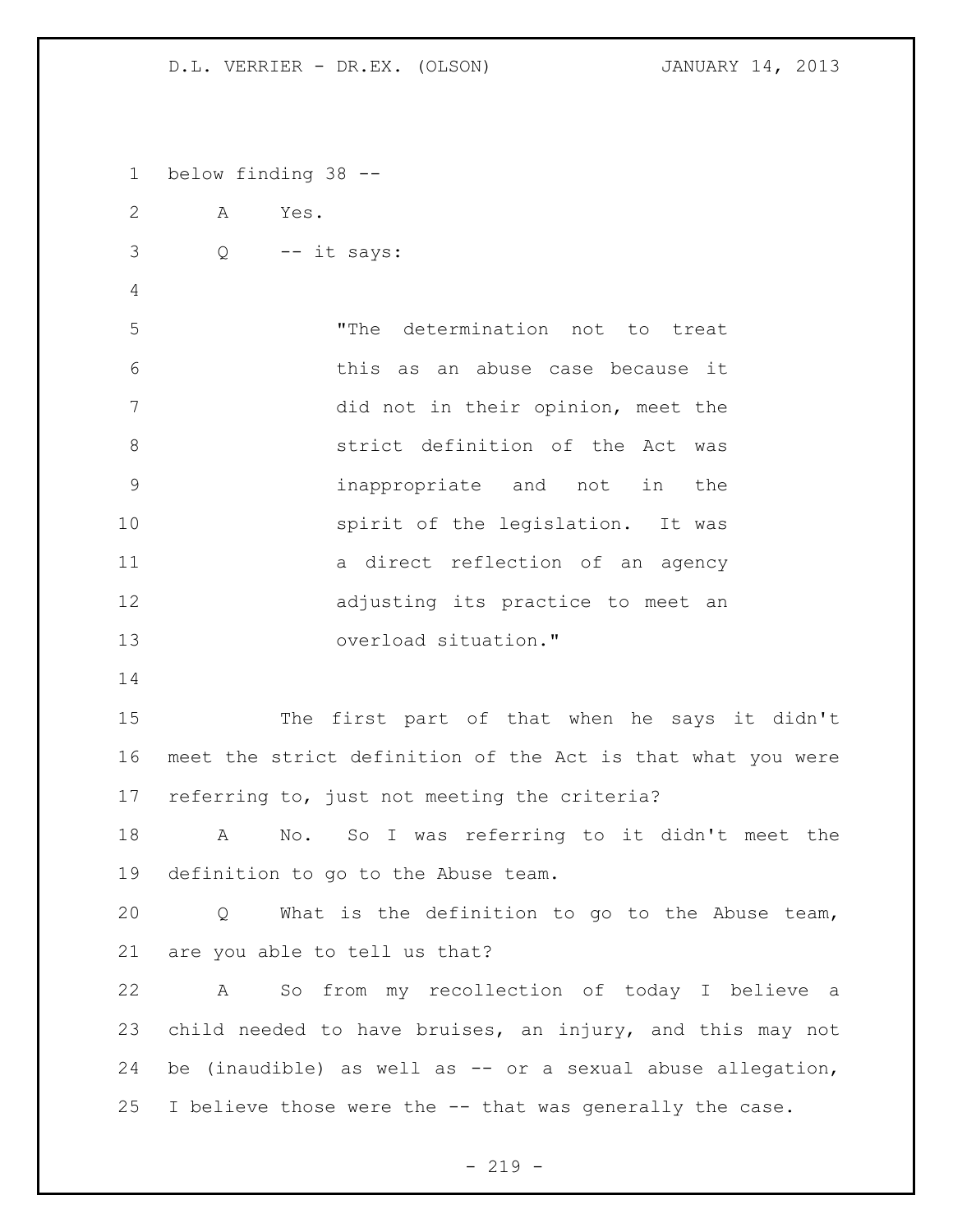below finding 38 --

A Yes.

Q -- it says:

> "The determination not to treat this as an abuse case because it did not in their opinion, meet the strict definition of the Act was inappropriate and not in the spirit of the legislation. It was a direct reflection of an agency adjusting its practice to meet an overload situation."

The first part of that when he says it didn't meet the strict definition of the Act is that what you were referring to, just not meeting the criteria?

A No. So I was referring to it didn't meet the definition to go to the Abuse team.

Q What is the definition to go to the Abuse team, are you able to tell us that?

A So from my recollection of today I believe a child needed to have bruises, an injury, and this may not be (inaudible) as well as -- or a sexual abuse allegation, I believe those were the -- that was generally the case.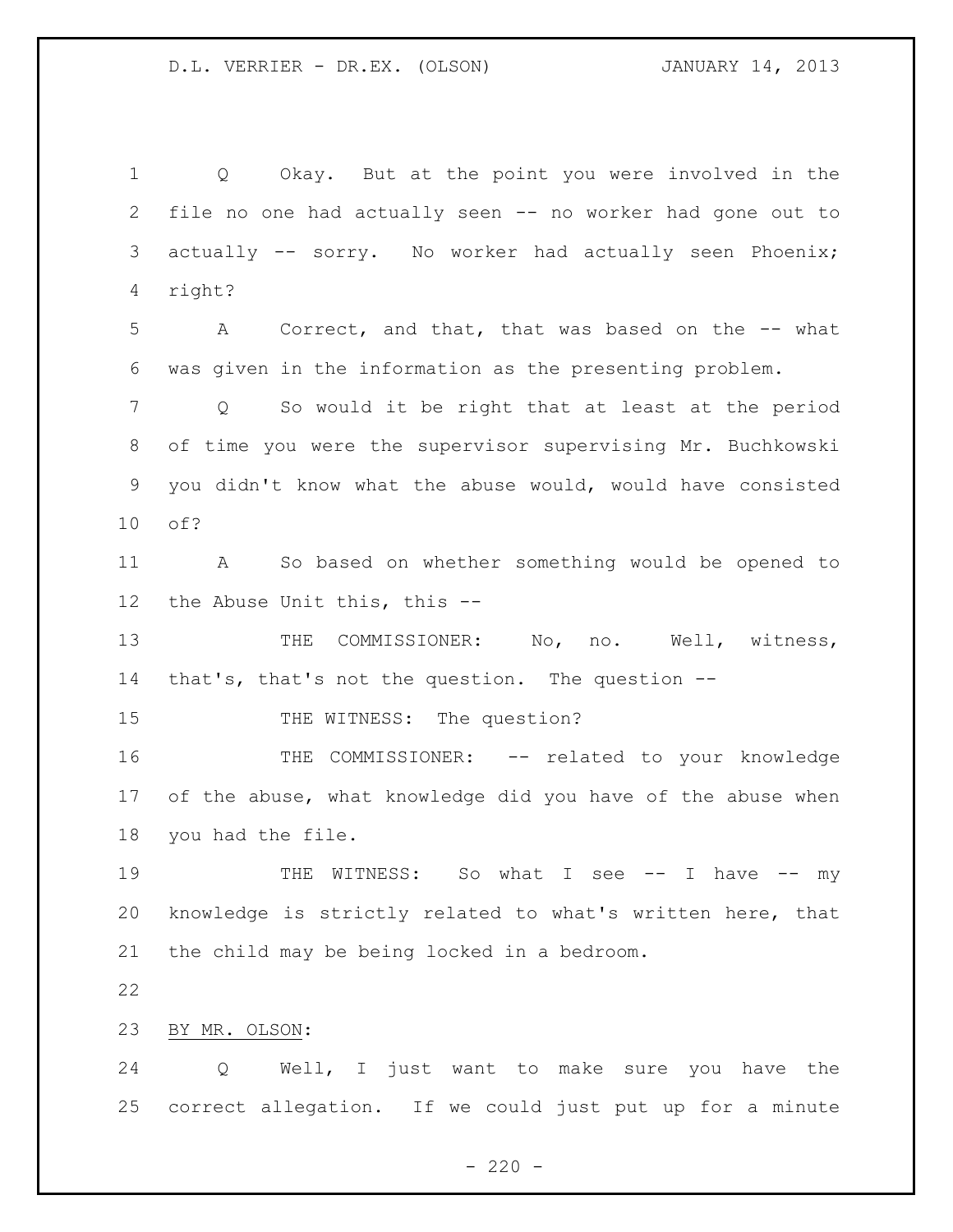Q Okay. But at the point you were involved in the file no one had actually seen -- no worker had gone out to actually -- sorry. No worker had actually seen Phoenix; right?

A Correct, and that, that was based on the -- what was given in the information as the presenting problem.

Q So would it be right that at least at the period of time you were the supervisor supervising Mr. Buchkowski you didn't know what the abuse would, would have consisted of?

A So based on whether something would be opened to the Abuse Unit this, this --

THE COMMISSIONER: No, no. Well, witness, that's, that's not the question. The question --

THE WITNESS: The question?

THE COMMISSIONER: -- related to your knowledge of the abuse, what knowledge did you have of the abuse when you had the file.

THE WITNESS: So what I see -- I have -- my knowledge is strictly related to what's written here, that the child may be being locked in a bedroom.

BY MR. OLSON:

Q Well, I just want to make sure you have the correct allegation. If we could just put up for a minute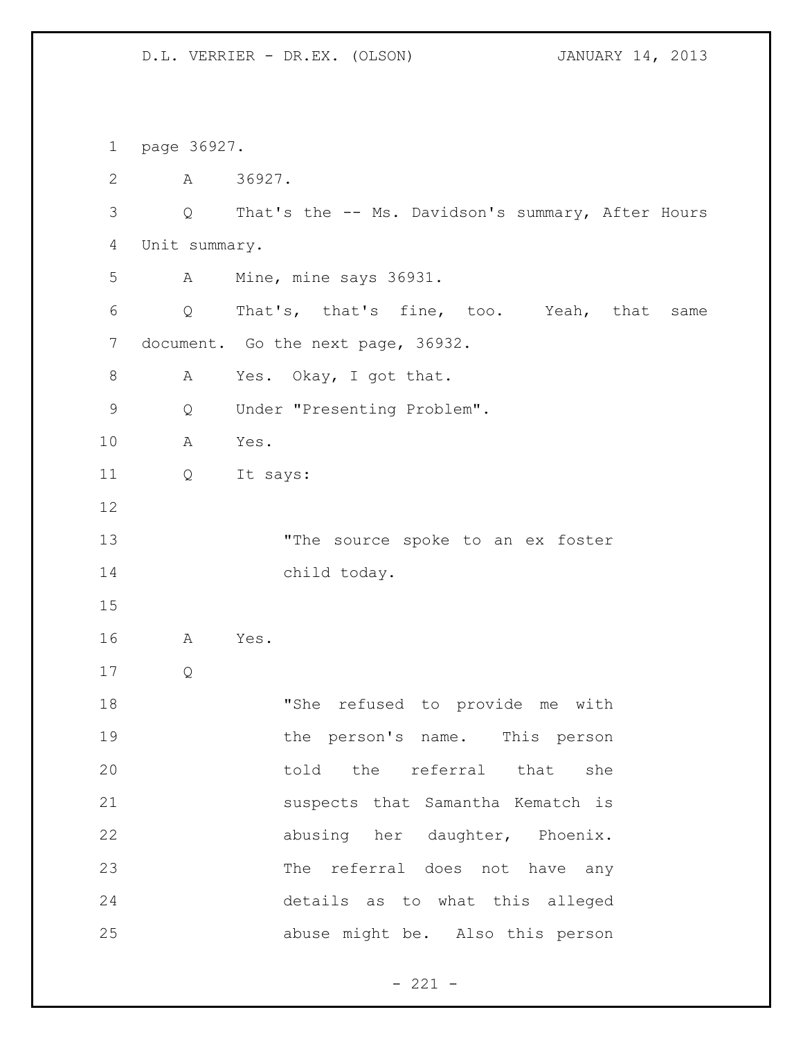page 36927.

A 36927.

Q That's the -- Ms. Davidson's summary, After Hours Unit summary.

A Mine, mine says 36931.

Q That's, that's fine, too. Yeah, that same document. Go the next page, 36932.

A Yes. Okay, I got that.

Q Under "Presenting Problem".

A Yes.

Q It says:

> "The source spoke to an ex foster child today.

A Yes.

Q

> "She refused to provide me with the person's name. This person told the referral that she suspects that Samantha Kematch is abusing her daughter, Phoenix. The referral does not have any details as to what this alleged abuse might be. Also this person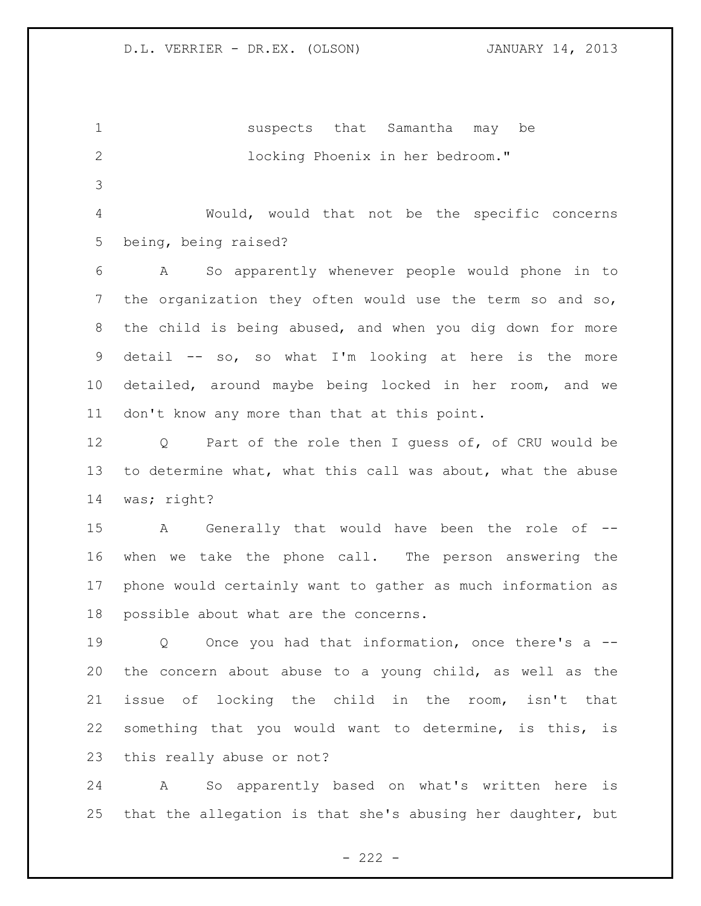suspects that Samantha may be locking Phoenix in her bedroom."

Would, would that not be the specific concerns being, being raised?

A So apparently whenever people would phone in to the organization they often would use the term so and so, the child is being abused, and when you dig down for more detail -- so, so what I'm looking at here is the more detailed, around maybe being locked in her room, and we don't know any more than that at this point.

Q Part of the role then I guess of, of CRU would be to determine what, what this call was about, what the abuse was; right?

A Generally that would have been the role of -- when we take the phone call. The person answering the phone would certainly want to gather as much information as possible about what are the concerns.

Q Once you had that information, once there's a -- the concern about abuse to a young child, as well as the issue of locking the child in the room, isn't that something that you would want to determine, is this, is this really abuse or not?

A So apparently based on what's written here is that the allegation is that she's abusing her daughter, but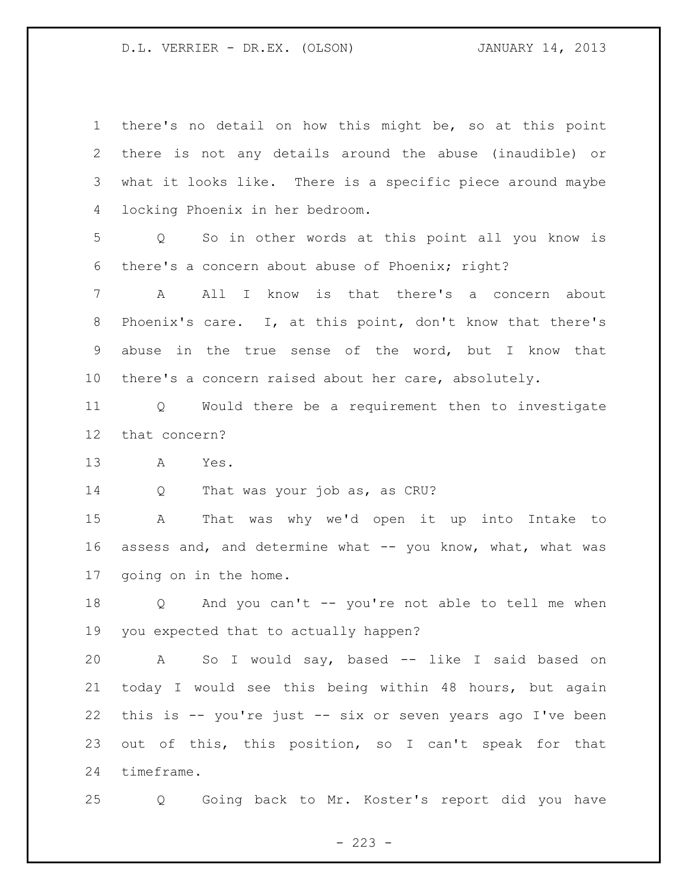there's no detail on how this might be, so at this point there is not any details around the abuse (inaudible) or what it looks like. There is a specific piece around maybe locking Phoenix in her bedroom.

Q So in other words at this point all you know is there's a concern about abuse of Phoenix; right?

A All I know is that there's a concern about Phoenix's care. I, at this point, don't know that there's abuse in the true sense of the word, but I know that there's a concern raised about her care, absolutely.

Q Would there be a requirement then to investigate that concern?

A Yes.

Q That was your job as, as CRU?

A That was why we'd open it up into Intake to assess and, and determine what -- you know, what, what was going on in the home.

Q And you can't -- you're not able to tell me when you expected that to actually happen?

A So I would say, based -- like I said based on today I would see this being within 48 hours, but again this is -- you're just -- six or seven years ago I've been out of this, this position, so I can't speak for that timeframe.

Q Going back to Mr. Koster's report did you have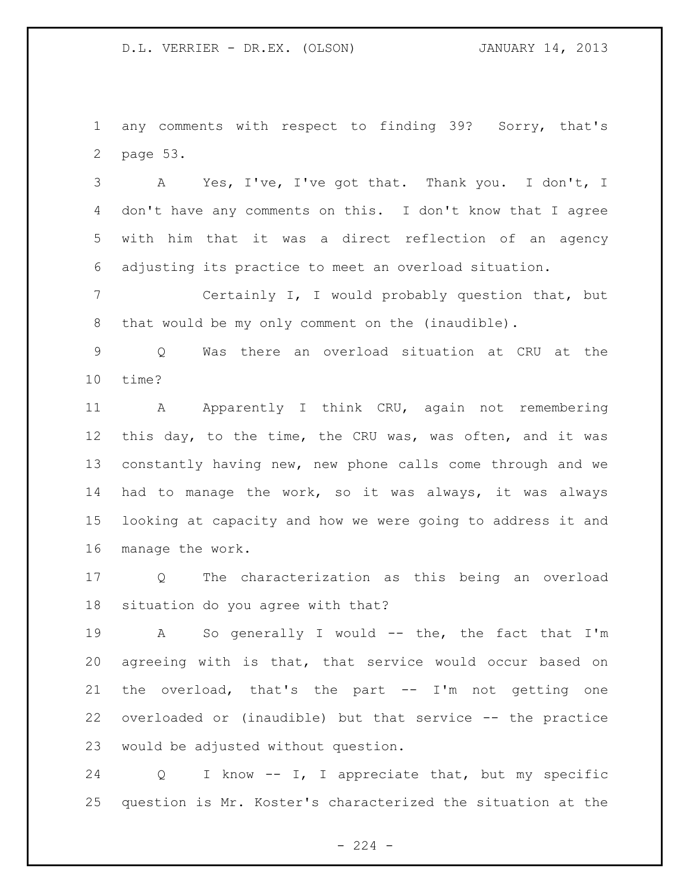any comments with respect to finding 39? Sorry, that's page 53.

A Yes, I've, I've got that. Thank you. I don't, I don't have any comments on this. I don't know that I agree with him that it was a direct reflection of an agency adjusting its practice to meet an overload situation.

Certainly I, I would probably question that, but that would be my only comment on the (inaudible).

Q Was there an overload situation at CRU at the time?

A Apparently I think CRU, again not remembering this day, to the time, the CRU was, was often, and it was constantly having new, new phone calls come through and we had to manage the work, so it was always, it was always looking at capacity and how we were going to address it and manage the work.

Q The characterization as this being an overload situation do you agree with that?

A So generally I would -- the, the fact that I'm agreeing with is that, that service would occur based on the overload, that's the part -- I'm not getting one overloaded or (inaudible) but that service -- the practice would be adjusted without question.

Q I know -- I, I appreciate that, but my specific question is Mr. Koster's characterized the situation at the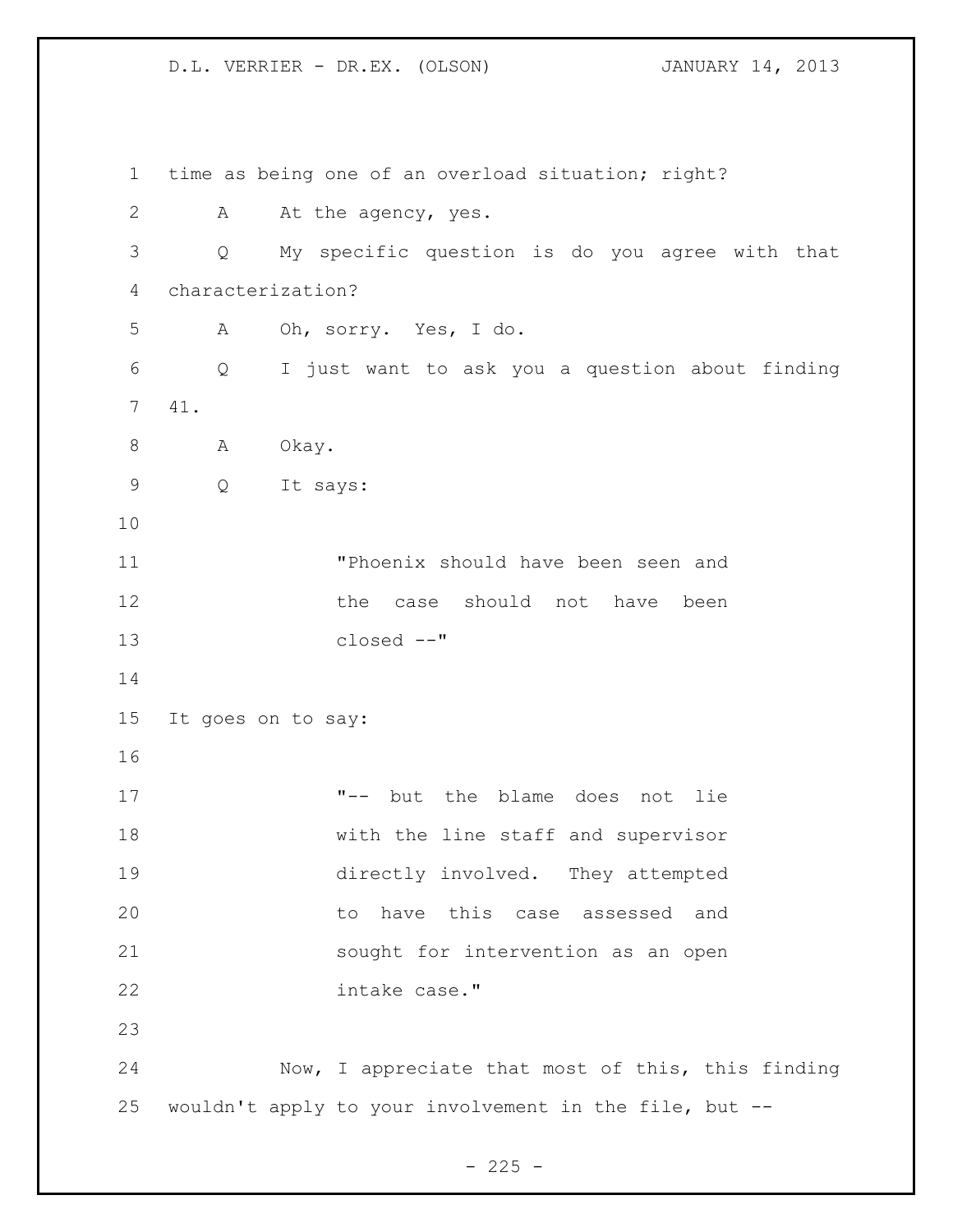time as being one of an overload situation; right?

A At the agency, yes.

Q My specific question is do you agree with that characterization?

A Oh, sorry. Yes, I do.

Q I just want to ask you a question about finding 41.

A Okay.

Q It says:

> "Phoenix should have been seen and the case should not have been closed --"

It goes on to say:

> "-- but the blame does not lie with the line staff and supervisor directly involved. They attempted to have this case assessed and sought for intervention as an open intake case."

Now, I appreciate that most of this, this finding wouldn't apply to your involvement in the file, but --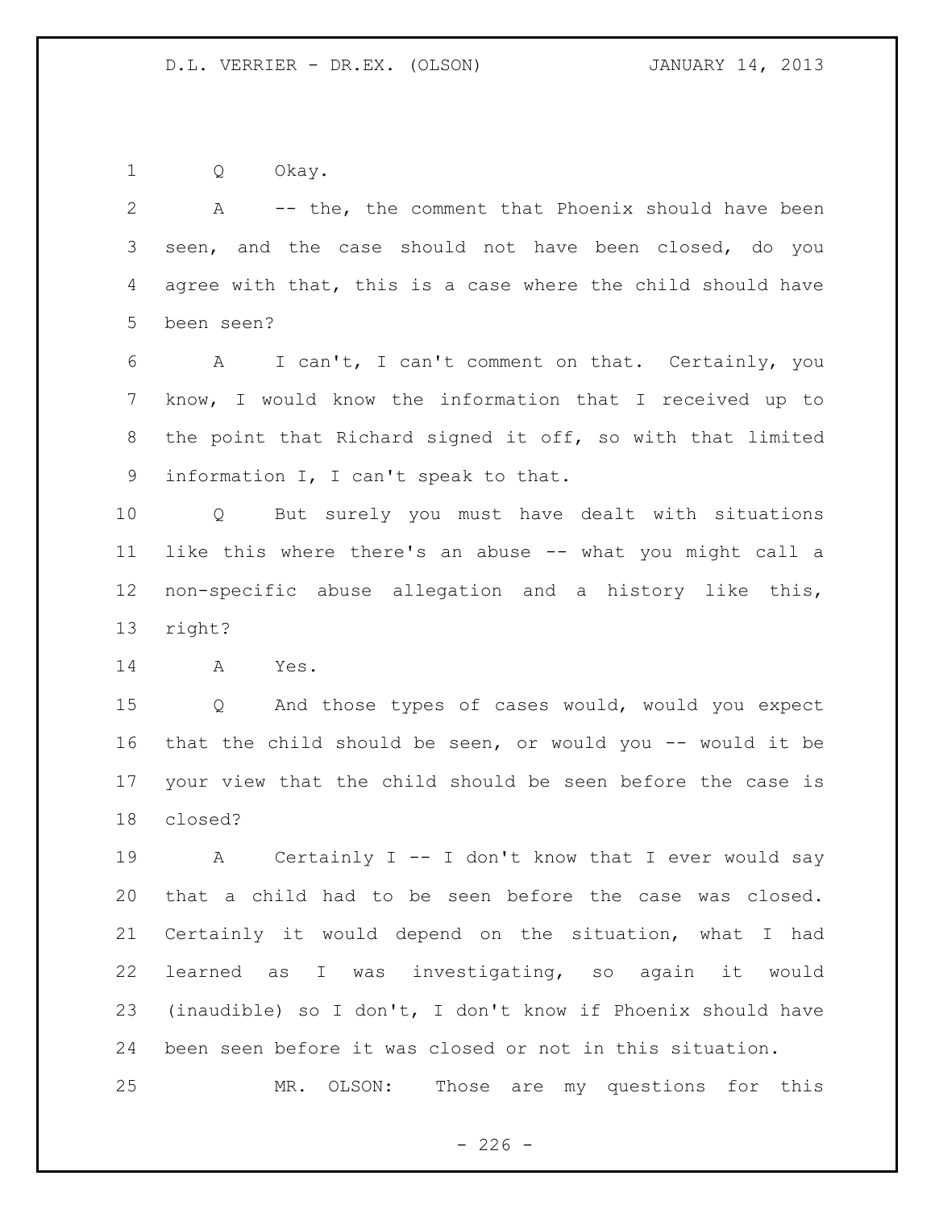1 Q Okay.

2 A -- the, the comment that Phoenix should have been
3 seen, and the case should not have been closed, do you
4 agree with that, this is a case where the child should have
5 been seen?

6 A I can't, I can't comment on that. Certainly, you
7 know, I would know the information that I received up to
8 the point that Richard signed it off, so with that limited
9 information I, I can't speak to that.

10 Q But surely you must have dealt with situations
11 like this where there's an abuse -- what you might call a
12 non-specific abuse allegation and a history like this,
13 right?

14 A Yes.

15 Q And those types of cases would, would you expect
16 that the child should be seen, or would you -- would it be
17 your view that the child should be seen before the case is
18 closed?

19 A Certainly I -- I don't know that I ever would say
20 that a child had to be seen before the case was closed.
21 Certainly it would depend on the situation, what I had
22 learned as I was investigating, so again it would
23 (inaudible) so I don't, I don't know if Phoenix should have
24 been seen before it was closed or not in this situation.

25 MR. OLSON: Those are my questions for this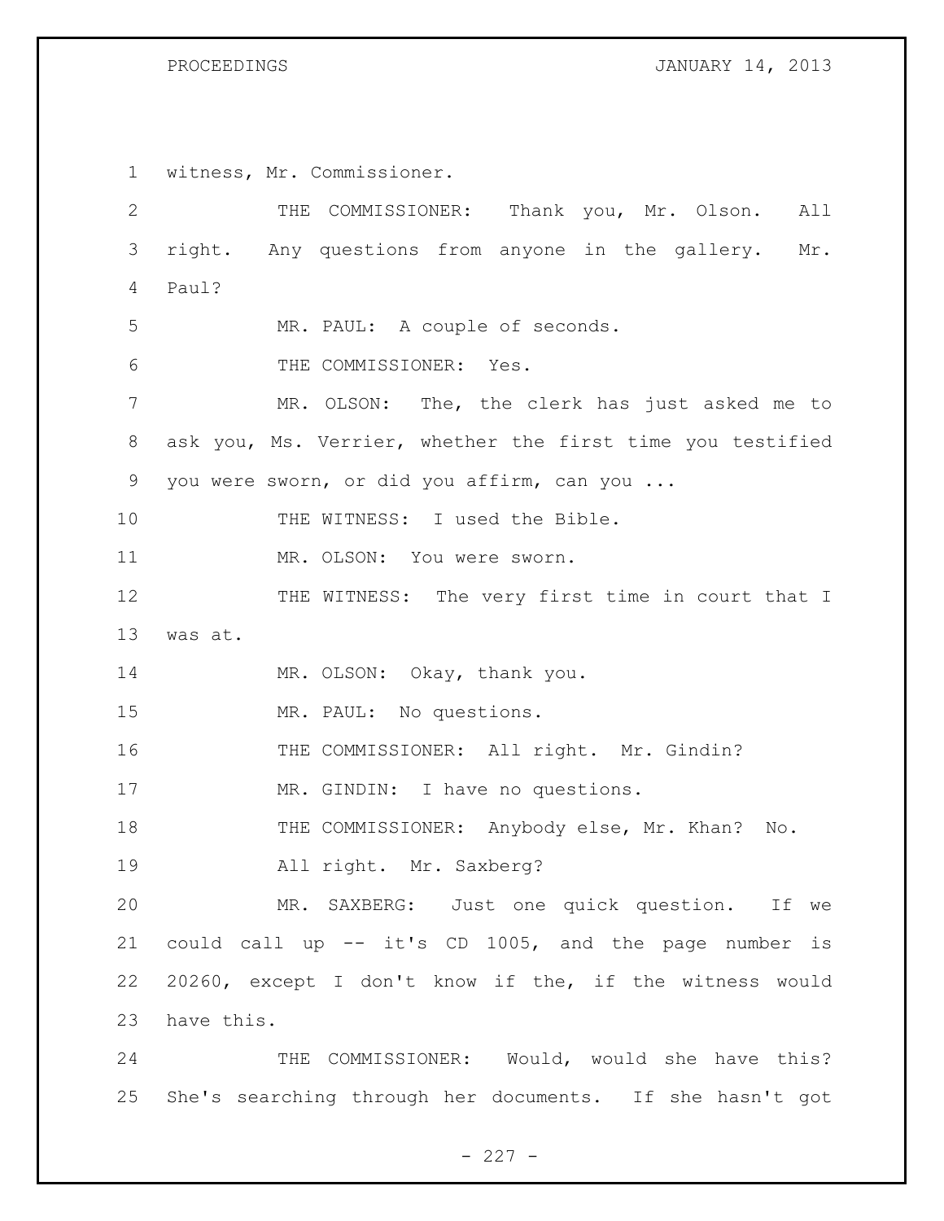witness, Mr. Commissioner.

THE COMMISSIONER: Thank you, Mr. Olson. All right. Any questions from anyone in the gallery. Mr. Paul?

MR. PAUL: A couple of seconds.

THE COMMISSIONER: Yes.

MR. OLSON: The, the clerk has just asked me to ask you, Ms. Verrier, whether the first time you testified you were sworn, or did you affirm, can you ...

THE WITNESS: I used the Bible.

MR. OLSON: You were sworn.

THE WITNESS: The very first time in court that I was at.

MR. OLSON: Okay, thank you.

MR. PAUL: No questions.

THE COMMISSIONER: All right. Mr. Gindin?

MR. GINDIN: I have no questions.

THE COMMISSIONER: Anybody else, Mr. Khan? No. All right. Mr. Saxberg?

MR. SAXBERG: Just one quick question. If we could call up -- it's CD 1005, and the page number is 20260, except I don't know if the, if the witness would have this.

THE COMMISSIONER: Would, would she have this? She's searching through her documents. If she hasn't got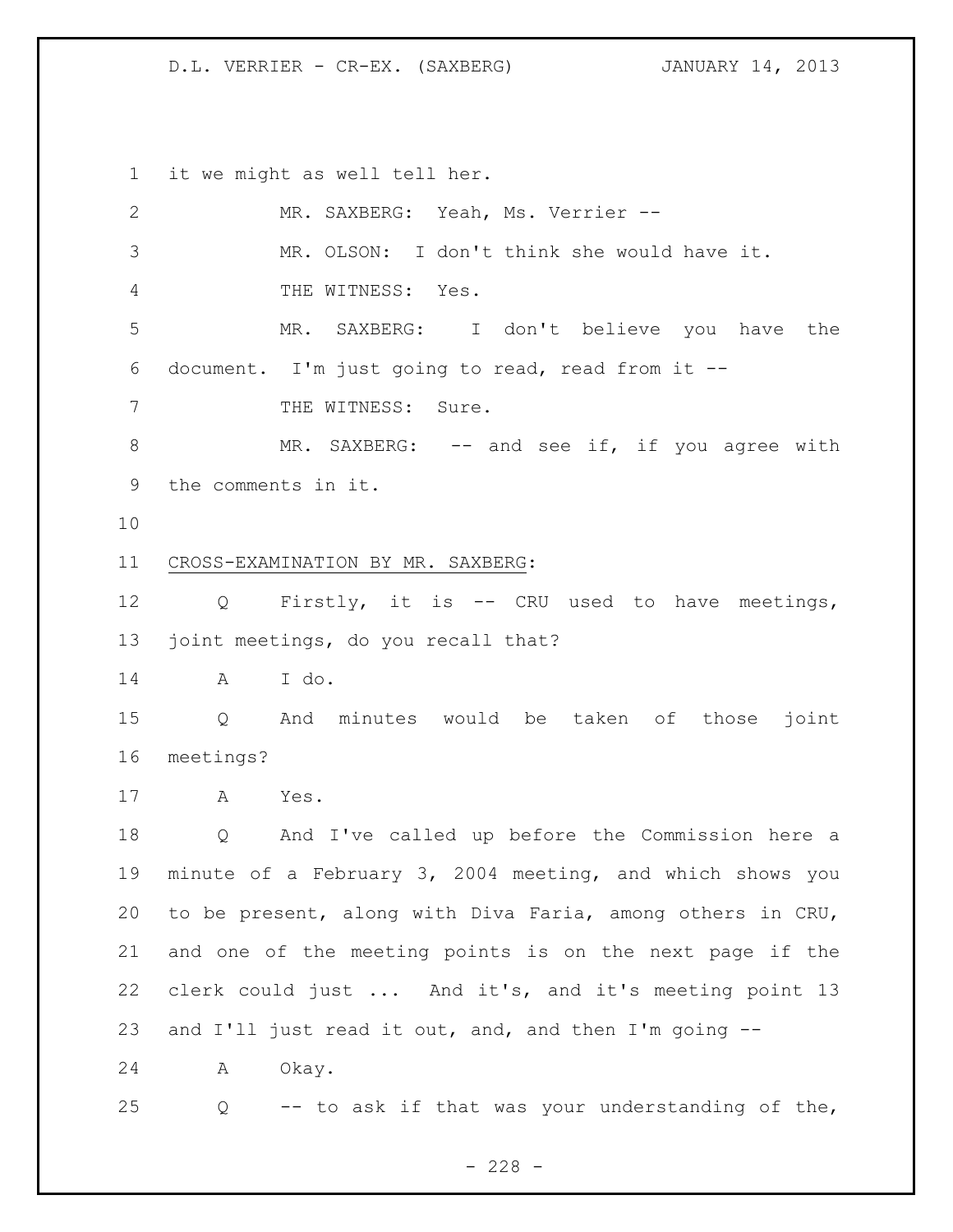it we might as well tell her.

MR. SAXBERG: Yeah, Ms. Verrier --

MR. OLSON: I don't think she would have it.

THE WITNESS: Yes.

MR. SAXBERG: I don't believe you have the document. I'm just going to read, read from it --

THE WITNESS: Sure.

MR. SAXBERG: -- and see if, if you agree with the comments in it.

CROSS-EXAMINATION BY MR. SAXBERG:

Q Firstly, it is -- CRU used to have meetings, joint meetings, do you recall that?

A I do.

Q And minutes would be taken of those joint meetings?

A Yes.

Q And I've called up before the Commission here a minute of a February 3, 2004 meeting, and which shows you to be present, along with Diva Faria, among others in CRU, and one of the meeting points is on the next page if the clerk could just ... And it's, and it's meeting point 13 and I'll just read it out, and, and then I'm going --

A Okay.

Q -- to ask if that was your understanding of the,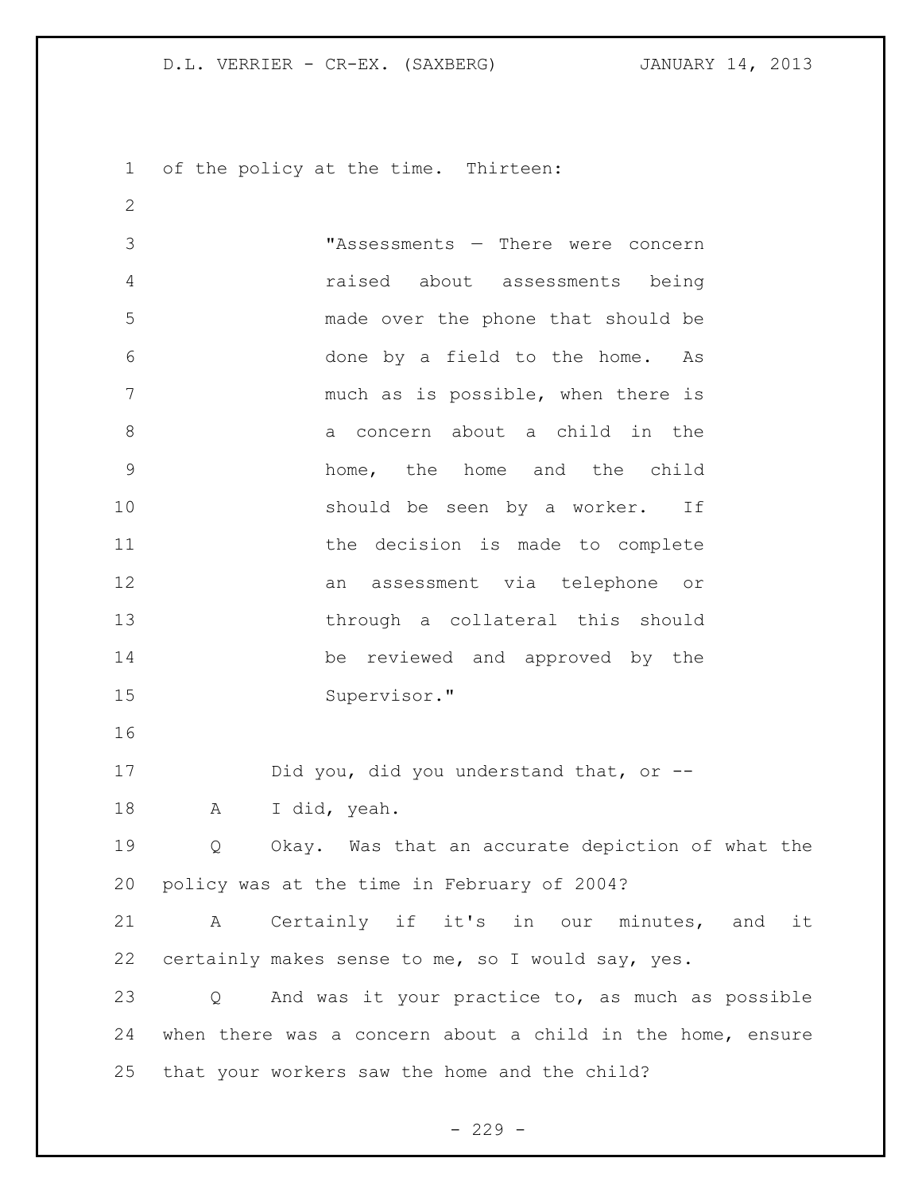of the policy at the time. Thirteen:

> "Assessments — There were concern raised about assessments being made over the phone that should be done by a field to the home. As much as is possible, when there is a concern about a child in the home, the home and the child should be seen by a worker. If the decision is made to complete an assessment via telephone or through a collateral this should be reviewed and approved by the Supervisor."

Did you, did you understand that, or --

A I did, yeah.

Q Okay. Was that an accurate depiction of what the policy was at the time in February of 2004?

A Certainly if it's in our minutes, and it certainly makes sense to me, so I would say, yes.

Q And was it your practice to, as much as possible when there was a concern about a child in the home, ensure that your workers saw the home and the child?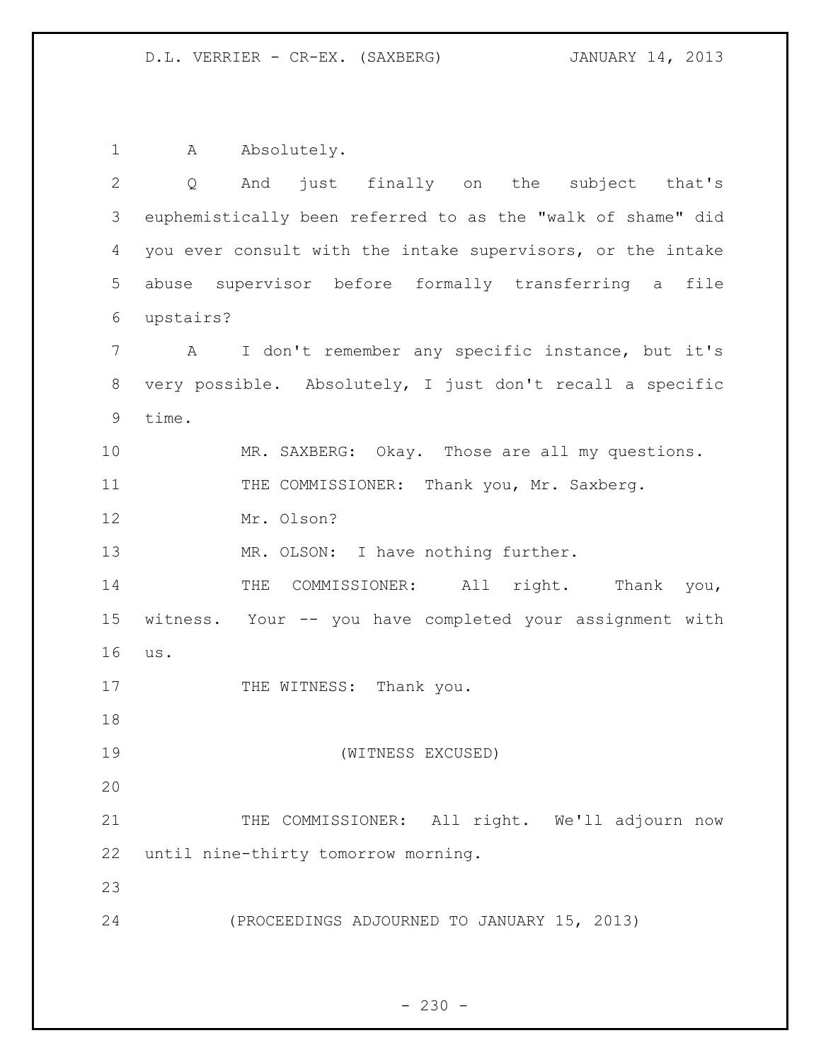A Absolutely.

Q And just finally on the subject that's euphemistically been referred to as the "walk of shame" did you ever consult with the intake supervisors, or the intake abuse supervisor before formally transferring a file upstairs?

A I don't remember any specific instance, but it's very possible. Absolutely, I just don't recall a specific time.

MR. SAXBERG: Okay. Those are all my questions.

THE COMMISSIONER: Thank you, Mr. Saxberg.

Mr. Olson?

MR. OLSON: I have nothing further.

THE COMMISSIONER: All right. Thank you, witness. Your -- you have completed your assignment with us.

THE WITNESS: Thank you.

(WITNESS EXCUSED)

THE COMMISSIONER: All right. We'll adjourn now until nine-thirty tomorrow morning.

(PROCEEDINGS ADJOURNED TO JANUARY 15, 2013)